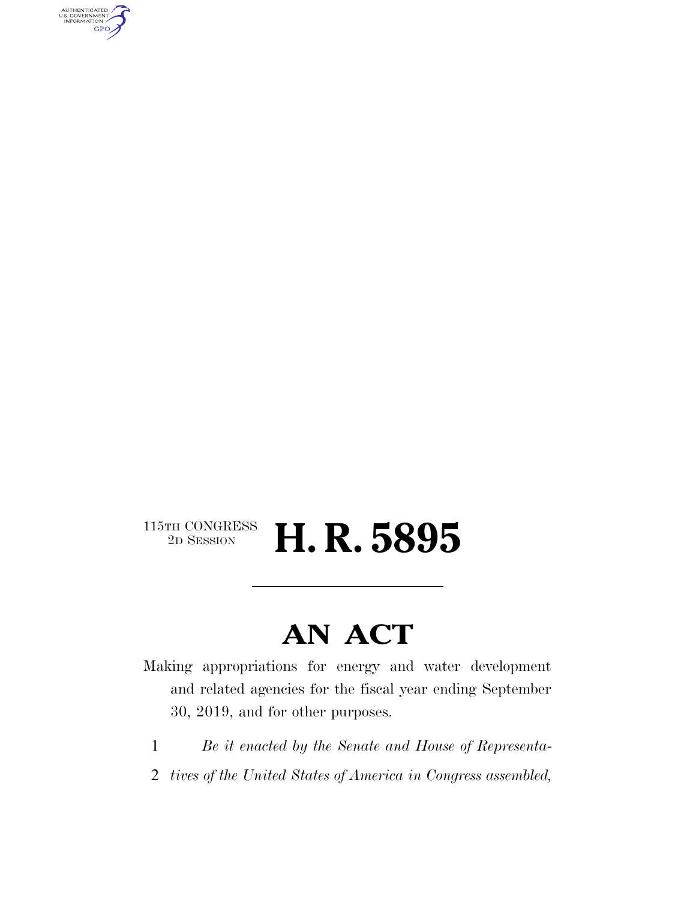115TH CONGRESS
2D SESSION

# H. R. 5895

## AN ACT

Making appropriations for energy and water development and related agencies for the fiscal year ending September 30, 2019, and for other purposes.

1 *Be it enacted by the Senate and House of Representa-*
2 *tives of the United States of America in Congress assembled,*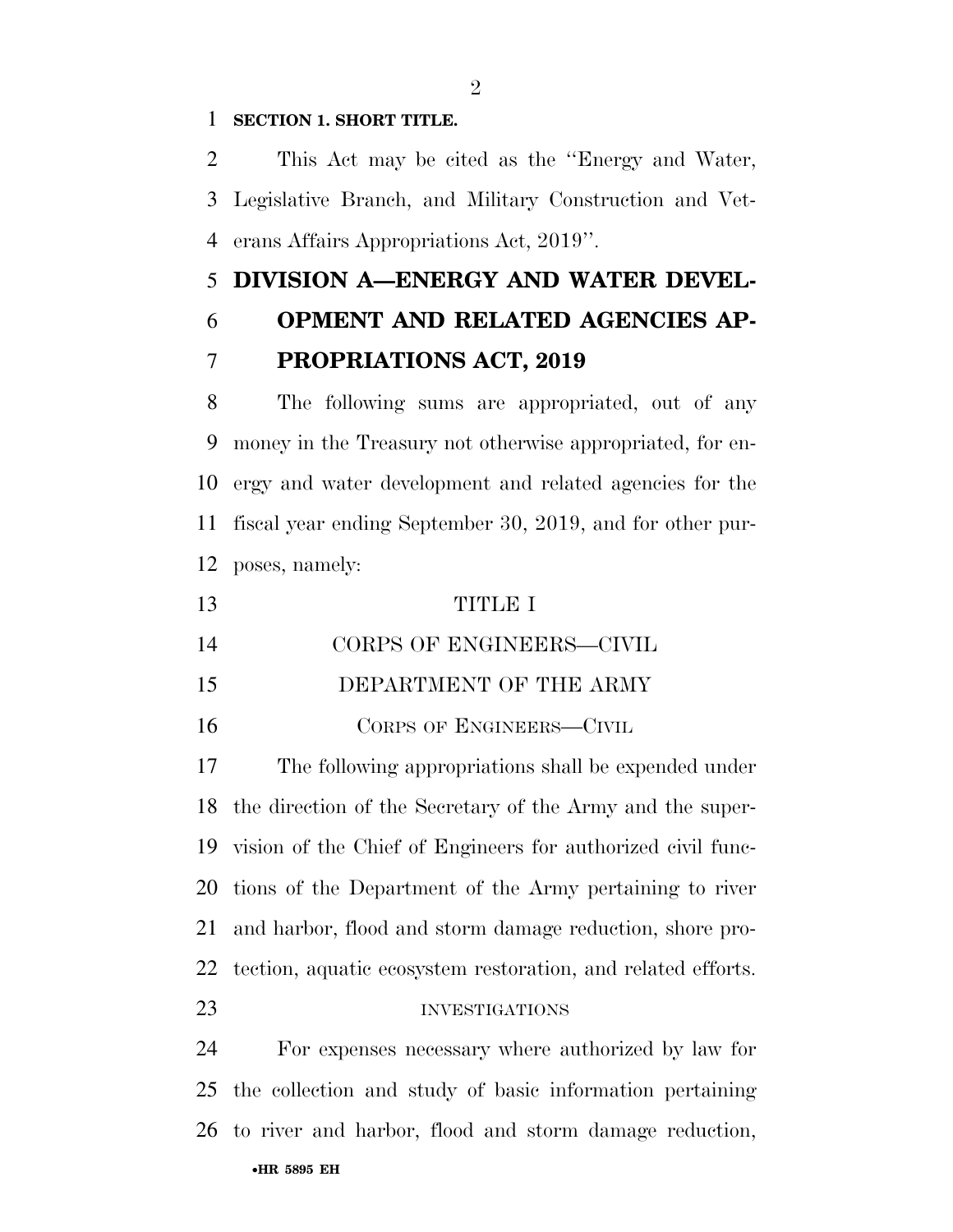**SECTION 1. SHORT TITLE.**

This Act may be cited as the ''Energy and Water, Legislative Branch, and Military Construction and Veterans Affairs Appropriations Act, 2019''.

# DIVISION A—ENERGY AND WATER DEVELOPMENT AND RELATED AGENCIES APPROPRIATIONS ACT, 2019

The following sums are appropriated, out of any money in the Treasury not otherwise appropriated, for energy and water development and related agencies for the fiscal year ending September 30, 2019, and for other purposes, namely:

## TITLE I

## CORPS OF ENGINEERS—CIVIL

## DEPARTMENT OF THE ARMY

### CORPS OF ENGINEERS—CIVIL

The following appropriations shall be expended under the direction of the Secretary of the Army and the supervision of the Chief of Engineers for authorized civil functions of the Department of the Army pertaining to river and harbor, flood and storm damage reduction, shore protection, aquatic ecosystem restoration, and related efforts.

#### INVESTIGATIONS

For expenses necessary where authorized by law for the collection and study of basic information pertaining to river and harbor, flood and storm damage reduction,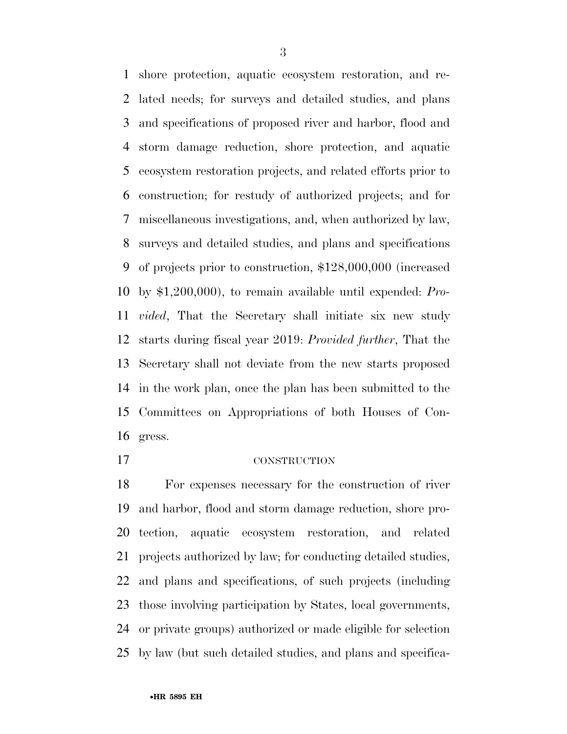shore protection, aquatic ecosystem restoration, and related needs; for surveys and detailed studies, and plans and specifications of proposed river and harbor, flood and storm damage reduction, shore protection, and aquatic ecosystem restoration projects, and related efforts prior to construction; for restudy of authorized projects; and for miscellaneous investigations, and, when authorized by law, surveys and detailed studies, and plans and specifications of projects prior to construction, $128,000,000 (increased by $1,200,000), to remain available until expended: *Provided*, That the Secretary shall initiate six new study starts during fiscal year 2019: *Provided further*, That the Secretary shall not deviate from the new starts proposed in the work plan, once the plan has been submitted to the Committees on Appropriations of both Houses of Congress.

CONSTRUCTION

For expenses necessary for the construction of river and harbor, flood and storm damage reduction, shore protection, aquatic ecosystem restoration, and related projects authorized by law; for conducting detailed studies, and plans and specifications, of such projects (including those involving participation by States, local governments, or private groups) authorized or made eligible for selection by law (but such detailed studies, and plans and specifica-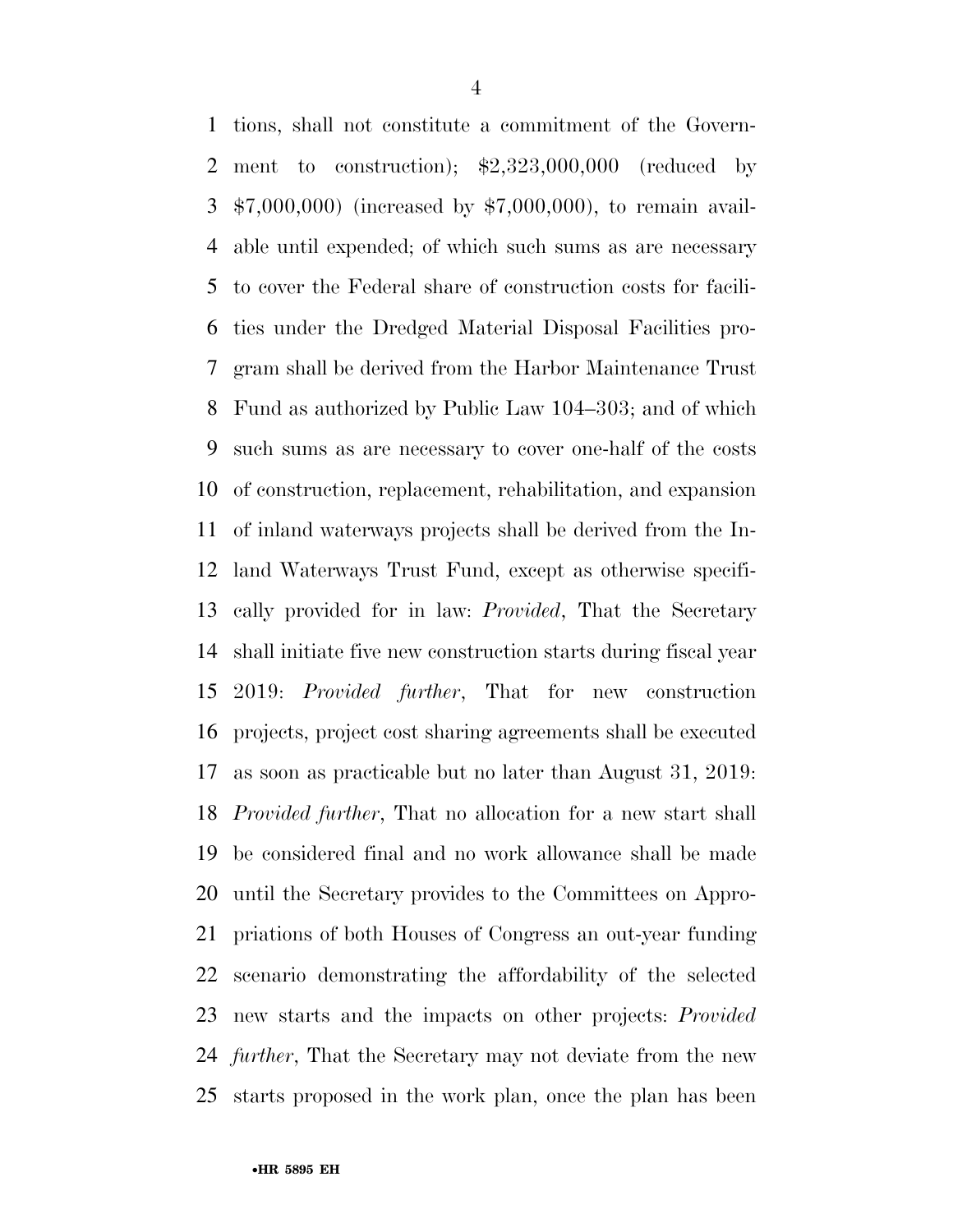tions, shall not constitute a commitment of the Government to construction); $2,323,000,000 (reduced by $7,000,000) (increased by $7,000,000), to remain available until expended; of which such sums as are necessary to cover the Federal share of construction costs for facilities under the Dredged Material Disposal Facilities program shall be derived from the Harbor Maintenance Trust Fund as authorized by Public Law 104–303; and of which such sums as are necessary to cover one-half of the costs of construction, replacement, rehabilitation, and expansion of inland waterways projects shall be derived from the Inland Waterways Trust Fund, except as otherwise specifically provided for in law: *Provided*, That the Secretary shall initiate five new construction starts during fiscal year 2019: *Provided further*, That for new construction projects, project cost sharing agreements shall be executed as soon as practicable but no later than August 31, 2019: *Provided further*, That no allocation for a new start shall be considered final and no work allowance shall be made until the Secretary provides to the Committees on Appropriations of both Houses of Congress an out-year funding scenario demonstrating the affordability of the selected new starts and the impacts on other projects: *Provided further*, That the Secretary may not deviate from the new starts proposed in the work plan, once the plan has been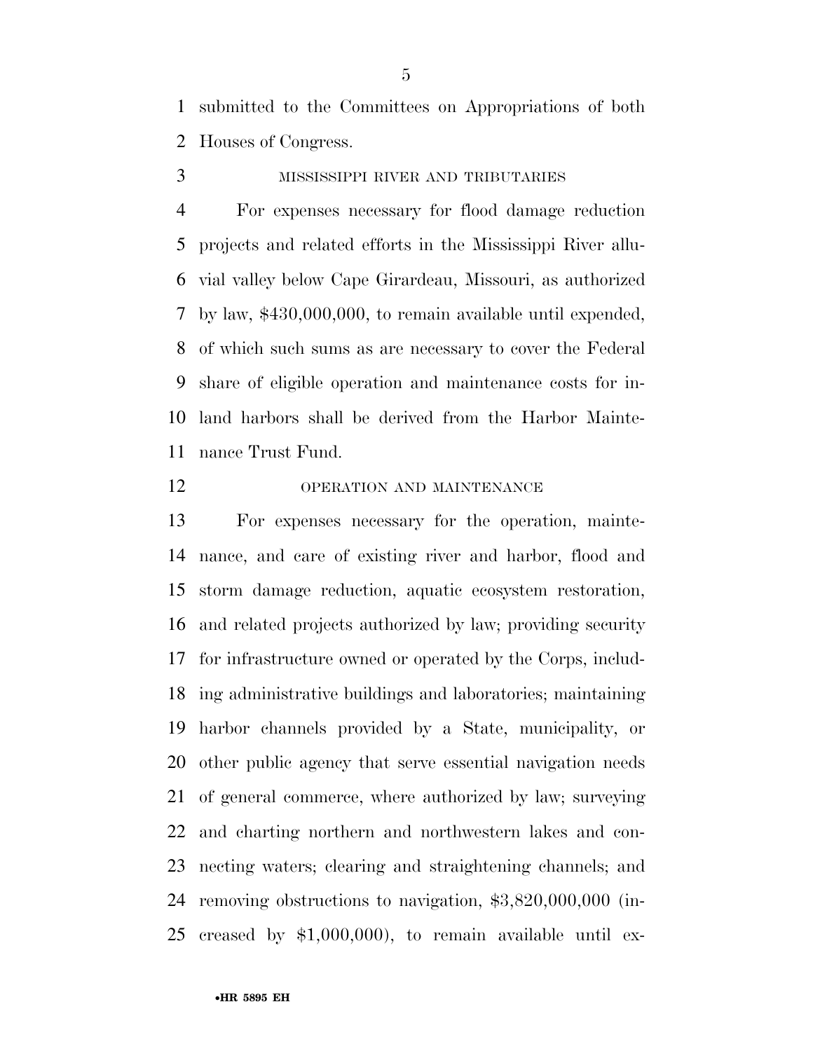submitted to the Committees on Appropriations of both Houses of Congress.

MISSISSIPPI RIVER AND TRIBUTARIES

For expenses necessary for flood damage reduction projects and related efforts in the Mississippi River alluvial valley below Cape Girardeau, Missouri, as authorized by law, $430,000,000, to remain available until expended, of which such sums as are necessary to cover the Federal share of eligible operation and maintenance costs for inland harbors shall be derived from the Harbor Maintenance Trust Fund.

OPERATION AND MAINTENANCE

For expenses necessary for the operation, maintenance, and care of existing river and harbor, flood and storm damage reduction, aquatic ecosystem restoration, and related projects authorized by law; providing security for infrastructure owned or operated by the Corps, including administrative buildings and laboratories; maintaining harbor channels provided by a State, municipality, or other public agency that serve essential navigation needs of general commerce, where authorized by law; surveying and charting northern and northwestern lakes and connecting waters; clearing and straightening channels; and removing obstructions to navigation, $3,820,000,000 (increased by $1,000,000), to remain available until ex-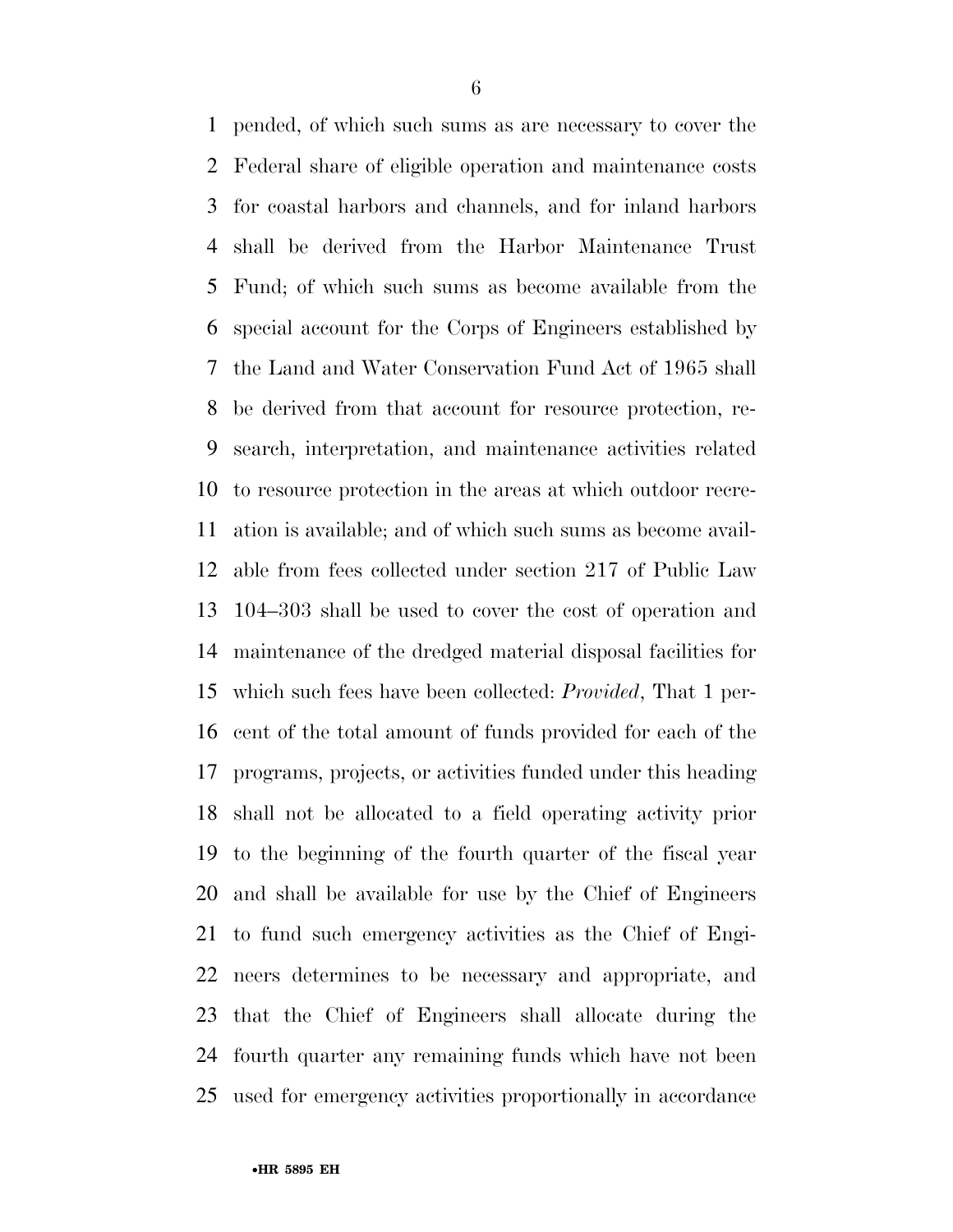pended, of which such sums as are necessary to cover the Federal share of eligible operation and maintenance costs for coastal harbors and channels, and for inland harbors shall be derived from the Harbor Maintenance Trust Fund; of which such sums as become available from the special account for the Corps of Engineers established by the Land and Water Conservation Fund Act of 1965 shall be derived from that account for resource protection, research, interpretation, and maintenance activities related to resource protection in the areas at which outdoor recreation is available; and of which such sums as become available from fees collected under section 217 of Public Law 104–303 shall be used to cover the cost of operation and maintenance of the dredged material disposal facilities for which such fees have been collected: *Provided*, That 1 percent of the total amount of funds provided for each of the programs, projects, or activities funded under this heading shall not be allocated to a field operating activity prior to the beginning of the fourth quarter of the fiscal year and shall be available for use by the Chief of Engineers to fund such emergency activities as the Chief of Engineers determines to be necessary and appropriate, and that the Chief of Engineers shall allocate during the fourth quarter any remaining funds which have not been used for emergency activities proportionally in accordance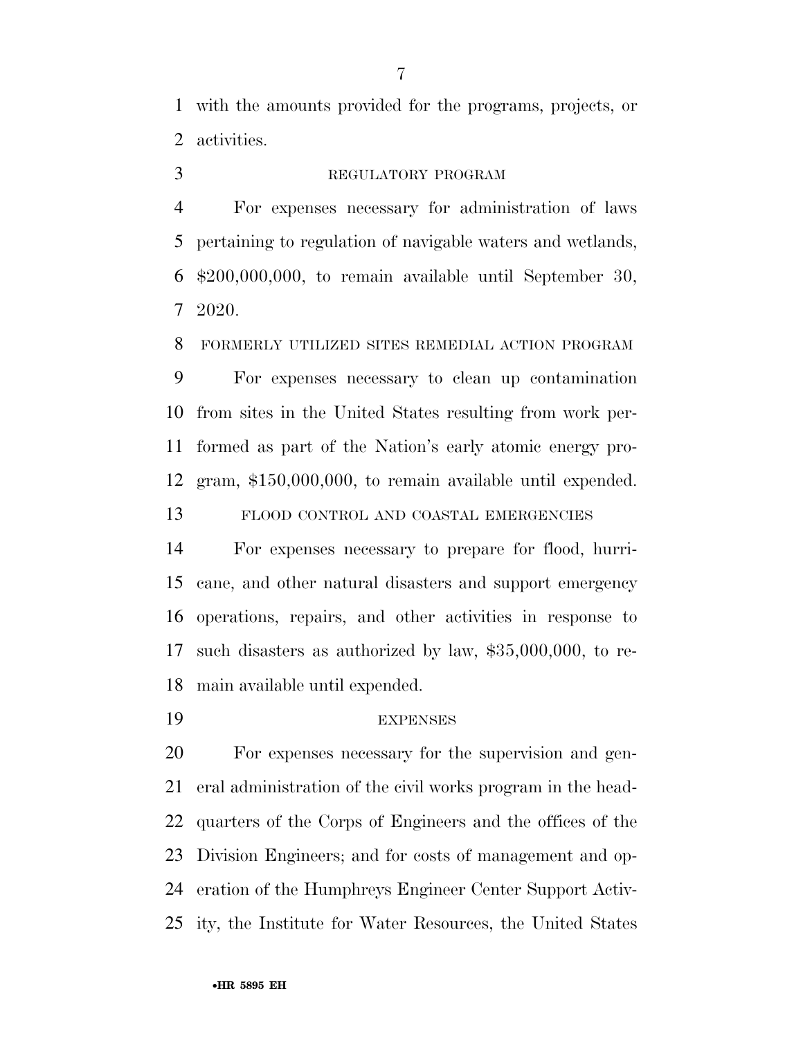with the amounts provided for the programs, projects, or activities.

REGULATORY PROGRAM

For expenses necessary for administration of laws pertaining to regulation of navigable waters and wetlands, $200,000,000, to remain available until September 30, 2020.

FORMERLY UTILIZED SITES REMEDIAL ACTION PROGRAM

For expenses necessary to clean up contamination from sites in the United States resulting from work performed as part of the Nation's early atomic energy program, $150,000,000, to remain available until expended.

FLOOD CONTROL AND COASTAL EMERGENCIES

For expenses necessary to prepare for flood, hurricane, and other natural disasters and support emergency operations, repairs, and other activities in response to such disasters as authorized by law, $35,000,000, to remain available until expended.

EXPENSES

For expenses necessary for the supervision and general administration of the civil works program in the headquarters of the Corps of Engineers and the offices of the Division Engineers; and for costs of management and operation of the Humphreys Engineer Center Support Activity, the Institute for Water Resources, the United States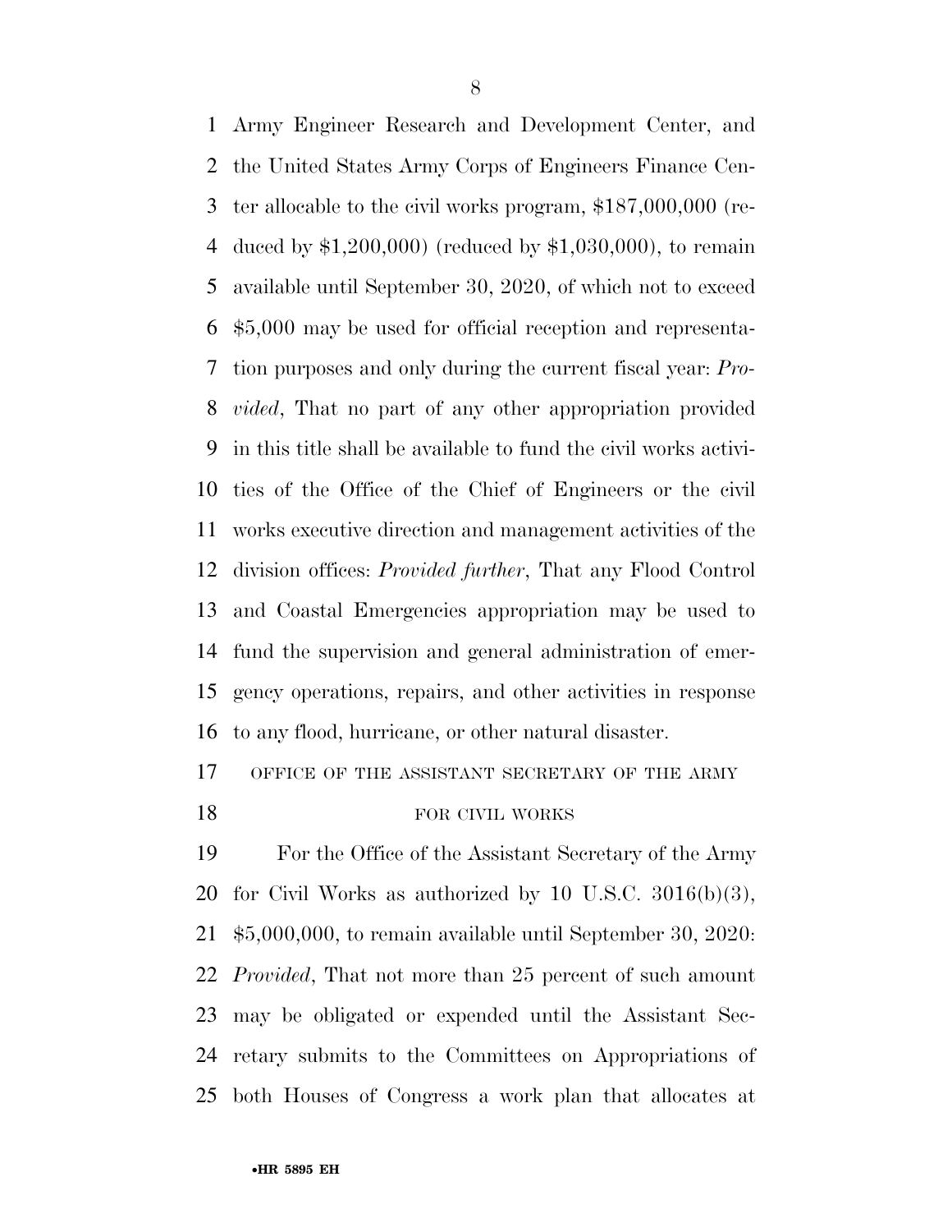Army Engineer Research and Development Center, and the United States Army Corps of Engineers Finance Center allocable to the civil works program, $187,000,000 (reduced by $1,200,000) (reduced by $1,030,000), to remain available until September 30, 2020, of which not to exceed $5,000 may be used for official reception and representation purposes and only during the current fiscal year: *Provided*, That no part of any other appropriation provided in this title shall be available to fund the civil works activities of the Office of the Chief of Engineers or the civil works executive direction and management activities of the division offices: *Provided further*, That any Flood Control and Coastal Emergencies appropriation may be used to fund the supervision and general administration of emergency operations, repairs, and other activities in response to any flood, hurricane, or other natural disaster.

OFFICE OF THE ASSISTANT SECRETARY OF THE ARMY FOR CIVIL WORKS

For the Office of the Assistant Secretary of the Army for Civil Works as authorized by 10 U.S.C. 3016(b)(3), $5,000,000, to remain available until September 30, 2020: *Provided*, That not more than 25 percent of such amount may be obligated or expended until the Assistant Secretary submits to the Committees on Appropriations of both Houses of Congress a work plan that allocates at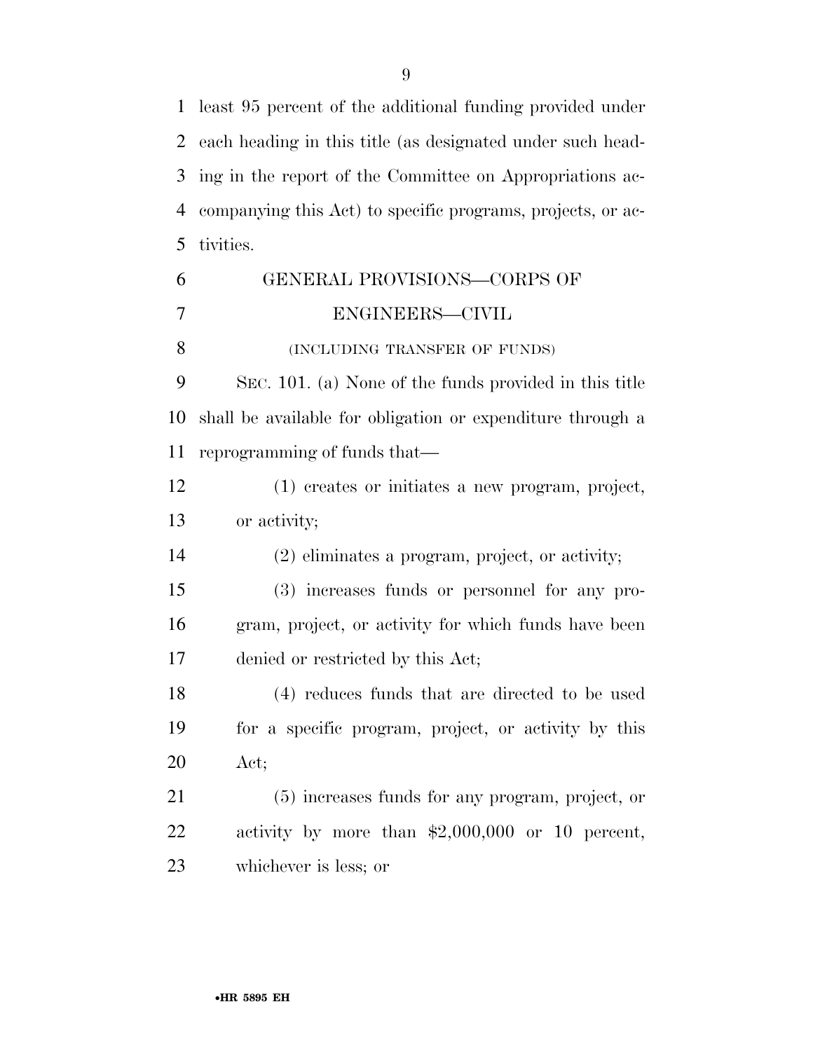least 95 percent of the additional funding provided under each heading in this title (as designated under such heading in the report of the Committee on Appropriations accompanying this Act) to specific programs, projects, or activities.

## GENERAL PROVISIONS—CORPS OF ENGINEERS—CIVIL

(INCLUDING TRANSFER OF FUNDS)

SEC. 101. (a) None of the funds provided in this title shall be available for obligation or expenditure through a reprogramming of funds that—

(1) creates or initiates a new program, project, or activity;

(2) eliminates a program, project, or activity;

(3) increases funds or personnel for any program, project, or activity for which funds have been denied or restricted by this Act;

(4) reduces funds that are directed to be used for a specific program, project, or activity by this Act;

(5) increases funds for any program, project, or activity by more than $2,000,000 or 10 percent, whichever is less; or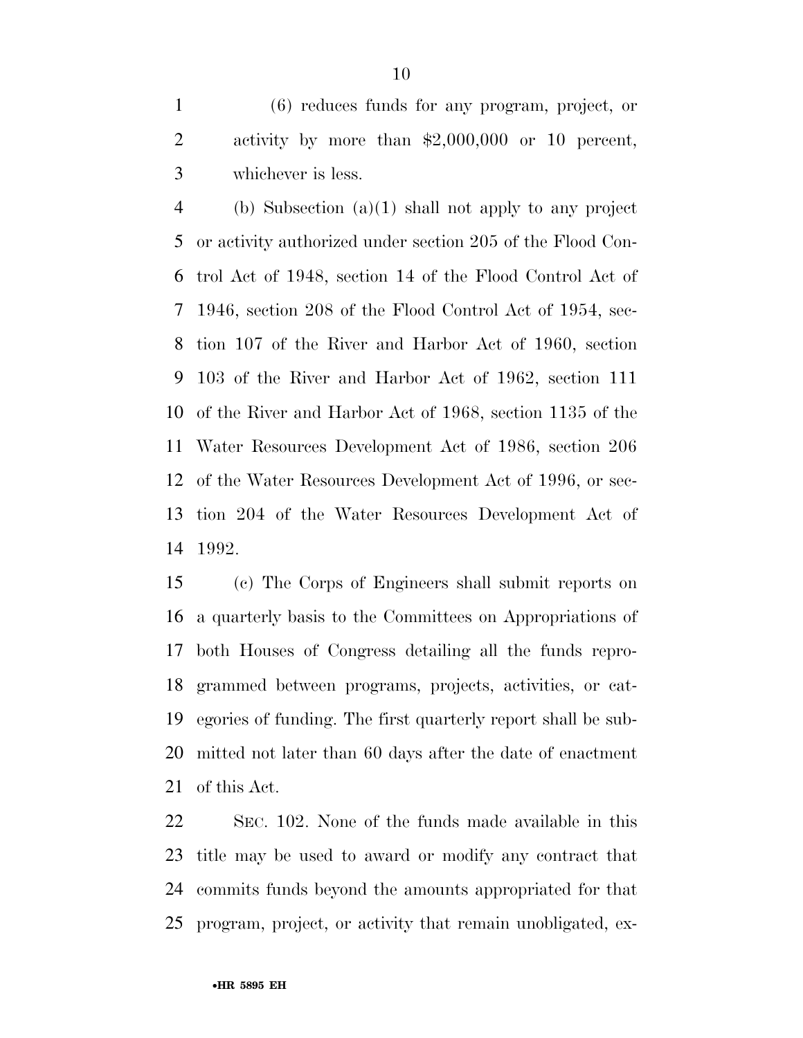(6) reduces funds for any program, project, or activity by more than $2,000,000 or 10 percent, whichever is less.

(b) Subsection (a)(1) shall not apply to any project or activity authorized under section 205 of the Flood Control Act of 1948, section 14 of the Flood Control Act of 1946, section 208 of the Flood Control Act of 1954, section 107 of the River and Harbor Act of 1960, section 103 of the River and Harbor Act of 1962, section 111 of the River and Harbor Act of 1968, section 1135 of the Water Resources Development Act of 1986, section 206 of the Water Resources Development Act of 1996, or section 204 of the Water Resources Development Act of 1992.

(c) The Corps of Engineers shall submit reports on a quarterly basis to the Committees on Appropriations of both Houses of Congress detailing all the funds reprogrammed between programs, projects, activities, or categories of funding. The first quarterly report shall be submitted not later than 60 days after the date of enactment of this Act.

SEC. 102. None of the funds made available in this title may be used to award or modify any contract that commits funds beyond the amounts appropriated for that program, project, or activity that remain unobligated, ex-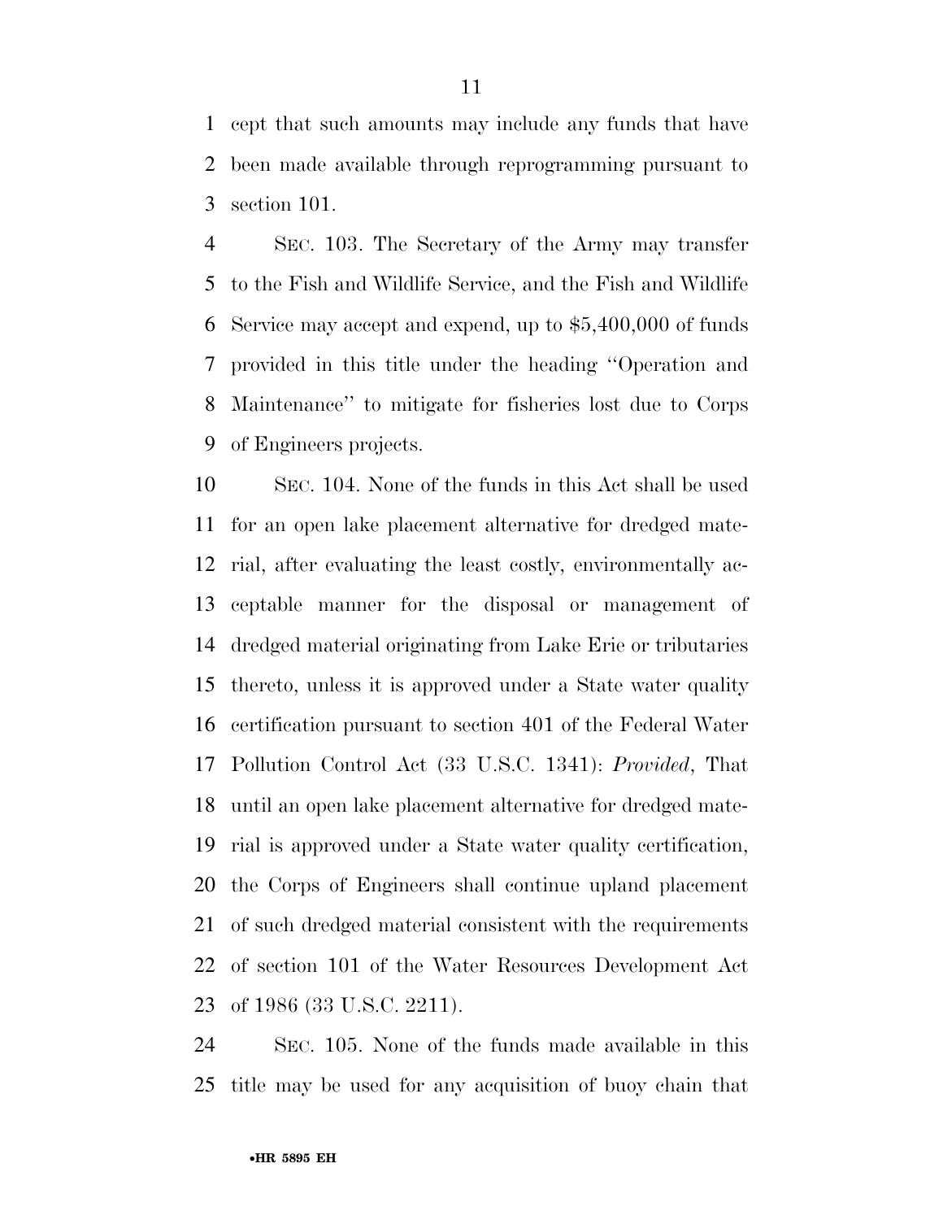cept that such amounts may include any funds that have been made available through reprogramming pursuant to section 101.

SEC. 103. The Secretary of the Army may transfer to the Fish and Wildlife Service, and the Fish and Wildlife Service may accept and expend, up to $5,400,000 of funds provided in this title under the heading ''Operation and Maintenance'' to mitigate for fisheries lost due to Corps of Engineers projects.

SEC. 104. None of the funds in this Act shall be used for an open lake placement alternative for dredged material, after evaluating the least costly, environmentally acceptable manner for the disposal or management of dredged material originating from Lake Erie or tributaries thereto, unless it is approved under a State water quality certification pursuant to section 401 of the Federal Water Pollution Control Act (33 U.S.C. 1341): *Provided*, That until an open lake placement alternative for dredged material is approved under a State water quality certification, the Corps of Engineers shall continue upland placement of such dredged material consistent with the requirements of section 101 of the Water Resources Development Act of 1986 (33 U.S.C. 2211).

SEC. 105. None of the funds made available in this title may be used for any acquisition of buoy chain that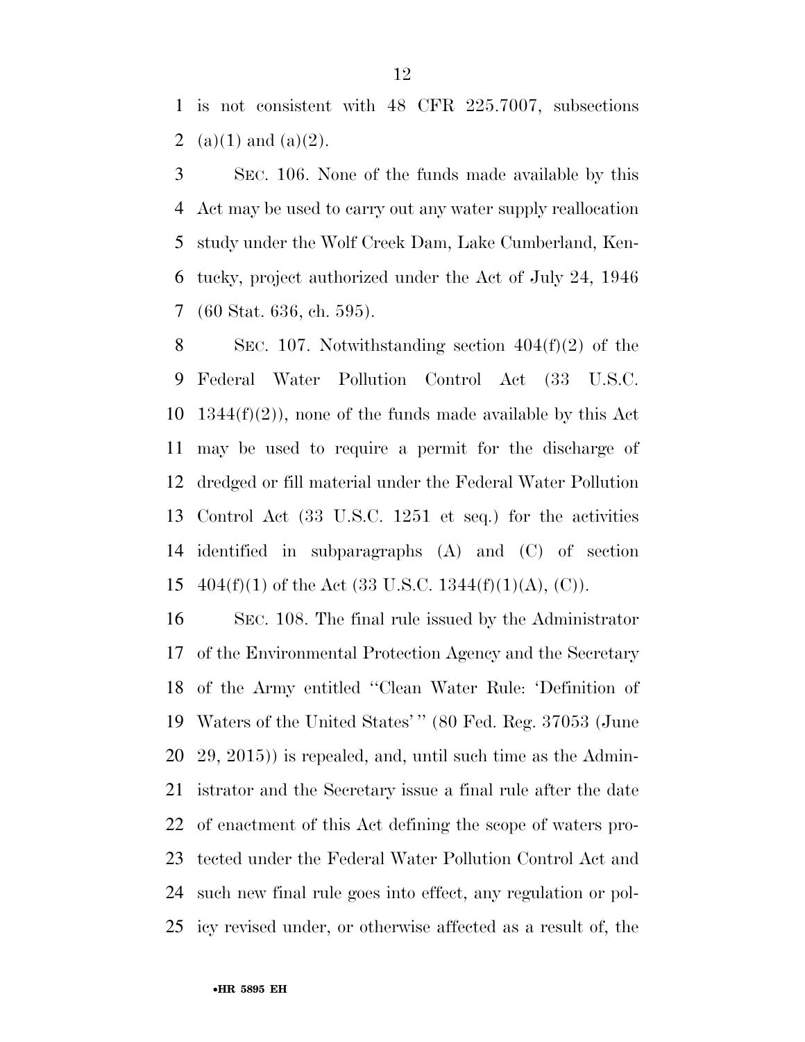is not consistent with 48 CFR 225.7007, subsections (a)(1) and (a)(2).

SEC. 106. None of the funds made available by this Act may be used to carry out any water supply reallocation study under the Wolf Creek Dam, Lake Cumberland, Kentucky, project authorized under the Act of July 24, 1946 (60 Stat. 636, ch. 595).

SEC. 107. Notwithstanding section 404(f)(2) of the Federal Water Pollution Control Act (33 U.S.C. 1344(f)(2)), none of the funds made available by this Act may be used to require a permit for the discharge of dredged or fill material under the Federal Water Pollution Control Act (33 U.S.C. 1251 et seq.) for the activities identified in subparagraphs (A) and (C) of section 404(f)(1) of the Act (33 U.S.C. 1344(f)(1)(A), (C)).

SEC. 108. The final rule issued by the Administrator of the Environmental Protection Agency and the Secretary of the Army entitled "Clean Water Rule: 'Definition of Waters of the United States' " (80 Fed. Reg. 37053 (June 29, 2015)) is repealed, and, until such time as the Administrator and the Secretary issue a final rule after the date of enactment of this Act defining the scope of waters protected under the Federal Water Pollution Control Act and such new final rule goes into effect, any regulation or policy revised under, or otherwise affected as a result of, the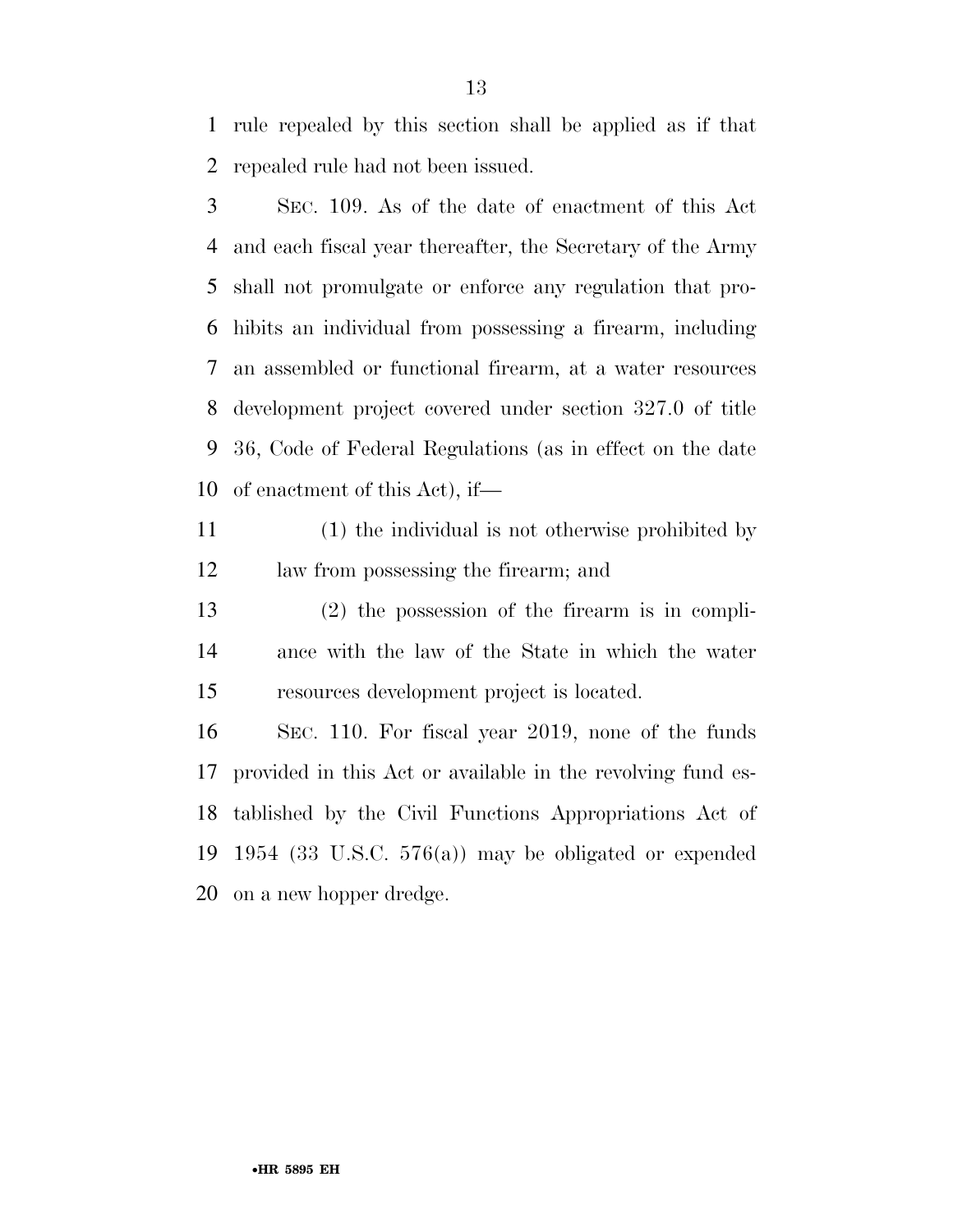rule repealed by this section shall be applied as if that repealed rule had not been issued.

SEC. 109. As of the date of enactment of this Act and each fiscal year thereafter, the Secretary of the Army shall not promulgate or enforce any regulation that prohibits an individual from possessing a firearm, including an assembled or functional firearm, at a water resources development project covered under section 327.0 of title 36, Code of Federal Regulations (as in effect on the date of enactment of this Act), if—

(1) the individual is not otherwise prohibited by law from possessing the firearm; and

(2) the possession of the firearm is in compliance with the law of the State in which the water resources development project is located.

SEC. 110. For fiscal year 2019, none of the funds provided in this Act or available in the revolving fund established by the Civil Functions Appropriations Act of 1954 (33 U.S.C. 576(a)) may be obligated or expended on a new hopper dredge.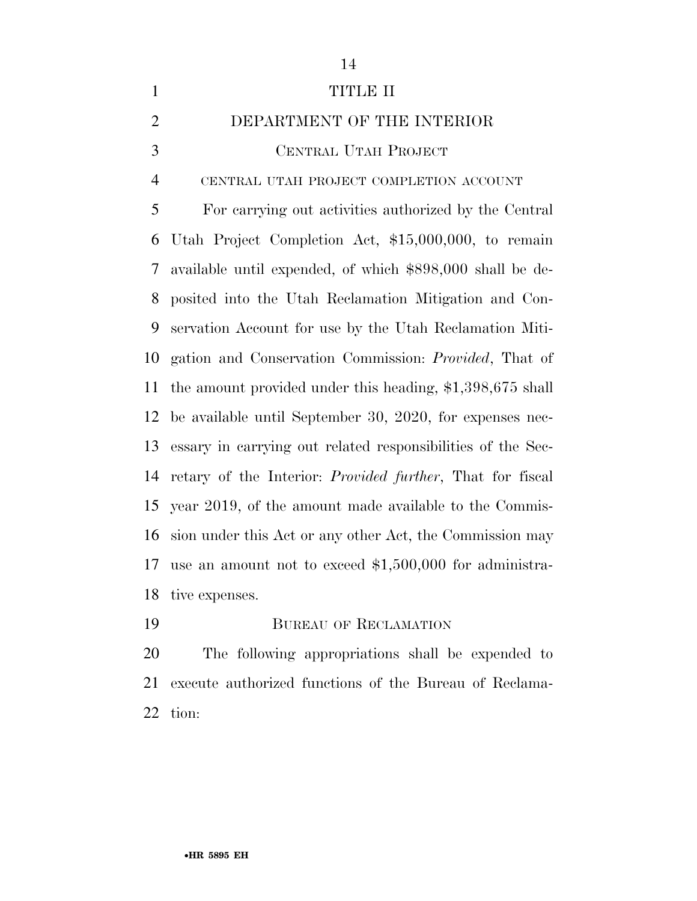# TITLE II

## DEPARTMENT OF THE INTERIOR

### CENTRAL UTAH PROJECT

CENTRAL UTAH PROJECT COMPLETION ACCOUNT

For carrying out activities authorized by the Central Utah Project Completion Act, $15,000,000, to remain available until expended, of which $898,000 shall be deposited into the Utah Reclamation Mitigation and Conservation Account for use by the Utah Reclamation Mitigation and Conservation Commission: *Provided*, That of the amount provided under this heading, $1,398,675 shall be available until September 30, 2020, for expenses necessary in carrying out related responsibilities of the Secretary of the Interior: *Provided further*, That for fiscal year 2019, of the amount made available to the Commission under this Act or any other Act, the Commission may use an amount not to exceed $1,500,000 for administrative expenses.

### BUREAU OF RECLAMATION

The following appropriations shall be expended to execute authorized functions of the Bureau of Reclamation: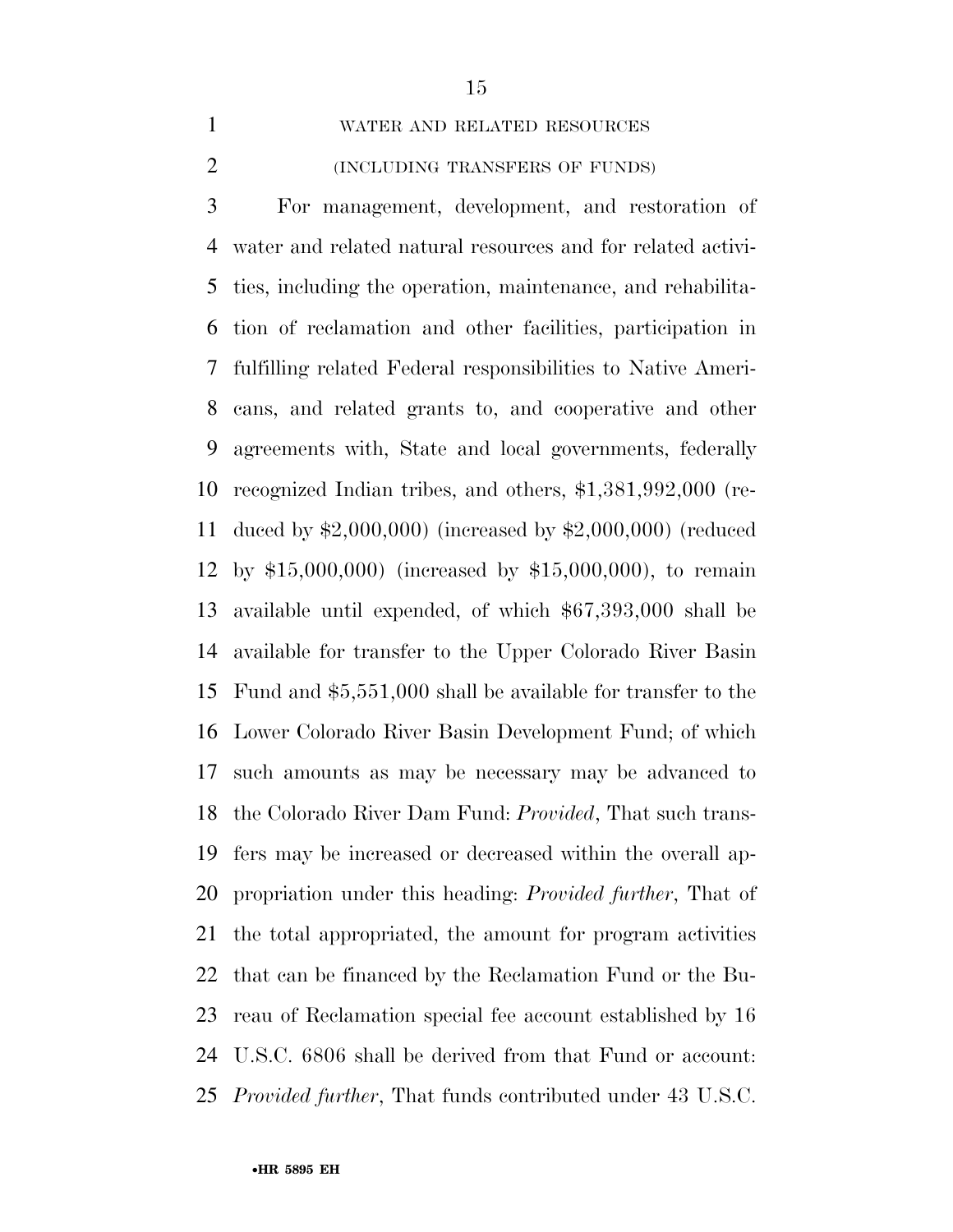WATER AND RELATED RESOURCES

(INCLUDING TRANSFERS OF FUNDS)

For management, development, and restoration of water and related natural resources and for related activities, including the operation, maintenance, and rehabilitation of reclamation and other facilities, participation in fulfilling related Federal responsibilities to Native Americans, and related grants to, and cooperative and other agreements with, State and local governments, federally recognized Indian tribes, and others, $1,381,992,000 (reduced by $2,000,000) (increased by $2,000,000) (reduced by $15,000,000) (increased by $15,000,000), to remain available until expended, of which $67,393,000 shall be available for transfer to the Upper Colorado River Basin Fund and $5,551,000 shall be available for transfer to the Lower Colorado River Basin Development Fund; of which such amounts as may be necessary may be advanced to the Colorado River Dam Fund: *Provided*, That such transfers may be increased or decreased within the overall appropriation under this heading: *Provided further*, That of the total appropriated, the amount for program activities that can be financed by the Reclamation Fund or the Bureau of Reclamation special fee account established by 16 U.S.C. 6806 shall be derived from that Fund or account: *Provided further*, That funds contributed under 43 U.S.C.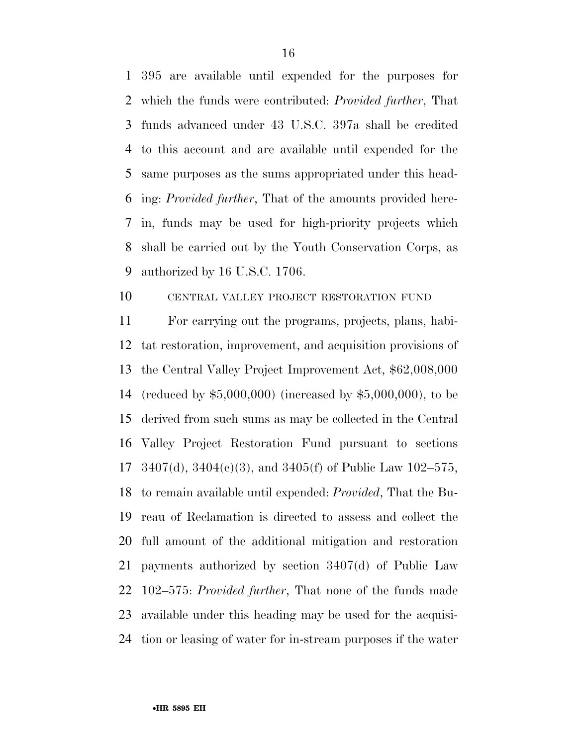395 are available until expended for the purposes for which the funds were contributed: *Provided further*, That funds advanced under 43 U.S.C. 397a shall be credited to this account and are available until expended for the same purposes as the sums appropriated under this heading: *Provided further*, That of the amounts provided herein, funds may be used for high-priority projects which shall be carried out by the Youth Conservation Corps, as authorized by 16 U.S.C. 1706.

CENTRAL VALLEY PROJECT RESTORATION FUND

For carrying out the programs, projects, plans, habitat restoration, improvement, and acquisition provisions of the Central Valley Project Improvement Act, $62,008,000 (reduced by $5,000,000) (increased by $5,000,000), to be derived from such sums as may be collected in the Central Valley Project Restoration Fund pursuant to sections 3407(d), 3404(c)(3), and 3405(f) of Public Law 102–575, to remain available until expended: *Provided*, That the Bureau of Reclamation is directed to assess and collect the full amount of the additional mitigation and restoration payments authorized by section 3407(d) of Public Law 102–575: *Provided further*, That none of the funds made available under this heading may be used for the acquisition or leasing of water for in-stream purposes if the water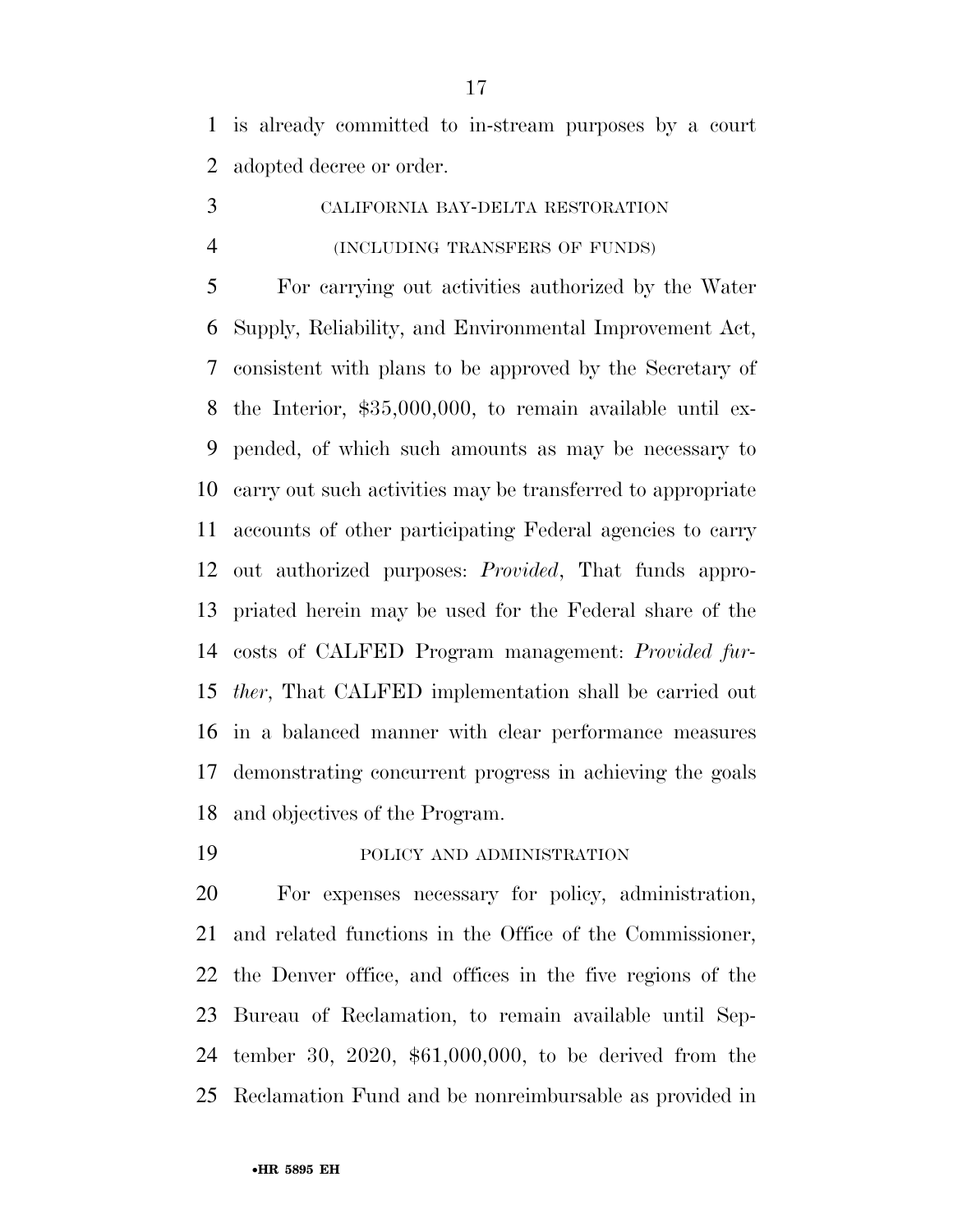is already committed to in-stream purposes by a court adopted decree or order.

CALIFORNIA BAY-DELTA RESTORATION

(INCLUDING TRANSFERS OF FUNDS)

For carrying out activities authorized by the Water Supply, Reliability, and Environmental Improvement Act, consistent with plans to be approved by the Secretary of the Interior, $35,000,000, to remain available until expended, of which such amounts as may be necessary to carry out such activities may be transferred to appropriate accounts of other participating Federal agencies to carry out authorized purposes: *Provided*, That funds appropriated herein may be used for the Federal share of the costs of CALFED Program management: *Provided further*, That CALFED implementation shall be carried out in a balanced manner with clear performance measures demonstrating concurrent progress in achieving the goals and objectives of the Program.

POLICY AND ADMINISTRATION

For expenses necessary for policy, administration, and related functions in the Office of the Commissioner, the Denver office, and offices in the five regions of the Bureau of Reclamation, to remain available until September 30, 2020, $61,000,000, to be derived from the Reclamation Fund and be nonreimbursable as provided in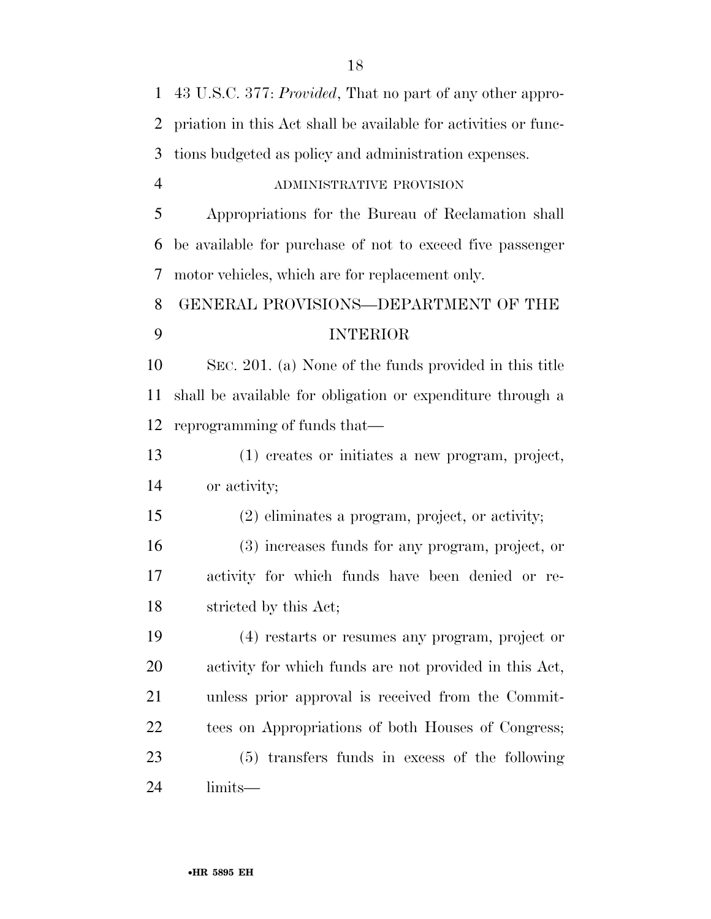43 U.S.C. 377: *Provided*, That no part of any other appropriation in this Act shall be available for activities or functions budgeted as policy and administration expenses.

ADMINISTRATIVE PROVISION

Appropriations for the Bureau of Reclamation shall be available for purchase of not to exceed five passenger motor vehicles, which are for replacement only.

## GENERAL PROVISIONS—DEPARTMENT OF THE INTERIOR

SEC. 201. (a) None of the funds provided in this title shall be available for obligation or expenditure through a reprogramming of funds that—

(1) creates or initiates a new program, project, or activity;

(2) eliminates a program, project, or activity;

(3) increases funds for any program, project, or activity for which funds have been denied or restricted by this Act;

(4) restarts or resumes any program, project or activity for which funds are not provided in this Act, unless prior approval is received from the Committees on Appropriations of both Houses of Congress;

(5) transfers funds in excess of the following limits—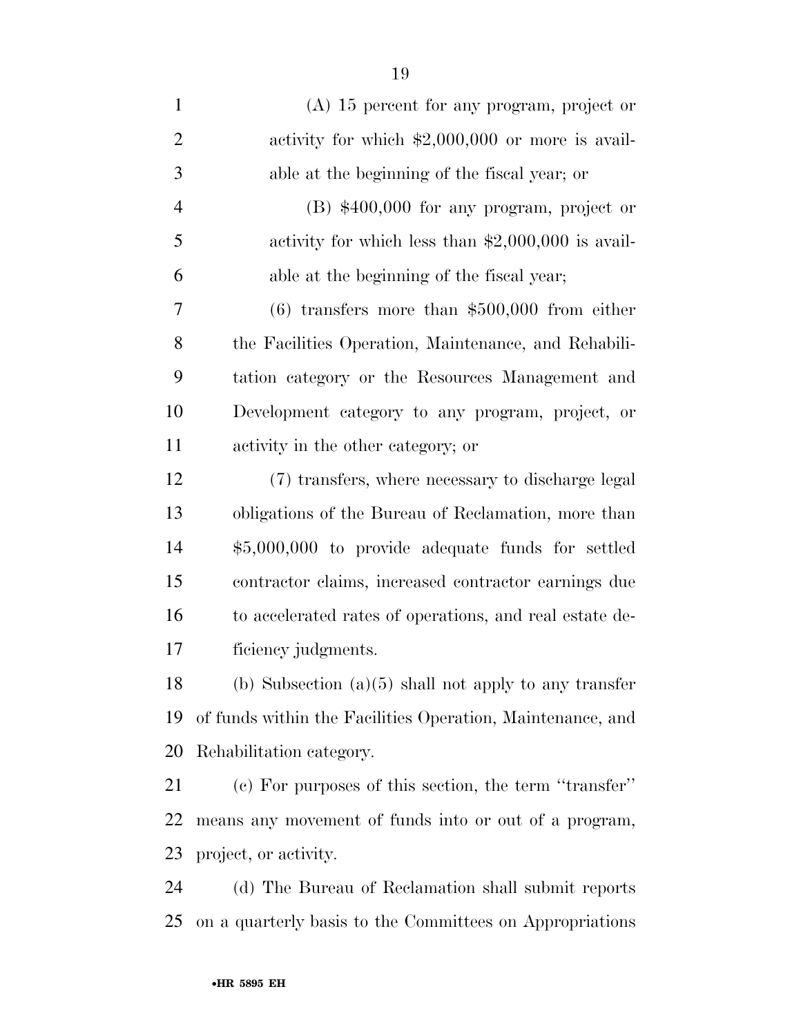(A) 15 percent for any program, project or activity for which $2,000,000 or more is available at the beginning of the fiscal year; or

(B) $400,000 for any program, project or activity for which less than $2,000,000 is available at the beginning of the fiscal year;

(6) transfers more than $500,000 from either the Facilities Operation, Maintenance, and Rehabilitation category or the Resources Management and Development category to any program, project, or activity in the other category; or

(7) transfers, where necessary to discharge legal obligations of the Bureau of Reclamation, more than $5,000,000 to provide adequate funds for settled contractor claims, increased contractor earnings due to accelerated rates of operations, and real estate deficiency judgments.

(b) Subsection (a)(5) shall not apply to any transfer of funds within the Facilities Operation, Maintenance, and Rehabilitation category.

(c) For purposes of this section, the term ''transfer'' means any movement of funds into or out of a program, project, or activity.

(d) The Bureau of Reclamation shall submit reports on a quarterly basis to the Committees on Appropriations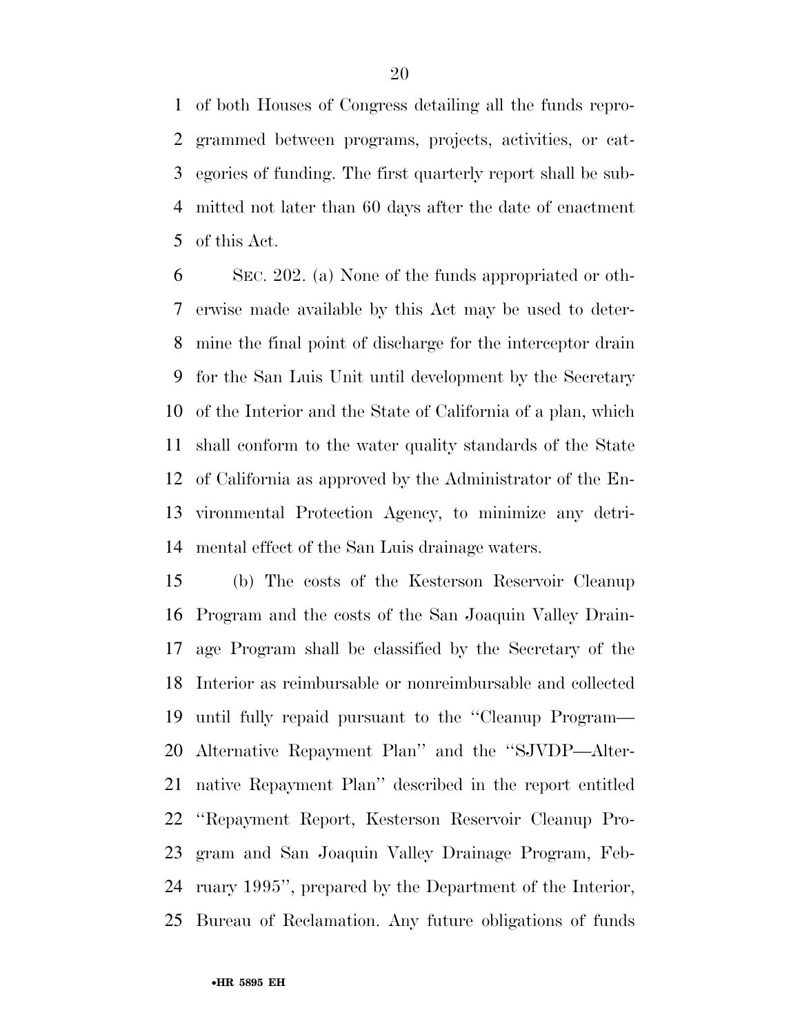of both Houses of Congress detailing all the funds reprogrammed between programs, projects, activities, or categories of funding. The first quarterly report shall be submitted not later than 60 days after the date of enactment of this Act.

SEC. 202. (a) None of the funds appropriated or otherwise made available by this Act may be used to determine the final point of discharge for the interceptor drain for the San Luis Unit until development by the Secretary of the Interior and the State of California of a plan, which shall conform to the water quality standards of the State of California as approved by the Administrator of the Environmental Protection Agency, to minimize any detrimental effect of the San Luis drainage waters.

(b) The costs of the Kesterson Reservoir Cleanup Program and the costs of the San Joaquin Valley Drainage Program shall be classified by the Secretary of the Interior as reimbursable or nonreimbursable and collected until fully repaid pursuant to the ''Cleanup Program—Alternative Repayment Plan'' and the ''SJVDP—Alternative Repayment Plan'' described in the report entitled ''Repayment Report, Kesterson Reservoir Cleanup Program and San Joaquin Valley Drainage Program, February 1995'', prepared by the Department of the Interior, Bureau of Reclamation. Any future obligations of funds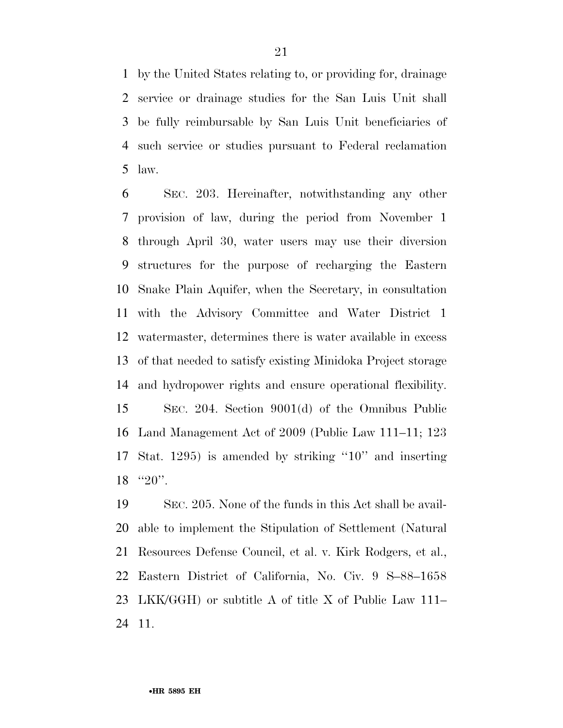by the United States relating to, or providing for, drainage service or drainage studies for the San Luis Unit shall be fully reimbursable by San Luis Unit beneficiaries of such service or studies pursuant to Federal reclamation law.

SEC. 203. Hereinafter, notwithstanding any other provision of law, during the period from November 1 through April 30, water users may use their diversion structures for the purpose of recharging the Eastern Snake Plain Aquifer, when the Secretary, in consultation with the Advisory Committee and Water District 1 watermaster, determines there is water available in excess of that needed to satisfy existing Minidoka Project storage and hydropower rights and ensure operational flexibility.

SEC. 204. Section 9001(d) of the Omnibus Public Land Management Act of 2009 (Public Law 111–11; 123 Stat. 1295) is amended by striking ''10'' and inserting ''20''.

SEC. 205. None of the funds in this Act shall be available to implement the Stipulation of Settlement (Natural Resources Defense Council, et al. v. Kirk Rodgers, et al., Eastern District of California, No. Civ. 9 S–88–1658 LKK/GGH) or subtitle A of title X of Public Law 111–11.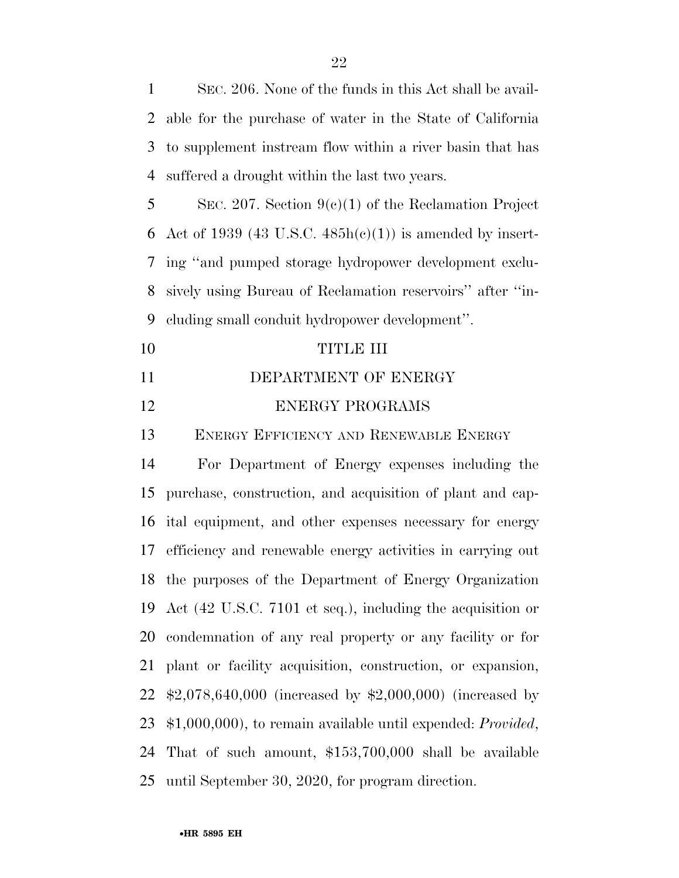SEC. 206. None of the funds in this Act shall be available for the purchase of water in the State of California to supplement instream flow within a river basin that has suffered a drought within the last two years.

SEC. 207. Section 9(c)(1) of the Reclamation Project Act of 1939 (43 U.S.C. 485h(c)(1)) is amended by inserting ''and pumped storage hydropower development exclusively using Bureau of Reclamation reservoirs'' after ''including small conduit hydropower development''.

# TITLE III

## DEPARTMENT OF ENERGY

## ENERGY PROGRAMS

### ENERGY EFFICIENCY AND RENEWABLE ENERGY

For Department of Energy expenses including the purchase, construction, and acquisition of plant and capital equipment, and other expenses necessary for energy efficiency and renewable energy activities in carrying out the purposes of the Department of Energy Organization Act (42 U.S.C. 7101 et seq.), including the acquisition or condemnation of any real property or any facility or for plant or facility acquisition, construction, or expansion, $2,078,640,000 (increased by $2,000,000) (increased by $1,000,000), to remain available until expended: *Provided*, That of such amount, $153,700,000 shall be available until September 30, 2020, for program direction.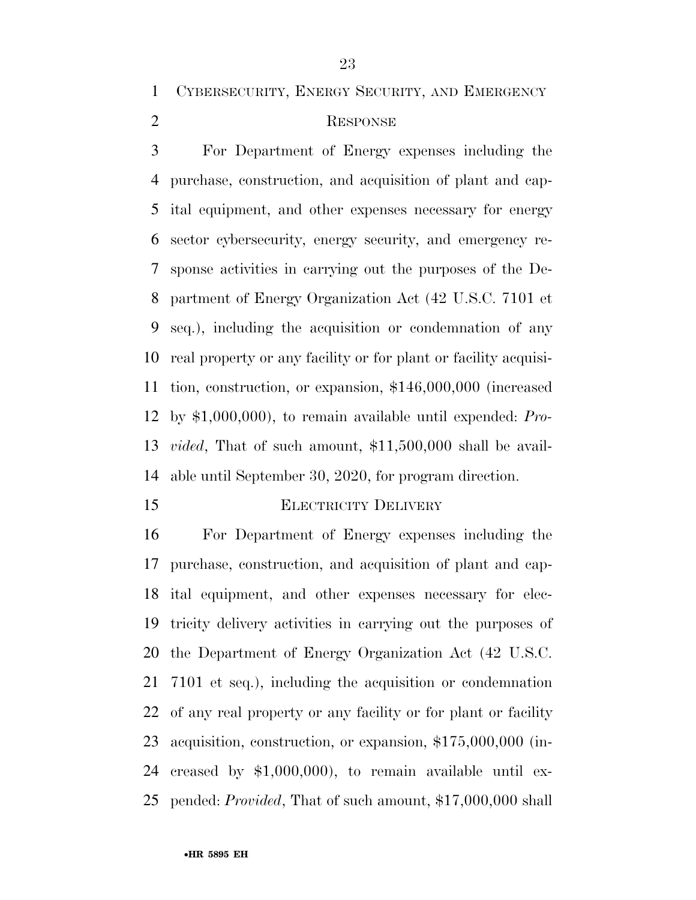CYBERSECURITY, ENERGY SECURITY, AND EMERGENCY RESPONSE

For Department of Energy expenses including the purchase, construction, and acquisition of plant and capital equipment, and other expenses necessary for energy sector cybersecurity, energy security, and emergency response activities in carrying out the purposes of the Department of Energy Organization Act (42 U.S.C. 7101 et seq.), including the acquisition or condemnation of any real property or any facility or for plant or facility acquisition, construction, or expansion, $146,000,000 (increased by $1,000,000), to remain available until expended: *Provided*, That of such amount, $11,500,000 shall be available until September 30, 2020, for program direction.

ELECTRICITY DELIVERY

For Department of Energy expenses including the purchase, construction, and acquisition of plant and capital equipment, and other expenses necessary for electricity delivery activities in carrying out the purposes of the Department of Energy Organization Act (42 U.S.C. 7101 et seq.), including the acquisition or condemnation of any real property or any facility or for plant or facility acquisition, construction, or expansion, $175,000,000 (increased by $1,000,000), to remain available until expended: *Provided*, That of such amount, $17,000,000 shall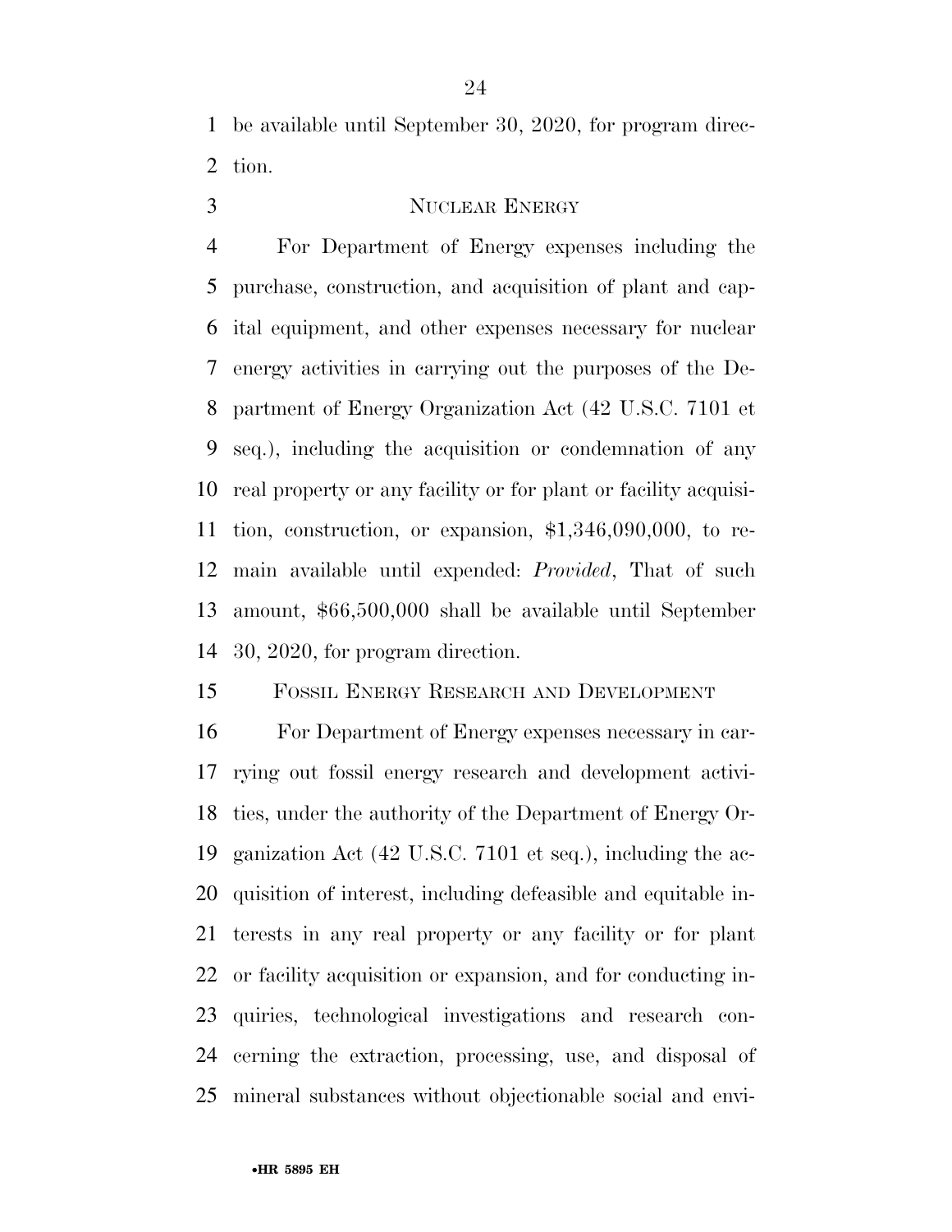be available until September 30, 2020, for program direction.

### NUCLEAR ENERGY

For Department of Energy expenses including the purchase, construction, and acquisition of plant and capital equipment, and other expenses necessary for nuclear energy activities in carrying out the purposes of the Department of Energy Organization Act (42 U.S.C. 7101 et seq.), including the acquisition or condemnation of any real property or any facility or for plant or facility acquisition, construction, or expansion, $1,346,090,000, to remain available until expended: *Provided*, That of such amount, $66,500,000 shall be available until September 30, 2020, for program direction.

### FOSSIL ENERGY RESEARCH AND DEVELOPMENT

For Department of Energy expenses necessary in carrying out fossil energy research and development activities, under the authority of the Department of Energy Organization Act (42 U.S.C. 7101 et seq.), including the acquisition of interest, including defeasible and equitable interests in any real property or any facility or for plant or facility acquisition or expansion, and for conducting inquiries, technological investigations and research concerning the extraction, processing, use, and disposal of mineral substances without objectionable social and envi-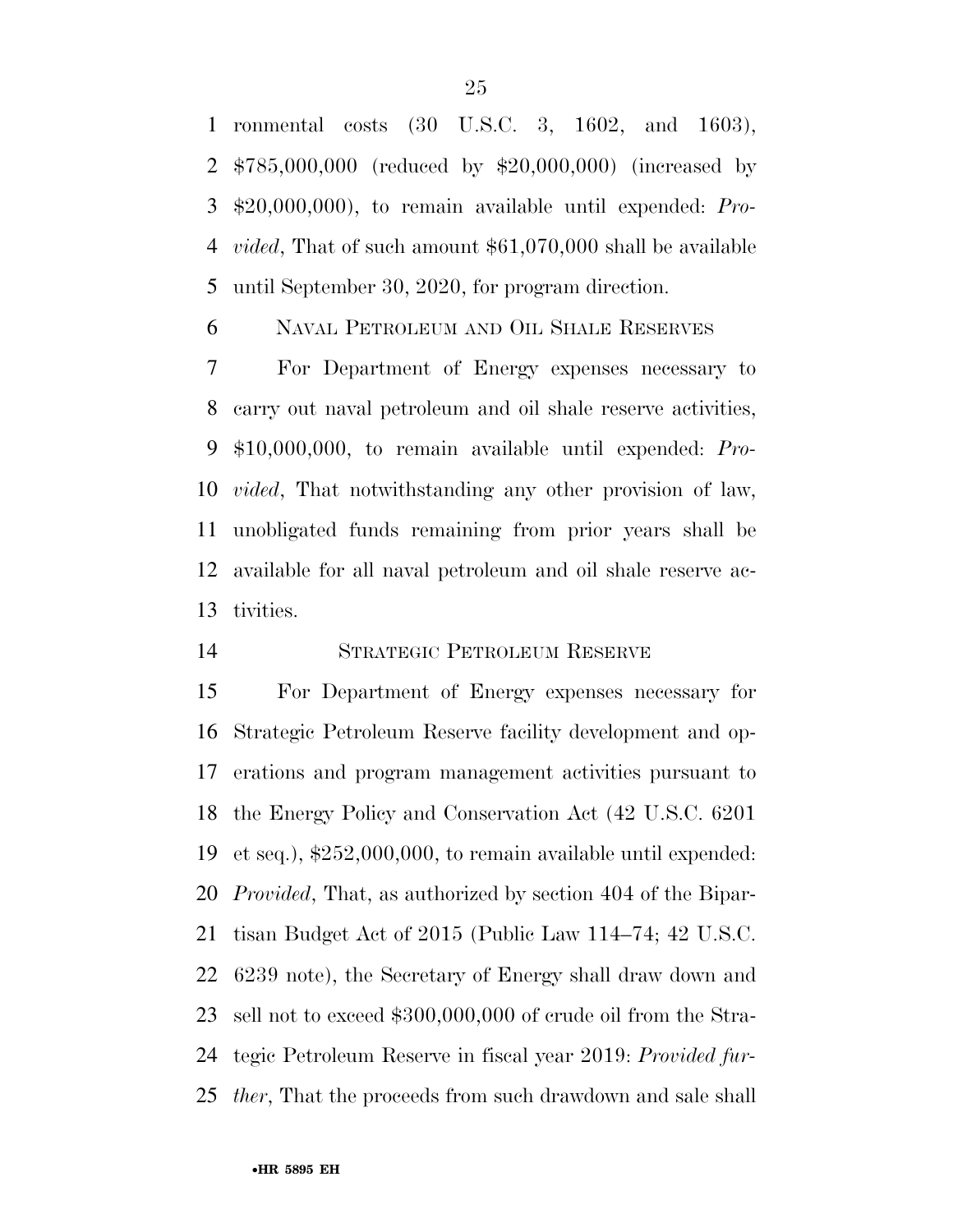ronmental costs (30 U.S.C. 3, 1602, and 1603), $785,000,000 (reduced by $20,000,000) (increased by $20,000,000), to remain available until expended: *Provided*, That of such amount $61,070,000 shall be available until September 30, 2020, for program direction.

NAVAL PETROLEUM AND OIL SHALE RESERVES

For Department of Energy expenses necessary to carry out naval petroleum and oil shale reserve activities, $10,000,000, to remain available until expended: *Provided*, That notwithstanding any other provision of law, unobligated funds remaining from prior years shall be available for all naval petroleum and oil shale reserve activities.

STRATEGIC PETROLEUM RESERVE

For Department of Energy expenses necessary for Strategic Petroleum Reserve facility development and operations and program management activities pursuant to the Energy Policy and Conservation Act (42 U.S.C. 6201 et seq.), $252,000,000, to remain available until expended: *Provided*, That, as authorized by section 404 of the Bipartisan Budget Act of 2015 (Public Law 114–74; 42 U.S.C. 6239 note), the Secretary of Energy shall draw down and sell not to exceed $300,000,000 of crude oil from the Strategic Petroleum Reserve in fiscal year 2019: *Provided further*, That the proceeds from such drawdown and sale shall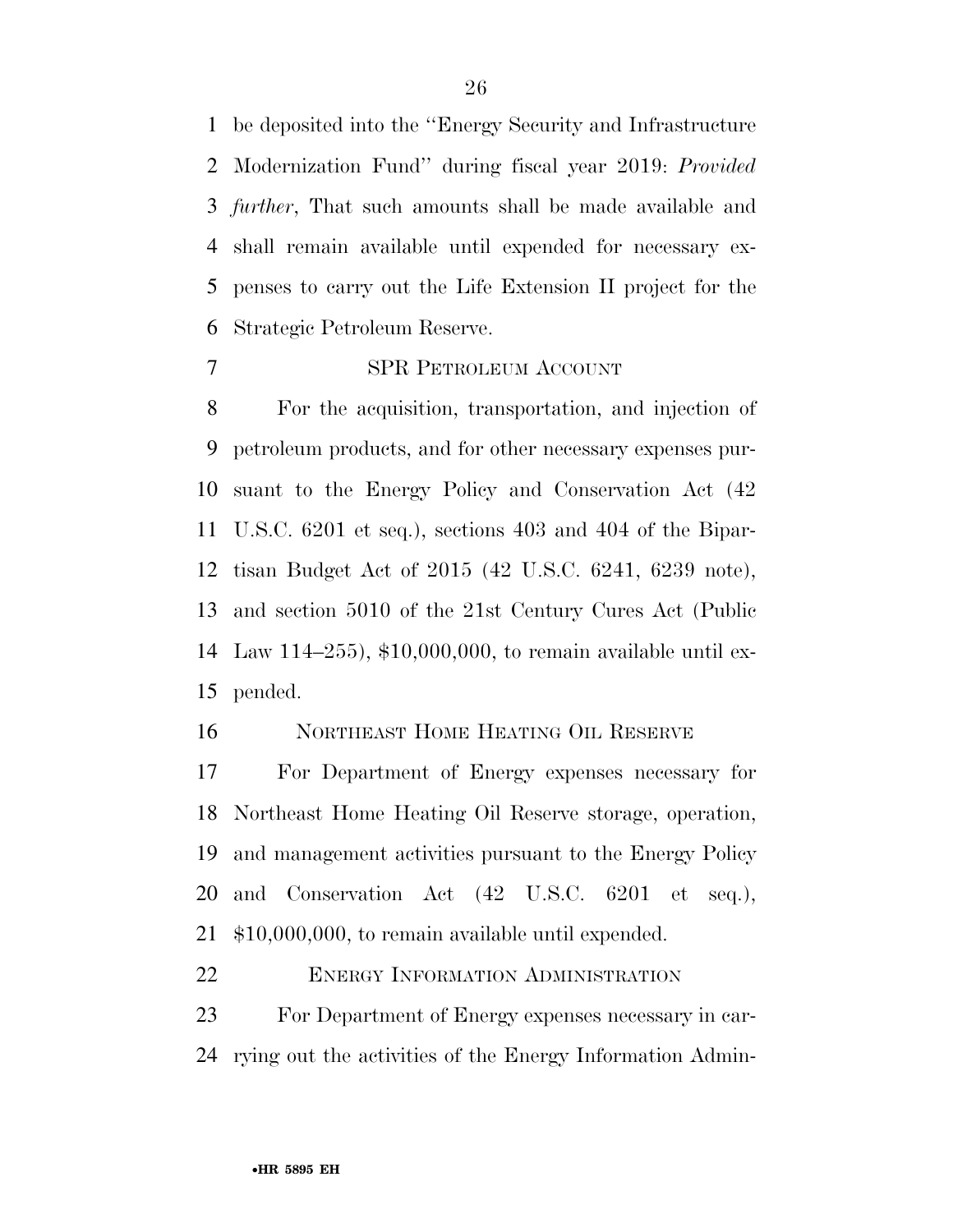be deposited into the "Energy Security and Infrastructure Modernization Fund" during fiscal year 2019: *Provided further*, That such amounts shall be made available and shall remain available until expended for necessary expenses to carry out the Life Extension II project for the Strategic Petroleum Reserve.

SPR PETROLEUM ACCOUNT

For the acquisition, transportation, and injection of petroleum products, and for other necessary expenses pursuant to the Energy Policy and Conservation Act (42 U.S.C. 6201 et seq.), sections 403 and 404 of the Bipartisan Budget Act of 2015 (42 U.S.C. 6241, 6239 note), and section 5010 of the 21st Century Cures Act (Public Law 114–255), $10,000,000, to remain available until expended.

NORTHEAST HOME HEATING OIL RESERVE

For Department of Energy expenses necessary for Northeast Home Heating Oil Reserve storage, operation, and management activities pursuant to the Energy Policy and Conservation Act (42 U.S.C. 6201 et seq.), $10,000,000, to remain available until expended.

ENERGY INFORMATION ADMINISTRATION

For Department of Energy expenses necessary in carrying out the activities of the Energy Information Admin-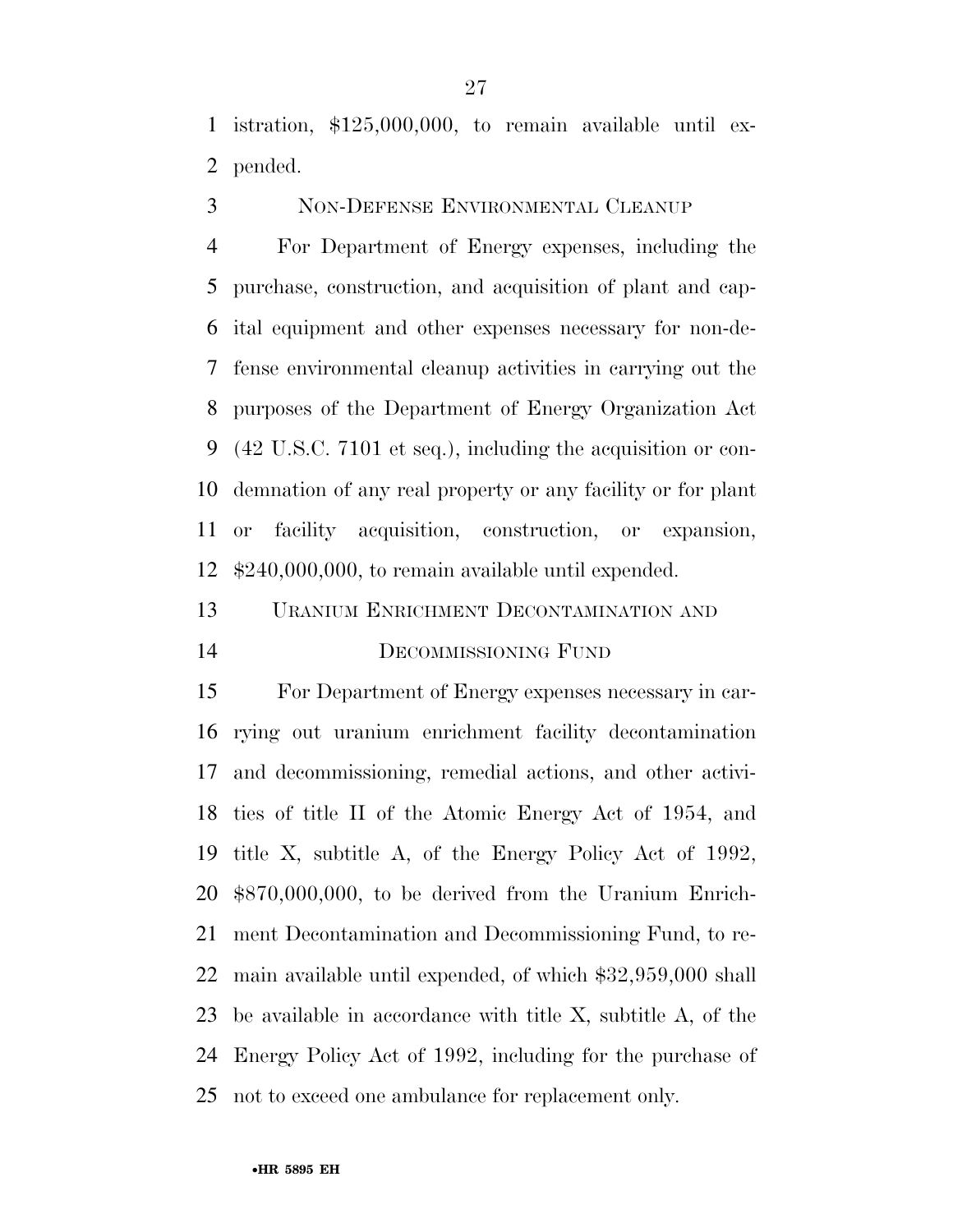istration, $125,000,000, to remain available until expended.

NON-DEFENSE ENVIRONMENTAL CLEANUP

For Department of Energy expenses, including the purchase, construction, and acquisition of plant and capital equipment and other expenses necessary for non-defense environmental cleanup activities in carrying out the purposes of the Department of Energy Organization Act (42 U.S.C. 7101 et seq.), including the acquisition or condemnation of any real property or any facility or for plant or facility acquisition, construction, or expansion, $240,000,000, to remain available until expended.

URANIUM ENRICHMENT DECONTAMINATION AND DECOMMISSIONING FUND

For Department of Energy expenses necessary in carrying out uranium enrichment facility decontamination and decommissioning, remedial actions, and other activities of title II of the Atomic Energy Act of 1954, and title X, subtitle A, of the Energy Policy Act of 1992, $870,000,000, to be derived from the Uranium Enrichment Decontamination and Decommissioning Fund, to remain available until expended, of which $32,959,000 shall be available in accordance with title X, subtitle A, of the Energy Policy Act of 1992, including for the purchase of not to exceed one ambulance for replacement only.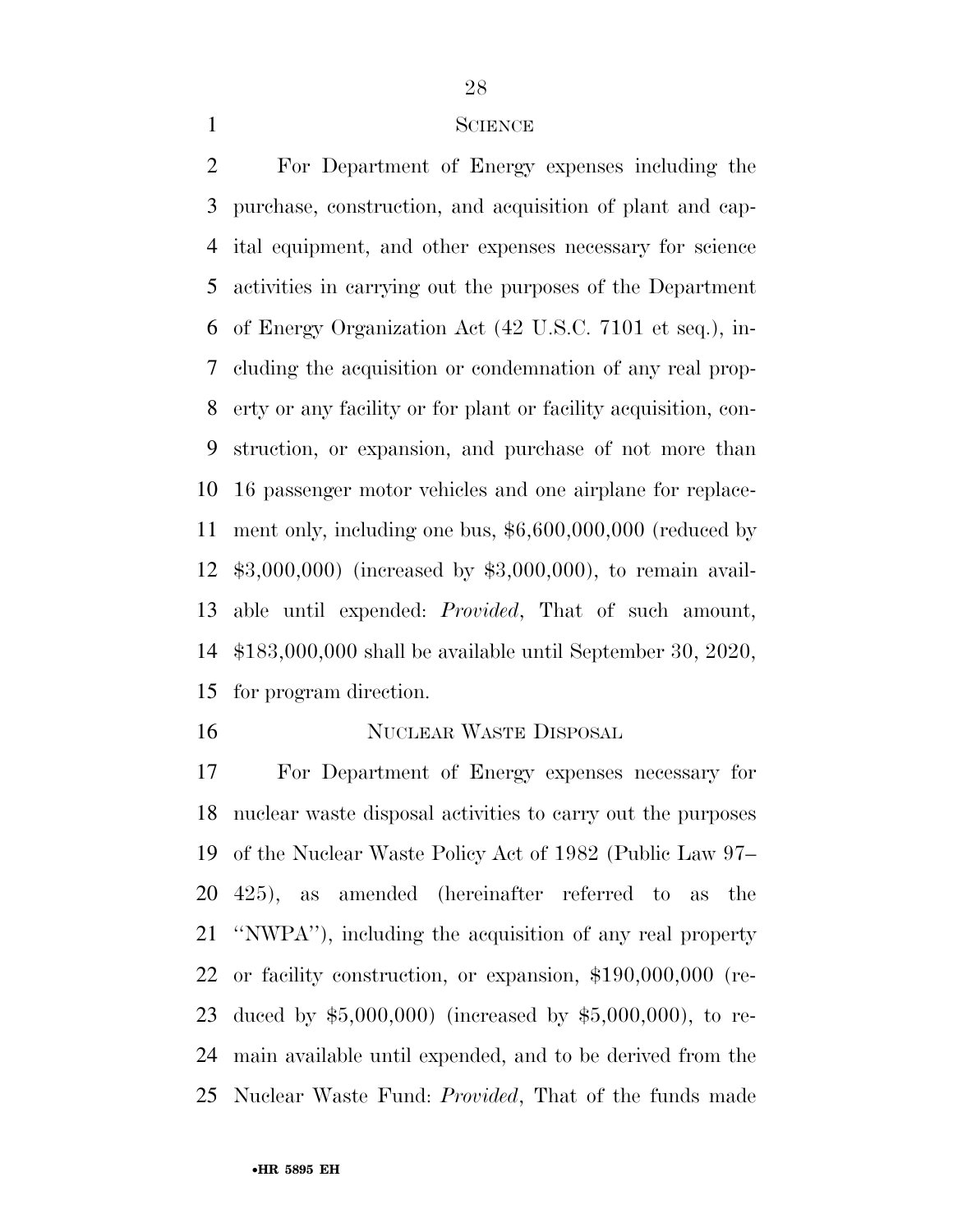## SCIENCE

For Department of Energy expenses including the purchase, construction, and acquisition of plant and capital equipment, and other expenses necessary for science activities in carrying out the purposes of the Department of Energy Organization Act (42 U.S.C. 7101 et seq.), including the acquisition or condemnation of any real property or any facility or for plant or facility acquisition, construction, or expansion, and purchase of not more than 16 passenger motor vehicles and one airplane for replacement only, including one bus, $6,600,000,000 (reduced by $3,000,000) (increased by $3,000,000), to remain available until expended: *Provided*, That of such amount, $183,000,000 shall be available until September 30, 2020, for program direction.

## NUCLEAR WASTE DISPOSAL

For Department of Energy expenses necessary for nuclear waste disposal activities to carry out the purposes of the Nuclear Waste Policy Act of 1982 (Public Law 97–425), as amended (hereinafter referred to as the ''NWPA''), including the acquisition of any real property or facility construction, or expansion, $190,000,000 (reduced by $5,000,000) (increased by $5,000,000), to remain available until expended, and to be derived from the Nuclear Waste Fund: *Provided*, That of the funds made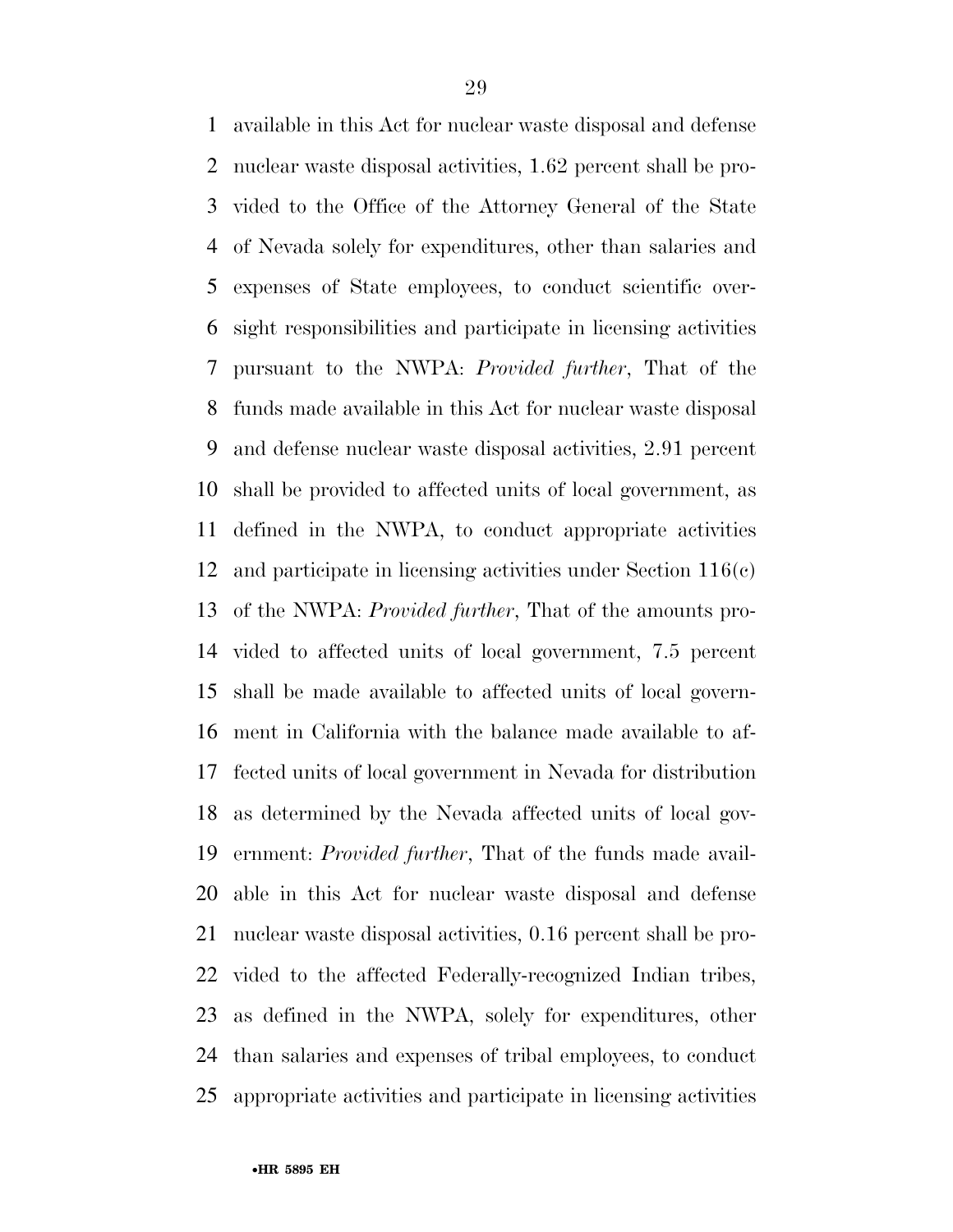available in this Act for nuclear waste disposal and defense nuclear waste disposal activities, 1.62 percent shall be provided to the Office of the Attorney General of the State of Nevada solely for expenditures, other than salaries and expenses of State employees, to conduct scientific oversight responsibilities and participate in licensing activities pursuant to the NWPA: *Provided further*, That of the funds made available in this Act for nuclear waste disposal and defense nuclear waste disposal activities, 2.91 percent shall be provided to affected units of local government, as defined in the NWPA, to conduct appropriate activities and participate in licensing activities under Section 116(c) of the NWPA: *Provided further*, That of the amounts provided to affected units of local government, 7.5 percent shall be made available to affected units of local government in California with the balance made available to affected units of local government in Nevada for distribution as determined by the Nevada affected units of local government: *Provided further*, That of the funds made available in this Act for nuclear waste disposal and defense nuclear waste disposal activities, 0.16 percent shall be provided to the affected Federally-recognized Indian tribes, as defined in the NWPA, solely for expenditures, other than salaries and expenses of tribal employees, to conduct appropriate activities and participate in licensing activities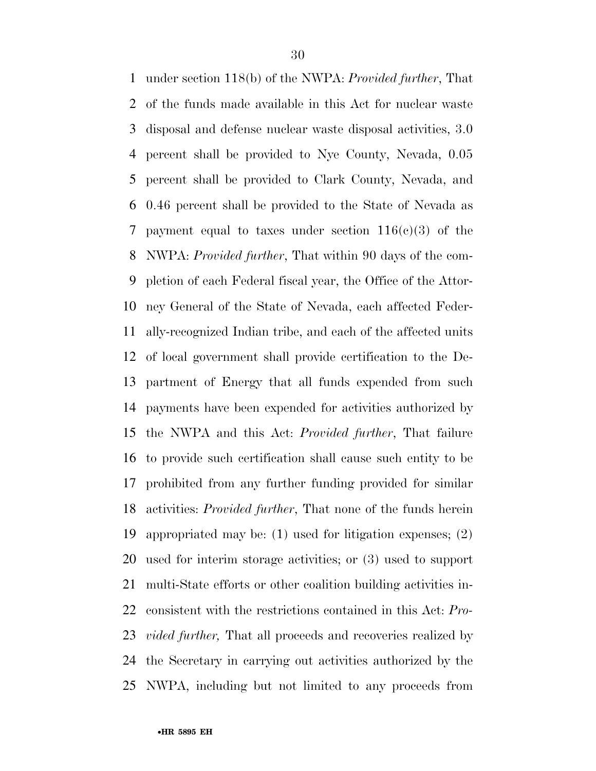under section 118(b) of the NWPA: *Provided further*, That of the funds made available in this Act for nuclear waste disposal and defense nuclear waste disposal activities, 3.0 percent shall be provided to Nye County, Nevada, 0.05 percent shall be provided to Clark County, Nevada, and 0.46 percent shall be provided to the State of Nevada as payment equal to taxes under section 116(c)(3) of the NWPA: *Provided further*, That within 90 days of the completion of each Federal fiscal year, the Office of the Attorney General of the State of Nevada, each affected Federally-recognized Indian tribe, and each of the affected units of local government shall provide certification to the Department of Energy that all funds expended from such payments have been expended for activities authorized by the NWPA and this Act: *Provided further*, That failure to provide such certification shall cause such entity to be prohibited from any further funding provided for similar activities: *Provided further*, That none of the funds herein appropriated may be: (1) used for litigation expenses; (2) used for interim storage activities; or (3) used to support multi-State efforts or other coalition building activities inconsistent with the restrictions contained in this Act: *Provided further,* That all proceeds and recoveries realized by the Secretary in carrying out activities authorized by the NWPA, including but not limited to any proceeds from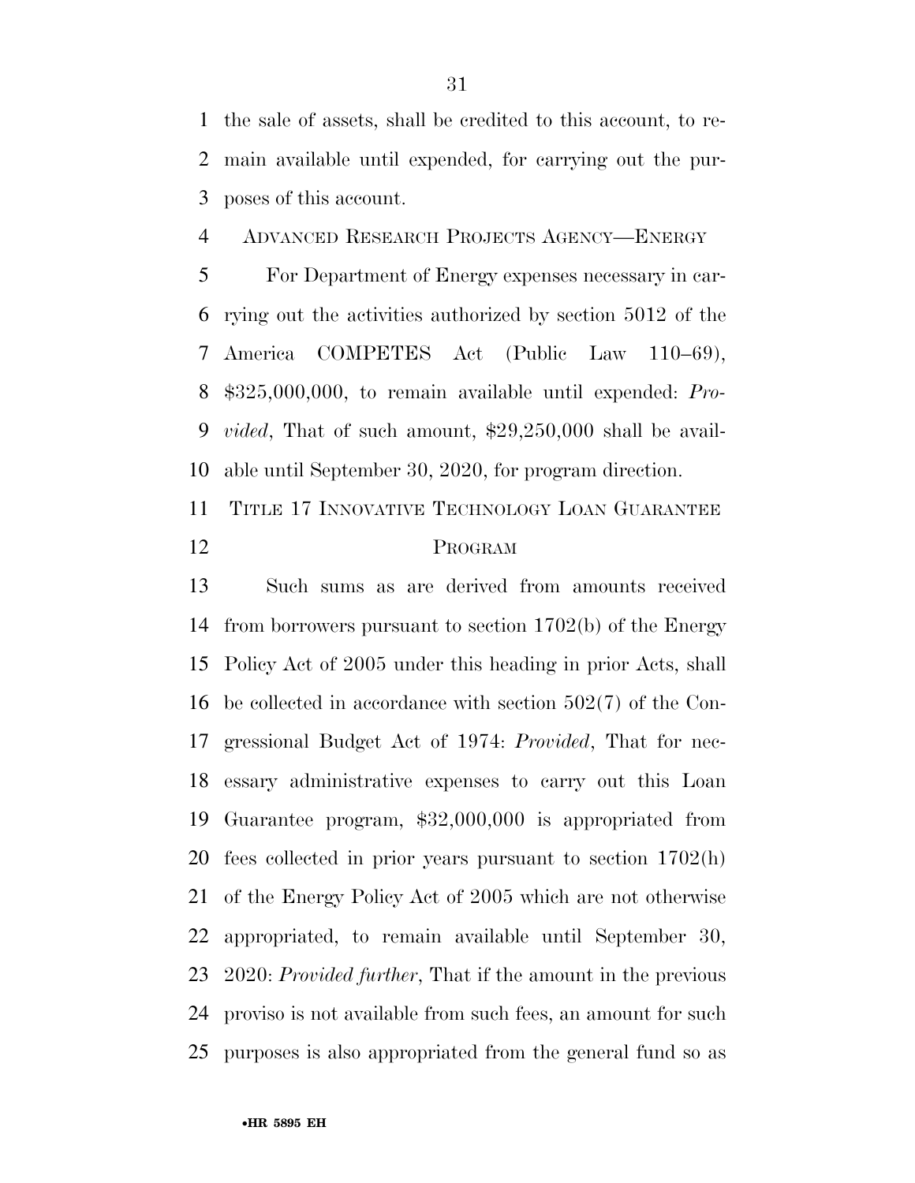the sale of assets, shall be credited to this account, to remain available until expended, for carrying out the purposes of this account.

ADVANCED RESEARCH PROJECTS AGENCY—ENERGY

For Department of Energy expenses necessary in carrying out the activities authorized by section 5012 of the America COMPETES Act (Public Law 110–69), $325,000,000, to remain available until expended: *Provided*, That of such amount, $29,250,000 shall be available until September 30, 2020, for program direction.

TITLE 17 INNOVATIVE TECHNOLOGY LOAN GUARANTEE PROGRAM

Such sums as are derived from amounts received from borrowers pursuant to section 1702(b) of the Energy Policy Act of 2005 under this heading in prior Acts, shall be collected in accordance with section 502(7) of the Congressional Budget Act of 1974: *Provided*, That for necessary administrative expenses to carry out this Loan Guarantee program, $32,000,000 is appropriated from fees collected in prior years pursuant to section 1702(h) of the Energy Policy Act of 2005 which are not otherwise appropriated, to remain available until September 30, 2020: *Provided further*, That if the amount in the previous proviso is not available from such fees, an amount for such purposes is also appropriated from the general fund so as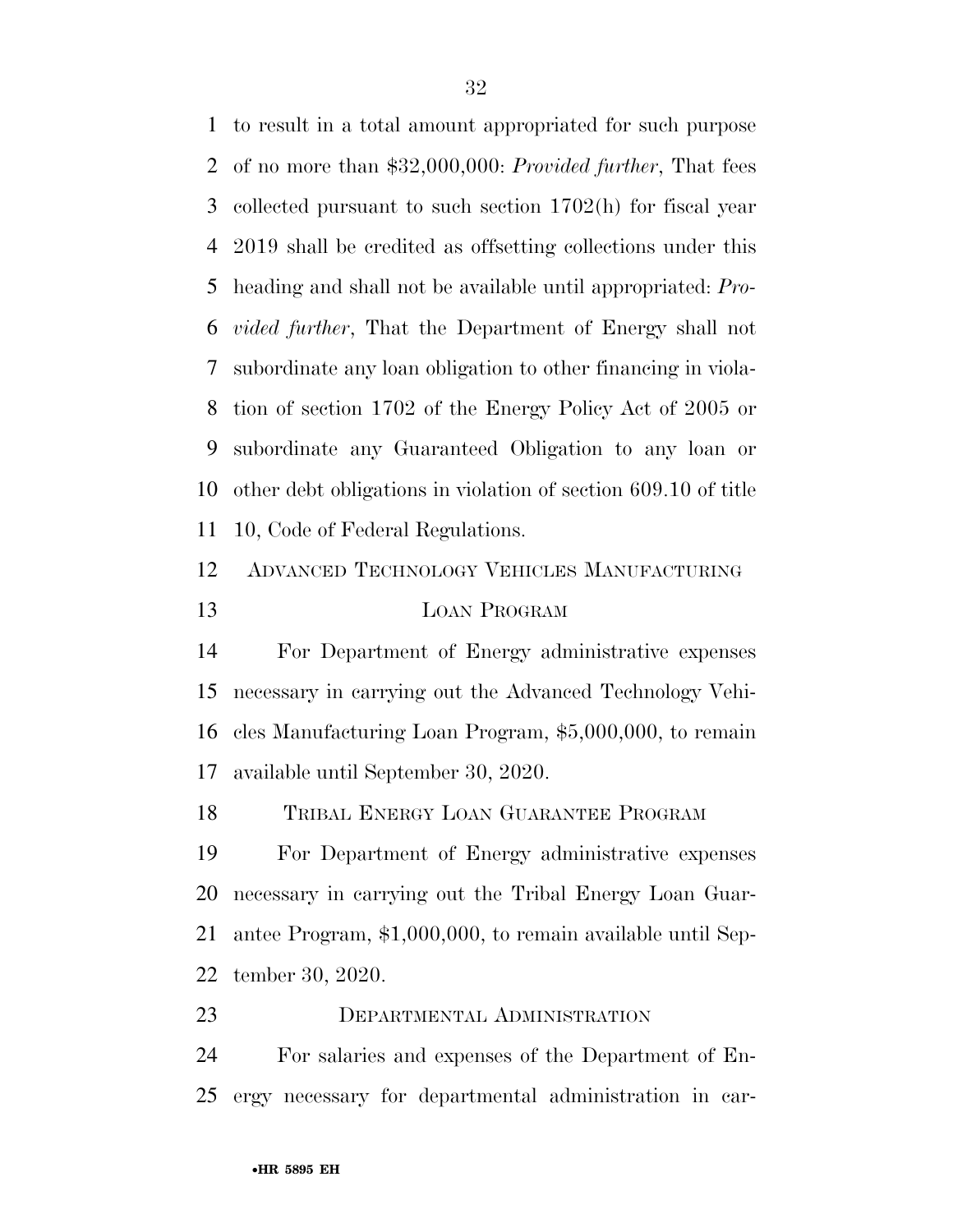to result in a total amount appropriated for such purpose of no more than $32,000,000: *Provided further*, That fees collected pursuant to such section 1702(h) for fiscal year 2019 shall be credited as offsetting collections under this heading and shall not be available until appropriated: *Provided further*, That the Department of Energy shall not subordinate any loan obligation to other financing in violation of section 1702 of the Energy Policy Act of 2005 or subordinate any Guaranteed Obligation to any loan or other debt obligations in violation of section 609.10 of title 10, Code of Federal Regulations.

### ADVANCED TECHNOLOGY VEHICLES MANUFACTURING LOAN PROGRAM

For Department of Energy administrative expenses necessary in carrying out the Advanced Technology Vehicles Manufacturing Loan Program, $5,000,000, to remain available until September 30, 2020.

### TRIBAL ENERGY LOAN GUARANTEE PROGRAM

For Department of Energy administrative expenses necessary in carrying out the Tribal Energy Loan Guarantee Program, $1,000,000, to remain available until September 30, 2020.

### DEPARTMENTAL ADMINISTRATION

For salaries and expenses of the Department of Energy necessary for departmental administration in car-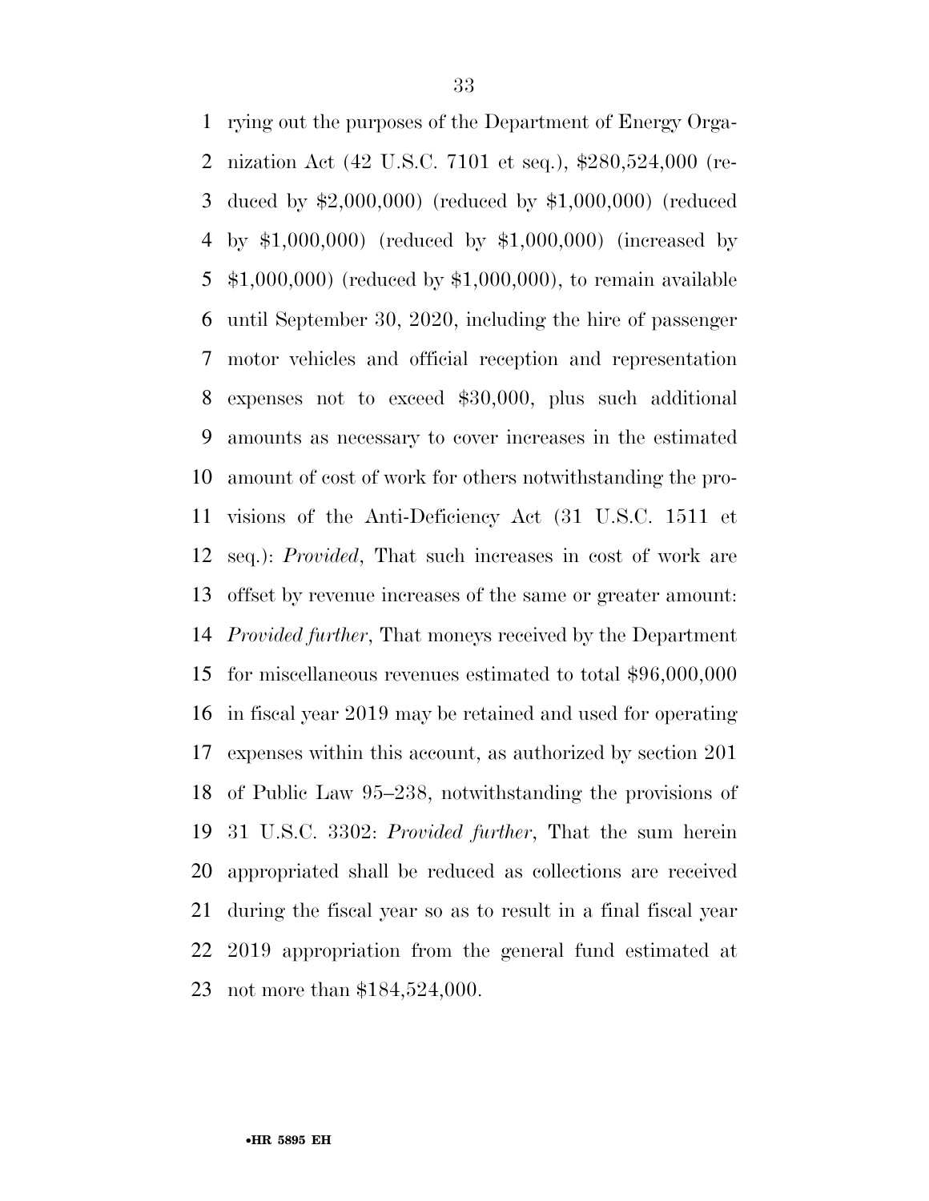rying out the purposes of the Department of Energy Organization Act (42 U.S.C. 7101 et seq.), $280,524,000 (reduced by $2,000,000) (reduced by $1,000,000) (reduced by $1,000,000) (reduced by $1,000,000) (increased by $1,000,000) (reduced by $1,000,000), to remain available until September 30, 2020, including the hire of passenger motor vehicles and official reception and representation expenses not to exceed $30,000, plus such additional amounts as necessary to cover increases in the estimated amount of cost of work for others notwithstanding the provisions of the Anti-Deficiency Act (31 U.S.C. 1511 et seq.): *Provided*, That such increases in cost of work are offset by revenue increases of the same or greater amount: *Provided further*, That moneys received by the Department for miscellaneous revenues estimated to total $96,000,000 in fiscal year 2019 may be retained and used for operating expenses within this account, as authorized by section 201 of Public Law 95–238, notwithstanding the provisions of 31 U.S.C. 3302: *Provided further*, That the sum herein appropriated shall be reduced as collections are received during the fiscal year so as to result in a final fiscal year 2019 appropriation from the general fund estimated at not more than $184,524,000.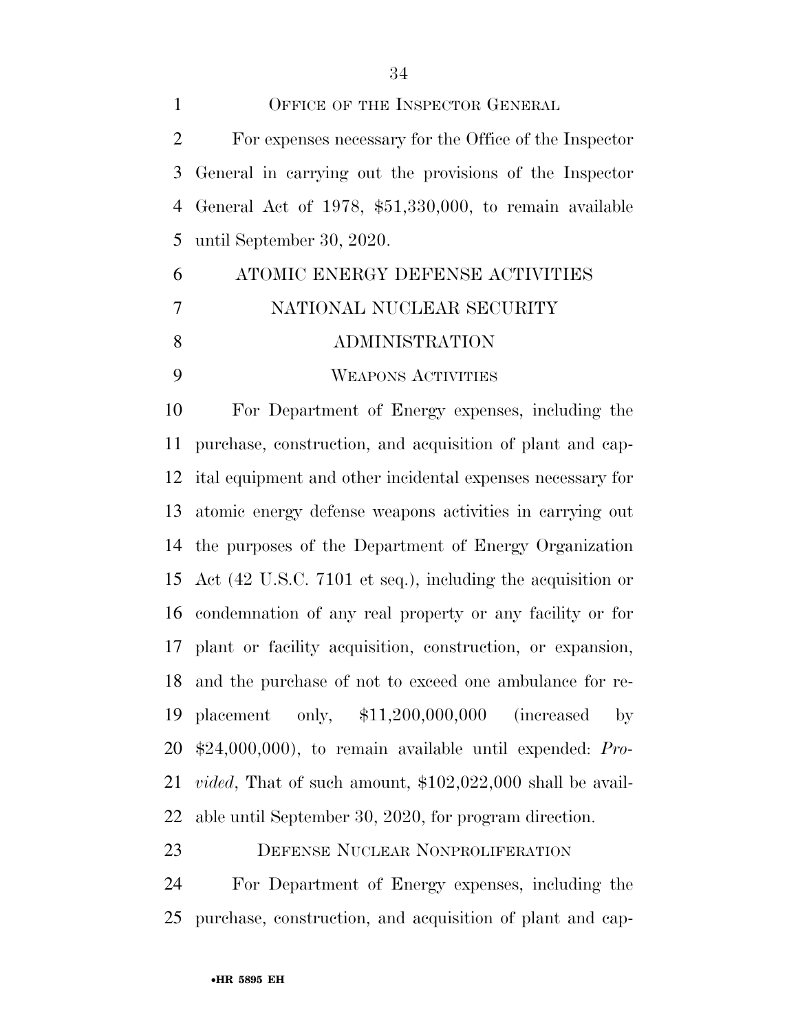OFFICE OF THE INSPECTOR GENERAL

For expenses necessary for the Office of the Inspector General in carrying out the provisions of the Inspector General Act of 1978, $51,330,000, to remain available until September 30, 2020.

ATOMIC ENERGY DEFENSE ACTIVITIES

NATIONAL NUCLEAR SECURITY ADMINISTRATION

WEAPONS ACTIVITIES

For Department of Energy expenses, including the purchase, construction, and acquisition of plant and capital equipment and other incidental expenses necessary for atomic energy defense weapons activities in carrying out the purposes of the Department of Energy Organization Act (42 U.S.C. 7101 et seq.), including the acquisition or condemnation of any real property or any facility or for plant or facility acquisition, construction, or expansion, and the purchase of not to exceed one ambulance for replacement only, $11,200,000,000 (increased by $24,000,000), to remain available until expended: *Provided*, That of such amount, $102,022,000 shall be available until September 30, 2020, for program direction.

DEFENSE NUCLEAR NONPROLIFERATION

For Department of Energy expenses, including the purchase, construction, and acquisition of plant and cap-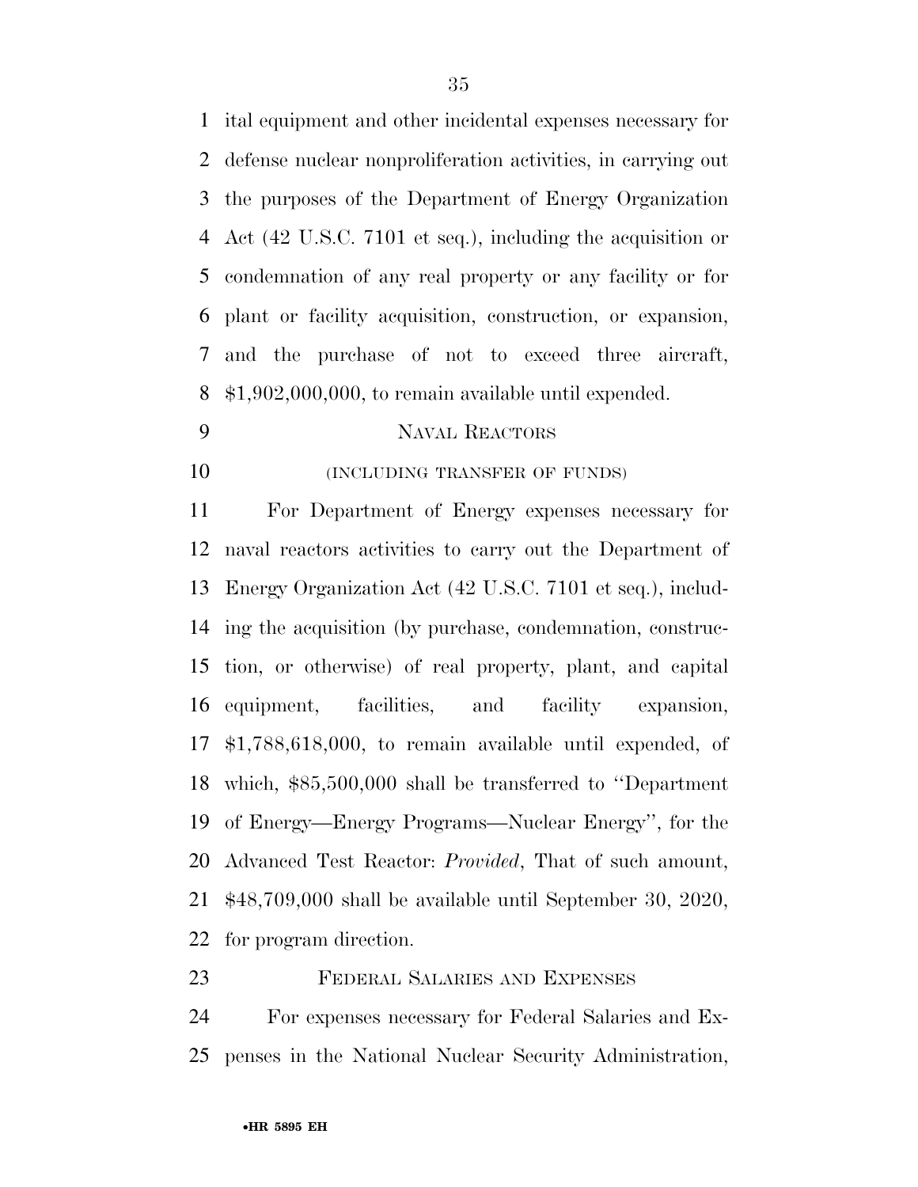ital equipment and other incidental expenses necessary for defense nuclear nonproliferation activities, in carrying out the purposes of the Department of Energy Organization Act (42 U.S.C. 7101 et seq.), including the acquisition or condemnation of any real property or any facility or for plant or facility acquisition, construction, or expansion, and the purchase of not to exceed three aircraft, $1,902,000,000, to remain available until expended.

NAVAL REACTORS

(INCLUDING TRANSFER OF FUNDS)

For Department of Energy expenses necessary for naval reactors activities to carry out the Department of Energy Organization Act (42 U.S.C. 7101 et seq.), including the acquisition (by purchase, condemnation, construction, or otherwise) of real property, plant, and capital equipment, facilities, and facility expansion, $1,788,618,000, to remain available until expended, of which, $85,500,000 shall be transferred to ''Department of Energy—Energy Programs—Nuclear Energy'', for the Advanced Test Reactor: *Provided*, That of such amount, $48,709,000 shall be available until September 30, 2020, for program direction.

FEDERAL SALARIES AND EXPENSES

For expenses necessary for Federal Salaries and Expenses in the National Nuclear Security Administration,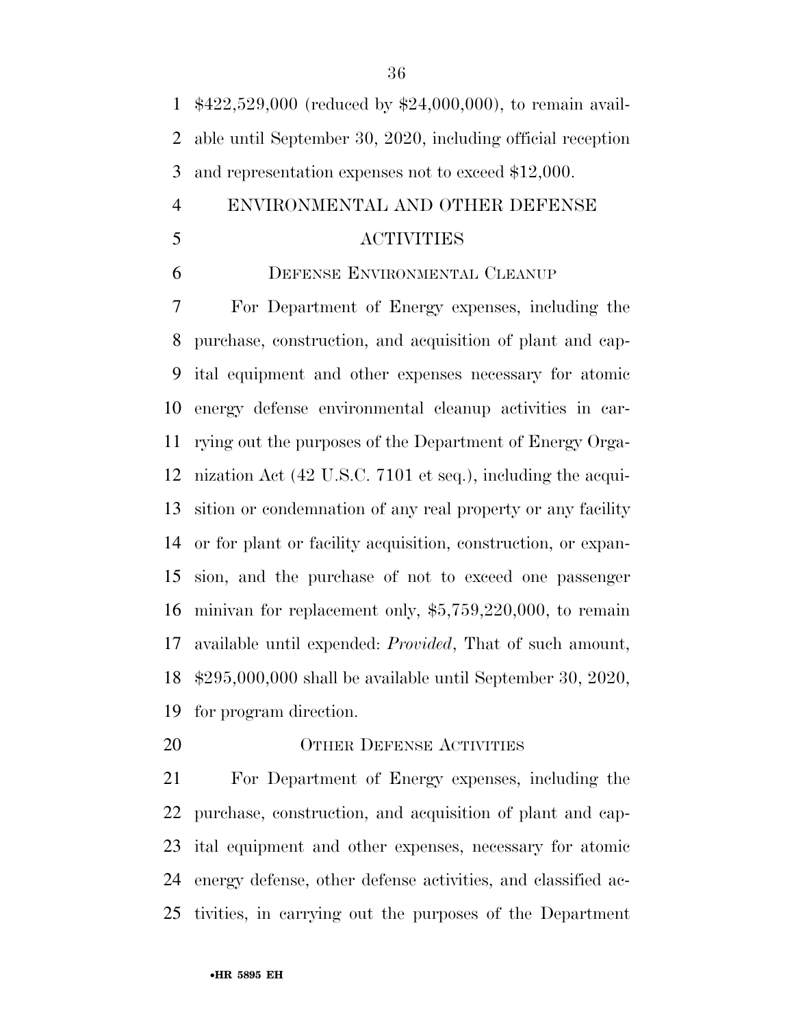$422,529,000 (reduced by $24,000,000), to remain available until September 30, 2020, including official reception and representation expenses not to exceed $12,000.

## ENVIRONMENTAL AND OTHER DEFENSE ACTIVITIES

### DEFENSE ENVIRONMENTAL CLEANUP

For Department of Energy expenses, including the purchase, construction, and acquisition of plant and capital equipment and other expenses necessary for atomic energy defense environmental cleanup activities in carrying out the purposes of the Department of Energy Organization Act (42 U.S.C. 7101 et seq.), including the acquisition or condemnation of any real property or any facility or for plant or facility acquisition, construction, or expansion, and the purchase of not to exceed one passenger minivan for replacement only, $5,759,220,000, to remain available until expended: *Provided*, That of such amount, $295,000,000 shall be available until September 30, 2020, for program direction.

### OTHER DEFENSE ACTIVITIES

For Department of Energy expenses, including the purchase, construction, and acquisition of plant and capital equipment and other expenses, necessary for atomic energy defense, other defense activities, and classified activities, in carrying out the purposes of the Department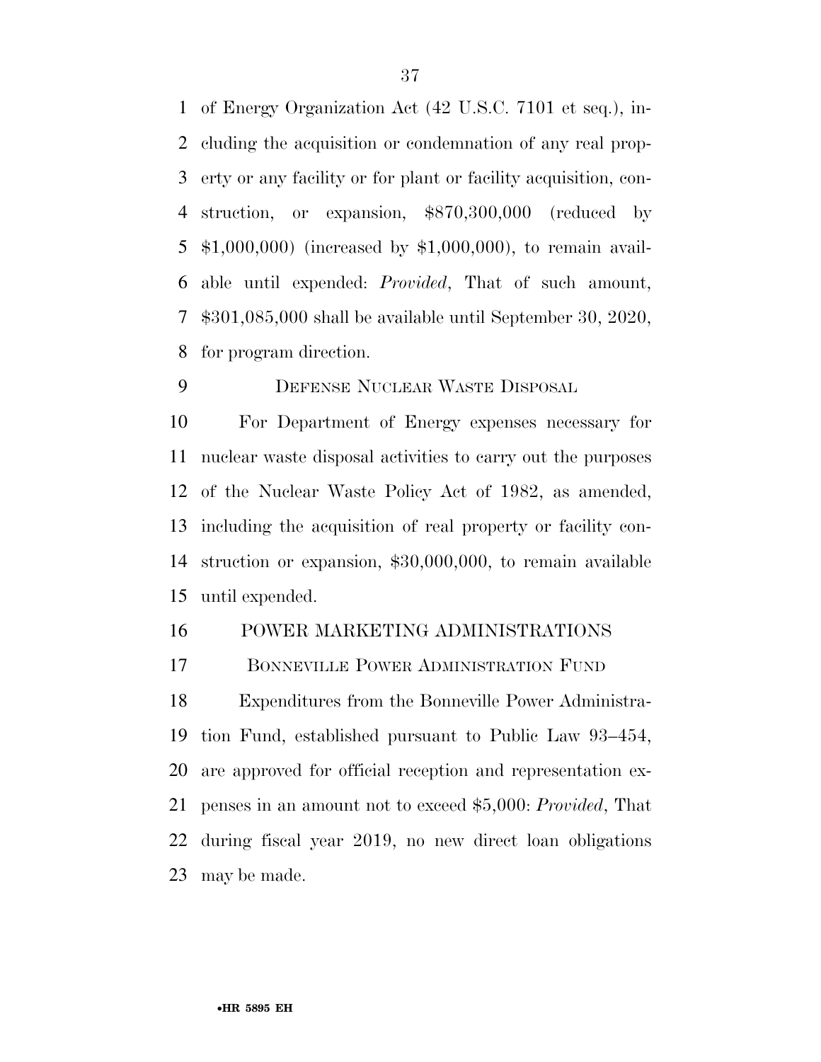of Energy Organization Act (42 U.S.C. 7101 et seq.), including the acquisition or condemnation of any real property or any facility or for plant or facility acquisition, construction, or expansion, $870,300,000 (reduced by $1,000,000) (increased by $1,000,000), to remain available until expended: *Provided*, That of such amount, $301,085,000 shall be available until September 30, 2020, for program direction.

DEFENSE NUCLEAR WASTE DISPOSAL

For Department of Energy expenses necessary for nuclear waste disposal activities to carry out the purposes of the Nuclear Waste Policy Act of 1982, as amended, including the acquisition of real property or facility construction or expansion, $30,000,000, to remain available until expended.

POWER MARKETING ADMINISTRATIONS

BONNEVILLE POWER ADMINISTRATION FUND

Expenditures from the Bonneville Power Administration Fund, established pursuant to Public Law 93–454, are approved for official reception and representation expenses in an amount not to exceed $5,000: *Provided*, That during fiscal year 2019, no new direct loan obligations may be made.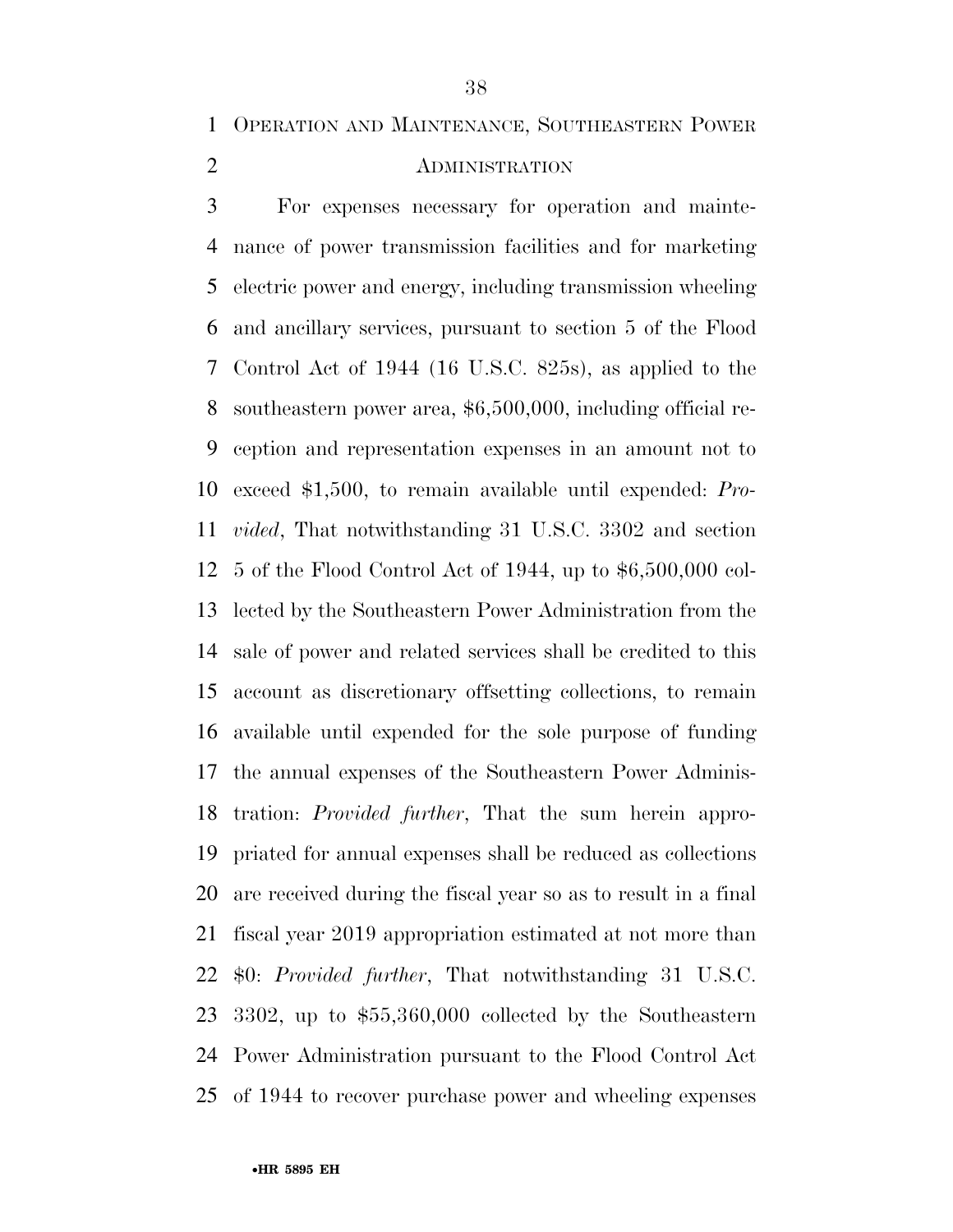OPERATION AND MAINTENANCE, SOUTHEASTERN POWER ADMINISTRATION

For expenses necessary for operation and maintenance of power transmission facilities and for marketing electric power and energy, including transmission wheeling and ancillary services, pursuant to section 5 of the Flood Control Act of 1944 (16 U.S.C. 825s), as applied to the southeastern power area, $6,500,000, including official reception and representation expenses in an amount not to exceed $1,500, to remain available until expended: *Provided*, That notwithstanding 31 U.S.C. 3302 and section 5 of the Flood Control Act of 1944, up to $6,500,000 collected by the Southeastern Power Administration from the sale of power and related services shall be credited to this account as discretionary offsetting collections, to remain available until expended for the sole purpose of funding the annual expenses of the Southeastern Power Administration: *Provided further*, That the sum herein appropriated for annual expenses shall be reduced as collections are received during the fiscal year so as to result in a final fiscal year 2019 appropriation estimated at not more than $0: *Provided further*, That notwithstanding 31 U.S.C. 3302, up to $55,360,000 collected by the Southeastern Power Administration pursuant to the Flood Control Act of 1944 to recover purchase power and wheeling expenses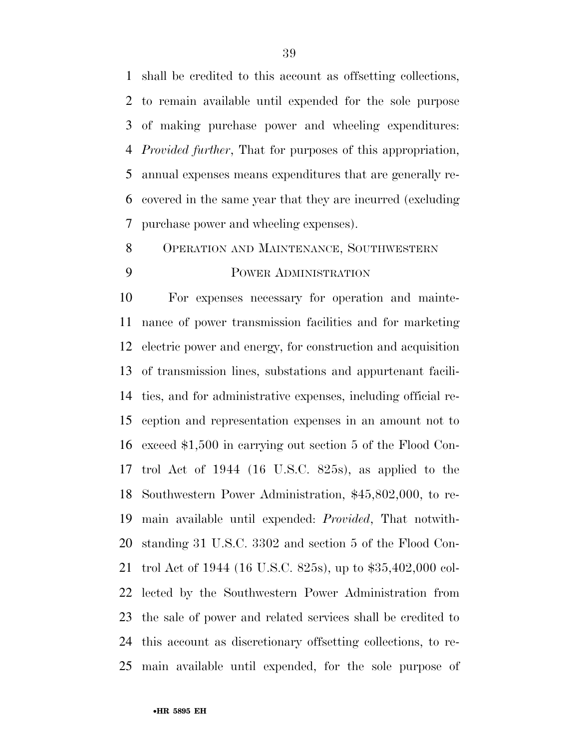shall be credited to this account as offsetting collections, to remain available until expended for the sole purpose of making purchase power and wheeling expenditures: *Provided further*, That for purposes of this appropriation, annual expenses means expenditures that are generally recovered in the same year that they are incurred (excluding purchase power and wheeling expenses).

OPERATION AND MAINTENANCE, SOUTHWESTERN POWER ADMINISTRATION

For expenses necessary for operation and maintenance of power transmission facilities and for marketing electric power and energy, for construction and acquisition of transmission lines, substations and appurtenant facilities, and for administrative expenses, including official reception and representation expenses in an amount not to exceed $1,500 in carrying out section 5 of the Flood Control Act of 1944 (16 U.S.C. 825s), as applied to the Southwestern Power Administration, $45,802,000, to remain available until expended: *Provided*, That notwithstanding 31 U.S.C. 3302 and section 5 of the Flood Control Act of 1944 (16 U.S.C. 825s), up to $35,402,000 collected by the Southwestern Power Administration from the sale of power and related services shall be credited to this account as discretionary offsetting collections, to remain available until expended, for the sole purpose of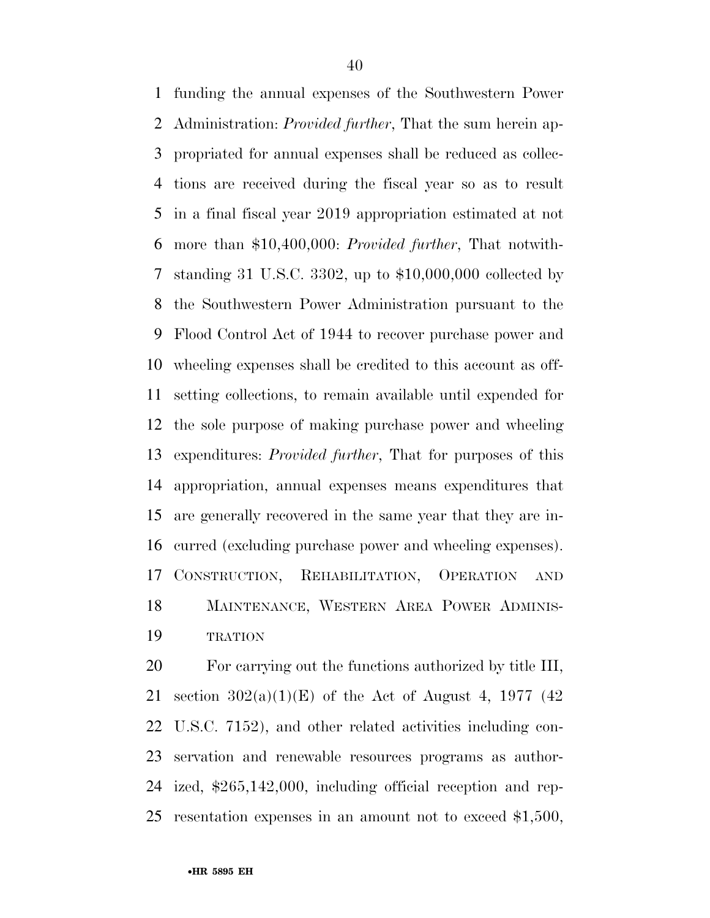funding the annual expenses of the Southwestern Power Administration: *Provided further*, That the sum herein appropriated for annual expenses shall be reduced as collections are received during the fiscal year so as to result in a final fiscal year 2019 appropriation estimated at not more than $10,400,000: *Provided further*, That notwithstanding 31 U.S.C. 3302, up to $10,000,000 collected by the Southwestern Power Administration pursuant to the Flood Control Act of 1944 to recover purchase power and wheeling expenses shall be credited to this account as offsetting collections, to remain available until expended for the sole purpose of making purchase power and wheeling expenditures: *Provided further*, That for purposes of this appropriation, annual expenses means expenditures that are generally recovered in the same year that they are incurred (excluding purchase power and wheeling expenses).

CONSTRUCTION, REHABILITATION, OPERATION AND MAINTENANCE, WESTERN AREA POWER ADMINISTRATION

For carrying out the functions authorized by title III, section 302(a)(1)(E) of the Act of August 4, 1977 (42 U.S.C. 7152), and other related activities including conservation and renewable resources programs as authorized, $265,142,000, including official reception and representation expenses in an amount not to exceed $1,500,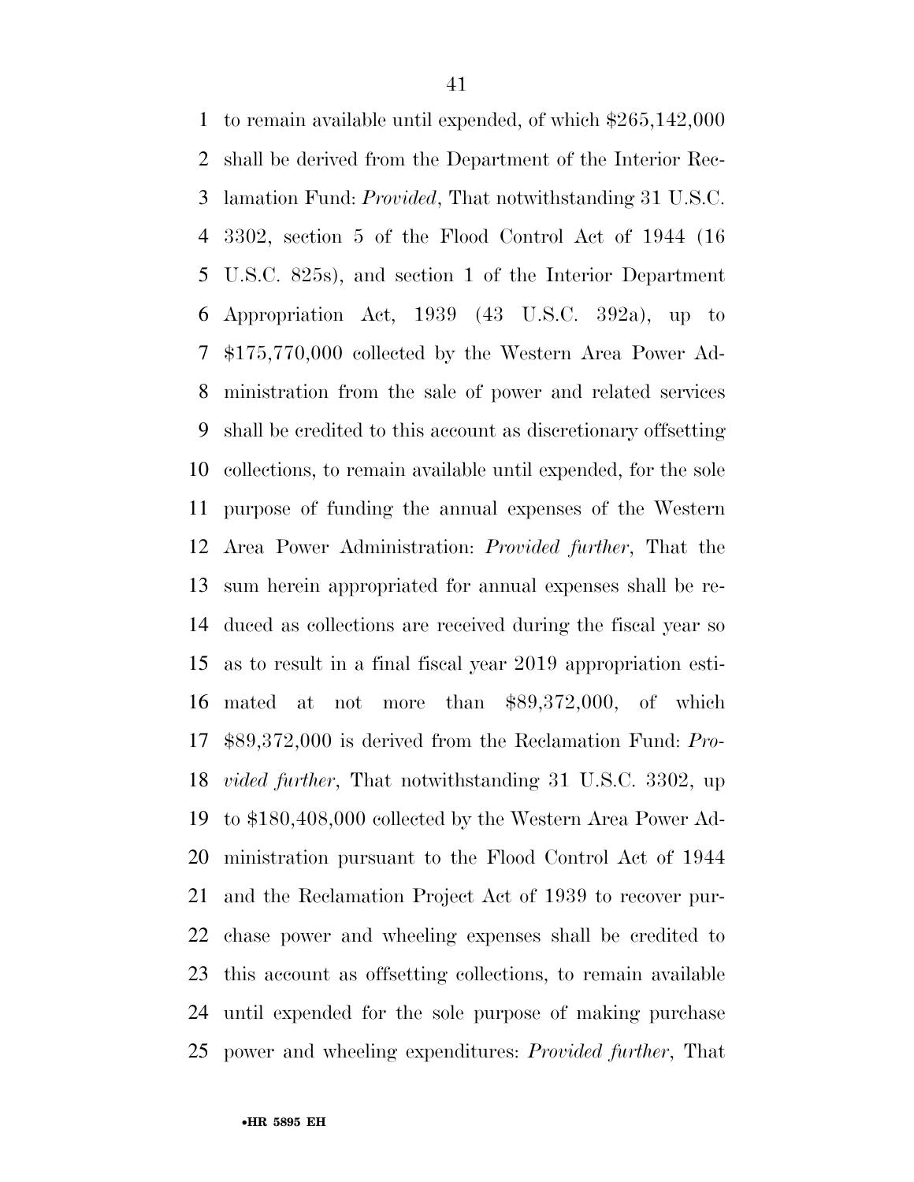to remain available until expended, of which $265,142,000 shall be derived from the Department of the Interior Reclamation Fund: *Provided*, That notwithstanding 31 U.S.C. 3302, section 5 of the Flood Control Act of 1944 (16 U.S.C. 825s), and section 1 of the Interior Department Appropriation Act, 1939 (43 U.S.C. 392a), up to $175,770,000 collected by the Western Area Power Administration from the sale of power and related services shall be credited to this account as discretionary offsetting collections, to remain available until expended, for the sole purpose of funding the annual expenses of the Western Area Power Administration: *Provided further*, That the sum herein appropriated for annual expenses shall be reduced as collections are received during the fiscal year so as to result in a final fiscal year 2019 appropriation estimated at not more than $89,372,000, of which $89,372,000 is derived from the Reclamation Fund: *Provided further*, That notwithstanding 31 U.S.C. 3302, up to $180,408,000 collected by the Western Area Power Administration pursuant to the Flood Control Act of 1944 and the Reclamation Project Act of 1939 to recover purchase power and wheeling expenses shall be credited to this account as offsetting collections, to remain available until expended for the sole purpose of making purchase power and wheeling expenditures: *Provided further*, That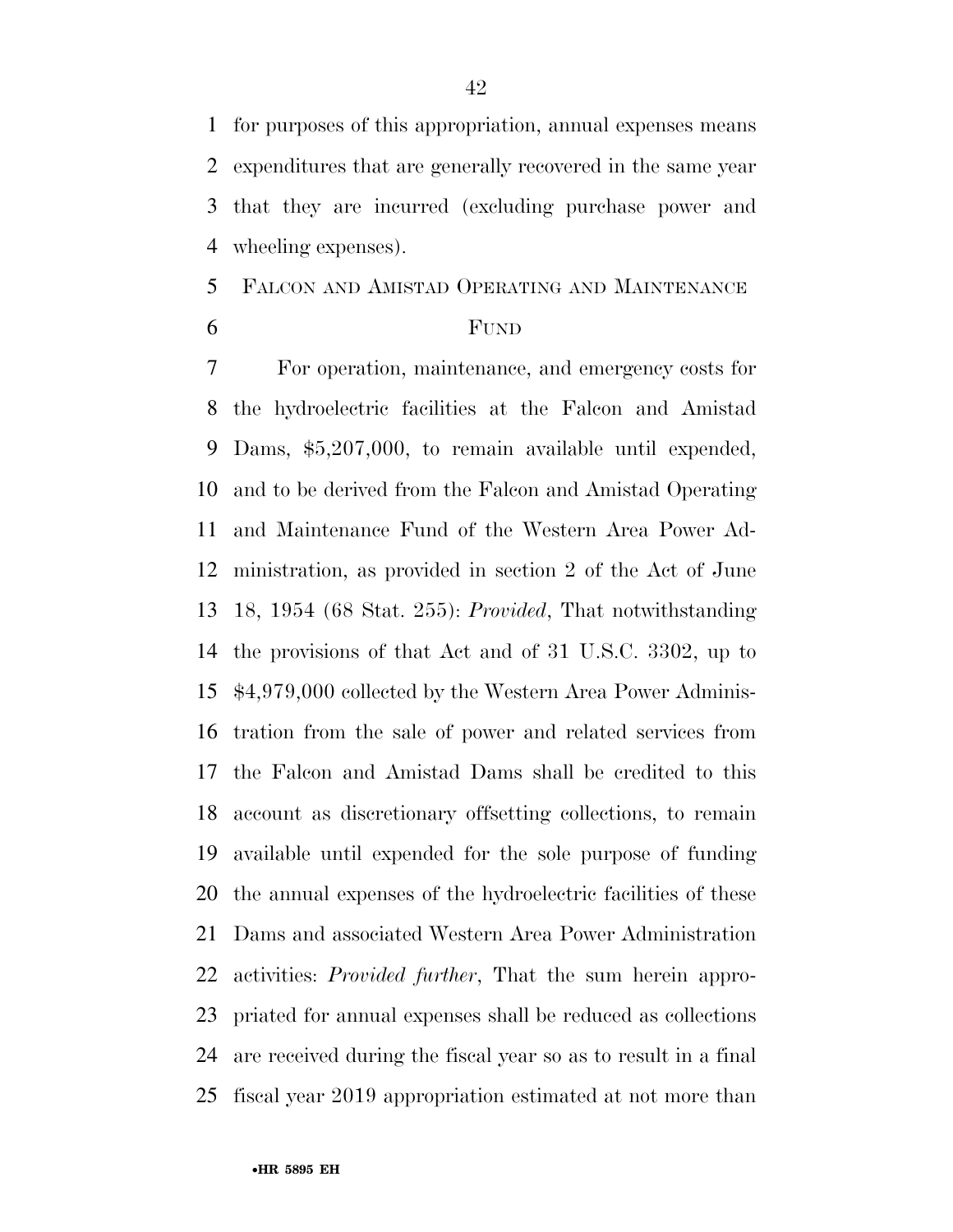for purposes of this appropriation, annual expenses means expenditures that are generally recovered in the same year that they are incurred (excluding purchase power and wheeling expenses).

## FALCON AND AMISTAD OPERATING AND MAINTENANCE FUND

For operation, maintenance, and emergency costs for the hydroelectric facilities at the Falcon and Amistad Dams, $5,207,000, to remain available until expended, and to be derived from the Falcon and Amistad Operating and Maintenance Fund of the Western Area Power Administration, as provided in section 2 of the Act of June 18, 1954 (68 Stat. 255): *Provided*, That notwithstanding the provisions of that Act and of 31 U.S.C. 3302, up to $4,979,000 collected by the Western Area Power Administration from the sale of power and related services from the Falcon and Amistad Dams shall be credited to this account as discretionary offsetting collections, to remain available until expended for the sole purpose of funding the annual expenses of the hydroelectric facilities of these Dams and associated Western Area Power Administration activities: *Provided further*, That the sum herein appropriated for annual expenses shall be reduced as collections are received during the fiscal year so as to result in a final fiscal year 2019 appropriation estimated at not more than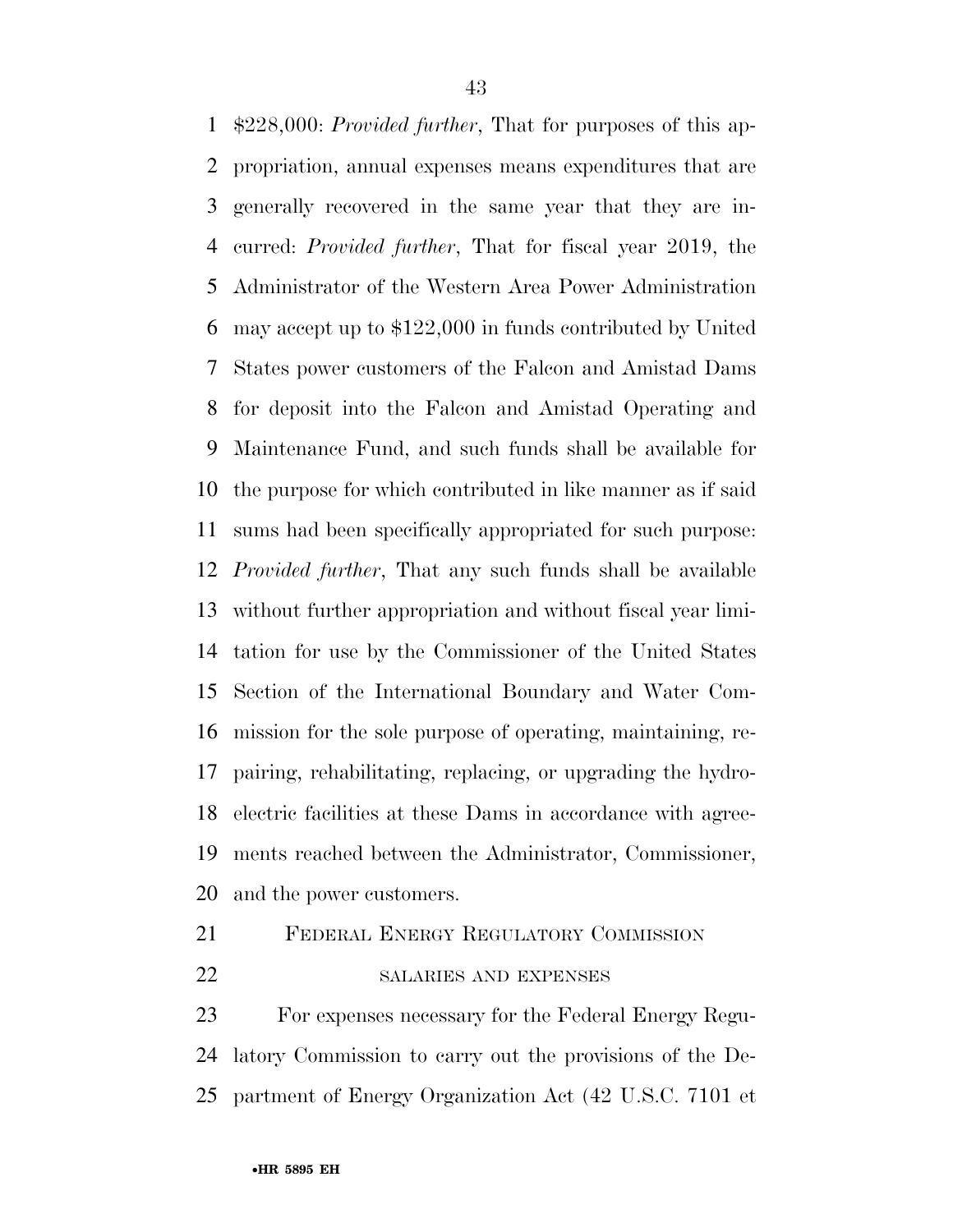$228,000: *Provided further*, That for purposes of this appropriation, annual expenses means expenditures that are generally recovered in the same year that they are incurred: *Provided further*, That for fiscal year 2019, the Administrator of the Western Area Power Administration may accept up to $122,000 in funds contributed by United States power customers of the Falcon and Amistad Dams for deposit into the Falcon and Amistad Operating and Maintenance Fund, and such funds shall be available for the purpose for which contributed in like manner as if said sums had been specifically appropriated for such purpose: *Provided further*, That any such funds shall be available without further appropriation and without fiscal year limitation for use by the Commissioner of the United States Section of the International Boundary and Water Commission for the sole purpose of operating, maintaining, repairing, rehabilitating, replacing, or upgrading the hydroelectric facilities at these Dams in accordance with agreements reached between the Administrator, Commissioner, and the power customers.

## Federal Energy Regulatory Commission

### salaries and expenses

For expenses necessary for the Federal Energy Regulatory Commission to carry out the provisions of the Department of Energy Organization Act (42 U.S.C. 7101 et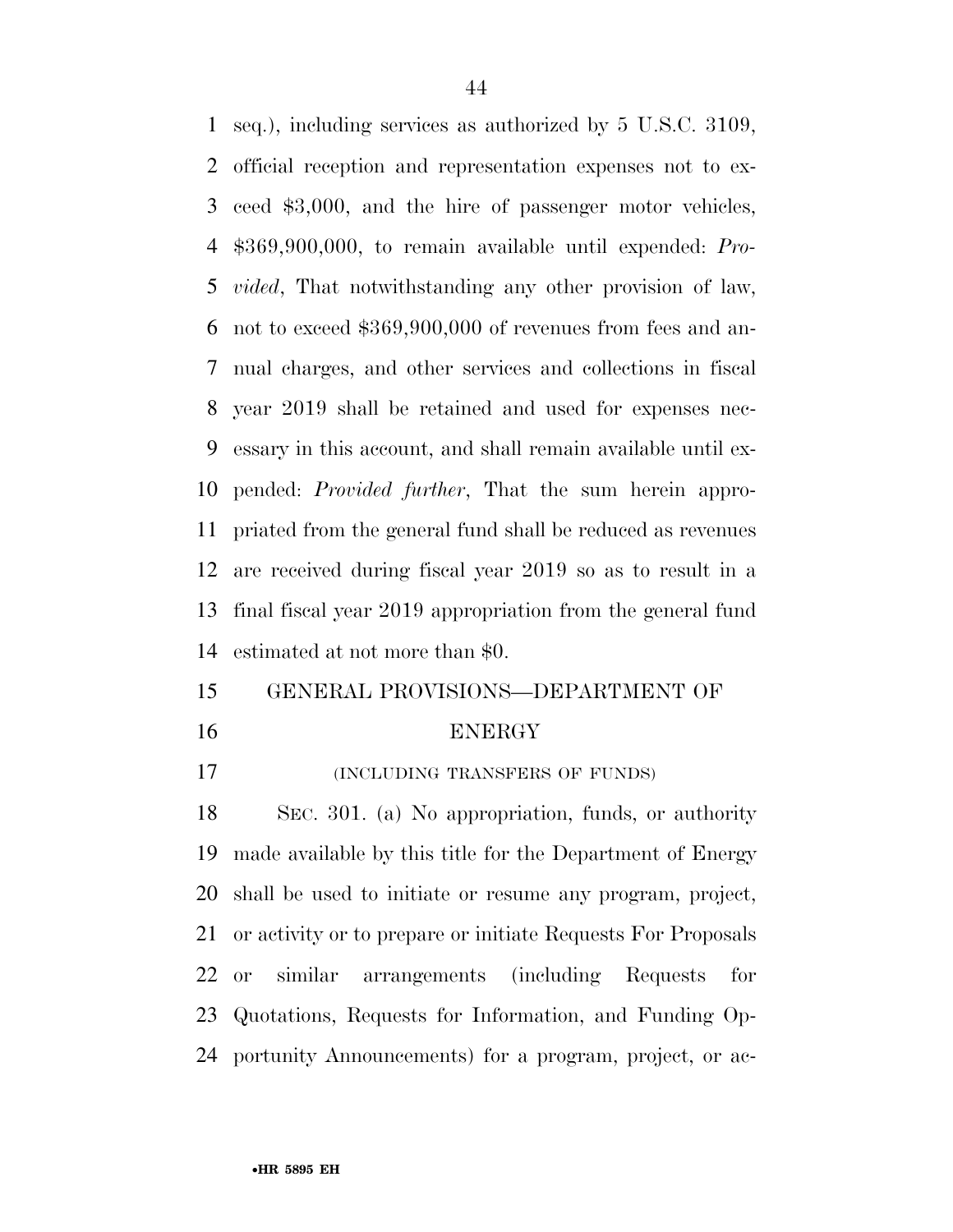seq.), including services as authorized by 5 U.S.C. 3109, official reception and representation expenses not to exceed $3,000, and the hire of passenger motor vehicles, $369,900,000, to remain available until expended: *Provided*, That notwithstanding any other provision of law, not to exceed $369,900,000 of revenues from fees and annual charges, and other services and collections in fiscal year 2019 shall be retained and used for expenses necessary in this account, and shall remain available until expended: *Provided further*, That the sum herein appropriated from the general fund shall be reduced as revenues are received during fiscal year 2019 so as to result in a final fiscal year 2019 appropriation from the general fund estimated at not more than $0.

## GENERAL PROVISIONS—DEPARTMENT OF ENERGY

(INCLUDING TRANSFERS OF FUNDS)

SEC. 301. (a) No appropriation, funds, or authority made available by this title for the Department of Energy shall be used to initiate or resume any program, project, or activity or to prepare or initiate Requests For Proposals or similar arrangements (including Requests for Quotations, Requests for Information, and Funding Opportunity Announcements) for a program, project, or ac-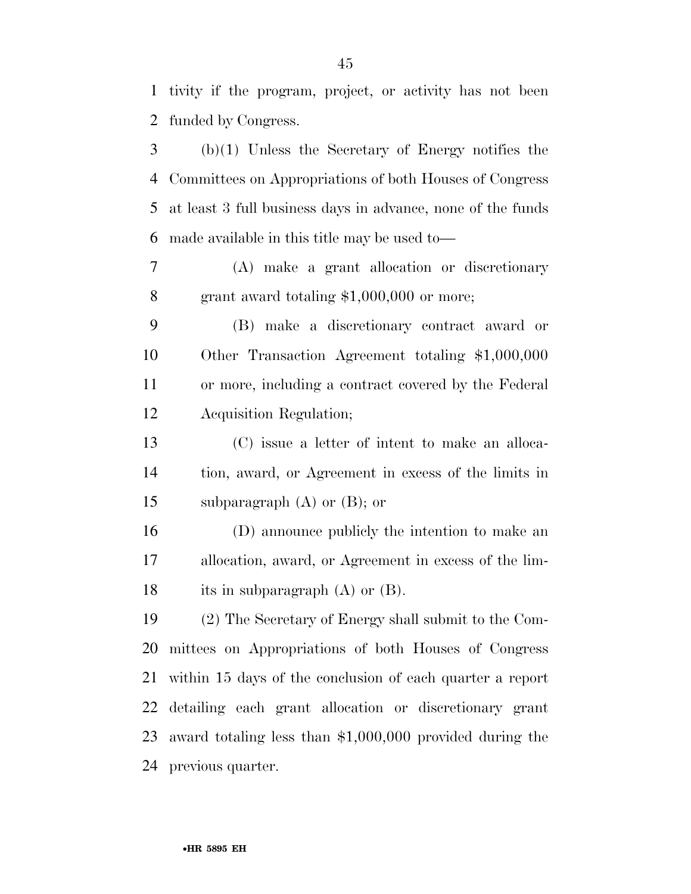tivity if the program, project, or activity has not been funded by Congress.

(b)(1) Unless the Secretary of Energy notifies the Committees on Appropriations of both Houses of Congress at least 3 full business days in advance, none of the funds made available in this title may be used to—

(A) make a grant allocation or discretionary grant award totaling $1,000,000 or more;

(B) make a discretionary contract award or Other Transaction Agreement totaling $1,000,000 or more, including a contract covered by the Federal Acquisition Regulation;

(C) issue a letter of intent to make an allocation, award, or Agreement in excess of the limits in subparagraph (A) or (B); or

(D) announce publicly the intention to make an allocation, award, or Agreement in excess of the limits in subparagraph (A) or (B).

(2) The Secretary of Energy shall submit to the Committees on Appropriations of both Houses of Congress within 15 days of the conclusion of each quarter a report detailing each grant allocation or discretionary grant award totaling less than $1,000,000 provided during the previous quarter.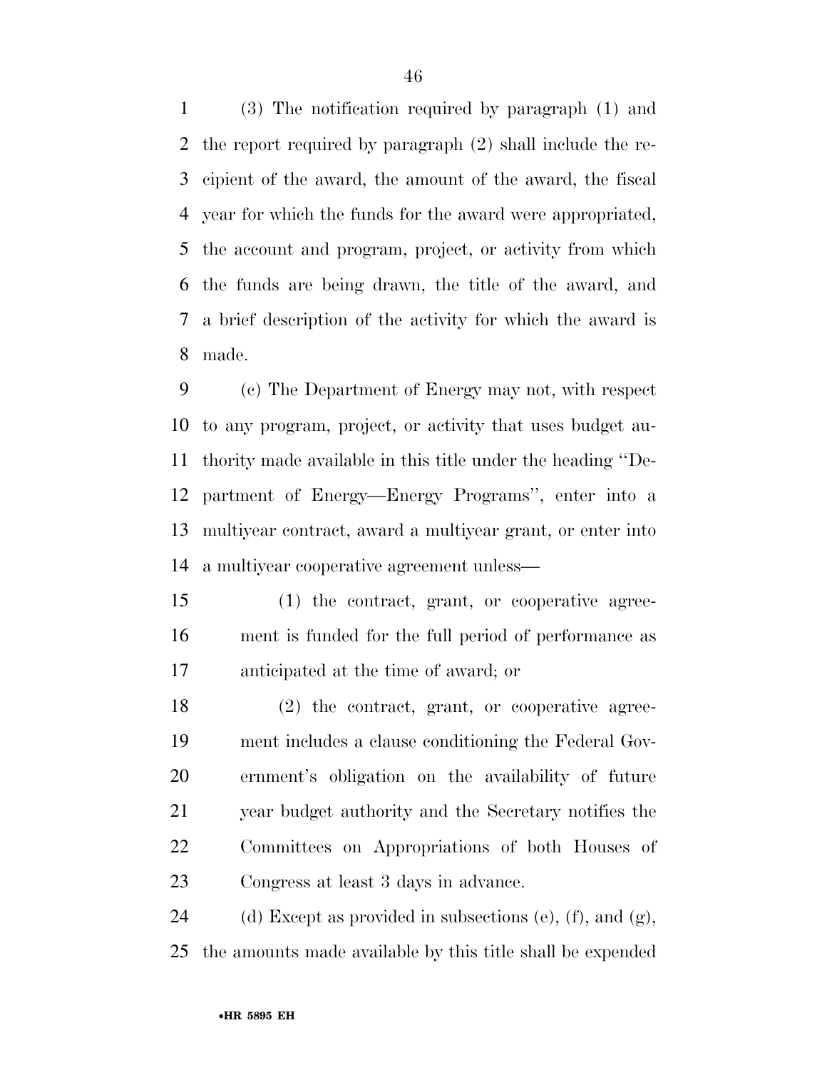(3) The notification required by paragraph (1) and the report required by paragraph (2) shall include the recipient of the award, the amount of the award, the fiscal year for which the funds for the award were appropriated, the account and program, project, or activity from which the funds are being drawn, the title of the award, and a brief description of the activity for which the award is made.

(c) The Department of Energy may not, with respect to any program, project, or activity that uses budget authority made available in this title under the heading "Department of Energy—Energy Programs", enter into a multiyear contract, award a multiyear grant, or enter into a multiyear cooperative agreement unless—

(1) the contract, grant, or cooperative agreement is funded for the full period of performance as anticipated at the time of award; or

(2) the contract, grant, or cooperative agreement includes a clause conditioning the Federal Government's obligation on the availability of future year budget authority and the Secretary notifies the Committees on Appropriations of both Houses of Congress at least 3 days in advance.

(d) Except as provided in subsections (e), (f), and (g), the amounts made available by this title shall be expended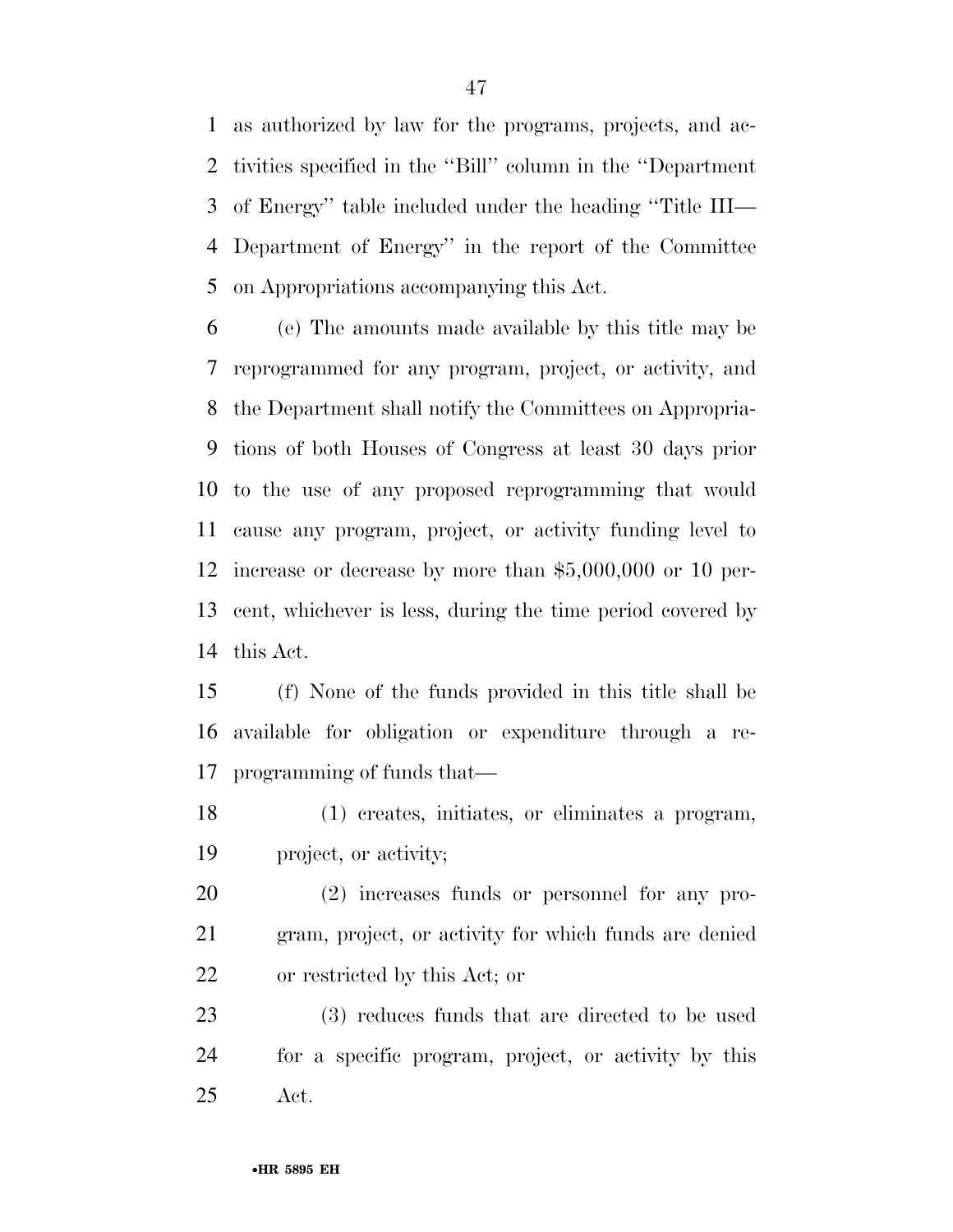as authorized by law for the programs, projects, and activities specified in the ''Bill'' column in the ''Department of Energy'' table included under the heading ''Title III—Department of Energy'' in the report of the Committee on Appropriations accompanying this Act.

(e) The amounts made available by this title may be reprogrammed for any program, project, or activity, and the Department shall notify the Committees on Appropriations of both Houses of Congress at least 30 days prior to the use of any proposed reprogramming that would cause any program, project, or activity funding level to increase or decrease by more than $5,000,000 or 10 percent, whichever is less, during the time period covered by this Act.

(f) None of the funds provided in this title shall be available for obligation or expenditure through a reprogramming of funds that—

(1) creates, initiates, or eliminates a program, project, or activity;

(2) increases funds or personnel for any program, project, or activity for which funds are denied or restricted by this Act; or

(3) reduces funds that are directed to be used for a specific program, project, or activity by this Act.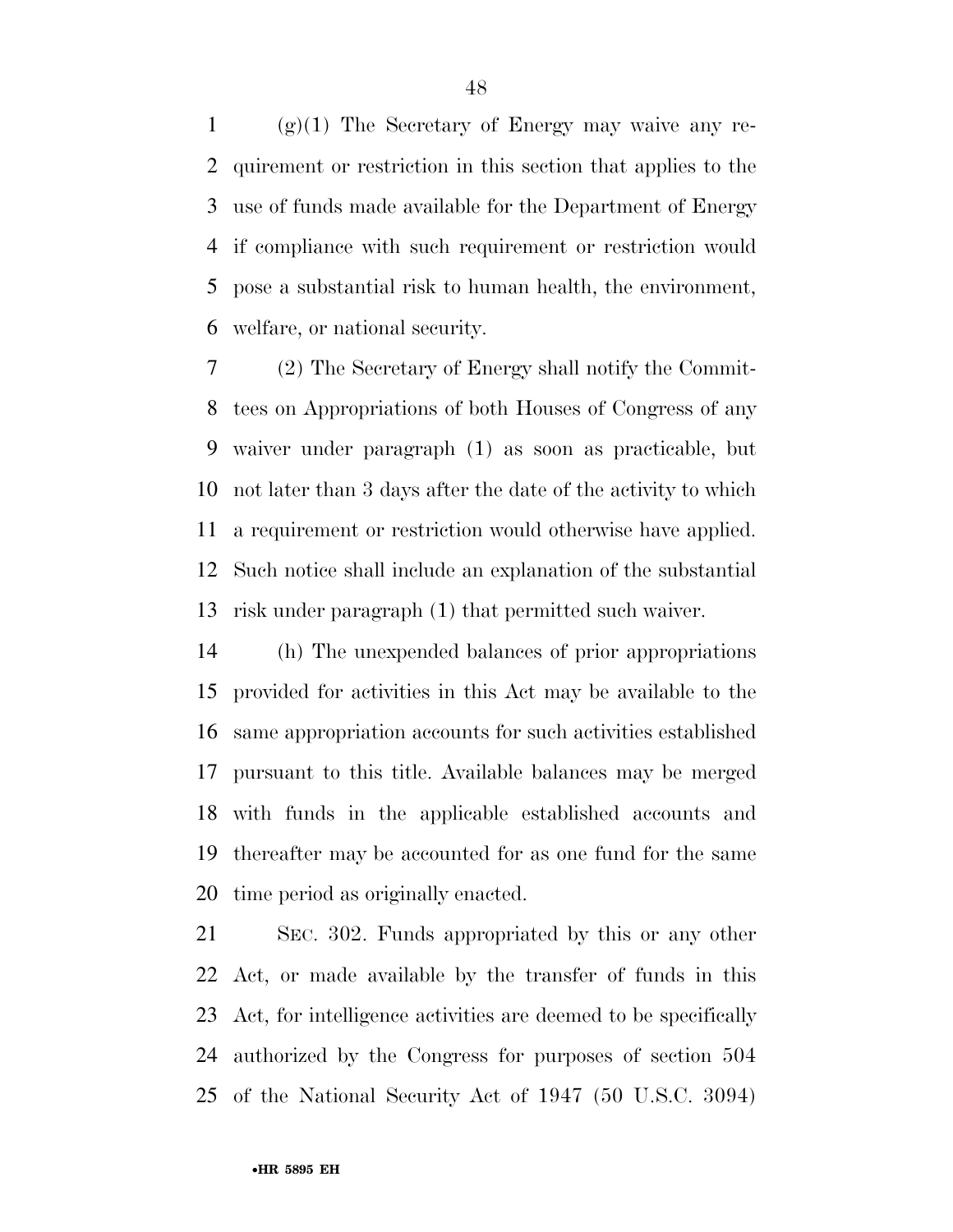(g)(1) The Secretary of Energy may waive any requirement or restriction in this section that applies to the use of funds made available for the Department of Energy if compliance with such requirement or restriction would pose a substantial risk to human health, the environment, welfare, or national security.

(2) The Secretary of Energy shall notify the Committees on Appropriations of both Houses of Congress of any waiver under paragraph (1) as soon as practicable, but not later than 3 days after the date of the activity to which a requirement or restriction would otherwise have applied. Such notice shall include an explanation of the substantial risk under paragraph (1) that permitted such waiver.

(h) The unexpended balances of prior appropriations provided for activities in this Act may be available to the same appropriation accounts for such activities established pursuant to this title. Available balances may be merged with funds in the applicable established accounts and thereafter may be accounted for as one fund for the same time period as originally enacted.

SEC. 302. Funds appropriated by this or any other Act, or made available by the transfer of funds in this Act, for intelligence activities are deemed to be specifically authorized by the Congress for purposes of section 504 of the National Security Act of 1947 (50 U.S.C. 3094)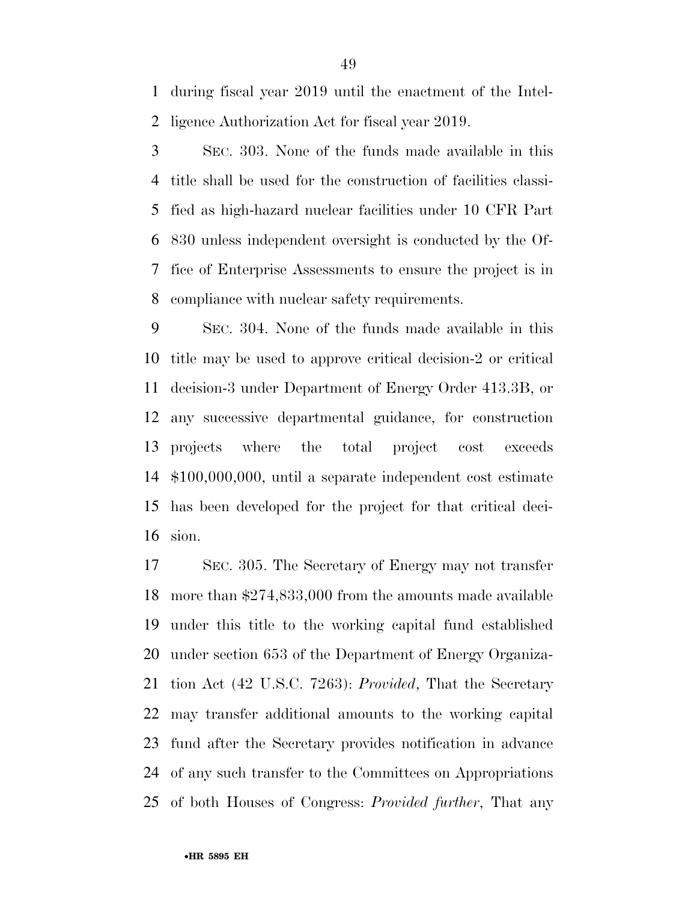during fiscal year 2019 until the enactment of the Intelligence Authorization Act for fiscal year 2019.

SEC. 303. None of the funds made available in this title shall be used for the construction of facilities classified as high-hazard nuclear facilities under 10 CFR Part 830 unless independent oversight is conducted by the Office of Enterprise Assessments to ensure the project is in compliance with nuclear safety requirements.

SEC. 304. None of the funds made available in this title may be used to approve critical decision-2 or critical decision-3 under Department of Energy Order 413.3B, or any successive departmental guidance, for construction projects where the total project cost exceeds $100,000,000, until a separate independent cost estimate has been developed for the project for that critical decision.

SEC. 305. The Secretary of Energy may not transfer more than $274,833,000 from the amounts made available under this title to the working capital fund established under section 653 of the Department of Energy Organization Act (42 U.S.C. 7263): *Provided*, That the Secretary may transfer additional amounts to the working capital fund after the Secretary provides notification in advance of any such transfer to the Committees on Appropriations of both Houses of Congress: *Provided further*, That any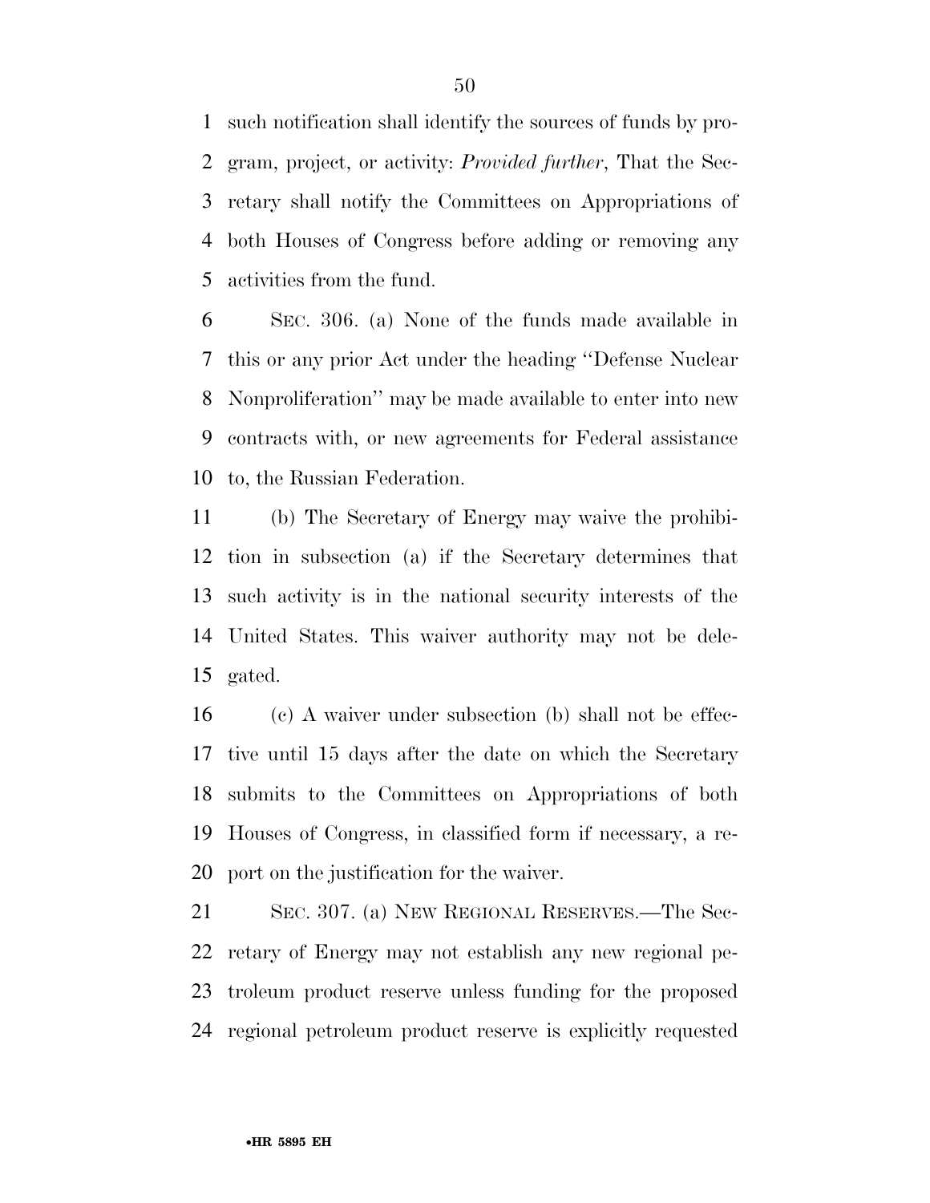such notification shall identify the sources of funds by program, project, or activity: *Provided further*, That the Secretary shall notify the Committees on Appropriations of both Houses of Congress before adding or removing any activities from the fund.

SEC. 306. (a) None of the funds made available in this or any prior Act under the heading ''Defense Nuclear Nonproliferation'' may be made available to enter into new contracts with, or new agreements for Federal assistance to, the Russian Federation.

(b) The Secretary of Energy may waive the prohibition in subsection (a) if the Secretary determines that such activity is in the national security interests of the United States. This waiver authority may not be delegated.

(c) A waiver under subsection (b) shall not be effective until 15 days after the date on which the Secretary submits to the Committees on Appropriations of both Houses of Congress, in classified form if necessary, a report on the justification for the waiver.

SEC. 307. (a) NEW REGIONAL RESERVES.—The Secretary of Energy may not establish any new regional petroleum product reserve unless funding for the proposed regional petroleum product reserve is explicitly requested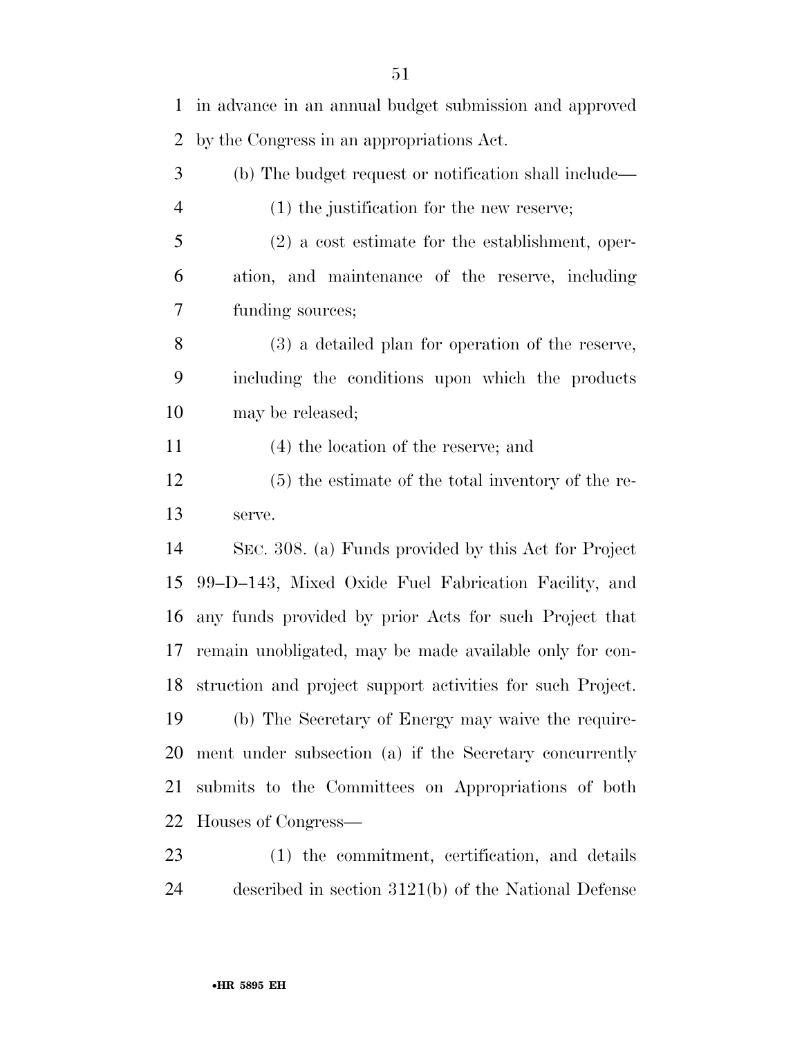in advance in an annual budget submission and approved by the Congress in an appropriations Act.

(b) The budget request or notification shall include—

(1) the justification for the new reserve;

(2) a cost estimate for the establishment, operation, and maintenance of the reserve, including funding sources;

(3) a detailed plan for operation of the reserve, including the conditions upon which the products may be released;

(4) the location of the reserve; and

(5) the estimate of the total inventory of the reserve.

SEC. 308. (a) Funds provided by this Act for Project 99–D–143, Mixed Oxide Fuel Fabrication Facility, and any funds provided by prior Acts for such Project that remain unobligated, may be made available only for construction and project support activities for such Project.

(b) The Secretary of Energy may waive the requirement under subsection (a) if the Secretary concurrently submits to the Committees on Appropriations of both Houses of Congress—

(1) the commitment, certification, and details described in section 3121(b) of the National Defense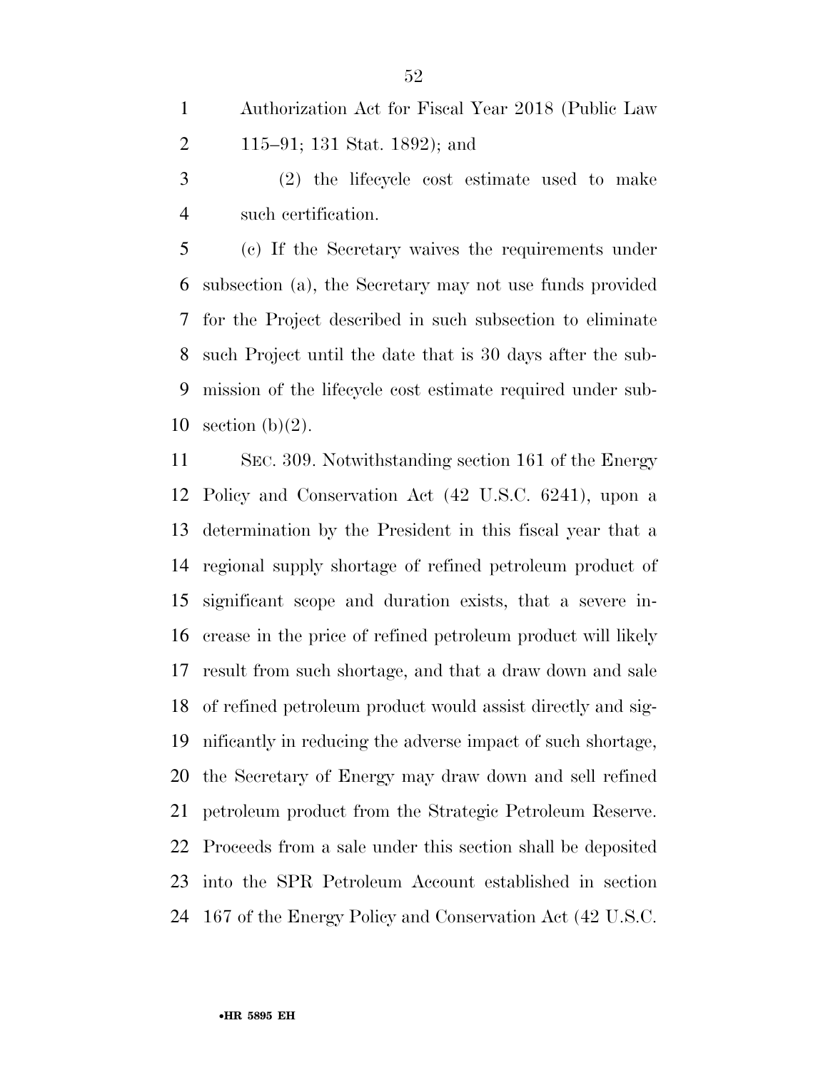Authorization Act for Fiscal Year 2018 (Public Law 115–91; 131 Stat. 1892); and

(2) the lifecycle cost estimate used to make such certification.

(c) If the Secretary waives the requirements under subsection (a), the Secretary may not use funds provided for the Project described in such subsection to eliminate such Project until the date that is 30 days after the submission of the lifecycle cost estimate required under subsection (b)(2).

SEC. 309. Notwithstanding section 161 of the Energy Policy and Conservation Act (42 U.S.C. 6241), upon a determination by the President in this fiscal year that a regional supply shortage of refined petroleum product of significant scope and duration exists, that a severe increase in the price of refined petroleum product will likely result from such shortage, and that a draw down and sale of refined petroleum product would assist directly and significantly in reducing the adverse impact of such shortage, the Secretary of Energy may draw down and sell refined petroleum product from the Strategic Petroleum Reserve. Proceeds from a sale under this section shall be deposited into the SPR Petroleum Account established in section 167 of the Energy Policy and Conservation Act (42 U.S.C.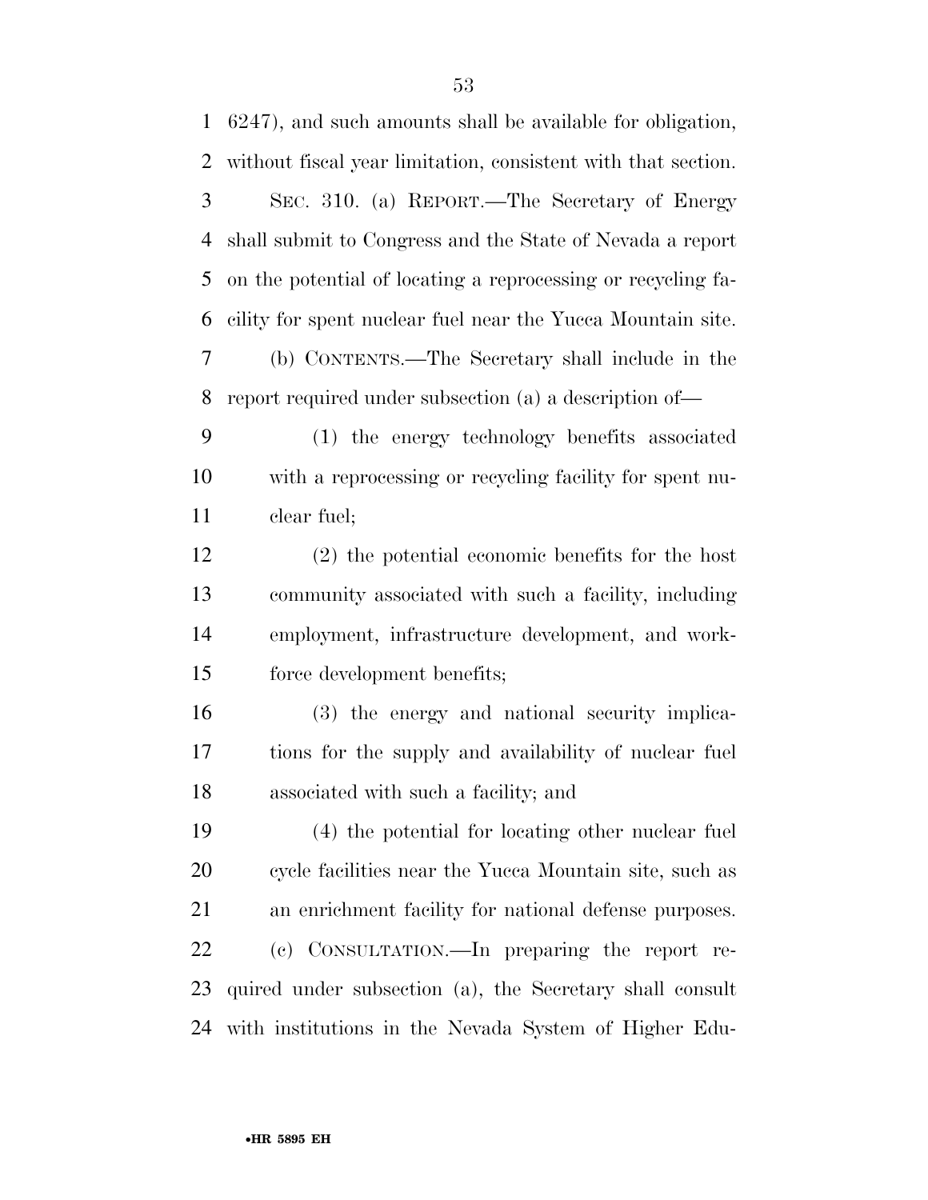6247), and such amounts shall be available for obligation, without fiscal year limitation, consistent with that section.

SEC. 310. (a) REPORT.—The Secretary of Energy shall submit to Congress and the State of Nevada a report on the potential of locating a reprocessing or recycling facility for spent nuclear fuel near the Yucca Mountain site.

(b) CONTENTS.—The Secretary shall include in the report required under subsection (a) a description of—

(1) the energy technology benefits associated with a reprocessing or recycling facility for spent nuclear fuel;

(2) the potential economic benefits for the host community associated with such a facility, including employment, infrastructure development, and workforce development benefits;

(3) the energy and national security implications for the supply and availability of nuclear fuel associated with such a facility; and

(4) the potential for locating other nuclear fuel cycle facilities near the Yucca Mountain site, such as an enrichment facility for national defense purposes.

(c) CONSULTATION.—In preparing the report required under subsection (a), the Secretary shall consult with institutions in the Nevada System of Higher Edu-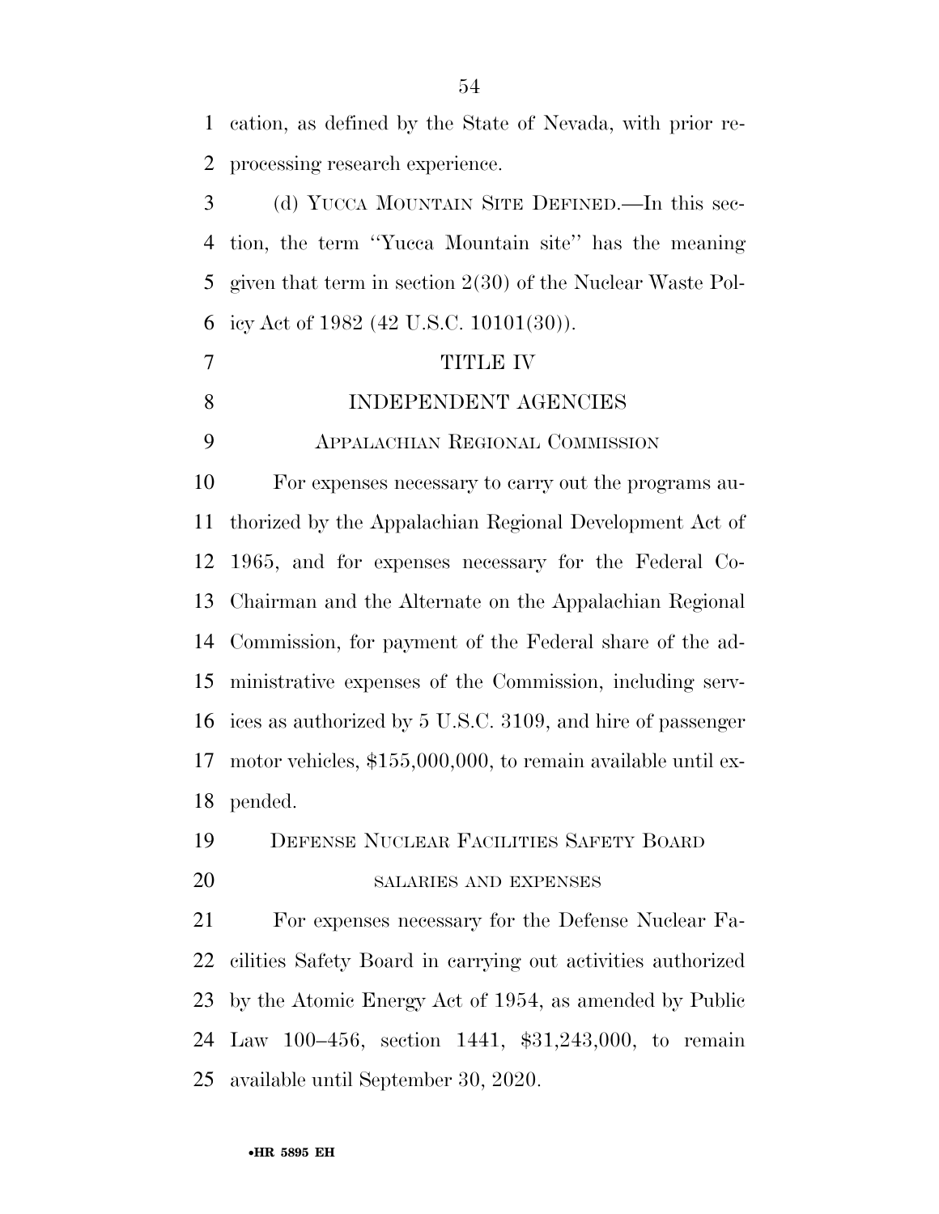cation, as defined by the State of Nevada, with prior reprocessing research experience.

(d) YUCCA MOUNTAIN SITE DEFINED.—In this section, the term ''Yucca Mountain site'' has the meaning given that term in section 2(30) of the Nuclear Waste Policy Act of 1982 (42 U.S.C. 10101(30)).

# TITLE IV

# INDEPENDENT AGENCIES

## APPALACHIAN REGIONAL COMMISSION

For expenses necessary to carry out the programs authorized by the Appalachian Regional Development Act of 1965, and for expenses necessary for the Federal Co-Chairman and the Alternate on the Appalachian Regional Commission, for payment of the Federal share of the administrative expenses of the Commission, including services as authorized by 5 U.S.C. 3109, and hire of passenger motor vehicles, $155,000,000, to remain available until expended.

## DEFENSE NUCLEAR FACILITIES SAFETY BOARD

### SALARIES AND EXPENSES

For expenses necessary for the Defense Nuclear Facilities Safety Board in carrying out activities authorized by the Atomic Energy Act of 1954, as amended by Public Law 100–456, section 1441, $31,243,000, to remain available until September 30, 2020.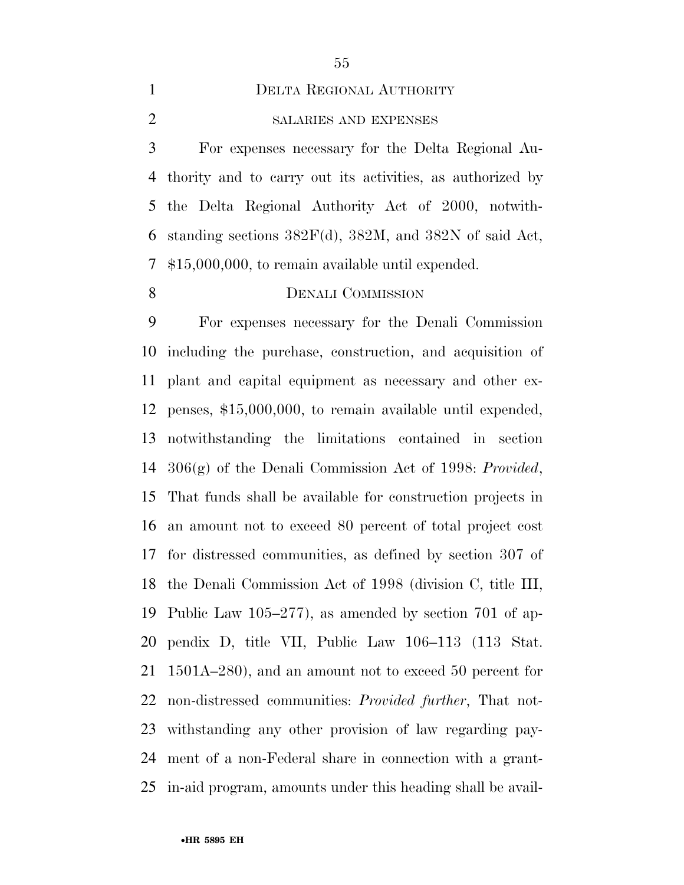## Delta Regional Authority

### salaries and expenses

For expenses necessary for the Delta Regional Authority and to carry out its activities, as authorized by the Delta Regional Authority Act of 2000, notwithstanding sections 382F(d), 382M, and 382N of said Act, $15,000,000, to remain available until expended.

## Denali Commission

For expenses necessary for the Denali Commission including the purchase, construction, and acquisition of plant and capital equipment as necessary and other expenses, $15,000,000, to remain available until expended, notwithstanding the limitations contained in section 306(g) of the Denali Commission Act of 1998: *Provided*, That funds shall be available for construction projects in an amount not to exceed 80 percent of total project cost for distressed communities, as defined by section 307 of the Denali Commission Act of 1998 (division C, title III, Public Law 105–277), as amended by section 701 of appendix D, title VII, Public Law 106–113 (113 Stat. 1501A–280), and an amount not to exceed 50 percent for non-distressed communities: *Provided further*, That notwithstanding any other provision of law regarding payment of a non-Federal share in connection with a grant-in-aid program, amounts under this heading shall be avail-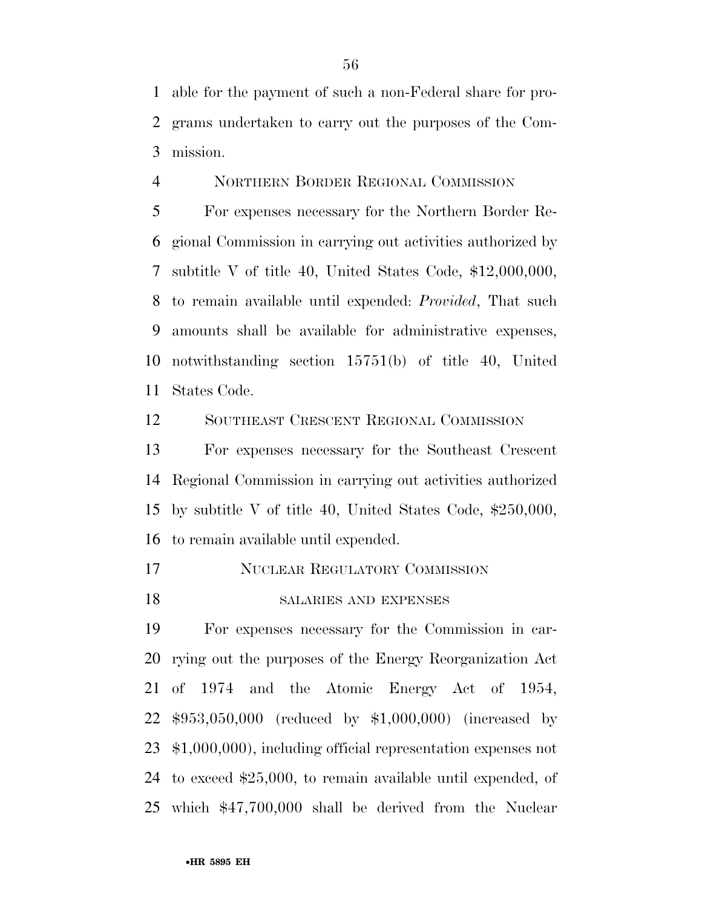able for the payment of such a non-Federal share for programs undertaken to carry out the purposes of the Commission.

NORTHERN BORDER REGIONAL COMMISSION

For expenses necessary for the Northern Border Regional Commission in carrying out activities authorized by subtitle V of title 40, United States Code, $12,000,000, to remain available until expended: *Provided*, That such amounts shall be available for administrative expenses, notwithstanding section 15751(b) of title 40, United States Code.

SOUTHEAST CRESCENT REGIONAL COMMISSION

For expenses necessary for the Southeast Crescent Regional Commission in carrying out activities authorized by subtitle V of title 40, United States Code, $250,000, to remain available until expended.

NUCLEAR REGULATORY COMMISSION

SALARIES AND EXPENSES

For expenses necessary for the Commission in carrying out the purposes of the Energy Reorganization Act of 1974 and the Atomic Energy Act of 1954, $953,050,000 (reduced by $1,000,000) (increased by $1,000,000), including official representation expenses not to exceed $25,000, to remain available until expended, of which $47,700,000 shall be derived from the Nuclear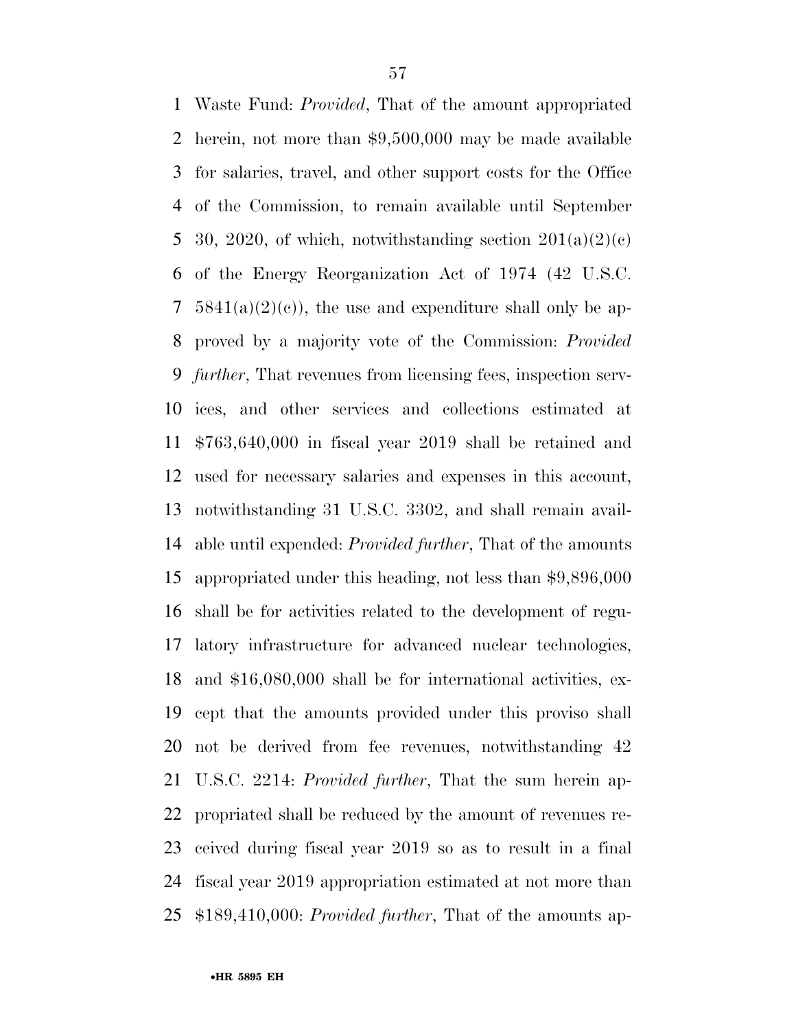Waste Fund: *Provided*, That of the amount appropriated herein, not more than $9,500,000 may be made available for salaries, travel, and other support costs for the Office of the Commission, to remain available until September 30, 2020, of which, notwithstanding section 201(a)(2)(c) of the Energy Reorganization Act of 1974 (42 U.S.C. 5841(a)(2)(c)), the use and expenditure shall only be approved by a majority vote of the Commission: *Provided further*, That revenues from licensing fees, inspection services, and other services and collections estimated at $763,640,000 in fiscal year 2019 shall be retained and used for necessary salaries and expenses in this account, notwithstanding 31 U.S.C. 3302, and shall remain available until expended: *Provided further*, That of the amounts appropriated under this heading, not less than $9,896,000 shall be for activities related to the development of regulatory infrastructure for advanced nuclear technologies, and $16,080,000 shall be for international activities, except that the amounts provided under this proviso shall not be derived from fee revenues, notwithstanding 42 U.S.C. 2214: *Provided further*, That the sum herein appropriated shall be reduced by the amount of revenues received during fiscal year 2019 so as to result in a final fiscal year 2019 appropriation estimated at not more than $189,410,000: *Provided further*, That of the amounts ap-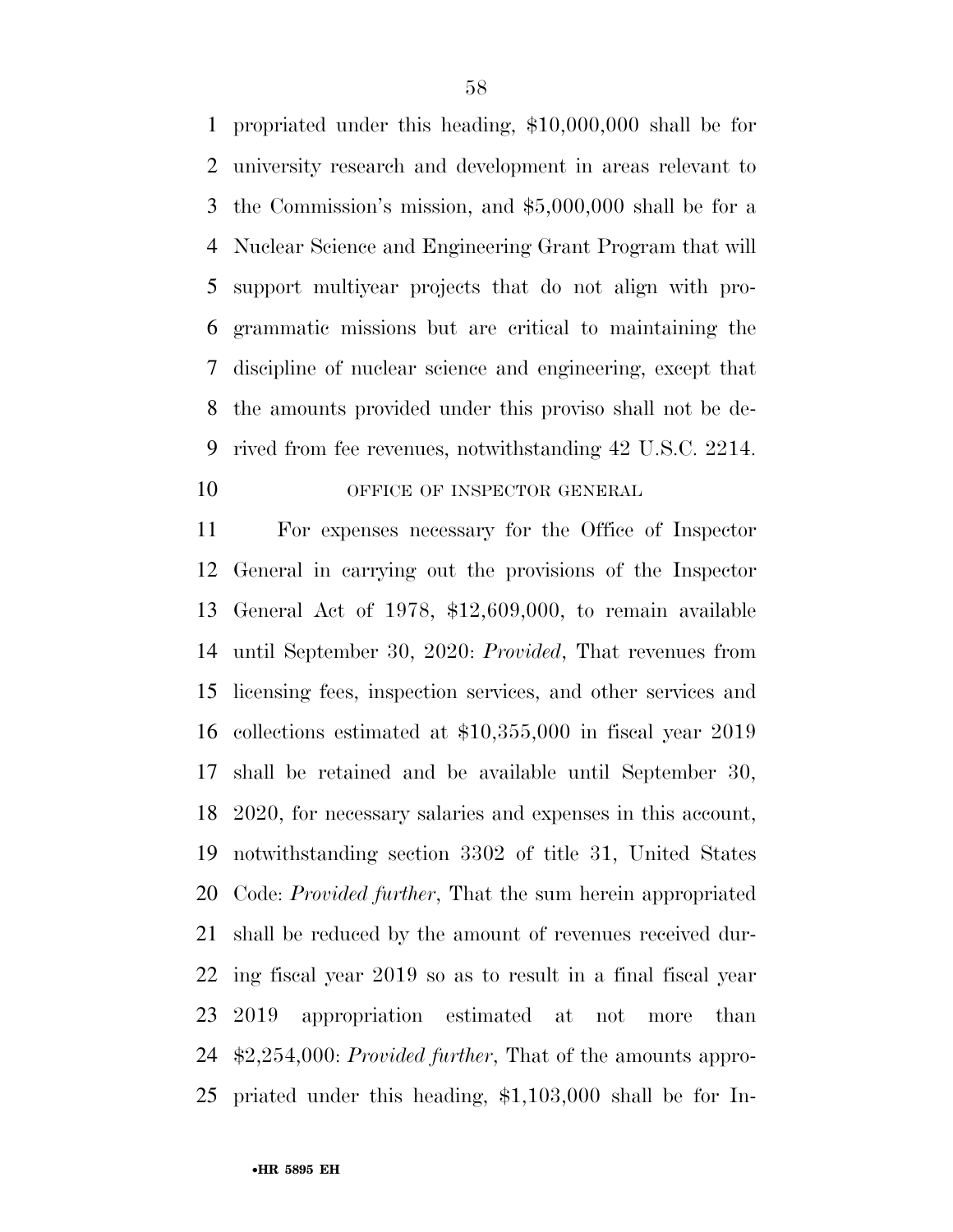propriated under this heading, $10,000,000 shall be for university research and development in areas relevant to the Commission's mission, and $5,000,000 shall be for a Nuclear Science and Engineering Grant Program that will support multiyear projects that do not align with programmatic missions but are critical to maintaining the discipline of nuclear science and engineering, except that the amounts provided under this proviso shall not be derived from fee revenues, notwithstanding 42 U.S.C. 2214.

OFFICE OF INSPECTOR GENERAL

For expenses necessary for the Office of Inspector General in carrying out the provisions of the Inspector General Act of 1978, $12,609,000, to remain available until September 30, 2020: *Provided*, That revenues from licensing fees, inspection services, and other services and collections estimated at $10,355,000 in fiscal year 2019 shall be retained and be available until September 30, 2020, for necessary salaries and expenses in this account, notwithstanding section 3302 of title 31, United States Code: *Provided further*, That the sum herein appropriated shall be reduced by the amount of revenues received during fiscal year 2019 so as to result in a final fiscal year 2019 appropriation estimated at not more than $2,254,000: *Provided further*, That of the amounts appropriated under this heading, $1,103,000 shall be for In-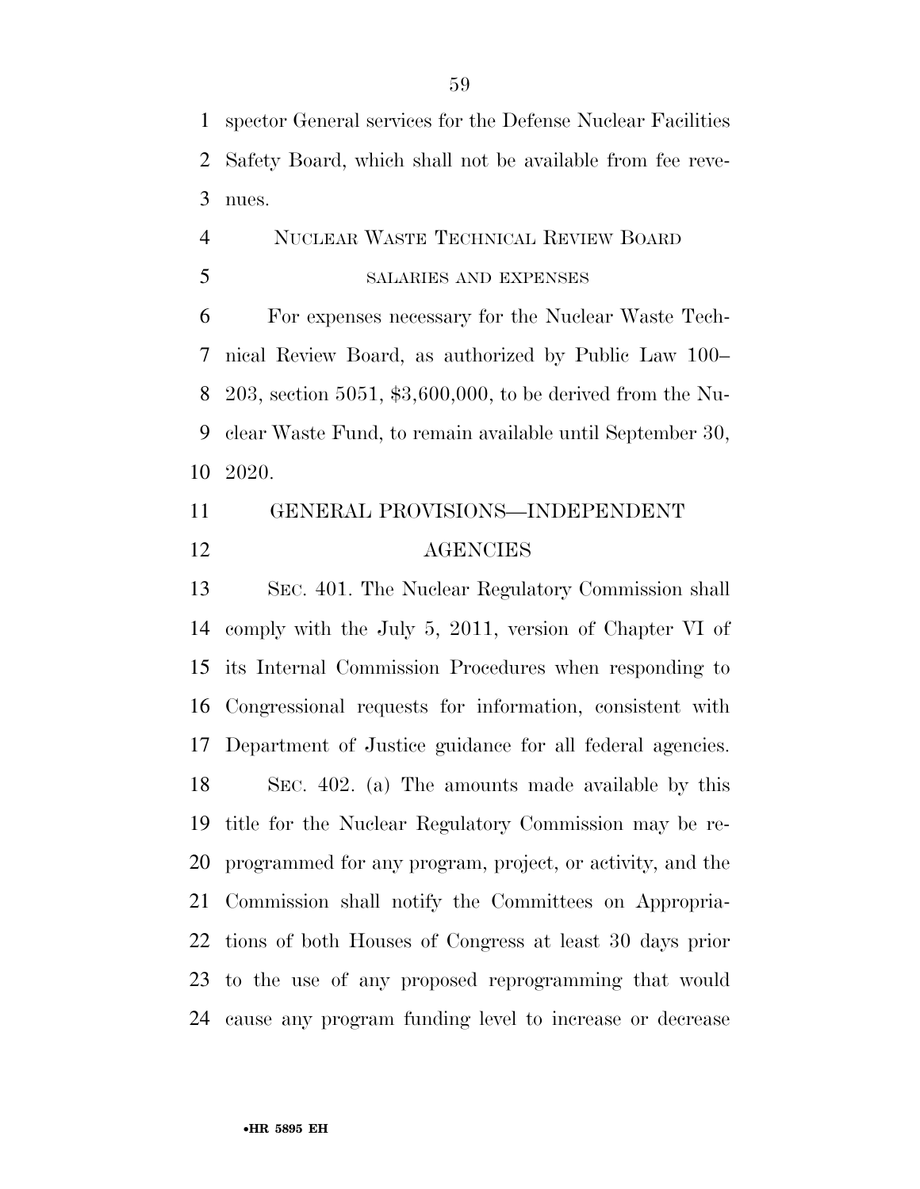spector General services for the Defense Nuclear Facilities Safety Board, which shall not be available from fee revenues.

NUCLEAR WASTE TECHNICAL REVIEW BOARD

SALARIES AND EXPENSES

For expenses necessary for the Nuclear Waste Technical Review Board, as authorized by Public Law 100–203, section 5051, $3,600,000, to be derived from the Nuclear Waste Fund, to remain available until September 30, 2020.

GENERAL PROVISIONS—INDEPENDENT AGENCIES

SEC. 401. The Nuclear Regulatory Commission shall comply with the July 5, 2011, version of Chapter VI of its Internal Commission Procedures when responding to Congressional requests for information, consistent with Department of Justice guidance for all federal agencies.

SEC. 402. (a) The amounts made available by this title for the Nuclear Regulatory Commission may be reprogrammed for any program, project, or activity, and the Commission shall notify the Committees on Appropriations of both Houses of Congress at least 30 days prior to the use of any proposed reprogramming that would cause any program funding level to increase or decrease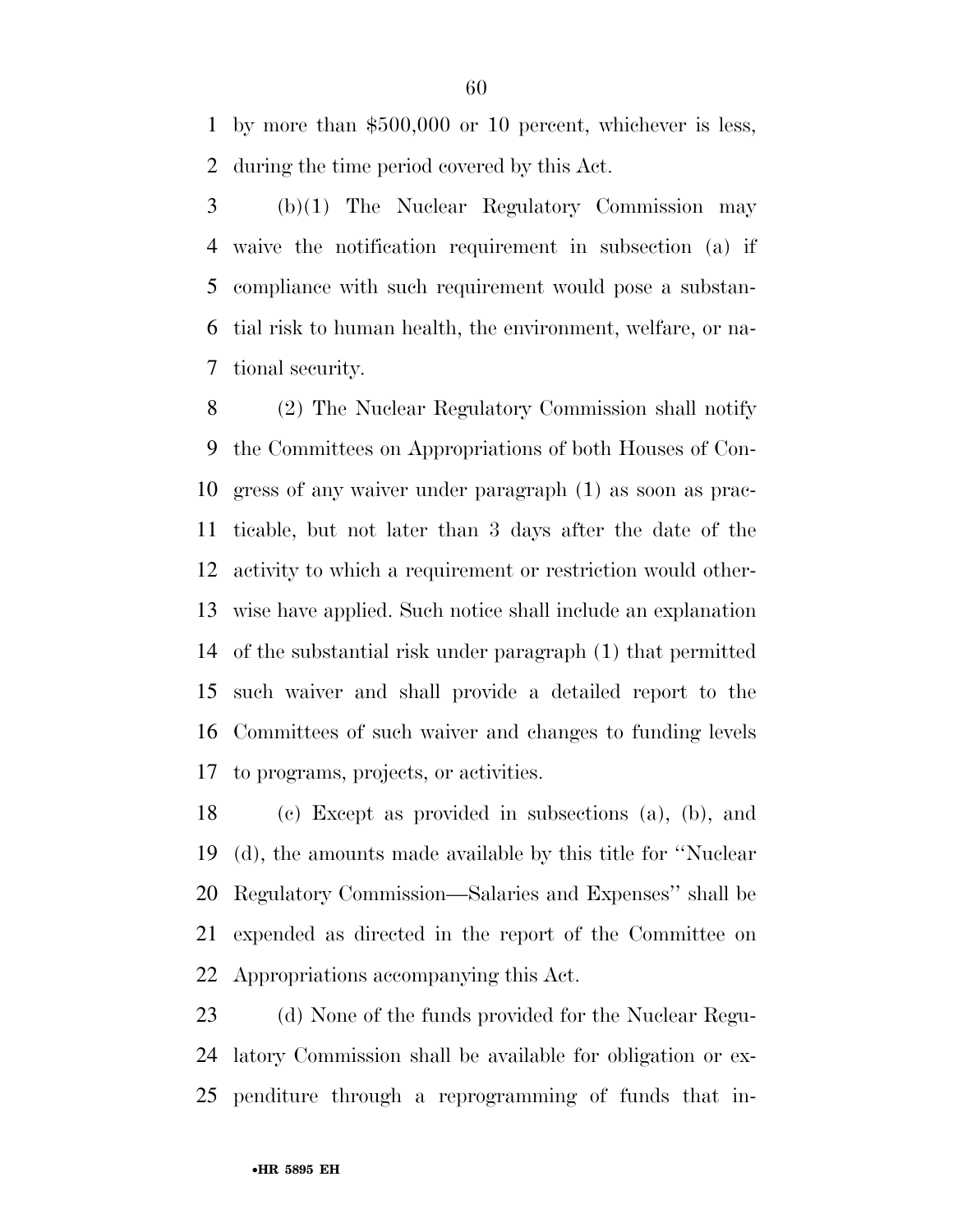by more than $500,000 or 10 percent, whichever is less, during the time period covered by this Act.

(b)(1) The Nuclear Regulatory Commission may waive the notification requirement in subsection (a) if compliance with such requirement would pose a substantial risk to human health, the environment, welfare, or national security.

(2) The Nuclear Regulatory Commission shall notify the Committees on Appropriations of both Houses of Congress of any waiver under paragraph (1) as soon as practicable, but not later than 3 days after the date of the activity to which a requirement or restriction would otherwise have applied. Such notice shall include an explanation of the substantial risk under paragraph (1) that permitted such waiver and shall provide a detailed report to the Committees of such waiver and changes to funding levels to programs, projects, or activities.

(c) Except as provided in subsections (a), (b), and (d), the amounts made available by this title for ''Nuclear Regulatory Commission—Salaries and Expenses'' shall be expended as directed in the report of the Committee on Appropriations accompanying this Act.

(d) None of the funds provided for the Nuclear Regulatory Commission shall be available for obligation or expenditure through a reprogramming of funds that in-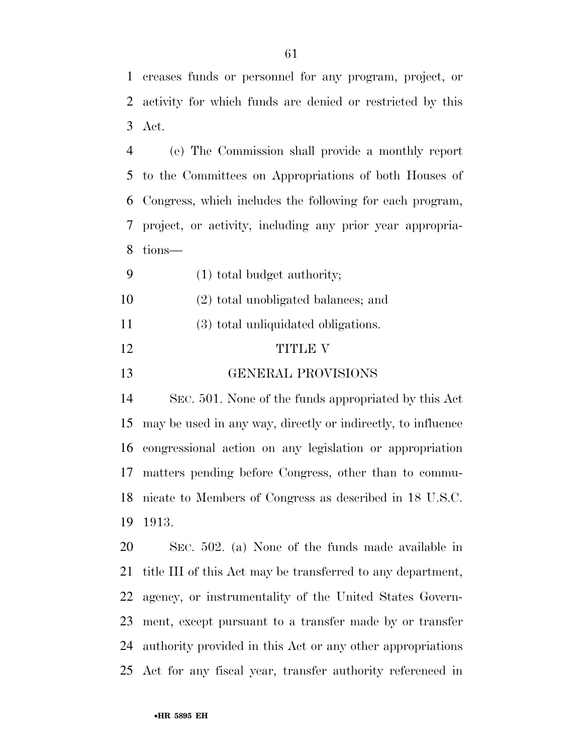creases funds or personnel for any program, project, or activity for which funds are denied or restricted by this Act.

(e) The Commission shall provide a monthly report to the Committees on Appropriations of both Houses of Congress, which includes the following for each program, project, or activity, including any prior year appropriations—

(1) total budget authority;

(2) total unobligated balances; and

(3) total unliquidated obligations.

## TITLE V

## GENERAL PROVISIONS

SEC. 501. None of the funds appropriated by this Act may be used in any way, directly or indirectly, to influence congressional action on any legislation or appropriation matters pending before Congress, other than to communicate to Members of Congress as described in 18 U.S.C. 1913.

SEC. 502. (a) None of the funds made available in title III of this Act may be transferred to any department, agency, or instrumentality of the United States Government, except pursuant to a transfer made by or transfer authority provided in this Act or any other appropriations Act for any fiscal year, transfer authority referenced in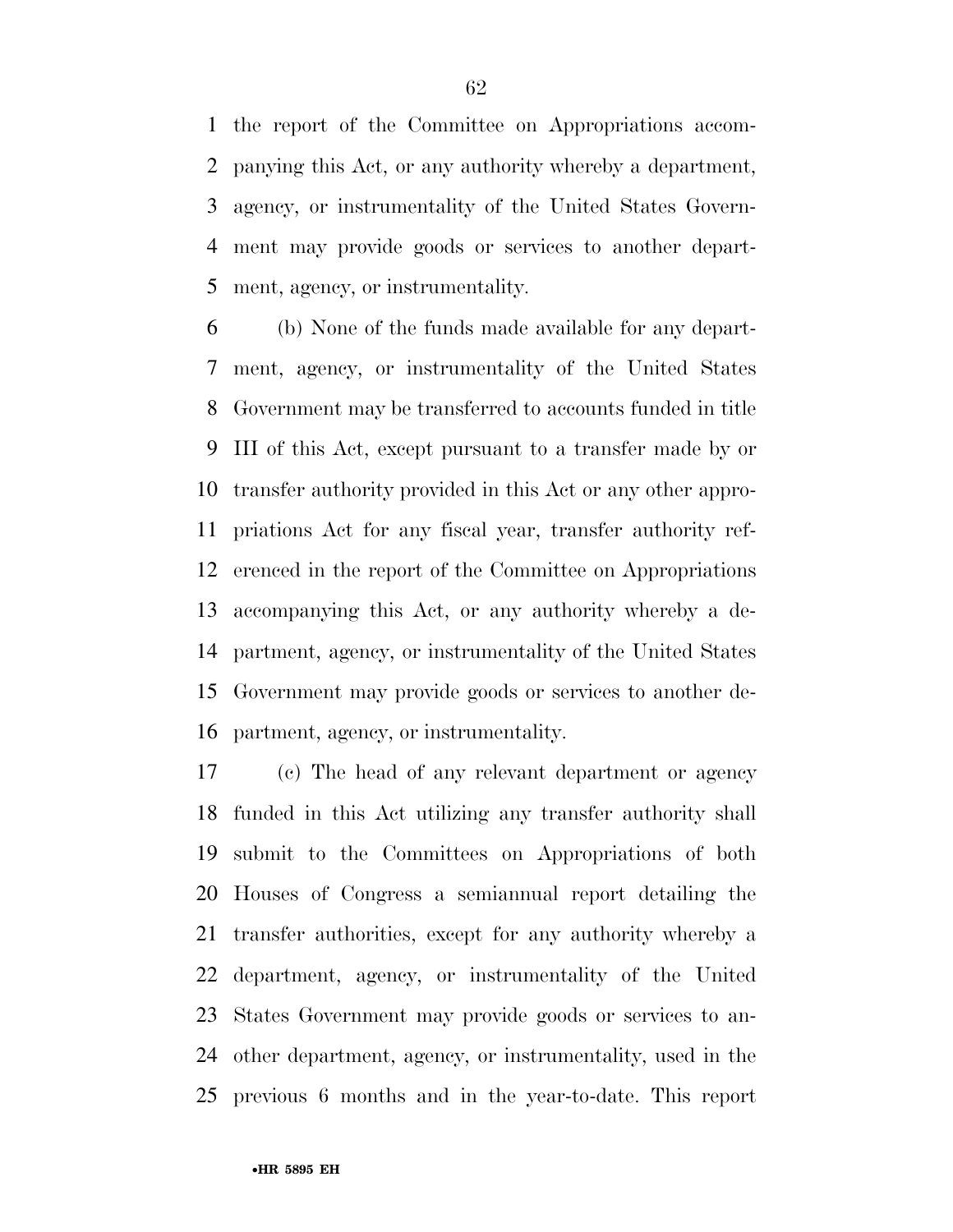the report of the Committee on Appropriations accompanying this Act, or any authority whereby a department, agency, or instrumentality of the United States Government may provide goods or services to another department, agency, or instrumentality.

(b) None of the funds made available for any department, agency, or instrumentality of the United States Government may be transferred to accounts funded in title III of this Act, except pursuant to a transfer made by or transfer authority provided in this Act or any other appropriations Act for any fiscal year, transfer authority referenced in the report of the Committee on Appropriations accompanying this Act, or any authority whereby a department, agency, or instrumentality of the United States Government may provide goods or services to another department, agency, or instrumentality.

(c) The head of any relevant department or agency funded in this Act utilizing any transfer authority shall submit to the Committees on Appropriations of both Houses of Congress a semiannual report detailing the transfer authorities, except for any authority whereby a department, agency, or instrumentality of the United States Government may provide goods or services to another department, agency, or instrumentality, used in the previous 6 months and in the year-to-date. This report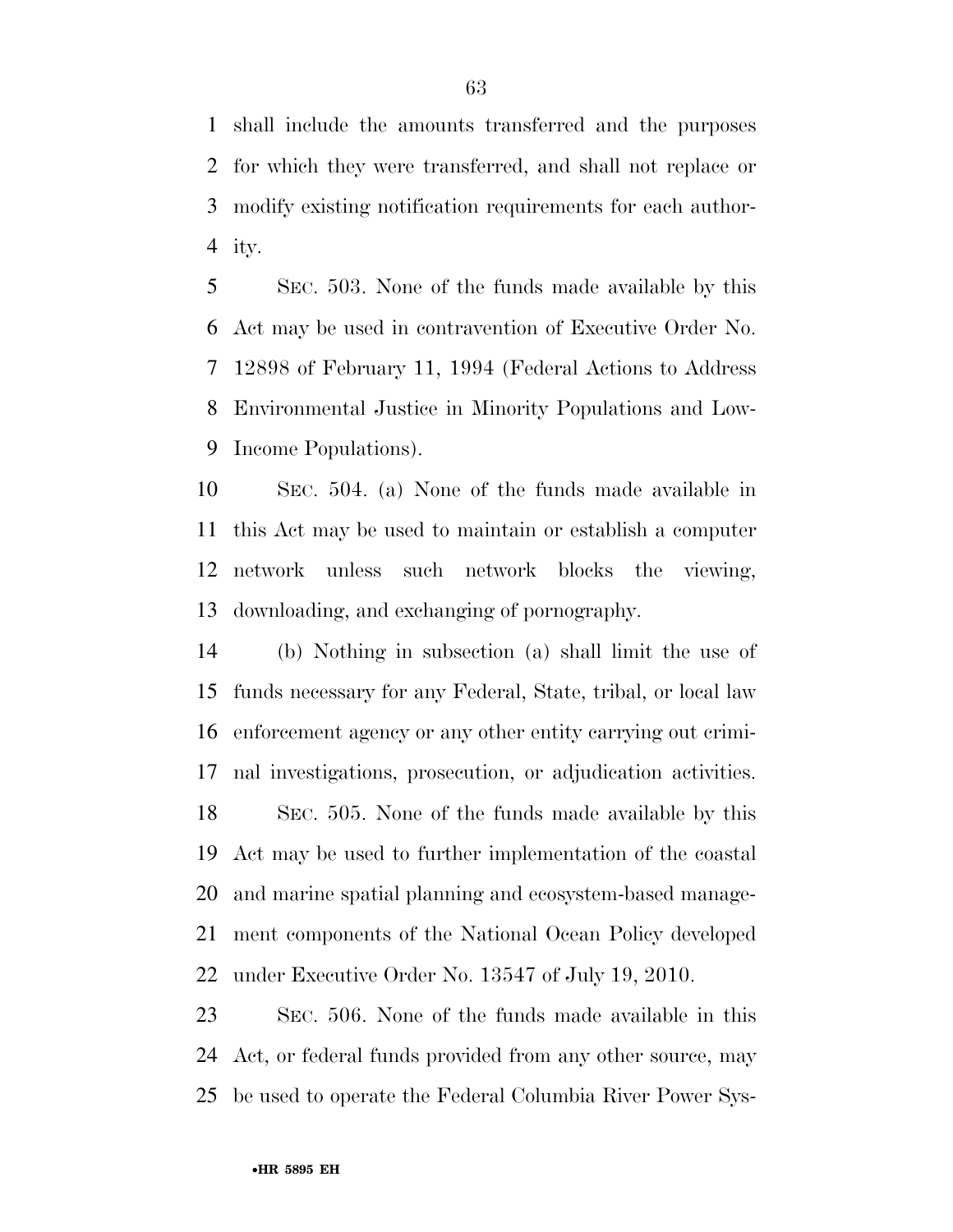shall include the amounts transferred and the purposes for which they were transferred, and shall not replace or modify existing notification requirements for each authority.

SEC. 503. None of the funds made available by this Act may be used in contravention of Executive Order No. 12898 of February 11, 1994 (Federal Actions to Address Environmental Justice in Minority Populations and Low-Income Populations).

SEC. 504. (a) None of the funds made available in this Act may be used to maintain or establish a computer network unless such network blocks the viewing, downloading, and exchanging of pornography.

(b) Nothing in subsection (a) shall limit the use of funds necessary for any Federal, State, tribal, or local law enforcement agency or any other entity carrying out criminal investigations, prosecution, or adjudication activities.

SEC. 505. None of the funds made available by this Act may be used to further implementation of the coastal and marine spatial planning and ecosystem-based management components of the National Ocean Policy developed under Executive Order No. 13547 of July 19, 2010.

SEC. 506. None of the funds made available in this Act, or federal funds provided from any other source, may be used to operate the Federal Columbia River Power Sys-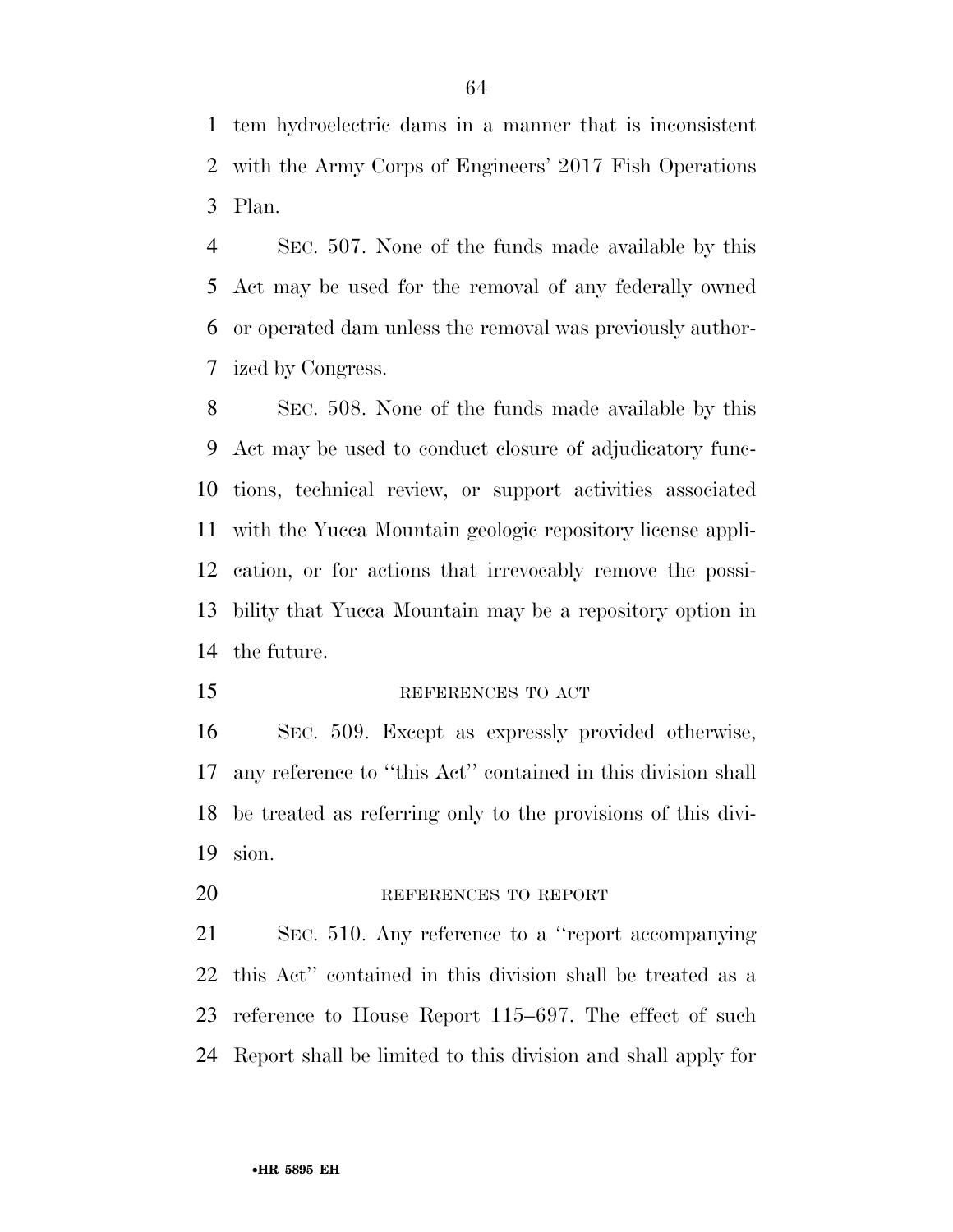tem hydroelectric dams in a manner that is inconsistent with the Army Corps of Engineers' 2017 Fish Operations Plan.

SEC. 507. None of the funds made available by this Act may be used for the removal of any federally owned or operated dam unless the removal was previously authorized by Congress.

SEC. 508. None of the funds made available by this Act may be used to conduct closure of adjudicatory functions, technical review, or support activities associated with the Yucca Mountain geologic repository license application, or for actions that irrevocably remove the possibility that Yucca Mountain may be a repository option in the future.

REFERENCES TO ACT

SEC. 509. Except as expressly provided otherwise, any reference to ''this Act'' contained in this division shall be treated as referring only to the provisions of this division.

REFERENCES TO REPORT

SEC. 510. Any reference to a ''report accompanying this Act'' contained in this division shall be treated as a reference to House Report 115–697. The effect of such Report shall be limited to this division and shall apply for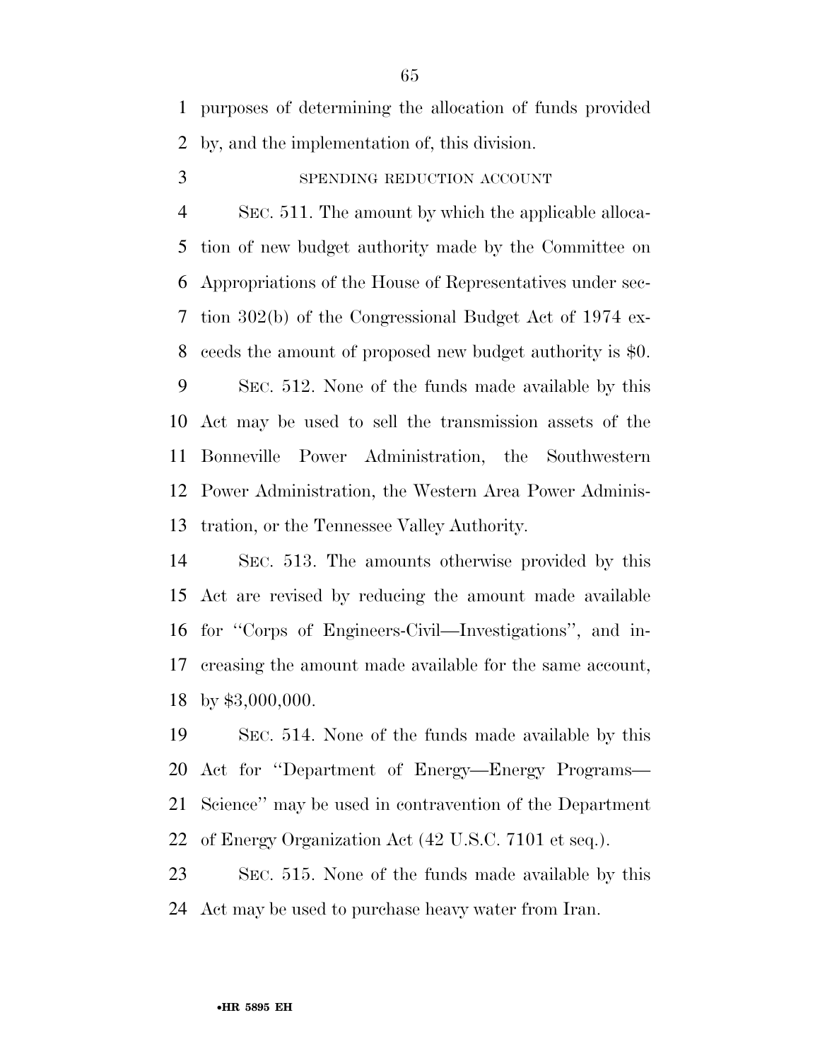purposes of determining the allocation of funds provided by, and the implementation of, this division.

SPENDING REDUCTION ACCOUNT

SEC. 511. The amount by which the applicable allocation of new budget authority made by the Committee on Appropriations of the House of Representatives under section 302(b) of the Congressional Budget Act of 1974 exceeds the amount of proposed new budget authority is $0.

SEC. 512. None of the funds made available by this Act may be used to sell the transmission assets of the Bonneville Power Administration, the Southwestern Power Administration, the Western Area Power Administration, or the Tennessee Valley Authority.

SEC. 513. The amounts otherwise provided by this Act are revised by reducing the amount made available for ''Corps of Engineers-Civil—Investigations'', and increasing the amount made available for the same account, by $3,000,000.

SEC. 514. None of the funds made available by this Act for ''Department of Energy—Energy Programs—Science'' may be used in contravention of the Department of Energy Organization Act (42 U.S.C. 7101 et seq.).

SEC. 515. None of the funds made available by this Act may be used to purchase heavy water from Iran.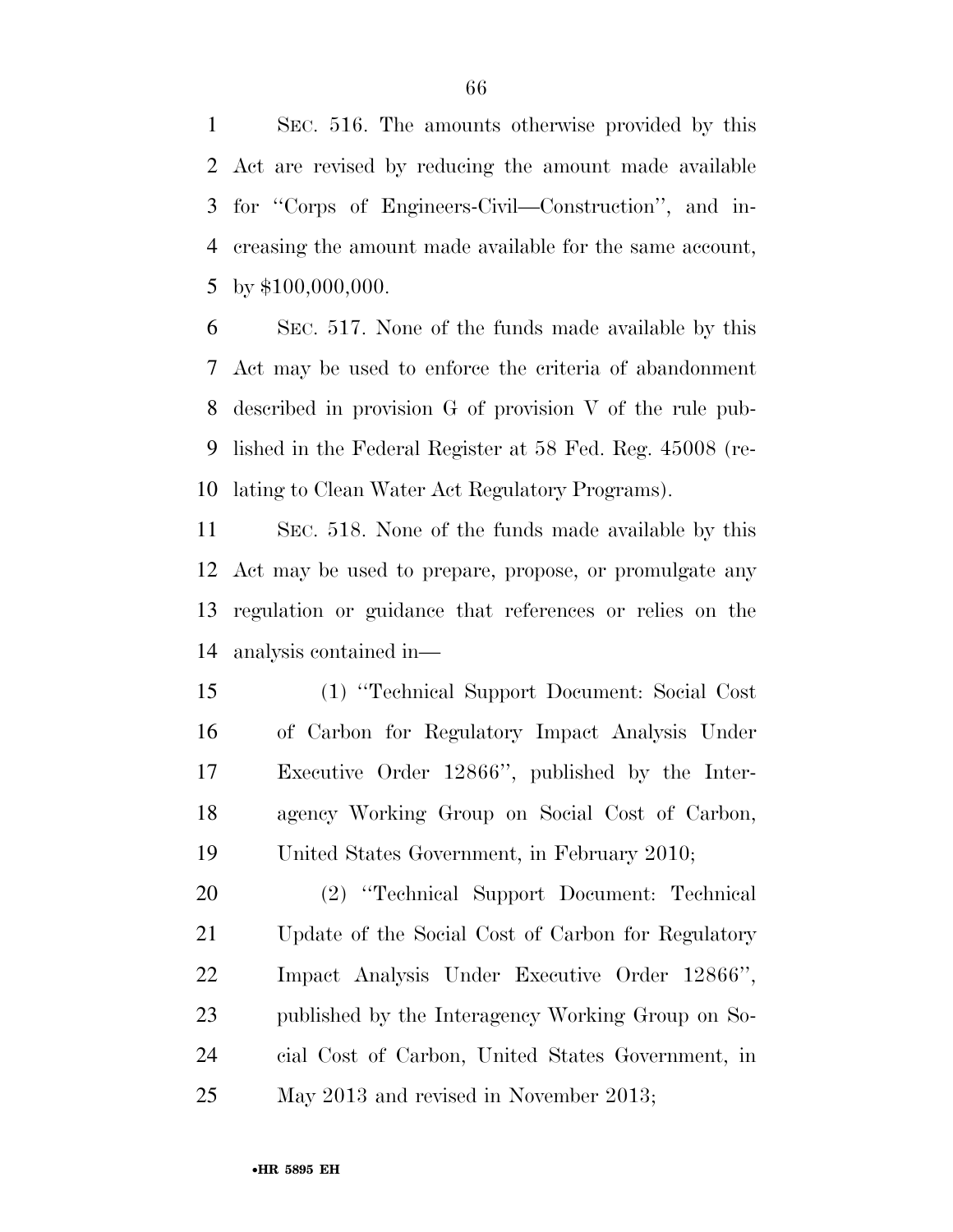SEC. 516. The amounts otherwise provided by this Act are revised by reducing the amount made available for ''Corps of Engineers-Civil—Construction'', and increasing the amount made available for the same account, by $100,000,000.

SEC. 517. None of the funds made available by this Act may be used to enforce the criteria of abandonment described in provision G of provision V of the rule published in the Federal Register at 58 Fed. Reg. 45008 (relating to Clean Water Act Regulatory Programs).

SEC. 518. None of the funds made available by this Act may be used to prepare, propose, or promulgate any regulation or guidance that references or relies on the analysis contained in—

(1) ''Technical Support Document: Social Cost of Carbon for Regulatory Impact Analysis Under Executive Order 12866'', published by the Interagency Working Group on Social Cost of Carbon, United States Government, in February 2010;

(2) ''Technical Support Document: Technical Update of the Social Cost of Carbon for Regulatory Impact Analysis Under Executive Order 12866'', published by the Interagency Working Group on Social Cost of Carbon, United States Government, in May 2013 and revised in November 2013;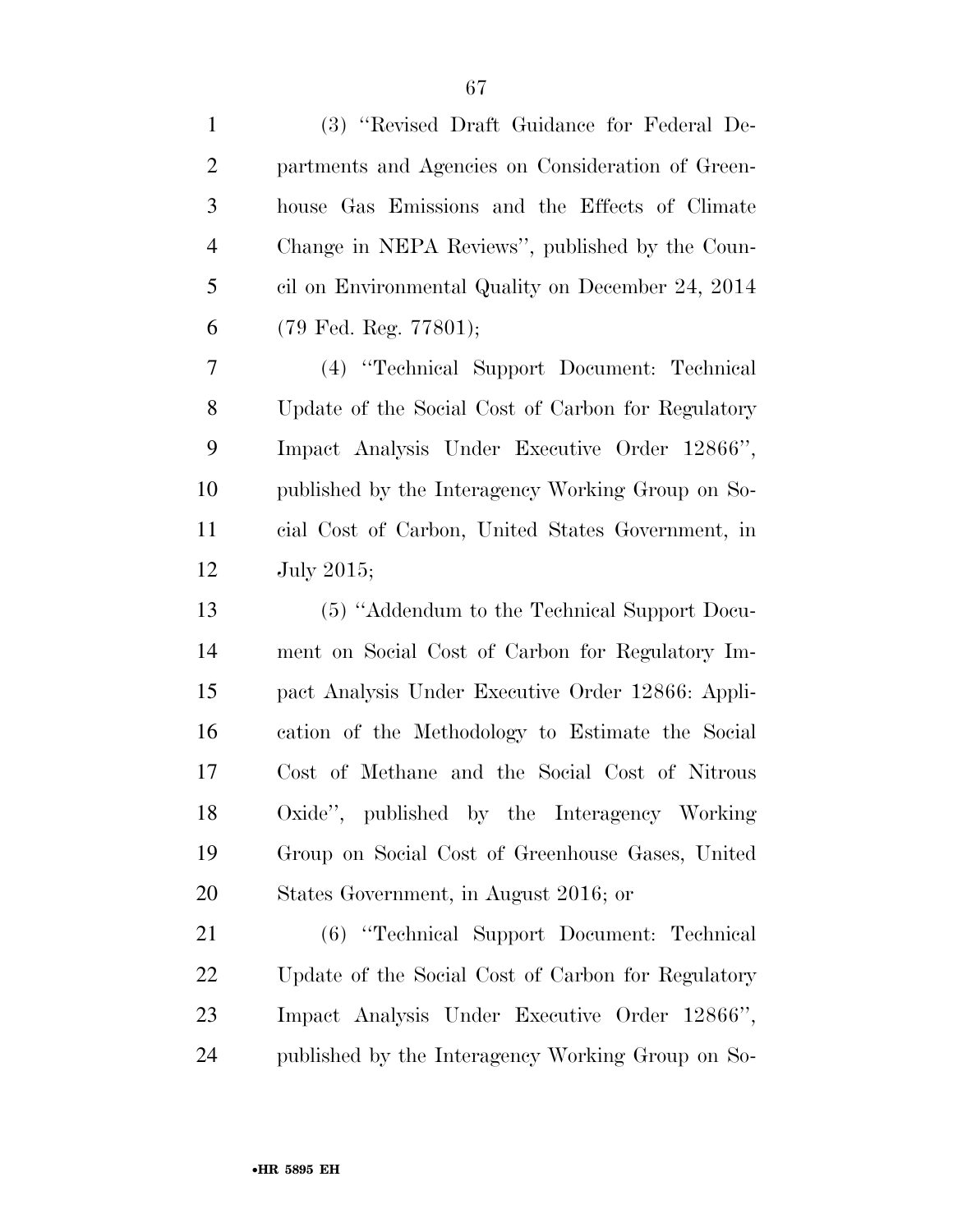(3) "Revised Draft Guidance for Federal Departments and Agencies on Consideration of Greenhouse Gas Emissions and the Effects of Climate Change in NEPA Reviews", published by the Council on Environmental Quality on December 24, 2014 (79 Fed. Reg. 77801);

(4) "Technical Support Document: Technical Update of the Social Cost of Carbon for Regulatory Impact Analysis Under Executive Order 12866", published by the Interagency Working Group on Social Cost of Carbon, United States Government, in July 2015;

(5) "Addendum to the Technical Support Document on Social Cost of Carbon for Regulatory Impact Analysis Under Executive Order 12866: Application of the Methodology to Estimate the Social Cost of Methane and the Social Cost of Nitrous Oxide", published by the Interagency Working Group on Social Cost of Greenhouse Gases, United States Government, in August 2016; or

(6) "Technical Support Document: Technical Update of the Social Cost of Carbon for Regulatory Impact Analysis Under Executive Order 12866", published by the Interagency Working Group on So-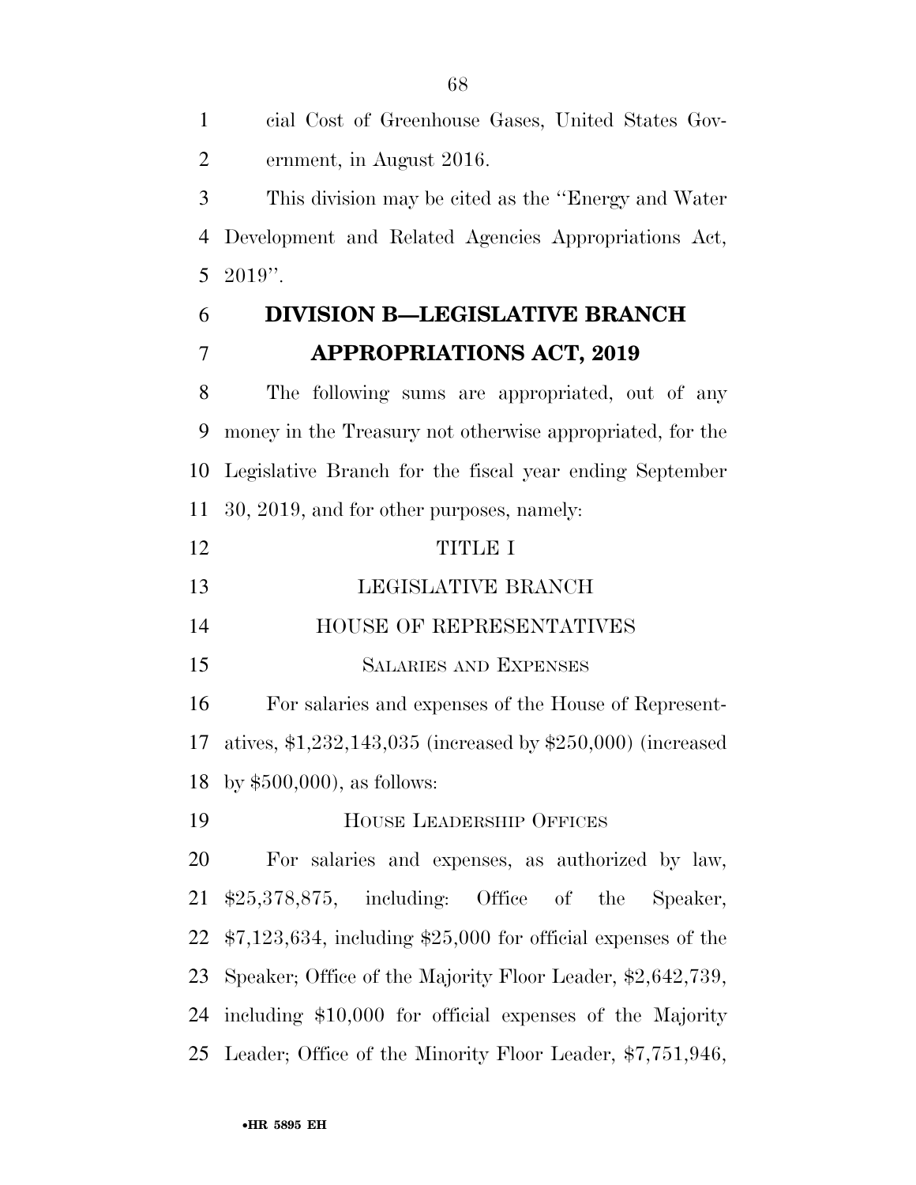cial Cost of Greenhouse Gases, United States Government, in August 2016.

This division may be cited as the ''Energy and Water Development and Related Agencies Appropriations Act, 2019''.

# DIVISION B—LEGISLATIVE BRANCH APPROPRIATIONS ACT, 2019

The following sums are appropriated, out of any money in the Treasury not otherwise appropriated, for the Legislative Branch for the fiscal year ending September 30, 2019, and for other purposes, namely:

## TITLE I

## LEGISLATIVE BRANCH

### HOUSE OF REPRESENTATIVES

#### SALARIES AND EXPENSES

For salaries and expenses of the House of Representatives, $1,232,143,035 (increased by $250,000) (increased by $500,000), as follows:

#### HOUSE LEADERSHIP OFFICES

For salaries and expenses, as authorized by law, $25,378,875, including: Office of the Speaker, $7,123,634, including $25,000 for official expenses of the Speaker; Office of the Majority Floor Leader, $2,642,739, including $10,000 for official expenses of the Majority Leader; Office of the Minority Floor Leader, $7,751,946,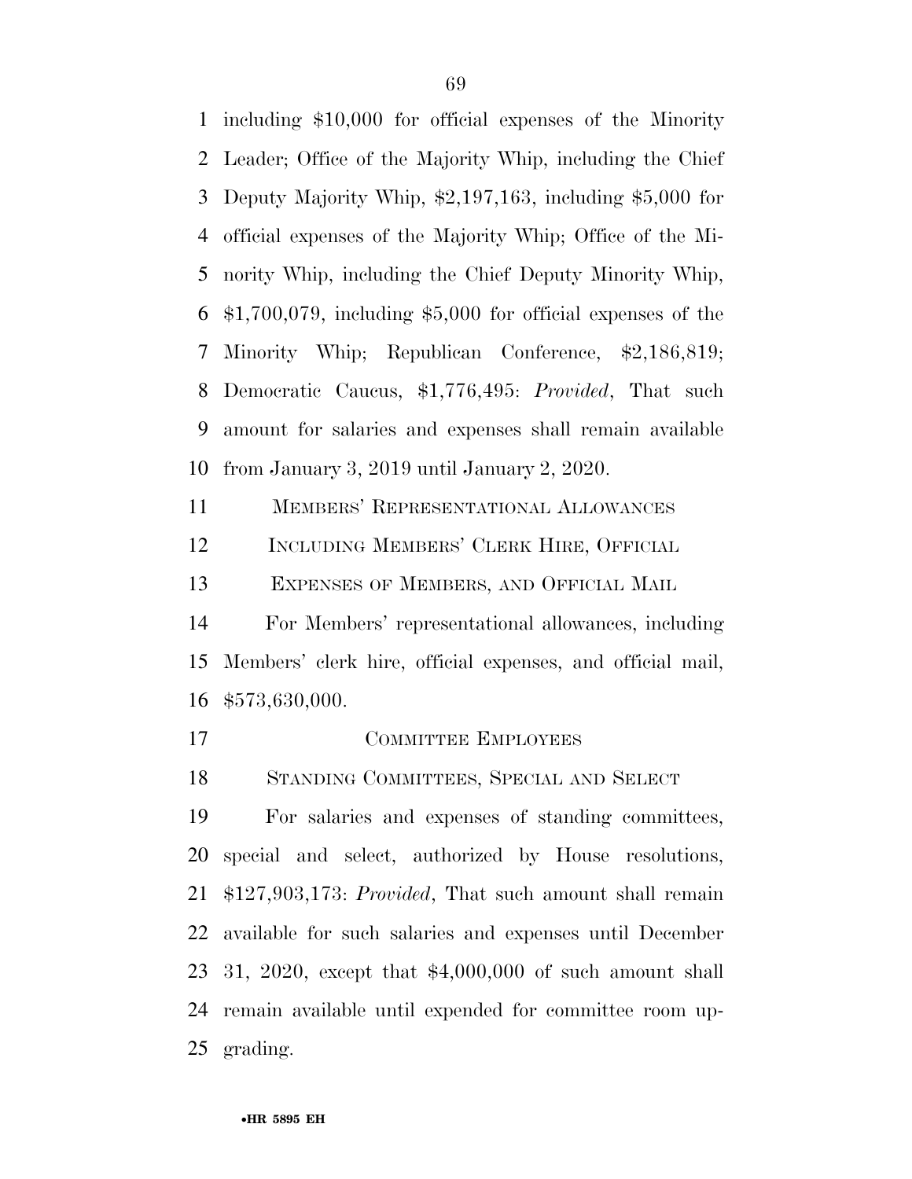including $10,000 for official expenses of the Minority Leader; Office of the Majority Whip, including the Chief Deputy Majority Whip, $2,197,163, including $5,000 for official expenses of the Majority Whip; Office of the Minority Whip, including the Chief Deputy Minority Whip, $1,700,079, including $5,000 for official expenses of the Minority Whip; Republican Conference, $2,186,819; Democratic Caucus, $1,776,495: *Provided*, That such amount for salaries and expenses shall remain available from January 3, 2019 until January 2, 2020.

MEMBERS' REPRESENTATIONAL ALLOWANCES

INCLUDING MEMBERS' CLERK HIRE, OFFICIAL EXPENSES OF MEMBERS, AND OFFICIAL MAIL

For Members' representational allowances, including Members' clerk hire, official expenses, and official mail, $573,630,000.

COMMITTEE EMPLOYEES

STANDING COMMITTEES, SPECIAL AND SELECT

For salaries and expenses of standing committees, special and select, authorized by House resolutions, $127,903,173: *Provided*, That such amount shall remain available for such salaries and expenses until December 31, 2020, except that $4,000,000 of such amount shall remain available until expended for committee room upgrading.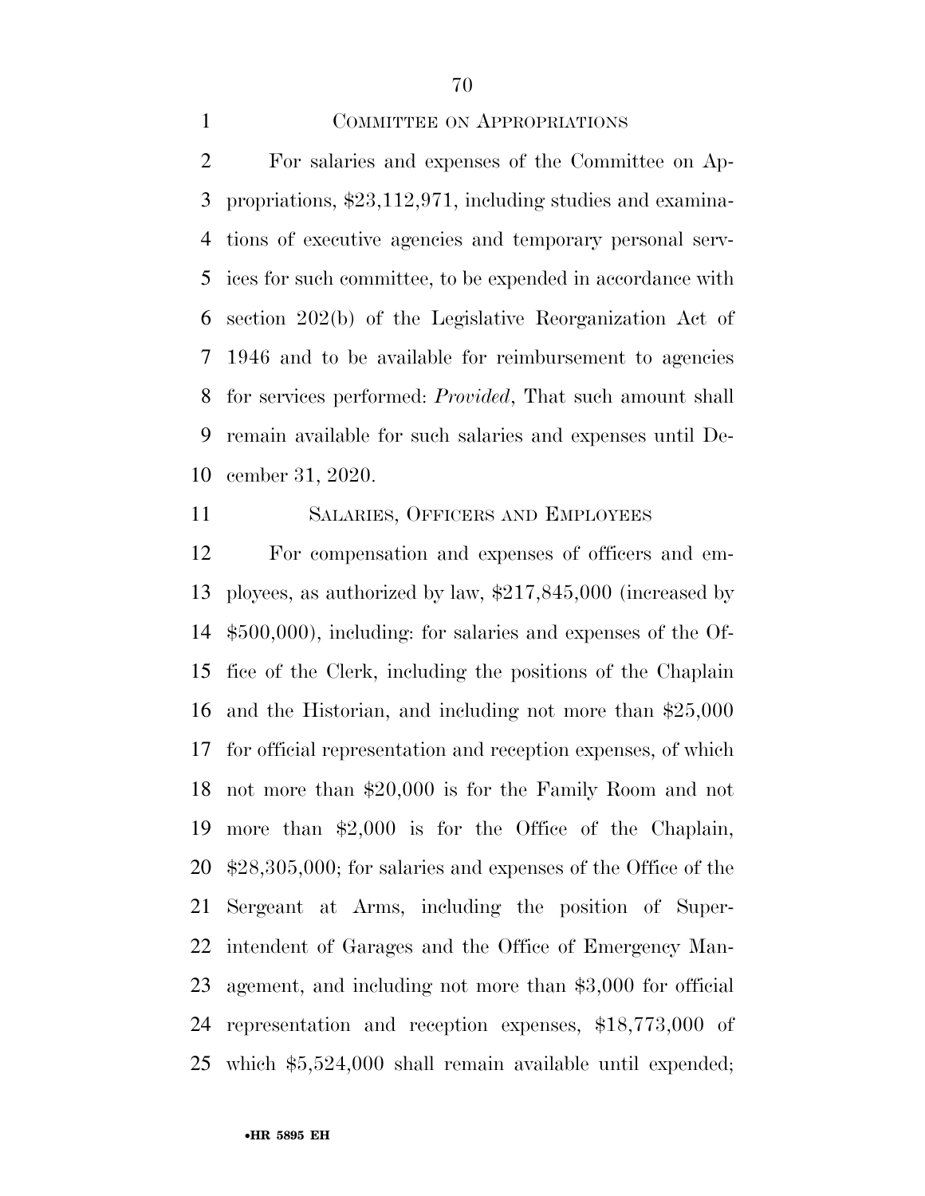## COMMITTEE ON APPROPRIATIONS

For salaries and expenses of the Committee on Appropriations, $23,112,971, including studies and examinations of executive agencies and temporary personal services for such committee, to be expended in accordance with section 202(b) of the Legislative Reorganization Act of 1946 and to be available for reimbursement to agencies for services performed: *Provided*, That such amount shall remain available for such salaries and expenses until December 31, 2020.

## SALARIES, OFFICERS AND EMPLOYEES

For compensation and expenses of officers and employees, as authorized by law, $217,845,000 (increased by $500,000), including: for salaries and expenses of the Office of the Clerk, including the positions of the Chaplain and the Historian, and including not more than $25,000 for official representation and reception expenses, of which not more than $20,000 is for the Family Room and not more than $2,000 is for the Office of the Chaplain, $28,305,000; for salaries and expenses of the Office of the Sergeant at Arms, including the position of Superintendent of Garages and the Office of Emergency Management, and including not more than $3,000 for official representation and reception expenses, $18,773,000 of which $5,524,000 shall remain available until expended;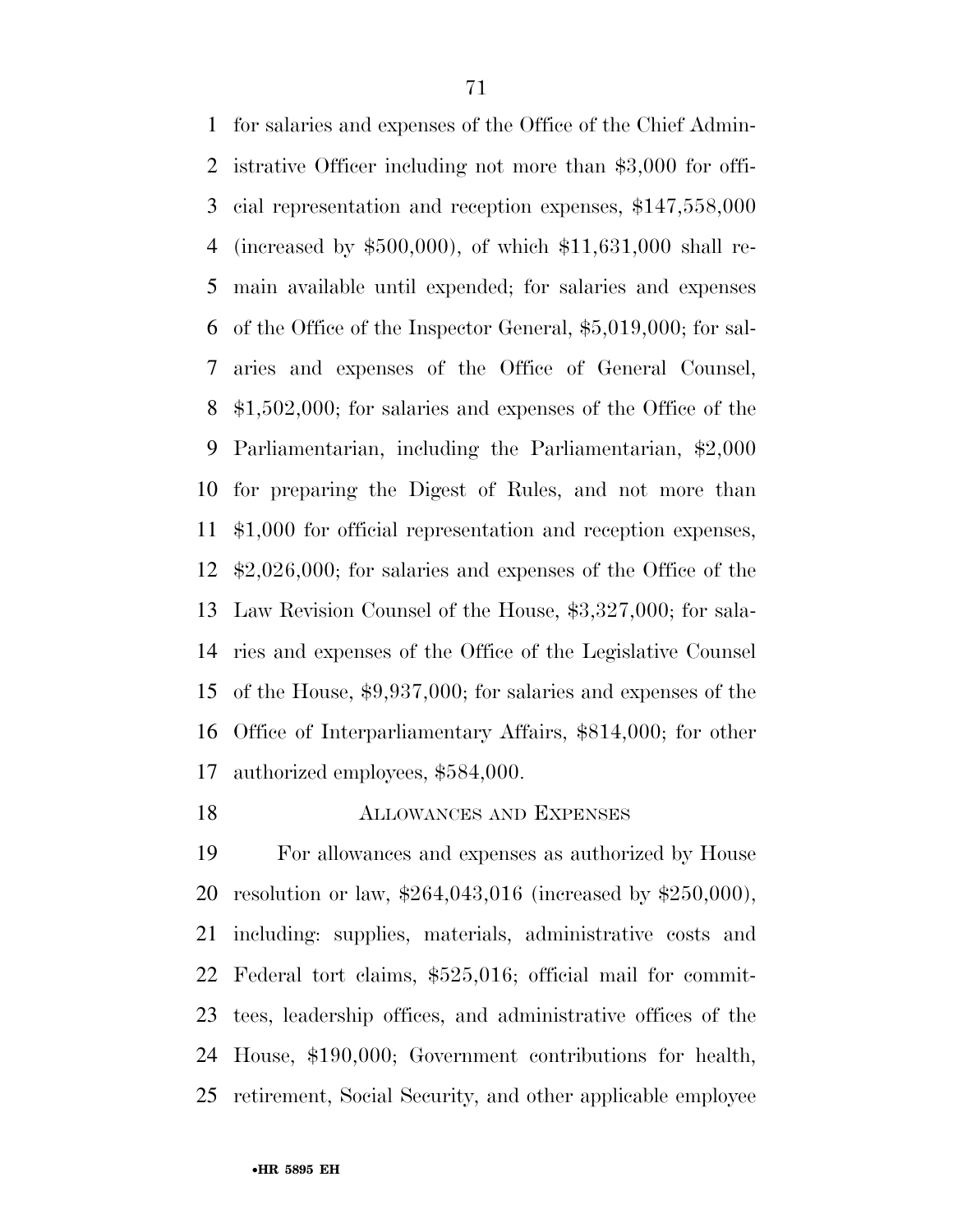for salaries and expenses of the Office of the Chief Administrative Officer including not more than $3,000 for official representation and reception expenses, $147,558,000 (increased by $500,000), of which $11,631,000 shall remain available until expended; for salaries and expenses of the Office of the Inspector General, $5,019,000; for salaries and expenses of the Office of General Counsel, $1,502,000; for salaries and expenses of the Office of the Parliamentarian, including the Parliamentarian, $2,000 for preparing the Digest of Rules, and not more than $1,000 for official representation and reception expenses, $2,026,000; for salaries and expenses of the Office of the Law Revision Counsel of the House, $3,327,000; for salaries and expenses of the Office of the Legislative Counsel of the House, $9,937,000; for salaries and expenses of the Office of Interparliamentary Affairs, $814,000; for other authorized employees, $584,000.

ALLOWANCES AND EXPENSES

For allowances and expenses as authorized by House resolution or law, $264,043,016 (increased by $250,000), including: supplies, materials, administrative costs and Federal tort claims, $525,016; official mail for committees, leadership offices, and administrative offices of the House, $190,000; Government contributions for health, retirement, Social Security, and other applicable employee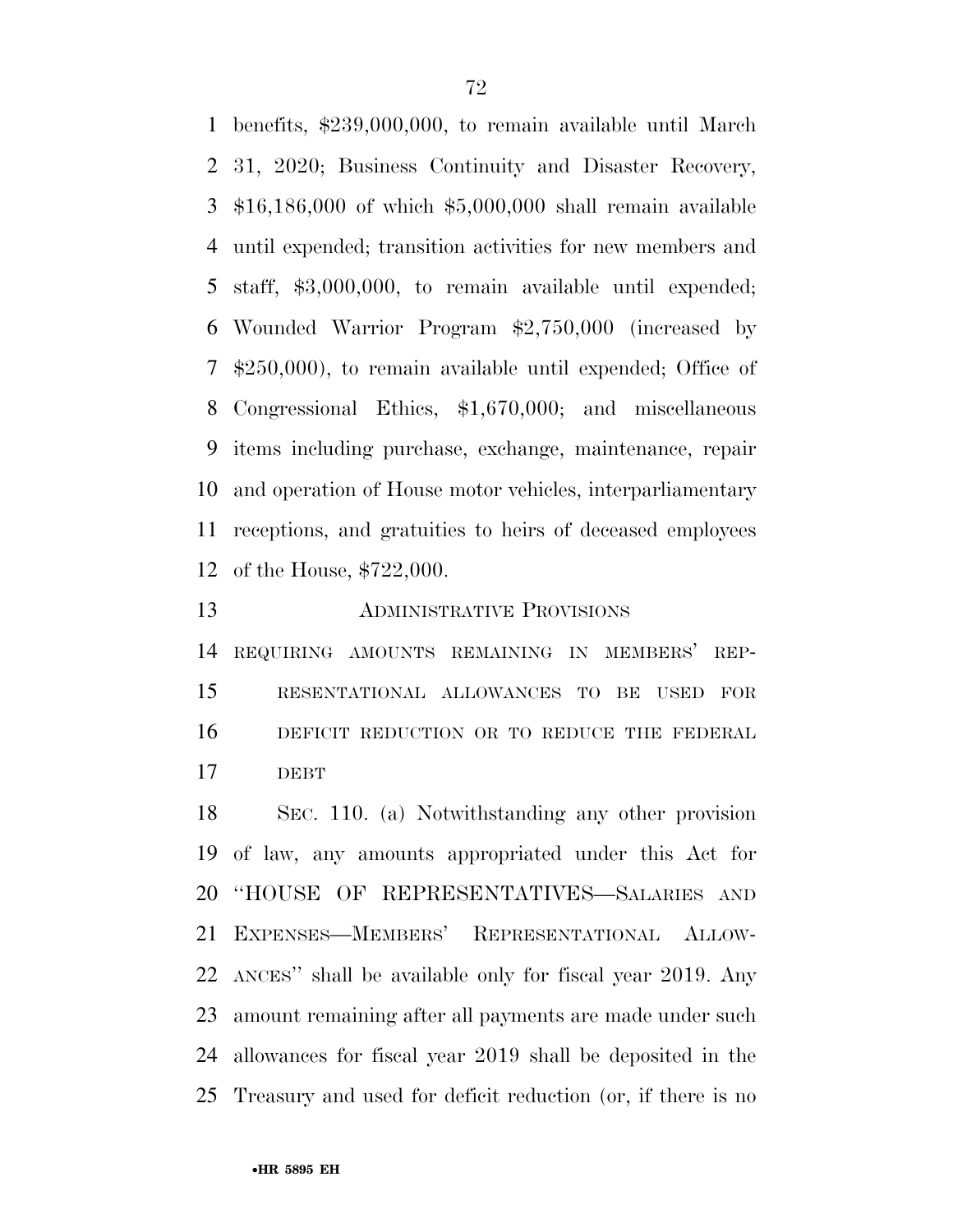benefits, $239,000,000, to remain available until March 31, 2020; Business Continuity and Disaster Recovery, $16,186,000 of which $5,000,000 shall remain available until expended; transition activities for new members and staff, $3,000,000, to remain available until expended; Wounded Warrior Program $2,750,000 (increased by $250,000), to remain available until expended; Office of Congressional Ethics, $1,670,000; and miscellaneous items including purchase, exchange, maintenance, repair and operation of House motor vehicles, interparliamentary receptions, and gratuities to heirs of deceased employees of the House, $722,000.

ADMINISTRATIVE PROVISIONS

REQUIRING AMOUNTS REMAINING IN MEMBERS' REPRESENTATIONAL ALLOWANCES TO BE USED FOR DEFICIT REDUCTION OR TO REDUCE THE FEDERAL DEBT

SEC. 110. (a) Notwithstanding any other provision of law, any amounts appropriated under this Act for "HOUSE OF REPRESENTATIVES—SALARIES AND EXPENSES—MEMBERS' REPRESENTATIONAL ALLOWANCES" shall be available only for fiscal year 2019. Any amount remaining after all payments are made under such allowances for fiscal year 2019 shall be deposited in the Treasury and used for deficit reduction (or, if there is no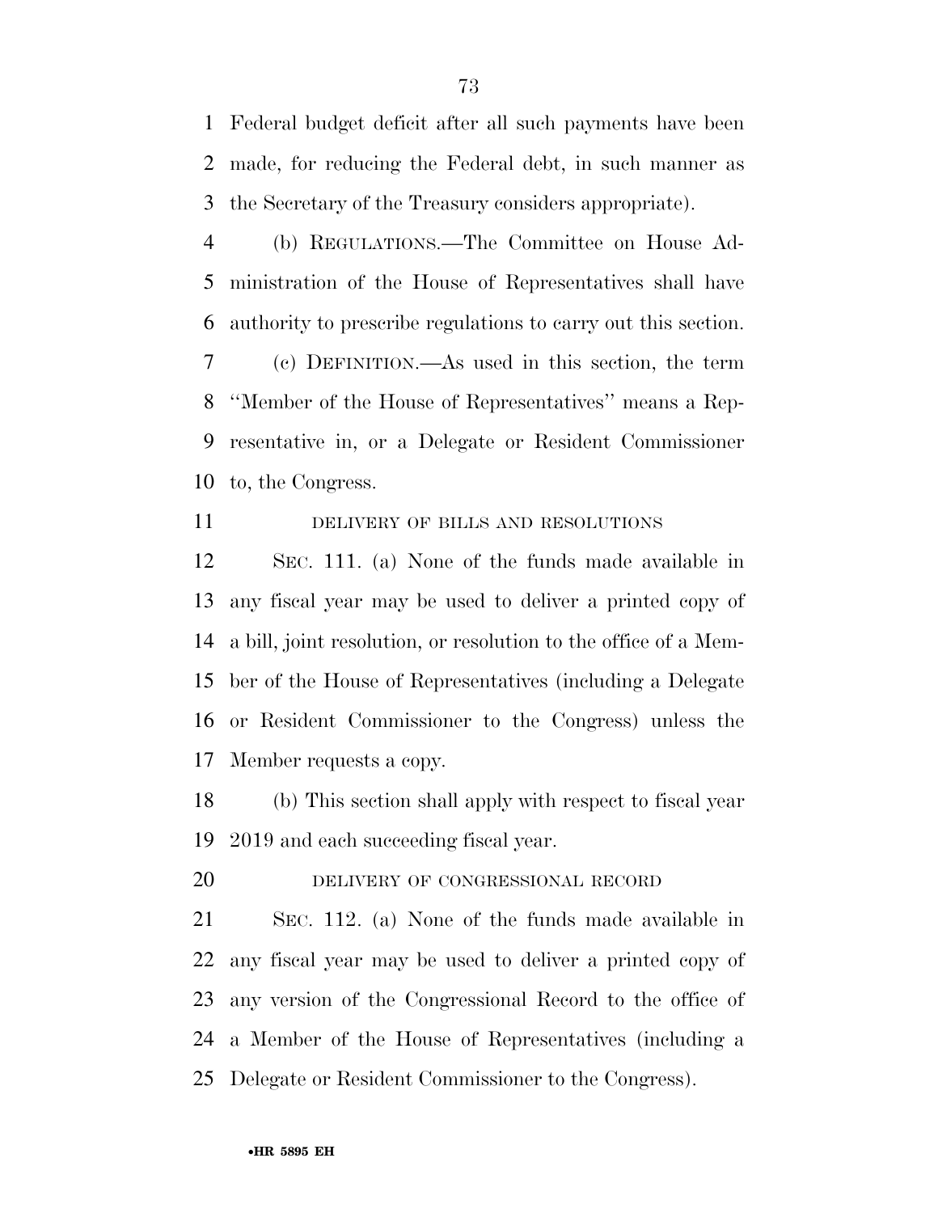Federal budget deficit after all such payments have been made, for reducing the Federal debt, in such manner as the Secretary of the Treasury considers appropriate).

(b) REGULATIONS.—The Committee on House Administration of the House of Representatives shall have authority to prescribe regulations to carry out this section.

(c) DEFINITION.—As used in this section, the term ''Member of the House of Representatives'' means a Representative in, or a Delegate or Resident Commissioner to, the Congress.

DELIVERY OF BILLS AND RESOLUTIONS

SEC. 111. (a) None of the funds made available in any fiscal year may be used to deliver a printed copy of a bill, joint resolution, or resolution to the office of a Member of the House of Representatives (including a Delegate or Resident Commissioner to the Congress) unless the Member requests a copy.

(b) This section shall apply with respect to fiscal year 2019 and each succeeding fiscal year.

DELIVERY OF CONGRESSIONAL RECORD

SEC. 112. (a) None of the funds made available in any fiscal year may be used to deliver a printed copy of any version of the Congressional Record to the office of a Member of the House of Representatives (including a Delegate or Resident Commissioner to the Congress).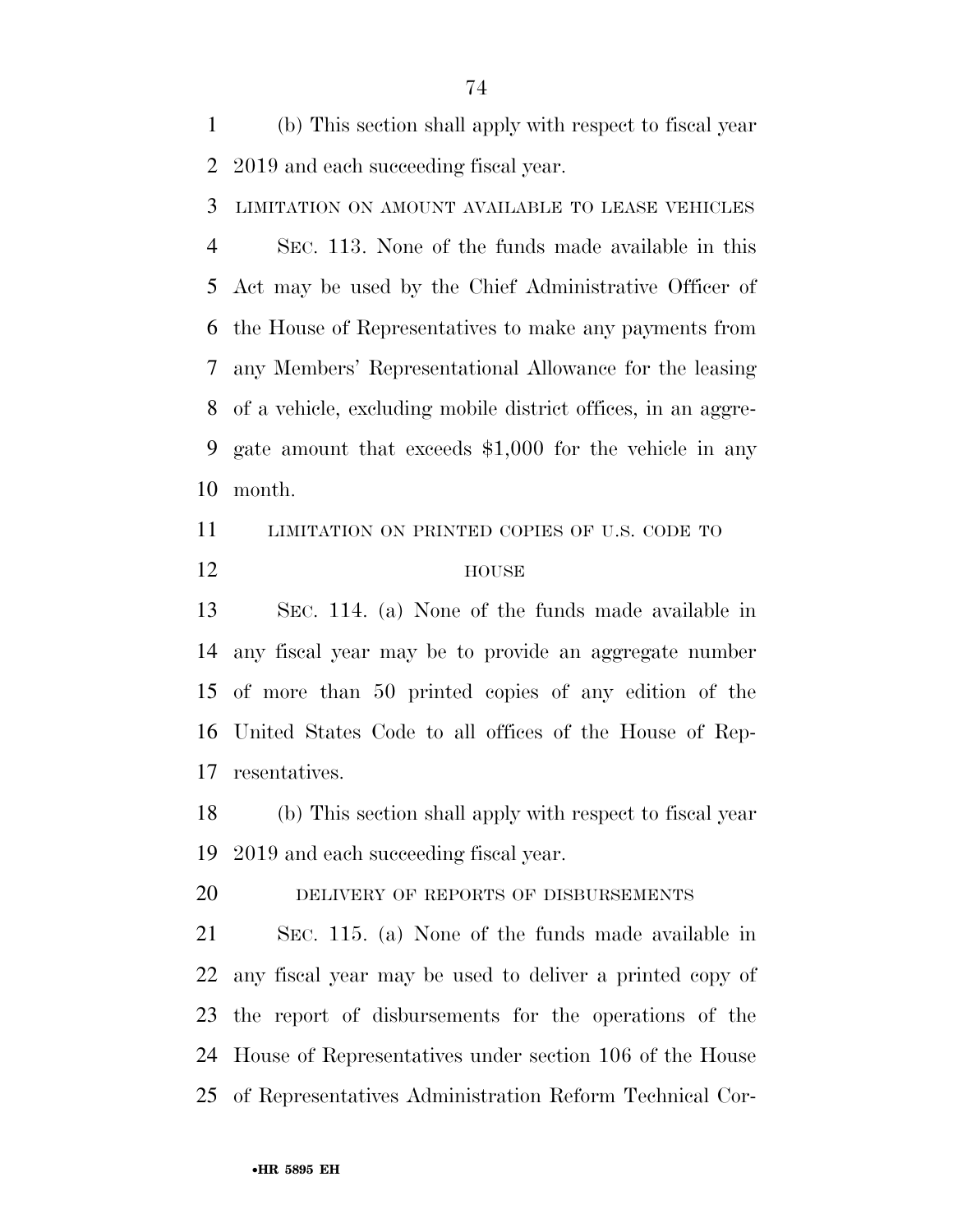(b) This section shall apply with respect to fiscal year 2019 and each succeeding fiscal year.

LIMITATION ON AMOUNT AVAILABLE TO LEASE VEHICLES

SEC. 113. None of the funds made available in this Act may be used by the Chief Administrative Officer of the House of Representatives to make any payments from any Members' Representational Allowance for the leasing of a vehicle, excluding mobile district offices, in an aggregate amount that exceeds $1,000 for the vehicle in any month.

LIMITATION ON PRINTED COPIES OF U.S. CODE TO HOUSE

SEC. 114. (a) None of the funds made available in any fiscal year may be to provide an aggregate number of more than 50 printed copies of any edition of the United States Code to all offices of the House of Representatives.

(b) This section shall apply with respect to fiscal year 2019 and each succeeding fiscal year.

DELIVERY OF REPORTS OF DISBURSEMENTS

SEC. 115. (a) None of the funds made available in any fiscal year may be used to deliver a printed copy of the report of disbursements for the operations of the House of Representatives under section 106 of the House of Representatives Administration Reform Technical Cor-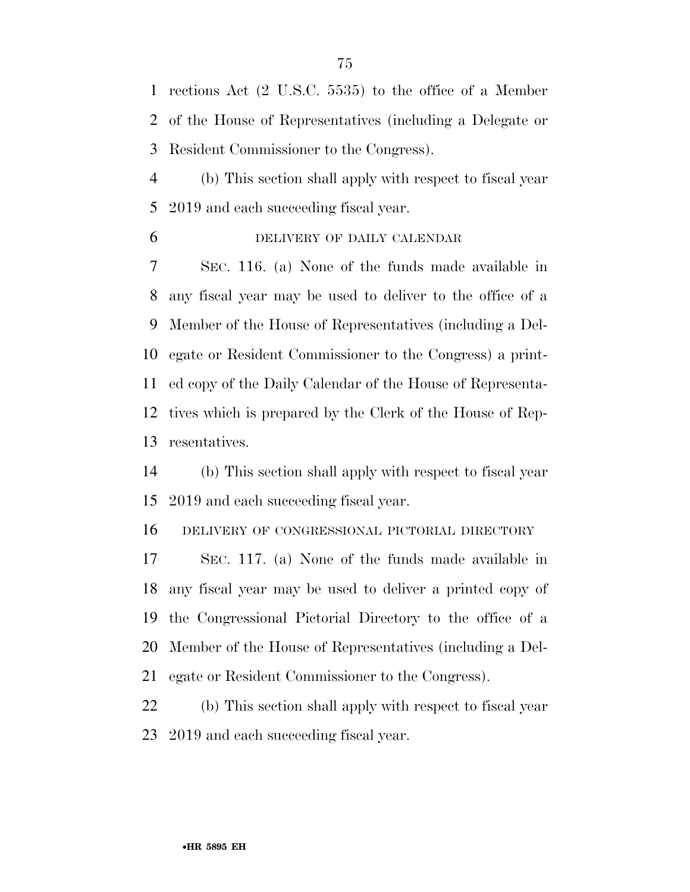rections Act (2 U.S.C. 5535) to the office of a Member of the House of Representatives (including a Delegate or Resident Commissioner to the Congress).

(b) This section shall apply with respect to fiscal year 2019 and each succeeding fiscal year.

DELIVERY OF DAILY CALENDAR

SEC. 116. (a) None of the funds made available in any fiscal year may be used to deliver to the office of a Member of the House of Representatives (including a Delegate or Resident Commissioner to the Congress) a printed copy of the Daily Calendar of the House of Representatives which is prepared by the Clerk of the House of Representatives.

(b) This section shall apply with respect to fiscal year 2019 and each succeeding fiscal year.

DELIVERY OF CONGRESSIONAL PICTORIAL DIRECTORY

SEC. 117. (a) None of the funds made available in any fiscal year may be used to deliver a printed copy of the Congressional Pictorial Directory to the office of a Member of the House of Representatives (including a Delegate or Resident Commissioner to the Congress).

(b) This section shall apply with respect to fiscal year 2019 and each succeeding fiscal year.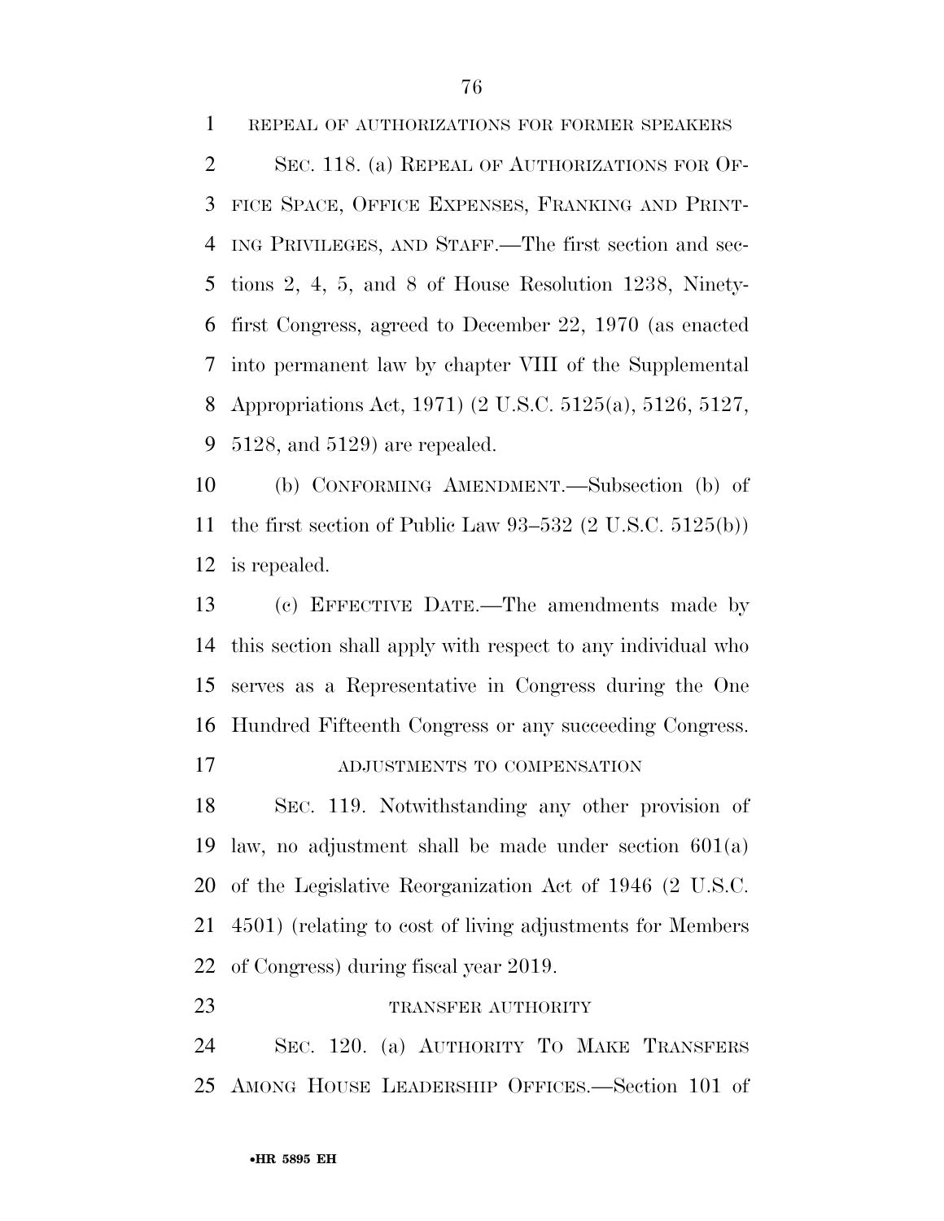REPEAL OF AUTHORIZATIONS FOR FORMER SPEAKERS

SEC. 118. (a) REPEAL OF AUTHORIZATIONS FOR OFFICE SPACE, OFFICE EXPENSES, FRANKING AND PRINTING PRIVILEGES, AND STAFF.—The first section and sections 2, 4, 5, and 8 of House Resolution 1238, Ninety-first Congress, agreed to December 22, 1970 (as enacted into permanent law by chapter VIII of the Supplemental Appropriations Act, 1971) (2 U.S.C. 5125(a), 5126, 5127, 5128, and 5129) are repealed.

(b) CONFORMING AMENDMENT.—Subsection (b) of the first section of Public Law 93–532 (2 U.S.C. 5125(b)) is repealed.

(c) EFFECTIVE DATE.—The amendments made by this section shall apply with respect to any individual who serves as a Representative in Congress during the One Hundred Fifteenth Congress or any succeeding Congress.

ADJUSTMENTS TO COMPENSATION

SEC. 119. Notwithstanding any other provision of law, no adjustment shall be made under section 601(a) of the Legislative Reorganization Act of 1946 (2 U.S.C. 4501) (relating to cost of living adjustments for Members of Congress) during fiscal year 2019.

TRANSFER AUTHORITY

SEC. 120. (a) AUTHORITY TO MAKE TRANSFERS AMONG HOUSE LEADERSHIP OFFICES.—Section 101 of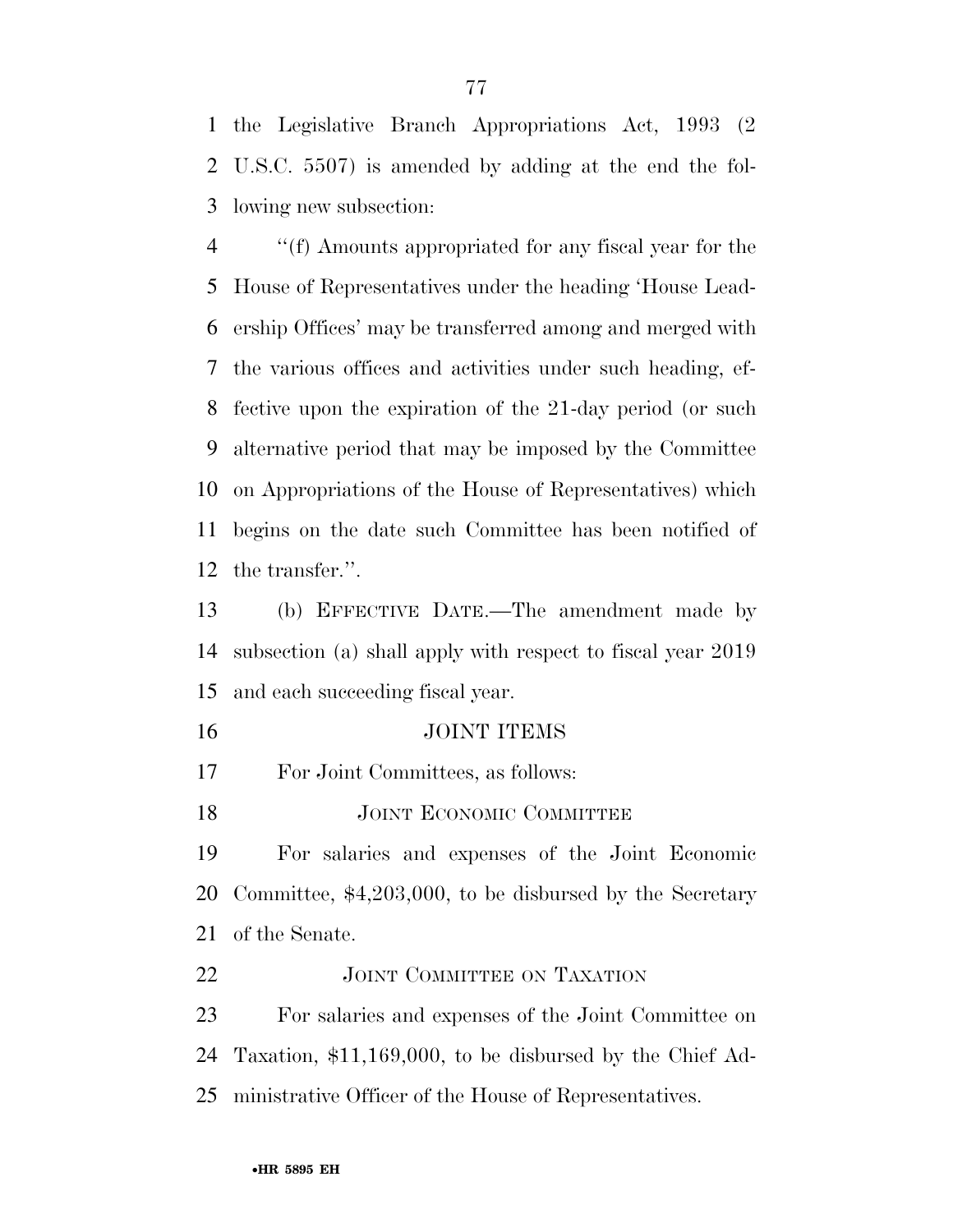the Legislative Branch Appropriations Act, 1993 (2 U.S.C. 5507) is amended by adding at the end the following new subsection:

''(f) Amounts appropriated for any fiscal year for the House of Representatives under the heading 'House Leadership Offices' may be transferred among and merged with the various offices and activities under such heading, effective upon the expiration of the 21-day period (or such alternative period that may be imposed by the Committee on Appropriations of the House of Representatives) which begins on the date such Committee has been notified of the transfer.''.

(b) EFFECTIVE DATE.—The amendment made by subsection (a) shall apply with respect to fiscal year 2019 and each succeeding fiscal year.

JOINT ITEMS

For Joint Committees, as follows:

JOINT ECONOMIC COMMITTEE

For salaries and expenses of the Joint Economic Committee, $4,203,000, to be disbursed by the Secretary of the Senate.

JOINT COMMITTEE ON TAXATION

For salaries and expenses of the Joint Committee on Taxation, $11,169,000, to be disbursed by the Chief Administrative Officer of the House of Representatives.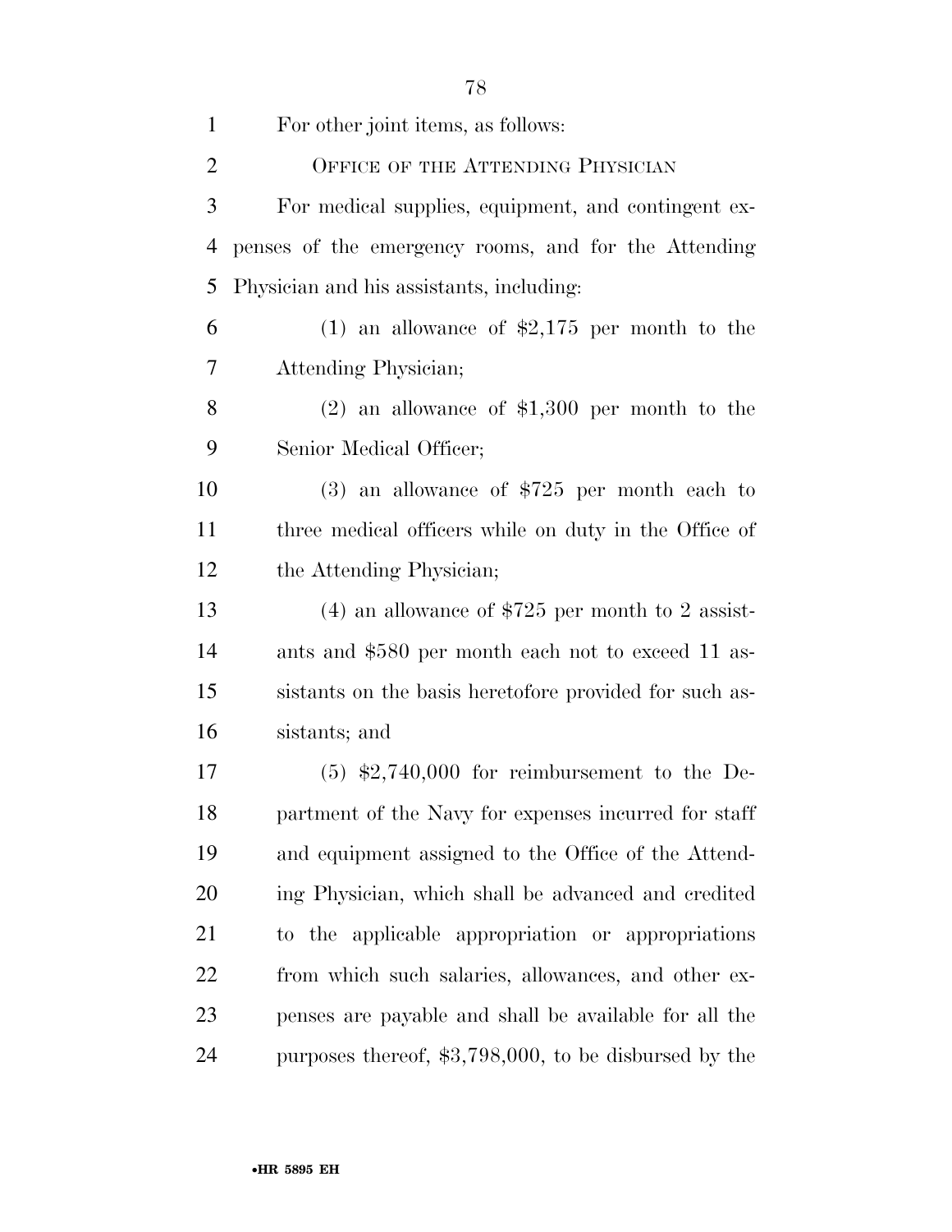For other joint items, as follows:

## OFFICE OF THE ATTENDING PHYSICIAN

For medical supplies, equipment, and contingent expenses of the emergency rooms, and for the Attending Physician and his assistants, including:

(1) an allowance of $2,175 per month to the Attending Physician;

(2) an allowance of $1,300 per month to the Senior Medical Officer;

(3) an allowance of $725 per month each to three medical officers while on duty in the Office of the Attending Physician;

(4) an allowance of $725 per month to 2 assistants and $580 per month each not to exceed 11 assistants on the basis heretofore provided for such assistants; and

(5) $2,740,000 for reimbursement to the Department of the Navy for expenses incurred for staff and equipment assigned to the Office of the Attending Physician, which shall be advanced and credited to the applicable appropriation or appropriations from which such salaries, allowances, and other expenses are payable and shall be available for all the purposes thereof, $3,798,000, to be disbursed by the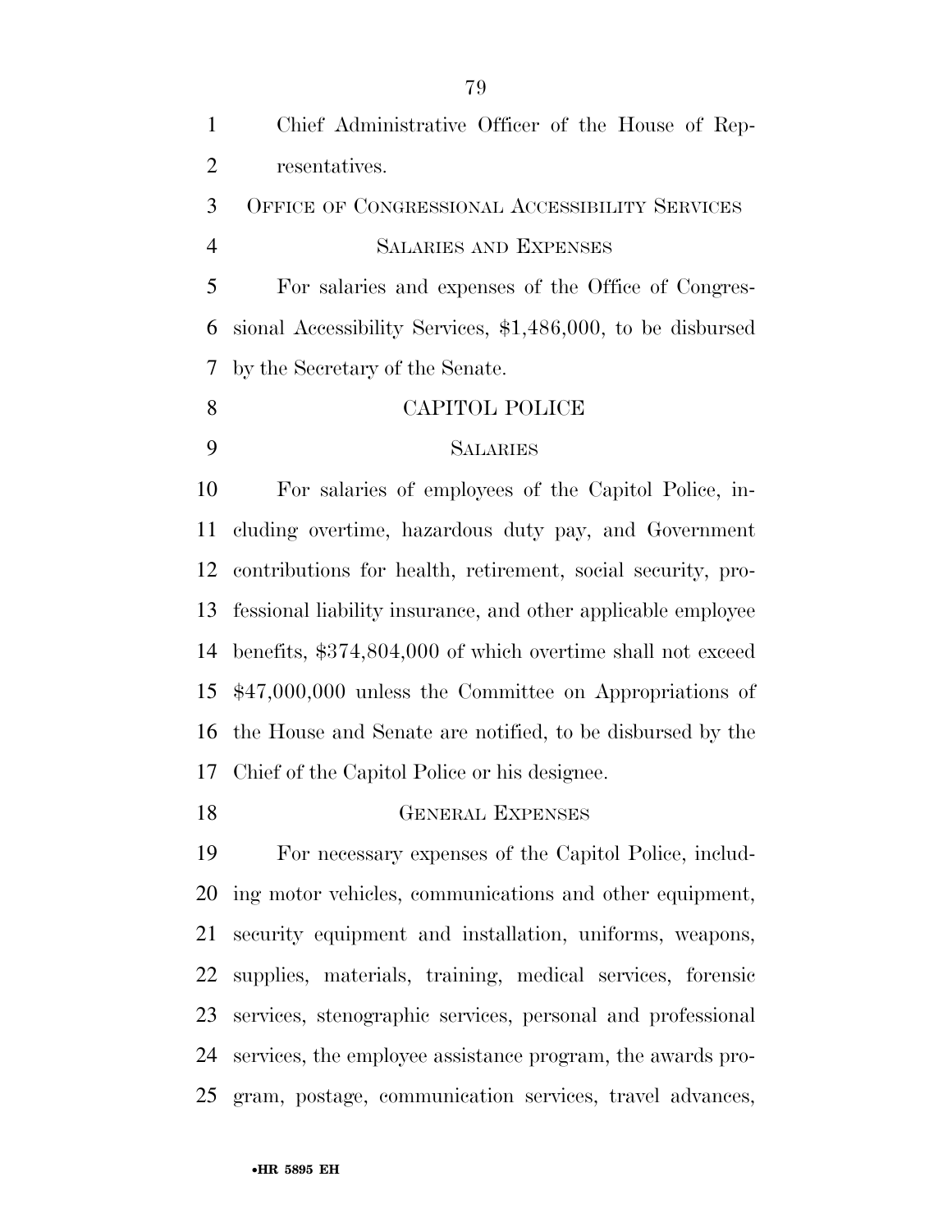Chief Administrative Officer of the House of Representatives.

OFFICE OF CONGRESSIONAL ACCESSIBILITY SERVICES

SALARIES AND EXPENSES

For salaries and expenses of the Office of Congressional Accessibility Services, $1,486,000, to be disbursed by the Secretary of the Senate.

CAPITOL POLICE

SALARIES

For salaries of employees of the Capitol Police, including overtime, hazardous duty pay, and Government contributions for health, retirement, social security, professional liability insurance, and other applicable employee benefits, $374,804,000 of which overtime shall not exceed $47,000,000 unless the Committee on Appropriations of the House and Senate are notified, to be disbursed by the Chief of the Capitol Police or his designee.

GENERAL EXPENSES

For necessary expenses of the Capitol Police, including motor vehicles, communications and other equipment, security equipment and installation, uniforms, weapons, supplies, materials, training, medical services, forensic services, stenographic services, personal and professional services, the employee assistance program, the awards program, postage, communication services, travel advances,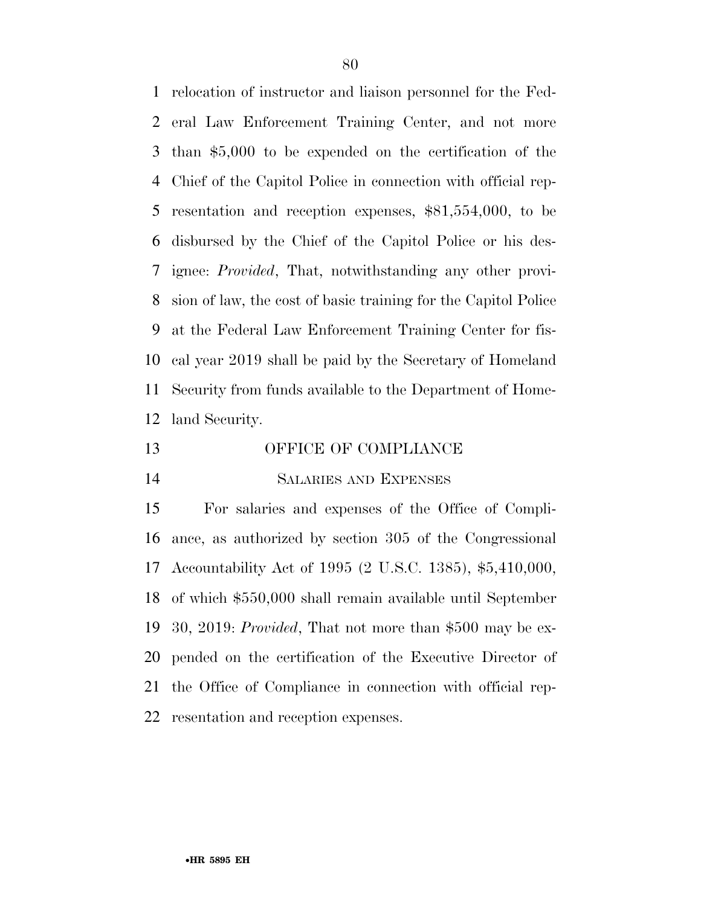relocation of instructor and liaison personnel for the Federal Law Enforcement Training Center, and not more than $5,000 to be expended on the certification of the Chief of the Capitol Police in connection with official representation and reception expenses, $81,554,000, to be disbursed by the Chief of the Capitol Police or his designee: *Provided*, That, notwithstanding any other provision of law, the cost of basic training for the Capitol Police at the Federal Law Enforcement Training Center for fiscal year 2019 shall be paid by the Secretary of Homeland Security from funds available to the Department of Homeland Security.

## OFFICE OF COMPLIANCE

### SALARIES AND EXPENSES

For salaries and expenses of the Office of Compliance, as authorized by section 305 of the Congressional Accountability Act of 1995 (2 U.S.C. 1385), $5,410,000, of which $550,000 shall remain available until September 30, 2019: *Provided*, That not more than $500 may be expended on the certification of the Executive Director of the Office of Compliance in connection with official representation and reception expenses.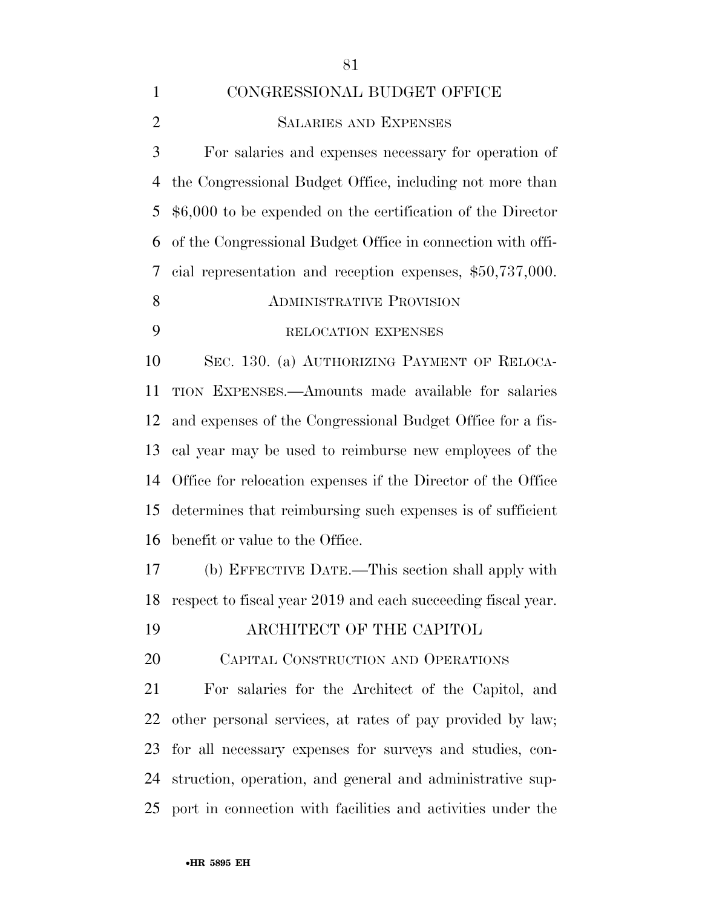## CONGRESSIONAL BUDGET OFFICE

### SALARIES AND EXPENSES

For salaries and expenses necessary for operation of the Congressional Budget Office, including not more than $6,000 to be expended on the certification of the Director of the Congressional Budget Office in connection with official representation and reception expenses, $50,737,000.

### ADMINISTRATIVE PROVISION

#### RELOCATION EXPENSES

SEC. 130. (a) AUTHORIZING PAYMENT OF RELOCATION EXPENSES.—Amounts made available for salaries and expenses of the Congressional Budget Office for a fiscal year may be used to reimburse new employees of the Office for relocation expenses if the Director of the Office determines that reimbursing such expenses is of sufficient benefit or value to the Office.

(b) EFFECTIVE DATE.—This section shall apply with respect to fiscal year 2019 and each succeeding fiscal year.

## ARCHITECT OF THE CAPITOL

### CAPITAL CONSTRUCTION AND OPERATIONS

For salaries for the Architect of the Capitol, and other personal services, at rates of pay provided by law; for all necessary expenses for surveys and studies, construction, operation, and general and administrative support in connection with facilities and activities under the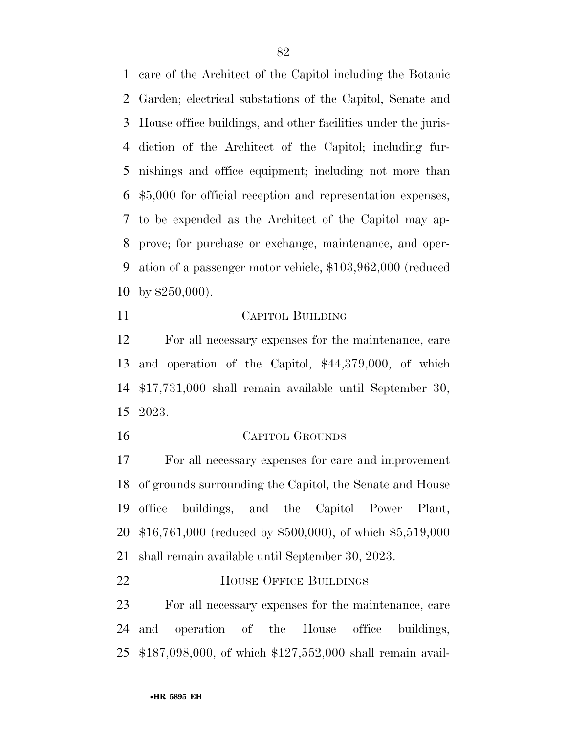care of the Architect of the Capitol including the Botanic Garden; electrical substations of the Capitol, Senate and House office buildings, and other facilities under the jurisdiction of the Architect of the Capitol; including furnishings and office equipment; including not more than $5,000 for official reception and representation expenses, to be expended as the Architect of the Capitol may approve; for purchase or exchange, maintenance, and operation of a passenger motor vehicle, $103,962,000 (reduced by $250,000).

CAPITOL BUILDING

For all necessary expenses for the maintenance, care and operation of the Capitol, $44,379,000, of which $17,731,000 shall remain available until September 30, 2023.

CAPITOL GROUNDS

For all necessary expenses for care and improvement of grounds surrounding the Capitol, the Senate and House office buildings, and the Capitol Power Plant, $16,761,000 (reduced by $500,000), of which $5,519,000 shall remain available until September 30, 2023.

HOUSE OFFICE BUILDINGS

For all necessary expenses for the maintenance, care and operation of the House office buildings, $187,098,000, of which $127,552,000 shall remain avail-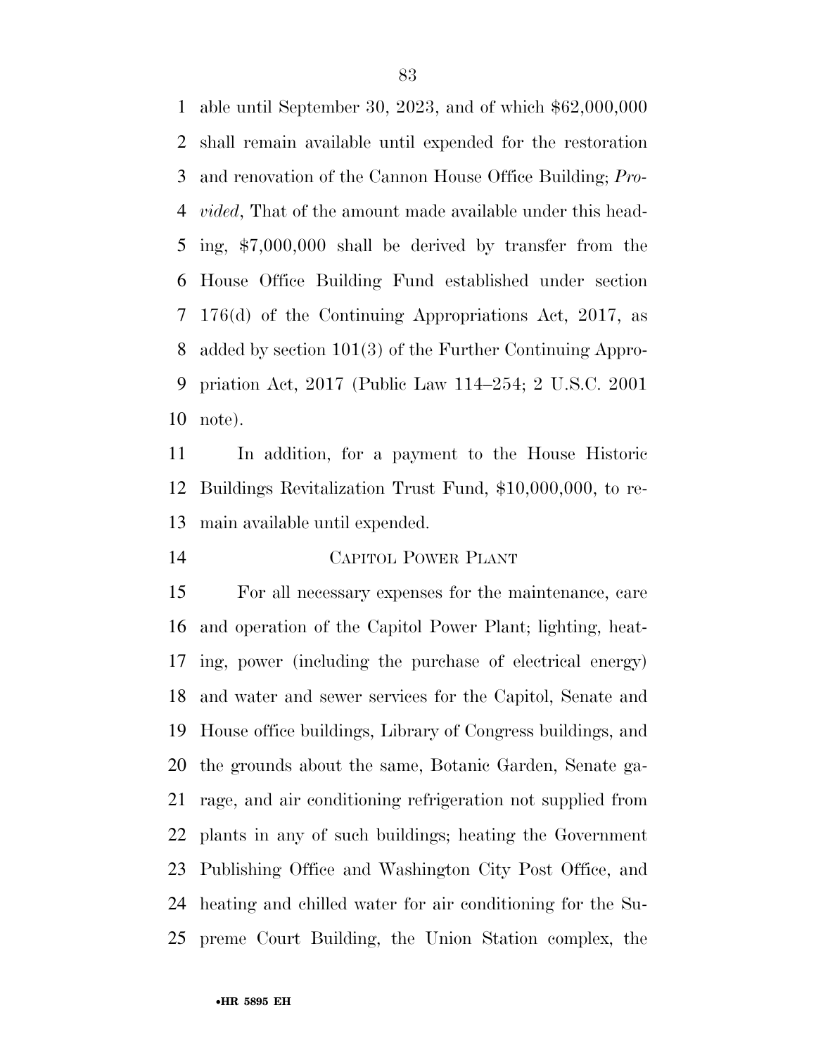able until September 30, 2023, and of which $62,000,000 shall remain available until expended for the restoration and renovation of the Cannon House Office Building; *Provided*, That of the amount made available under this heading, $7,000,000 shall be derived by transfer from the House Office Building Fund established under section 176(d) of the Continuing Appropriations Act, 2017, as added by section 101(3) of the Further Continuing Appropriation Act, 2017 (Public Law 114–254; 2 U.S.C. 2001 note).

In addition, for a payment to the House Historic Buildings Revitalization Trust Fund, $10,000,000, to remain available until expended.

### CAPITOL POWER PLANT

For all necessary expenses for the maintenance, care and operation of the Capitol Power Plant; lighting, heating, power (including the purchase of electrical energy) and water and sewer services for the Capitol, Senate and House office buildings, Library of Congress buildings, and the grounds about the same, Botanic Garden, Senate garage, and air conditioning refrigeration not supplied from plants in any of such buildings; heating the Government Publishing Office and Washington City Post Office, and heating and chilled water for air conditioning for the Supreme Court Building, the Union Station complex, the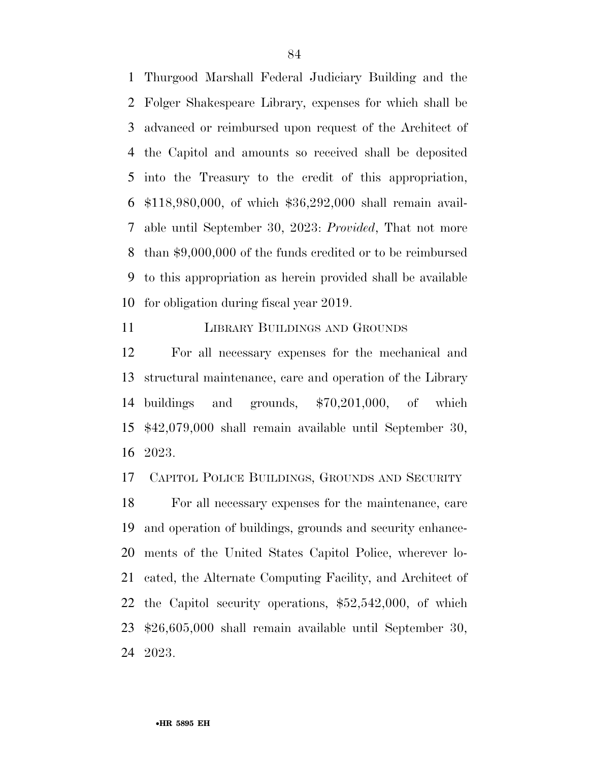Thurgood Marshall Federal Judiciary Building and the Folger Shakespeare Library, expenses for which shall be advanced or reimbursed upon request of the Architect of the Capitol and amounts so received shall be deposited into the Treasury to the credit of this appropriation, $118,980,000, of which $36,292,000 shall remain available until September 30, 2023: *Provided*, That not more than $9,000,000 of the funds credited or to be reimbursed to this appropriation as herein provided shall be available for obligation during fiscal year 2019.

LIBRARY BUILDINGS AND GROUNDS

For all necessary expenses for the mechanical and structural maintenance, care and operation of the Library buildings and grounds, $70,201,000, of which $42,079,000 shall remain available until September 30, 2023.

CAPITOL POLICE BUILDINGS, GROUNDS AND SECURITY

For all necessary expenses for the maintenance, care and operation of buildings, grounds and security enhancements of the United States Capitol Police, wherever located, the Alternate Computing Facility, and Architect of the Capitol security operations, $52,542,000, of which $26,605,000 shall remain available until September 30, 2023.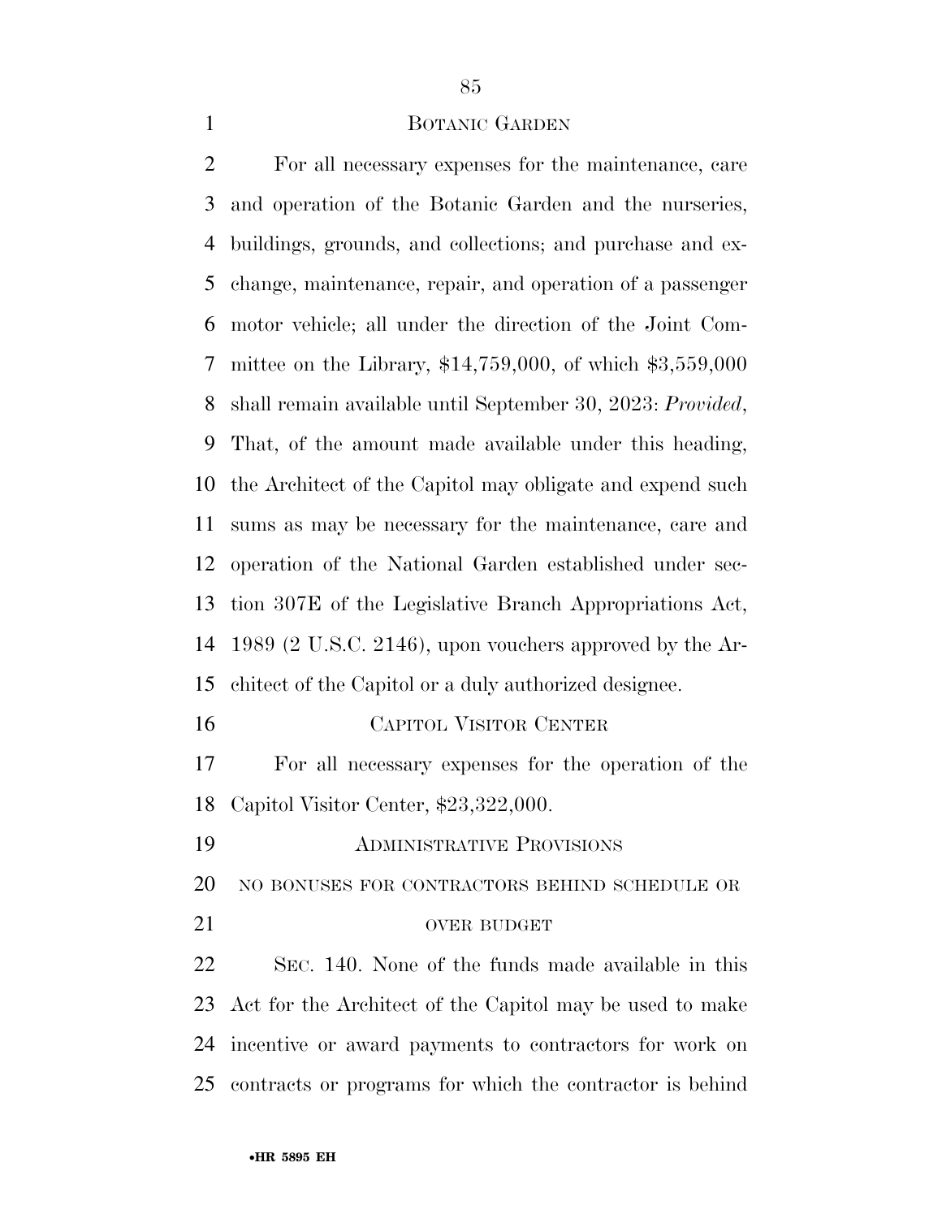BOTANIC GARDEN

For all necessary expenses for the maintenance, care and operation of the Botanic Garden and the nurseries, buildings, grounds, and collections; and purchase and exchange, maintenance, repair, and operation of a passenger motor vehicle; all under the direction of the Joint Committee on the Library, $14,759,000, of which $3,559,000 shall remain available until September 30, 2023: *Provided*, That, of the amount made available under this heading, the Architect of the Capitol may obligate and expend such sums as may be necessary for the maintenance, care and operation of the National Garden established under section 307E of the Legislative Branch Appropriations Act, 1989 (2 U.S.C. 2146), upon vouchers approved by the Architect of the Capitol or a duly authorized designee.

CAPITOL VISITOR CENTER

For all necessary expenses for the operation of the Capitol Visitor Center, $23,322,000.

ADMINISTRATIVE PROVISIONS

NO BONUSES FOR CONTRACTORS BEHIND SCHEDULE OR OVER BUDGET

SEC. 140. None of the funds made available in this Act for the Architect of the Capitol may be used to make incentive or award payments to contractors for work on contracts or programs for which the contractor is behind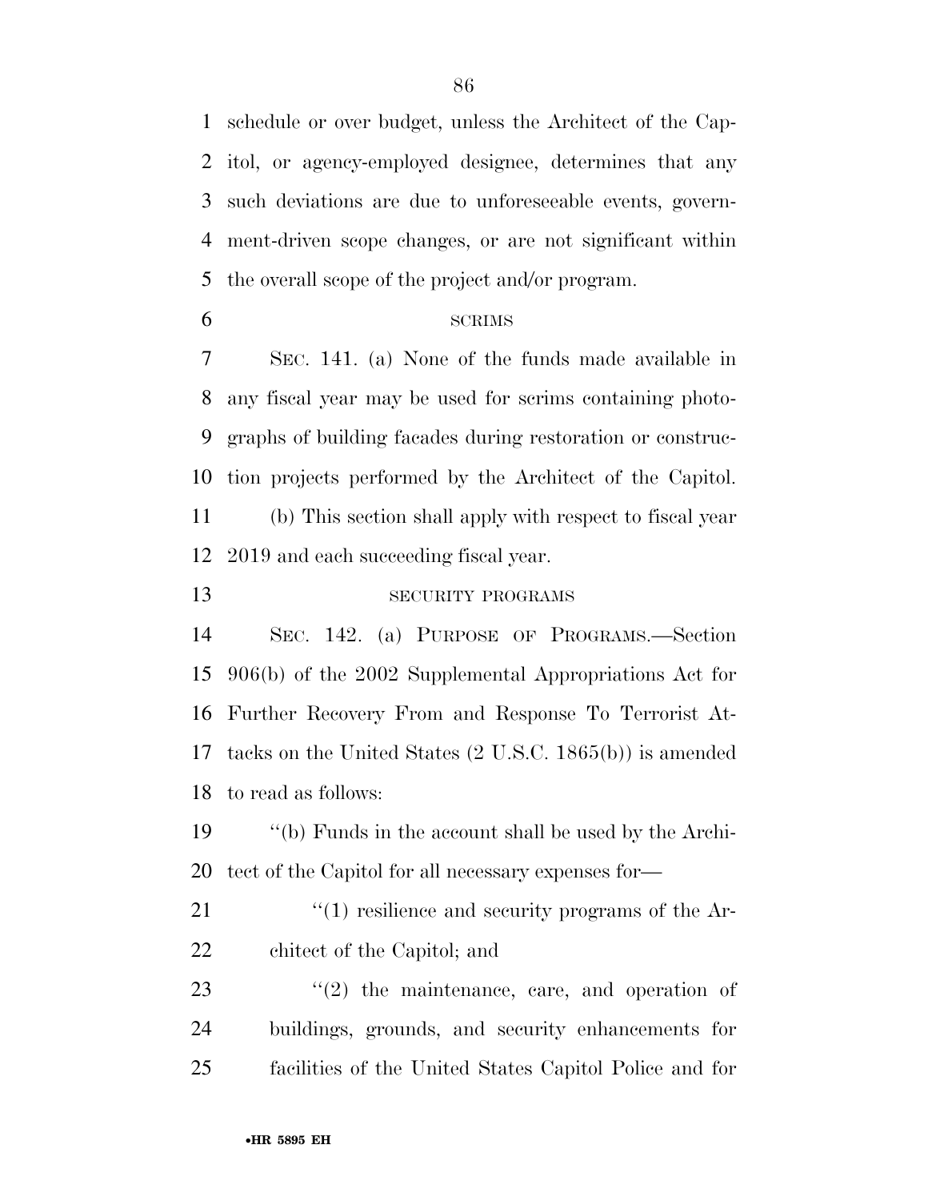schedule or over budget, unless the Architect of the Capitol, or agency-employed designee, determines that any such deviations are due to unforeseeable events, government-driven scope changes, or are not significant within the overall scope of the project and/or program.

SCRIMS

SEC. 141. (a) None of the funds made available in any fiscal year may be used for scrims containing photographs of building facades during restoration or construction projects performed by the Architect of the Capitol.

(b) This section shall apply with respect to fiscal year 2019 and each succeeding fiscal year.

SECURITY PROGRAMS

SEC. 142. (a) PURPOSE OF PROGRAMS.—Section 906(b) of the 2002 Supplemental Appropriations Act for Further Recovery From and Response To Terrorist Attacks on the United States (2 U.S.C. 1865(b)) is amended to read as follows:

''(b) Funds in the account shall be used by the Architect of the Capitol for all necessary expenses for—

''(1) resilience and security programs of the Architect of the Capitol; and

''(2) the maintenance, care, and operation of buildings, grounds, and security enhancements for facilities of the United States Capitol Police and for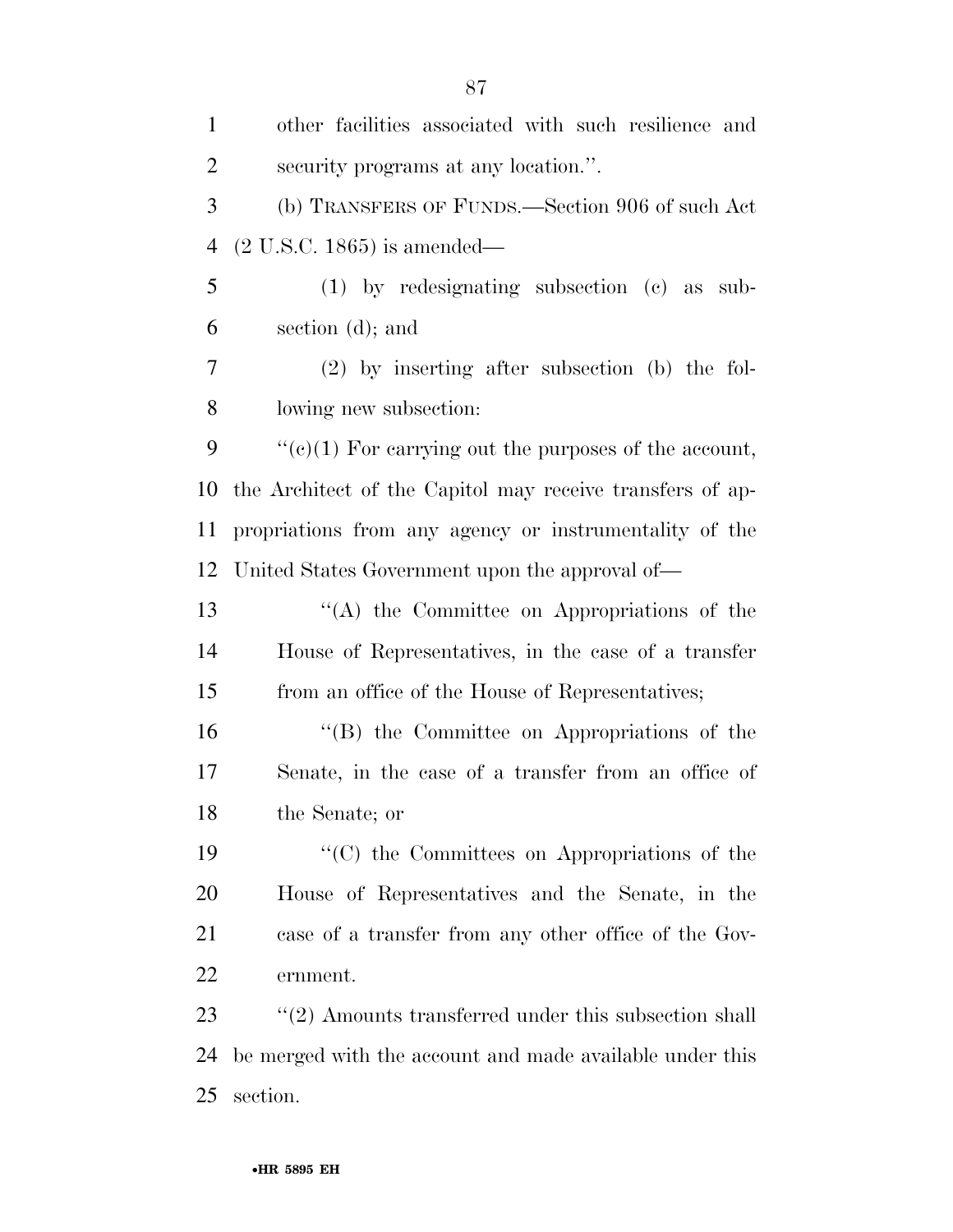other facilities associated with such resilience and security programs at any location.''.

(b) TRANSFERS OF FUNDS.—Section 906 of such Act (2 U.S.C. 1865) is amended—

(1) by redesignating subsection (c) as subsection (d); and

(2) by inserting after subsection (b) the following new subsection:

''(c)(1) For carrying out the purposes of the account, the Architect of the Capitol may receive transfers of appropriations from any agency or instrumentality of the United States Government upon the approval of—

''(A) the Committee on Appropriations of the House of Representatives, in the case of a transfer from an office of the House of Representatives;

''(B) the Committee on Appropriations of the Senate, in the case of a transfer from an office of the Senate; or

''(C) the Committees on Appropriations of the House of Representatives and the Senate, in the case of a transfer from any other office of the Government.

''(2) Amounts transferred under this subsection shall be merged with the account and made available under this section.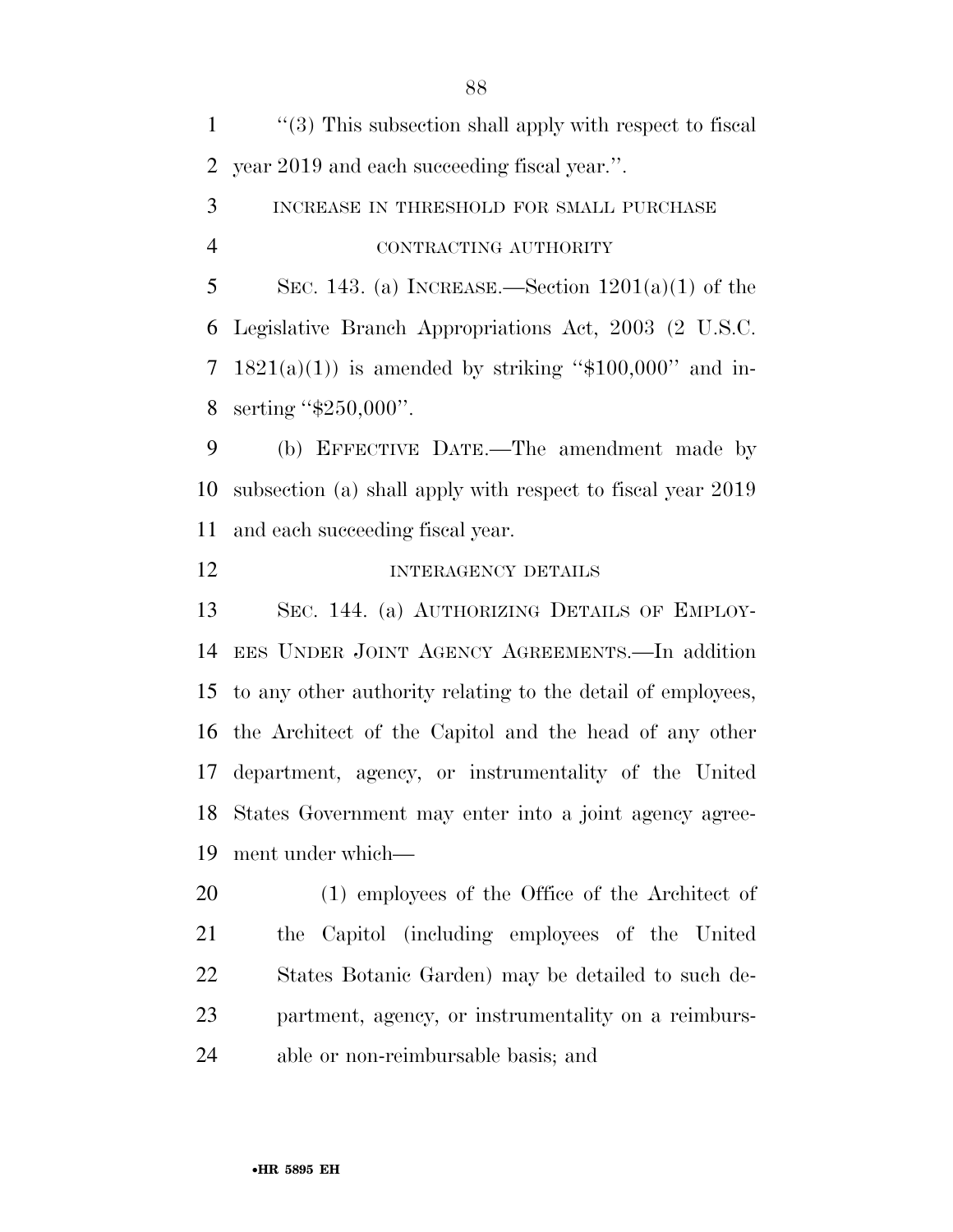"(3) This subsection shall apply with respect to fiscal year 2019 and each succeeding fiscal year.".

INCREASE IN THRESHOLD FOR SMALL PURCHASE CONTRACTING AUTHORITY

SEC. 143. (a) INCREASE.—Section 1201(a)(1) of the Legislative Branch Appropriations Act, 2003 (2 U.S.C. 1821(a)(1)) is amended by striking "$100,000" and inserting "$250,000".

(b) EFFECTIVE DATE.—The amendment made by subsection (a) shall apply with respect to fiscal year 2019 and each succeeding fiscal year.

INTERAGENCY DETAILS

SEC. 144. (a) AUTHORIZING DETAILS OF EMPLOYEES UNDER JOINT AGENCY AGREEMENTS.—In addition to any other authority relating to the detail of employees, the Architect of the Capitol and the head of any other department, agency, or instrumentality of the United States Government may enter into a joint agency agreement under which—

(1) employees of the Office of the Architect of the Capitol (including employees of the United States Botanic Garden) may be detailed to such department, agency, or instrumentality on a reimbursable or non-reimbursable basis; and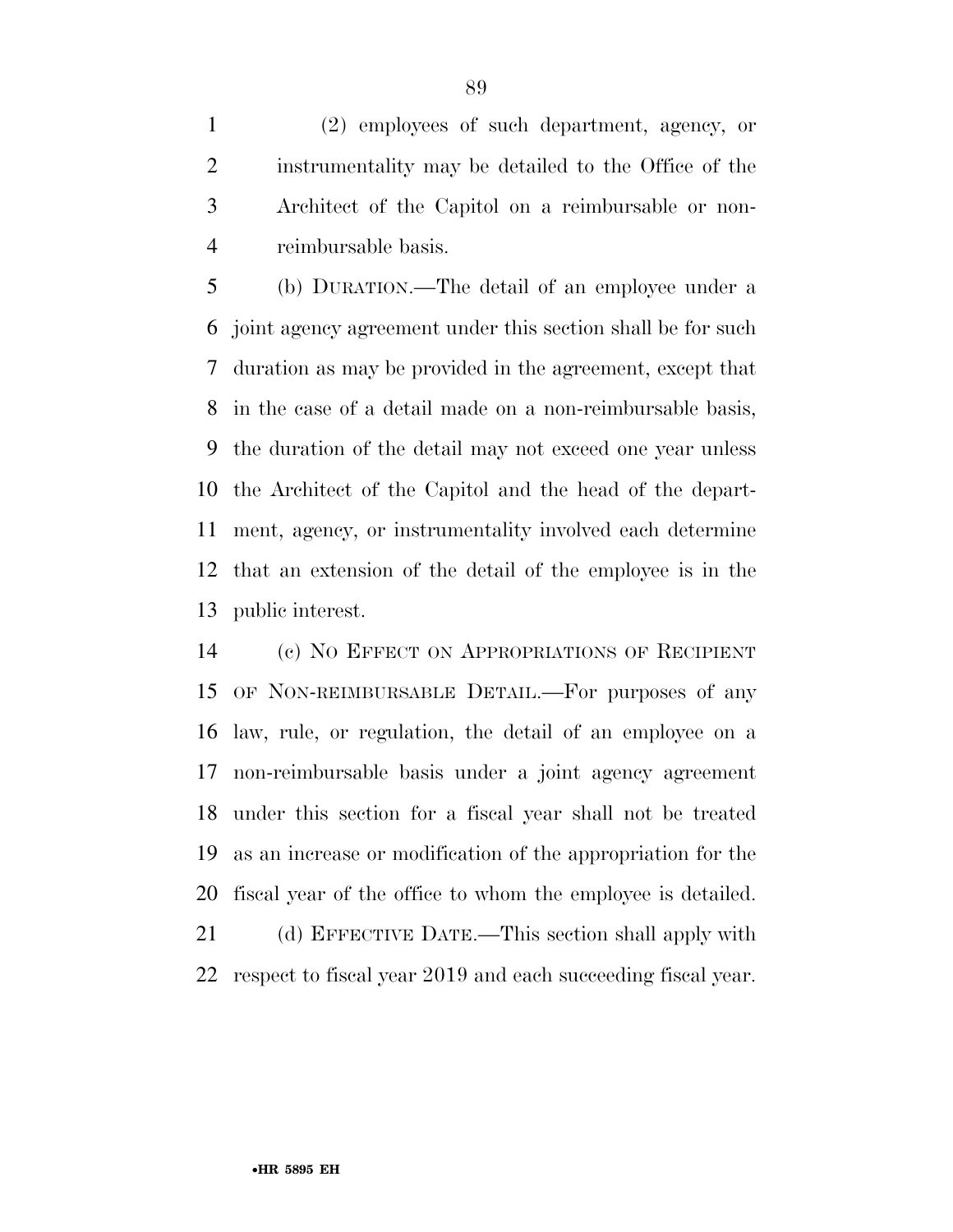(2) employees of such department, agency, or instrumentality may be detailed to the Office of the Architect of the Capitol on a reimbursable or non-reimbursable basis.

(b) DURATION.—The detail of an employee under a joint agency agreement under this section shall be for such duration as may be provided in the agreement, except that in the case of a detail made on a non-reimbursable basis, the duration of the detail may not exceed one year unless the Architect of the Capitol and the head of the department, agency, or instrumentality involved each determine that an extension of the detail of the employee is in the public interest.

(c) NO EFFECT ON APPROPRIATIONS OF RECIPIENT OF NON-REIMBURSABLE DETAIL.—For purposes of any law, rule, or regulation, the detail of an employee on a non-reimbursable basis under a joint agency agreement under this section for a fiscal year shall not be treated as an increase or modification of the appropriation for the fiscal year of the office to whom the employee is detailed.

(d) EFFECTIVE DATE.—This section shall apply with respect to fiscal year 2019 and each succeeding fiscal year.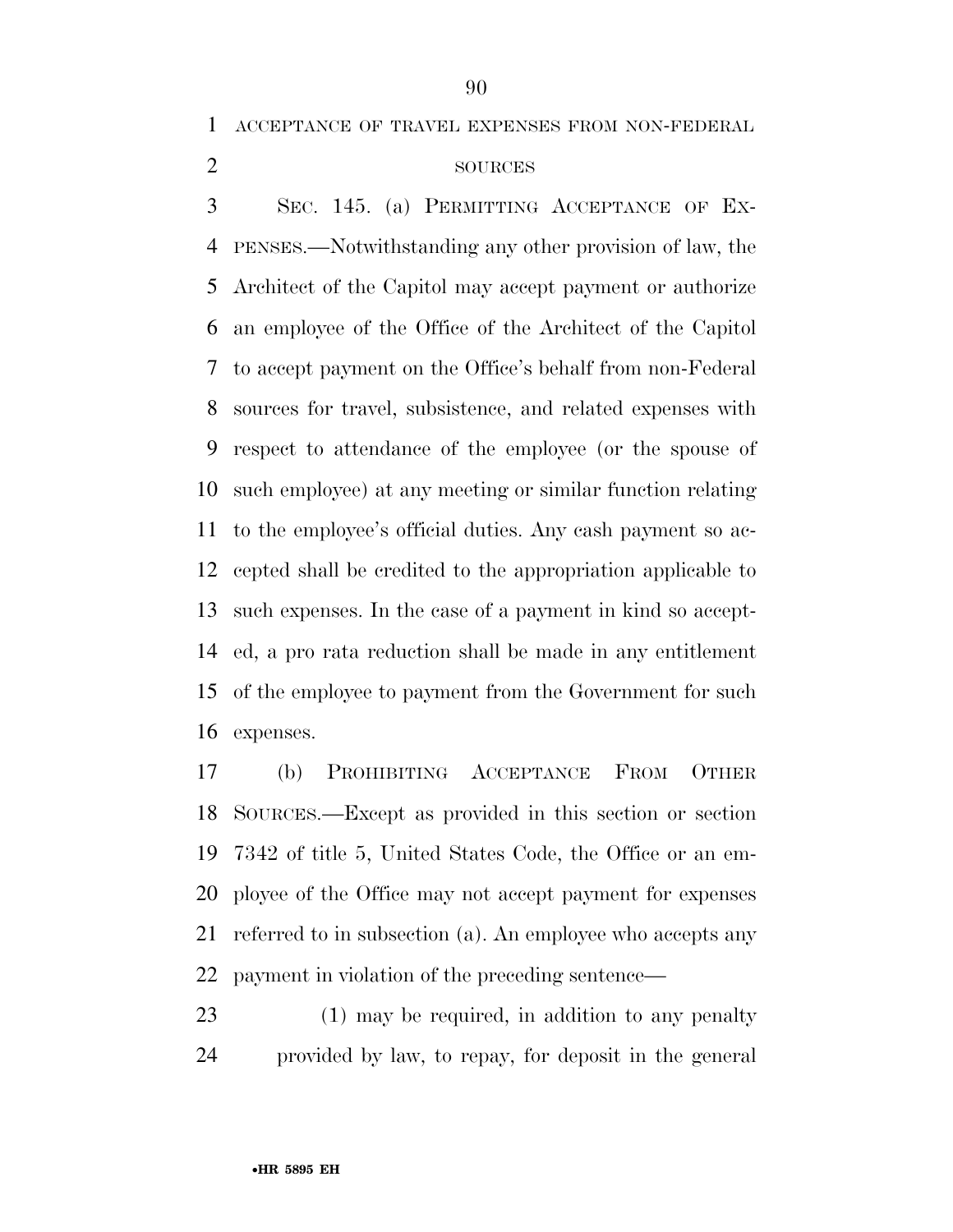ACCEPTANCE OF TRAVEL EXPENSES FROM NON-FEDERAL SOURCES

SEC. 145. (a) PERMITTING ACCEPTANCE OF EXPENSES.—Notwithstanding any other provision of law, the Architect of the Capitol may accept payment or authorize an employee of the Office of the Architect of the Capitol to accept payment on the Office's behalf from non-Federal sources for travel, subsistence, and related expenses with respect to attendance of the employee (or the spouse of such employee) at any meeting or similar function relating to the employee's official duties. Any cash payment so accepted shall be credited to the appropriation applicable to such expenses. In the case of a payment in kind so accepted, a pro rata reduction shall be made in any entitlement of the employee to payment from the Government for such expenses.

(b) PROHIBITING ACCEPTANCE FROM OTHER SOURCES.—Except as provided in this section or section 7342 of title 5, United States Code, the Office or an employee of the Office may not accept payment for expenses referred to in subsection (a). An employee who accepts any payment in violation of the preceding sentence—

(1) may be required, in addition to any penalty provided by law, to repay, for deposit in the general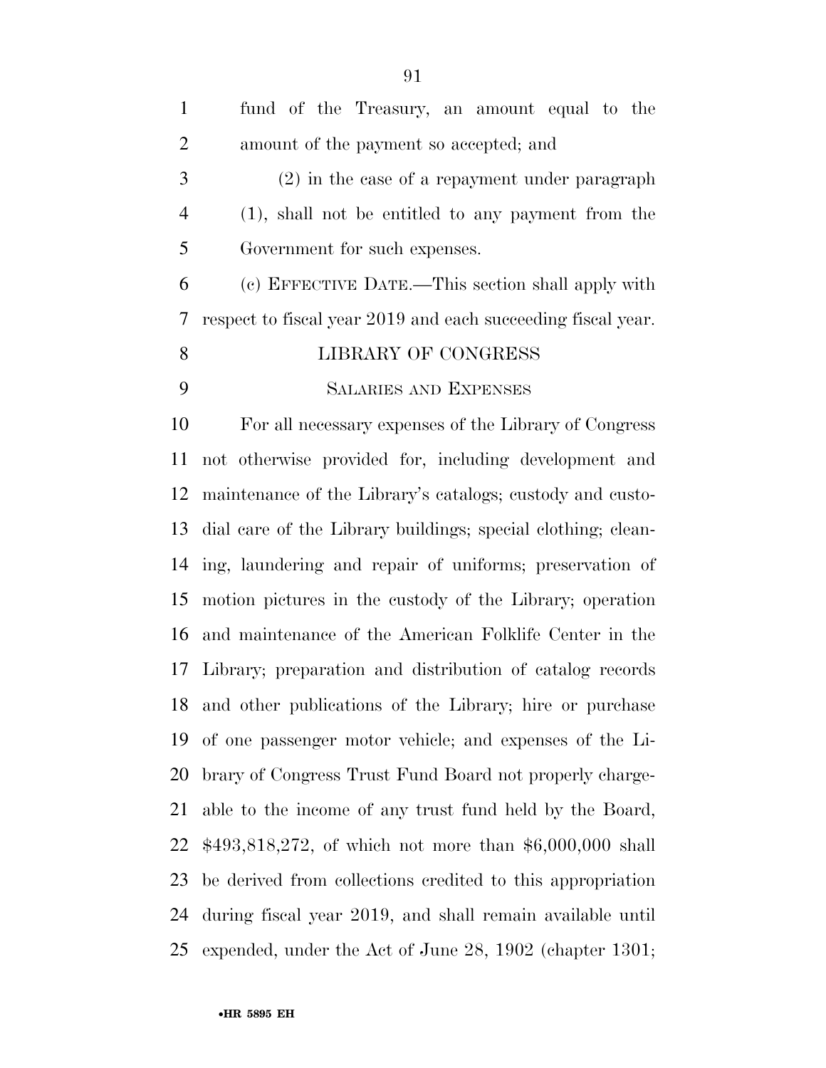fund of the Treasury, an amount equal to the amount of the payment so accepted; and

(2) in the case of a repayment under paragraph (1), shall not be entitled to any payment from the Government for such expenses.

(c) EFFECTIVE DATE.—This section shall apply with respect to fiscal year 2019 and each succeeding fiscal year.

## LIBRARY OF CONGRESS

### SALARIES AND EXPENSES

For all necessary expenses of the Library of Congress not otherwise provided for, including development and maintenance of the Library's catalogs; custody and custodial care of the Library buildings; special clothing; cleaning, laundering and repair of uniforms; preservation of motion pictures in the custody of the Library; operation and maintenance of the American Folklife Center in the Library; preparation and distribution of catalog records and other publications of the Library; hire or purchase of one passenger motor vehicle; and expenses of the Library of Congress Trust Fund Board not properly chargeable to the income of any trust fund held by the Board, $493,818,272, of which not more than $6,000,000 shall be derived from collections credited to this appropriation during fiscal year 2019, and shall remain available until expended, under the Act of June 28, 1902 (chapter 1301;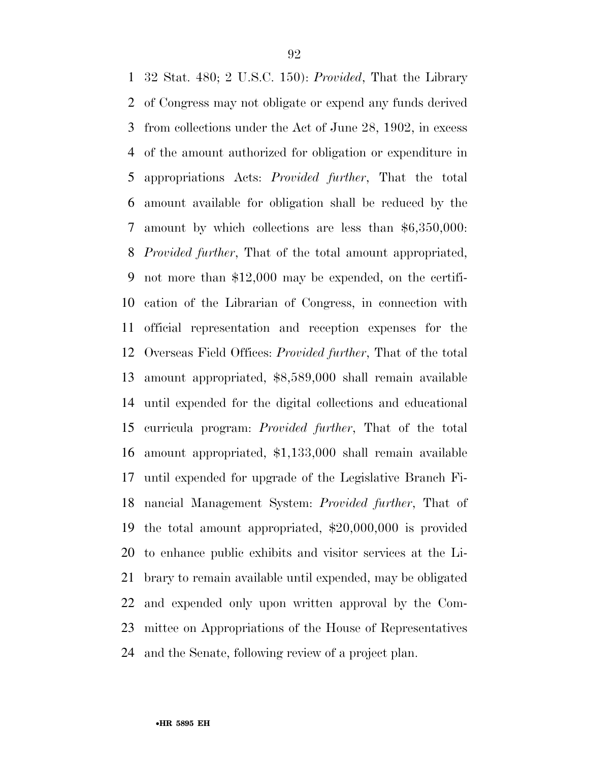32 Stat. 480; 2 U.S.C. 150): *Provided*, That the Library of Congress may not obligate or expend any funds derived from collections under the Act of June 28, 1902, in excess of the amount authorized for obligation or expenditure in appropriations Acts: *Provided further*, That the total amount available for obligation shall be reduced by the amount by which collections are less than $6,350,000: *Provided further*, That of the total amount appropriated, not more than $12,000 may be expended, on the certification of the Librarian of Congress, in connection with official representation and reception expenses for the Overseas Field Offices: *Provided further*, That of the total amount appropriated, $8,589,000 shall remain available until expended for the digital collections and educational curricula program: *Provided further*, That of the total amount appropriated, $1,133,000 shall remain available until expended for upgrade of the Legislative Branch Financial Management System: *Provided further*, That of the total amount appropriated, $20,000,000 is provided to enhance public exhibits and visitor services at the Library to remain available until expended, may be obligated and expended only upon written approval by the Committee on Appropriations of the House of Representatives and the Senate, following review of a project plan.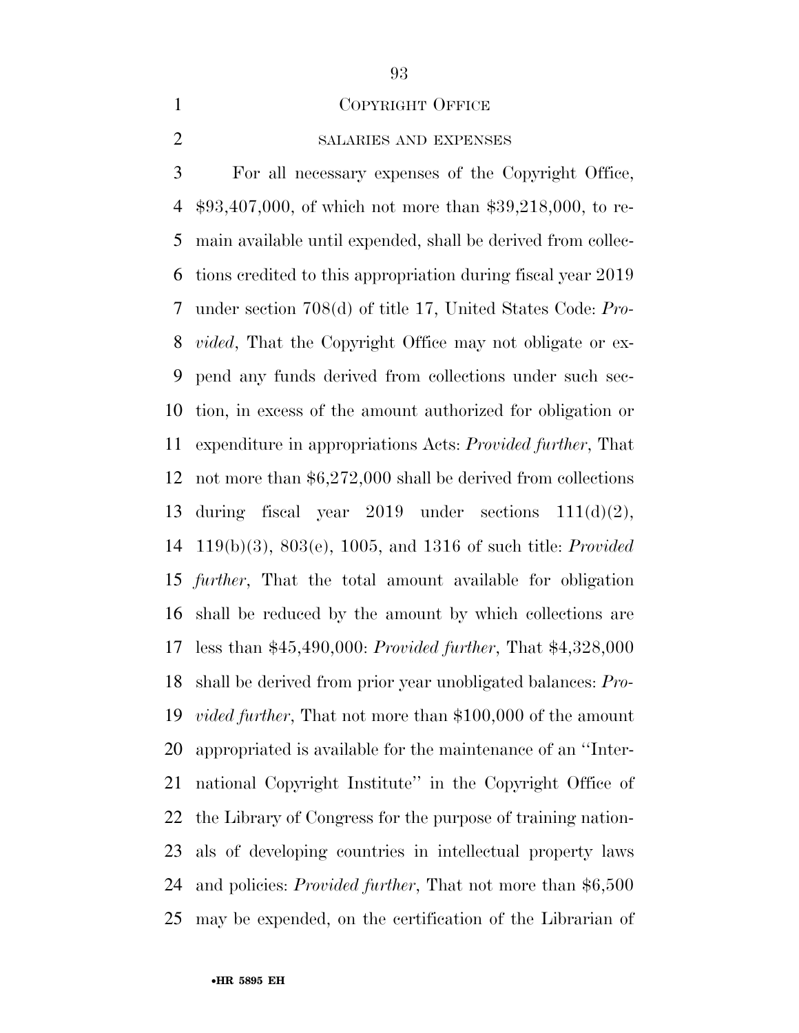## COPYRIGHT OFFICE

### SALARIES AND EXPENSES

For all necessary expenses of the Copyright Office, \$93,407,000, of which not more than \$39,218,000, to remain available until expended, shall be derived from collections credited to this appropriation during fiscal year 2019 under section 708(d) of title 17, United States Code: *Provided*, That the Copyright Office may not obligate or expend any funds derived from collections under such section, in excess of the amount authorized for obligation or expenditure in appropriations Acts: *Provided further*, That not more than \$6,272,000 shall be derived from collections during fiscal year 2019 under sections 111(d)(2), 119(b)(3), 803(e), 1005, and 1316 of such title: *Provided further*, That the total amount available for obligation shall be reduced by the amount by which collections are less than \$45,490,000: *Provided further*, That \$4,328,000 shall be derived from prior year unobligated balances: *Provided further*, That not more than \$100,000 of the amount appropriated is available for the maintenance of an ''International Copyright Institute'' in the Copyright Office of the Library of Congress for the purpose of training nationals of developing countries in intellectual property laws and policies: *Provided further*, That not more than \$6,500 may be expended, on the certification of the Librarian of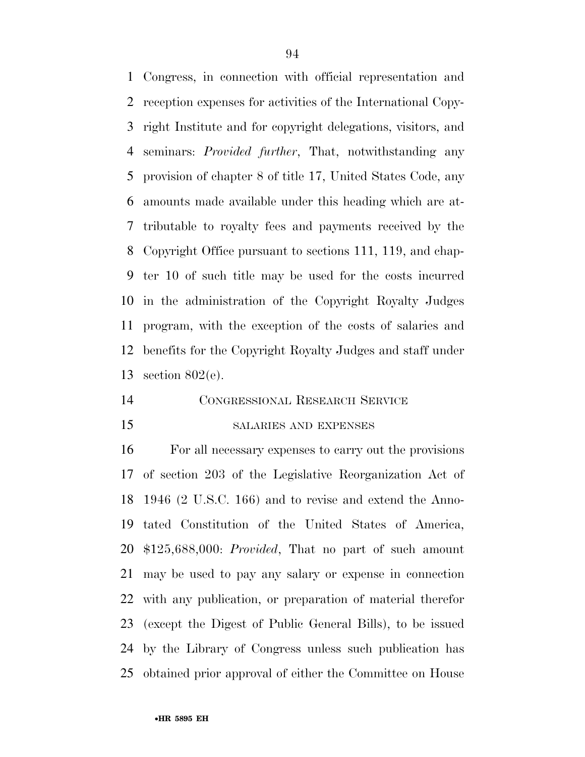Congress, in connection with official representation and reception expenses for activities of the International Copyright Institute and for copyright delegations, visitors, and seminars: *Provided further*, That, notwithstanding any provision of chapter 8 of title 17, United States Code, any amounts made available under this heading which are attributable to royalty fees and payments received by the Copyright Office pursuant to sections 111, 119, and chapter 10 of such title may be used for the costs incurred in the administration of the Copyright Royalty Judges program, with the exception of the costs of salaries and benefits for the Copyright Royalty Judges and staff under section 802(e).

CONGRESSIONAL RESEARCH SERVICE

SALARIES AND EXPENSES

For all necessary expenses to carry out the provisions of section 203 of the Legislative Reorganization Act of 1946 (2 U.S.C. 166) and to revise and extend the Annotated Constitution of the United States of America, $125,688,000: *Provided*, That no part of such amount may be used to pay any salary or expense in connection with any publication, or preparation of material therefor (except the Digest of Public General Bills), to be issued by the Library of Congress unless such publication has obtained prior approval of either the Committee on House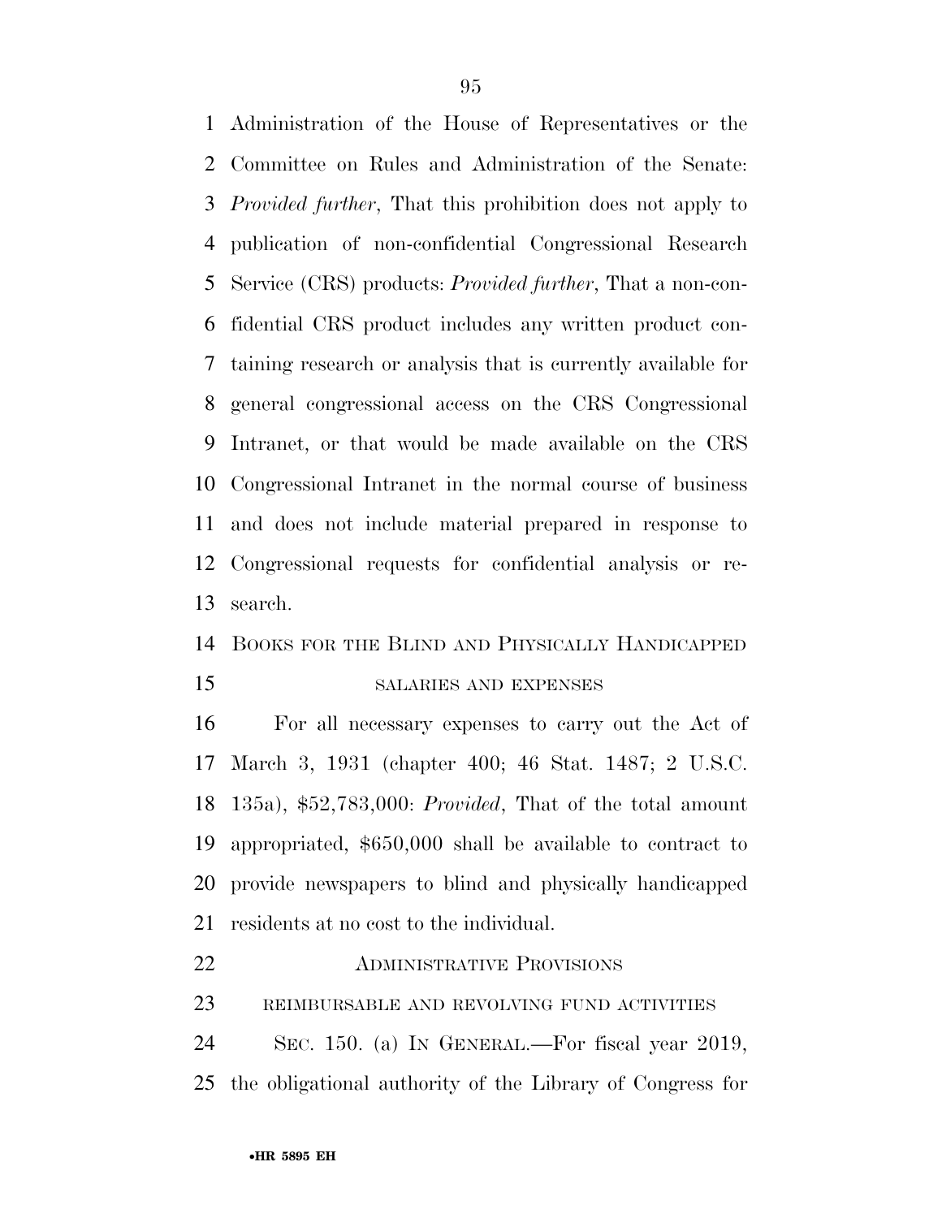Administration of the House of Representatives or the Committee on Rules and Administration of the Senate: *Provided further*, That this prohibition does not apply to publication of non-confidential Congressional Research Service (CRS) products: *Provided further*, That a non-confidential CRS product includes any written product containing research or analysis that is currently available for general congressional access on the CRS Congressional Intranet, or that would be made available on the CRS Congressional Intranet in the normal course of business and does not include material prepared in response to Congressional requests for confidential analysis or research.

BOOKS FOR THE BLIND AND PHYSICALLY HANDICAPPED

SALARIES AND EXPENSES

For all necessary expenses to carry out the Act of March 3, 1931 (chapter 400; 46 Stat. 1487; 2 U.S.C. 135a), $52,783,000: *Provided*, That of the total amount appropriated, $650,000 shall be available to contract to provide newspapers to blind and physically handicapped residents at no cost to the individual.

ADMINISTRATIVE PROVISIONS

REIMBURSABLE AND REVOLVING FUND ACTIVITIES

SEC. 150. (a) IN GENERAL.—For fiscal year 2019, the obligational authority of the Library of Congress for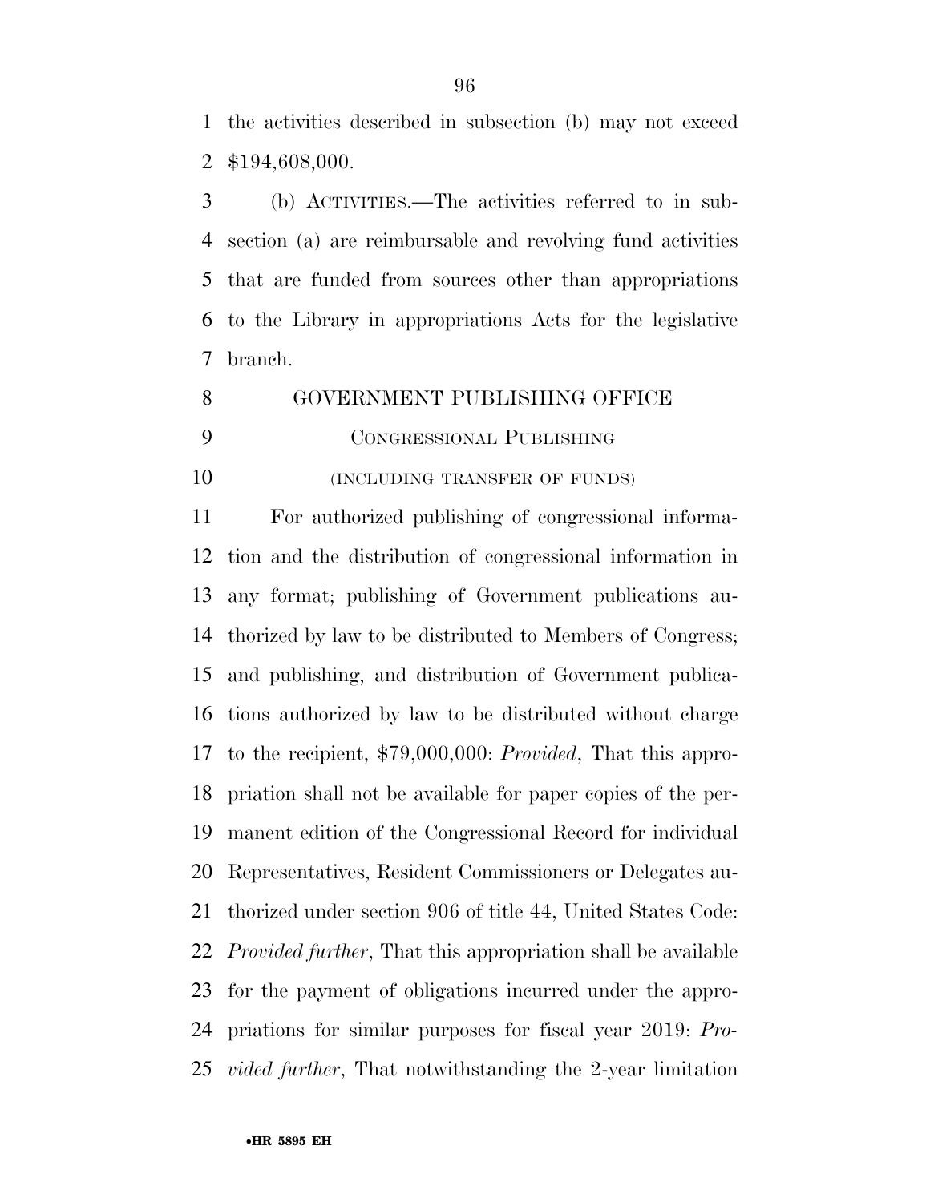the activities described in subsection (b) may not exceed $194,608,000.

(b) ACTIVITIES.—The activities referred to in subsection (a) are reimbursable and revolving fund activities that are funded from sources other than appropriations to the Library in appropriations Acts for the legislative branch.

## GOVERNMENT PUBLISHING OFFICE

### CONGRESSIONAL PUBLISHING

(INCLUDING TRANSFER OF FUNDS)

For authorized publishing of congressional information and the distribution of congressional information in any format; publishing of Government publications authorized by law to be distributed to Members of Congress; and publishing, and distribution of Government publications authorized by law to be distributed without charge to the recipient, $79,000,000: *Provided*, That this appropriation shall not be available for paper copies of the permanent edition of the Congressional Record for individual Representatives, Resident Commissioners or Delegates authorized under section 906 of title 44, United States Code: *Provided further*, That this appropriation shall be available for the payment of obligations incurred under the appropriations for similar purposes for fiscal year 2019: *Provided further*, That notwithstanding the 2-year limitation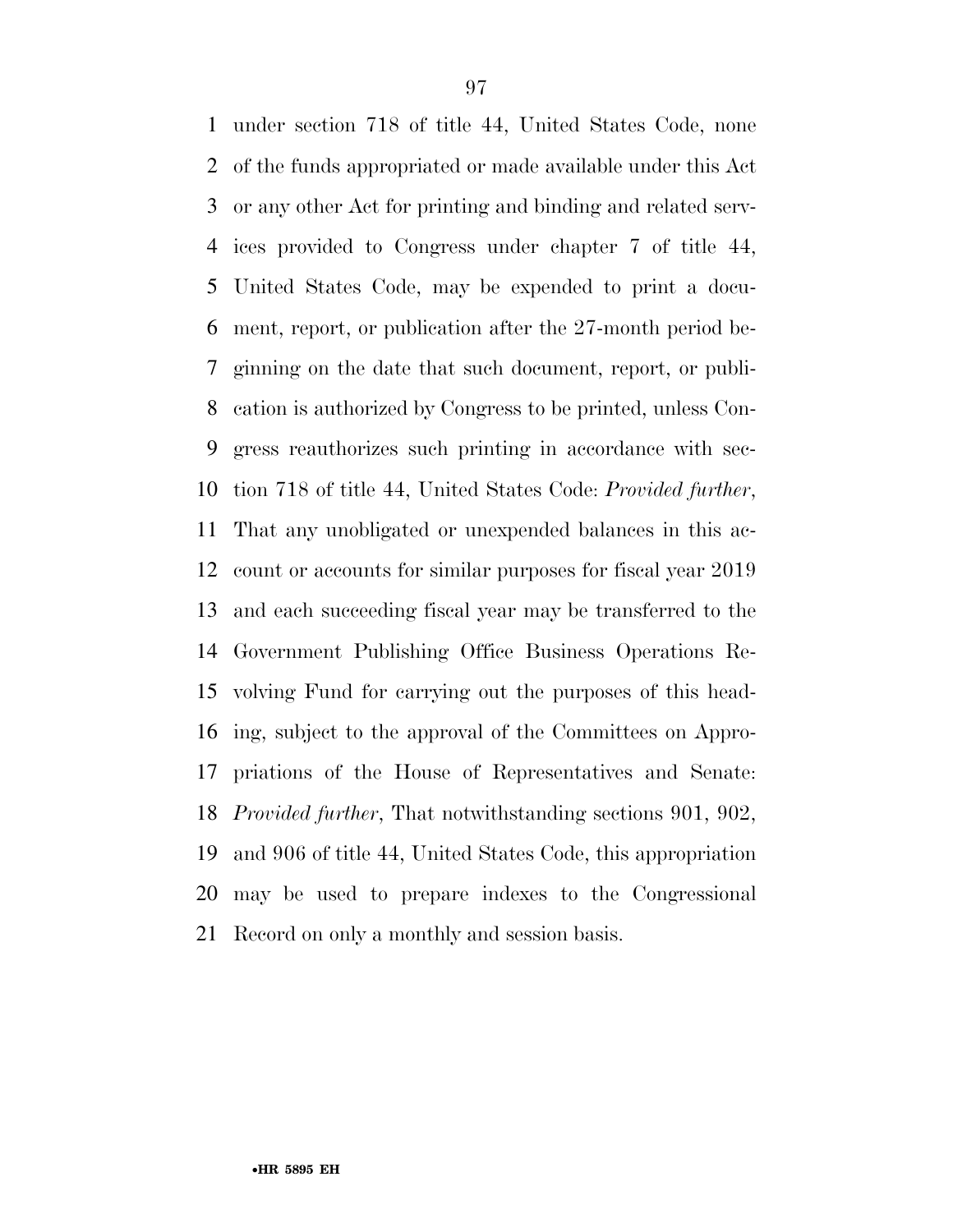under section 718 of title 44, United States Code, none of the funds appropriated or made available under this Act or any other Act for printing and binding and related services provided to Congress under chapter 7 of title 44, United States Code, may be expended to print a document, report, or publication after the 27-month period beginning on the date that such document, report, or publication is authorized by Congress to be printed, unless Congress reauthorizes such printing in accordance with section 718 of title 44, United States Code: *Provided further*, That any unobligated or unexpended balances in this account or accounts for similar purposes for fiscal year 2019 and each succeeding fiscal year may be transferred to the Government Publishing Office Business Operations Revolving Fund for carrying out the purposes of this heading, subject to the approval of the Committees on Appropriations of the House of Representatives and Senate: *Provided further*, That notwithstanding sections 901, 902, and 906 of title 44, United States Code, this appropriation may be used to prepare indexes to the Congressional Record on only a monthly and session basis.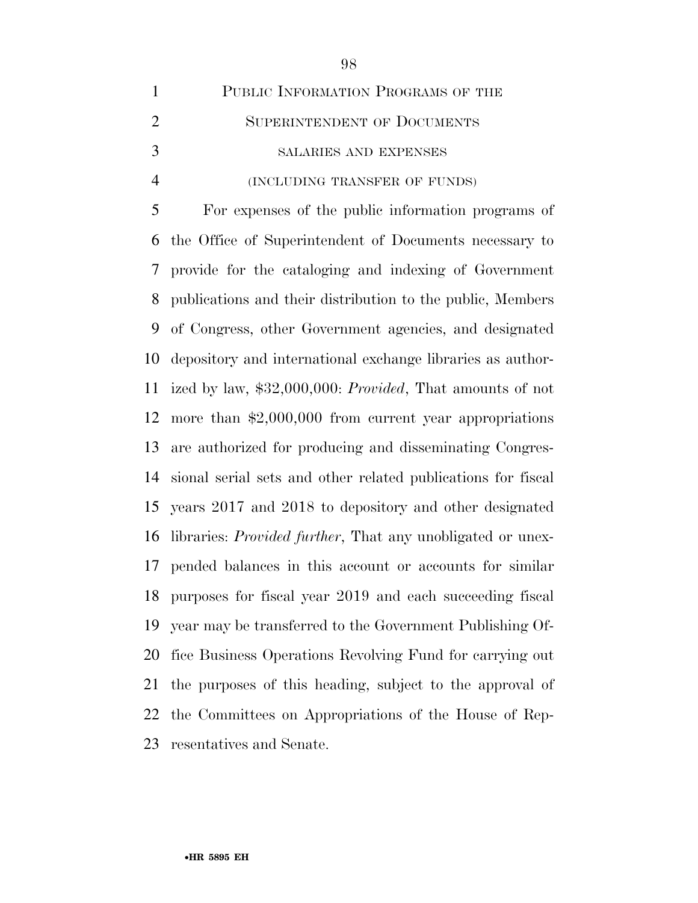PUBLIC INFORMATION PROGRAMS OF THE SUPERINTENDENT OF DOCUMENTS

SALARIES AND EXPENSES

(INCLUDING TRANSFER OF FUNDS)

For expenses of the public information programs of the Office of Superintendent of Documents necessary to provide for the cataloging and indexing of Government publications and their distribution to the public, Members of Congress, other Government agencies, and designated depository and international exchange libraries as authorized by law, $32,000,000: *Provided*, That amounts of not more than $2,000,000 from current year appropriations are authorized for producing and disseminating Congressional serial sets and other related publications for fiscal years 2017 and 2018 to depository and other designated libraries: *Provided further*, That any unobligated or unexpended balances in this account or accounts for similar purposes for fiscal year 2019 and each succeeding fiscal year may be transferred to the Government Publishing Office Business Operations Revolving Fund for carrying out the purposes of this heading, subject to the approval of the Committees on Appropriations of the House of Representatives and Senate.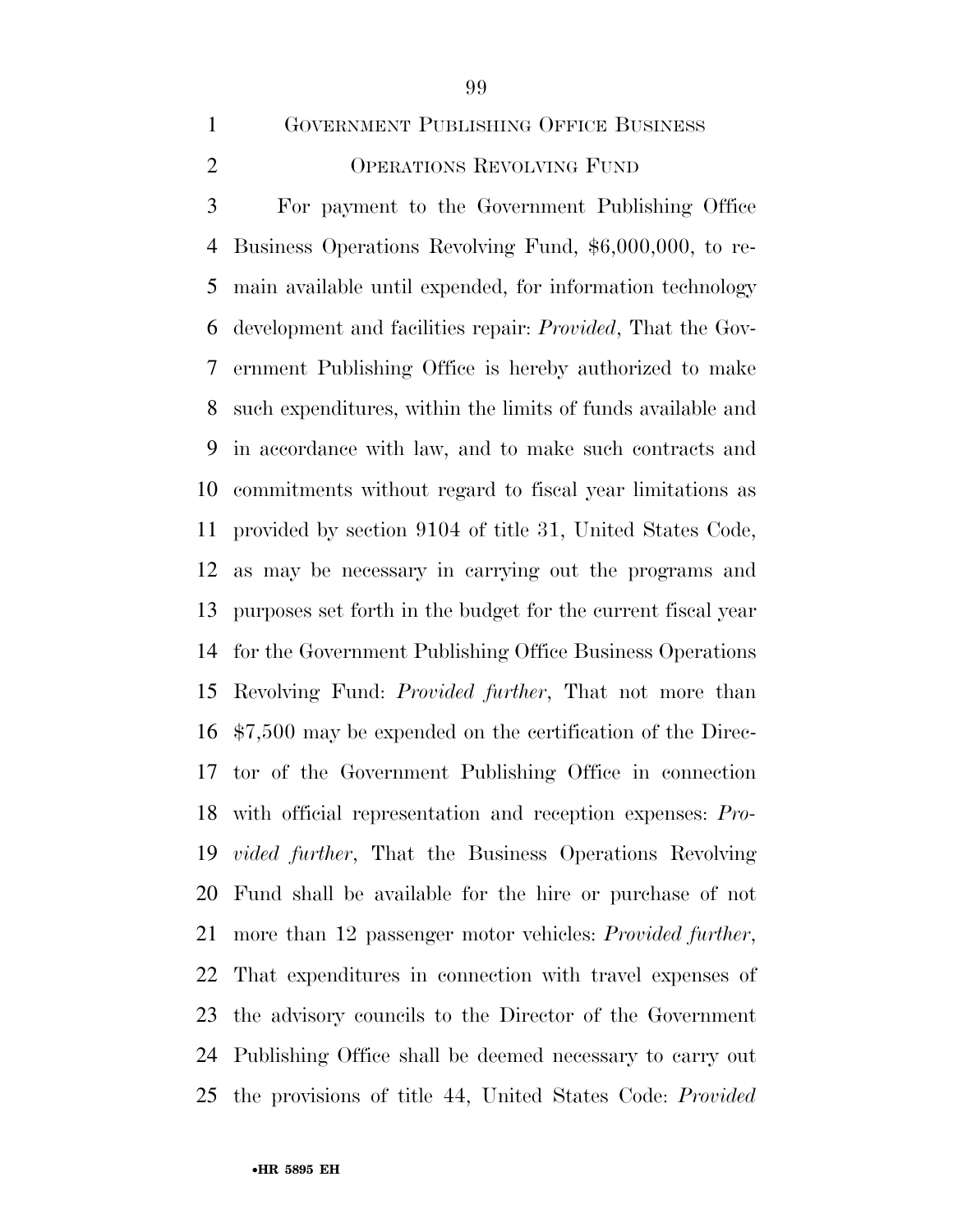GOVERNMENT PUBLISHING OFFICE BUSINESS OPERATIONS REVOLVING FUND

For payment to the Government Publishing Office Business Operations Revolving Fund, $6,000,000, to remain available until expended, for information technology development and facilities repair: *Provided*, That the Government Publishing Office is hereby authorized to make such expenditures, within the limits of funds available and in accordance with law, and to make such contracts and commitments without regard to fiscal year limitations as provided by section 9104 of title 31, United States Code, as may be necessary in carrying out the programs and purposes set forth in the budget for the current fiscal year for the Government Publishing Office Business Operations Revolving Fund: *Provided further*, That not more than $7,500 may be expended on the certification of the Director of the Government Publishing Office in connection with official representation and reception expenses: *Provided further*, That the Business Operations Revolving Fund shall be available for the hire or purchase of not more than 12 passenger motor vehicles: *Provided further*, That expenditures in connection with travel expenses of the advisory councils to the Director of the Government Publishing Office shall be deemed necessary to carry out the provisions of title 44, United States Code: *Provided*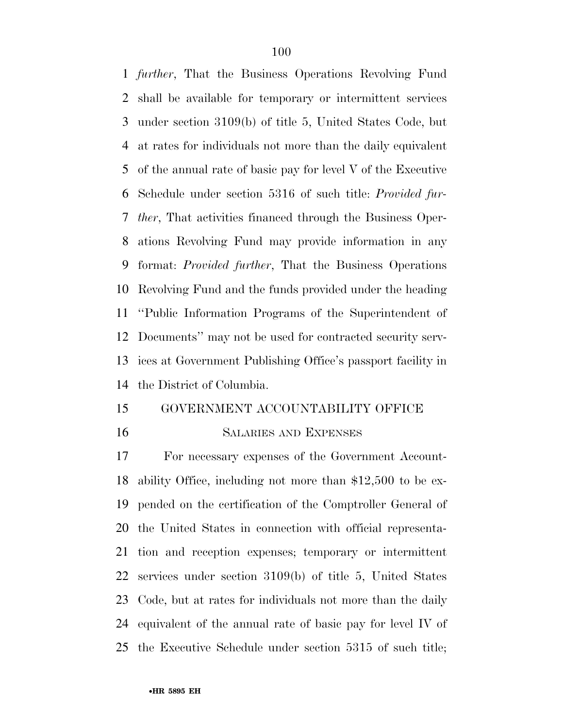*further*, That the Business Operations Revolving Fund shall be available for temporary or intermittent services under section 3109(b) of title 5, United States Code, but at rates for individuals not more than the daily equivalent of the annual rate of basic pay for level V of the Executive Schedule under section 5316 of such title: *Provided further*, That activities financed through the Business Operations Revolving Fund may provide information in any format: *Provided further*, That the Business Operations Revolving Fund and the funds provided under the heading ''Public Information Programs of the Superintendent of Documents'' may not be used for contracted security services at Government Publishing Office's passport facility in the District of Columbia.

## GOVERNMENT ACCOUNTABILITY OFFICE

### SALARIES AND EXPENSES

For necessary expenses of the Government Accountability Office, including not more than $12,500 to be expended on the certification of the Comptroller General of the United States in connection with official representation and reception expenses; temporary or intermittent services under section 3109(b) of title 5, United States Code, but at rates for individuals not more than the daily equivalent of the annual rate of basic pay for level IV of the Executive Schedule under section 5315 of such title;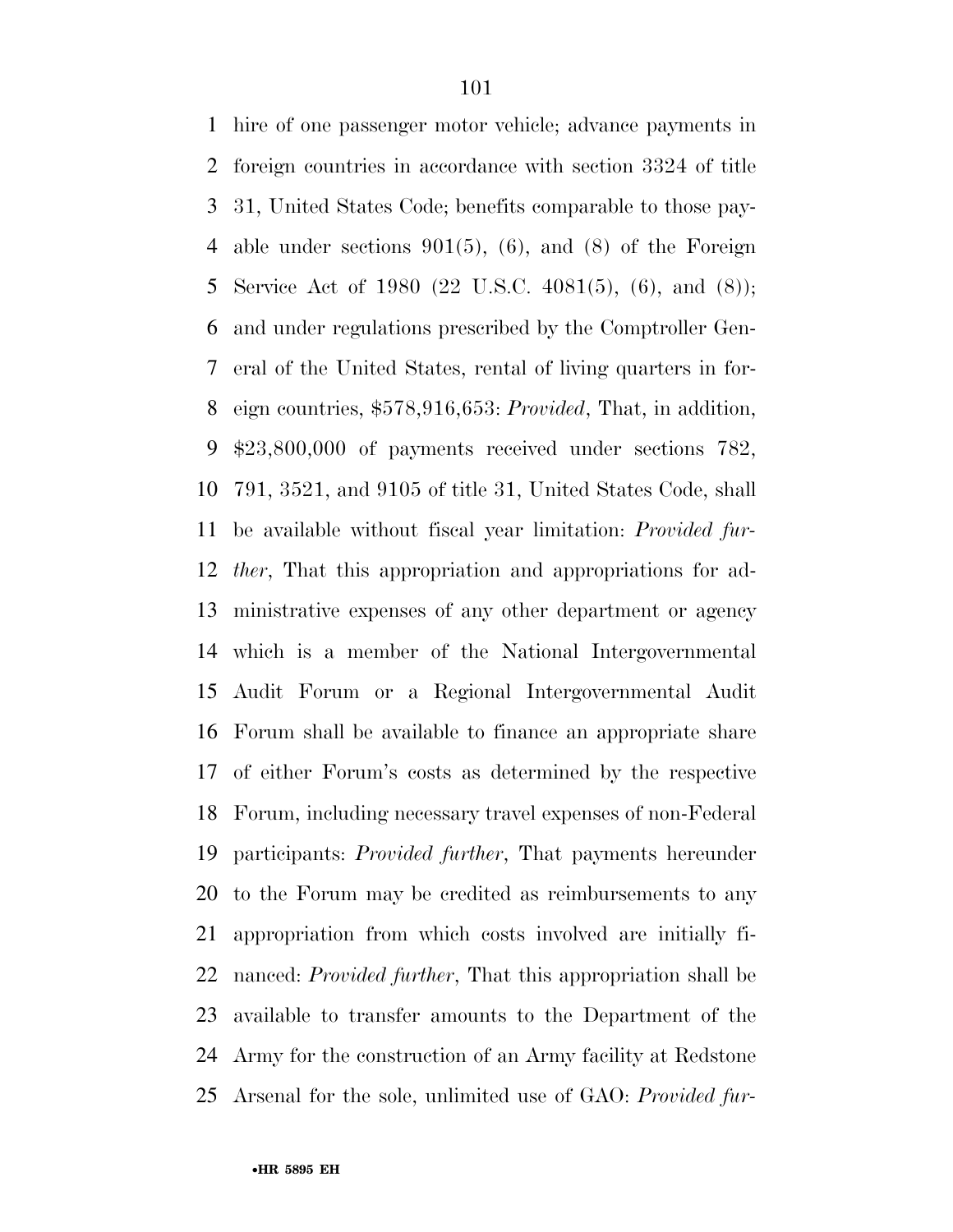hire of one passenger motor vehicle; advance payments in foreign countries in accordance with section 3324 of title 31, United States Code; benefits comparable to those payable under sections 901(5), (6), and (8) of the Foreign Service Act of 1980 (22 U.S.C. 4081(5), (6), and (8)); and under regulations prescribed by the Comptroller General of the United States, rental of living quarters in foreign countries, $578,916,653: *Provided*, That, in addition, $23,800,000 of payments received under sections 782, 791, 3521, and 9105 of title 31, United States Code, shall be available without fiscal year limitation: *Provided further*, That this appropriation and appropriations for administrative expenses of any other department or agency which is a member of the National Intergovernmental Audit Forum or a Regional Intergovernmental Audit Forum shall be available to finance an appropriate share of either Forum's costs as determined by the respective Forum, including necessary travel expenses of non-Federal participants: *Provided further*, That payments hereunder to the Forum may be credited as reimbursements to any appropriation from which costs involved are initially financed: *Provided further*, That this appropriation shall be available to transfer amounts to the Department of the Army for the construction of an Army facility at Redstone Arsenal for the sole, unlimited use of GAO: *Provided fur-*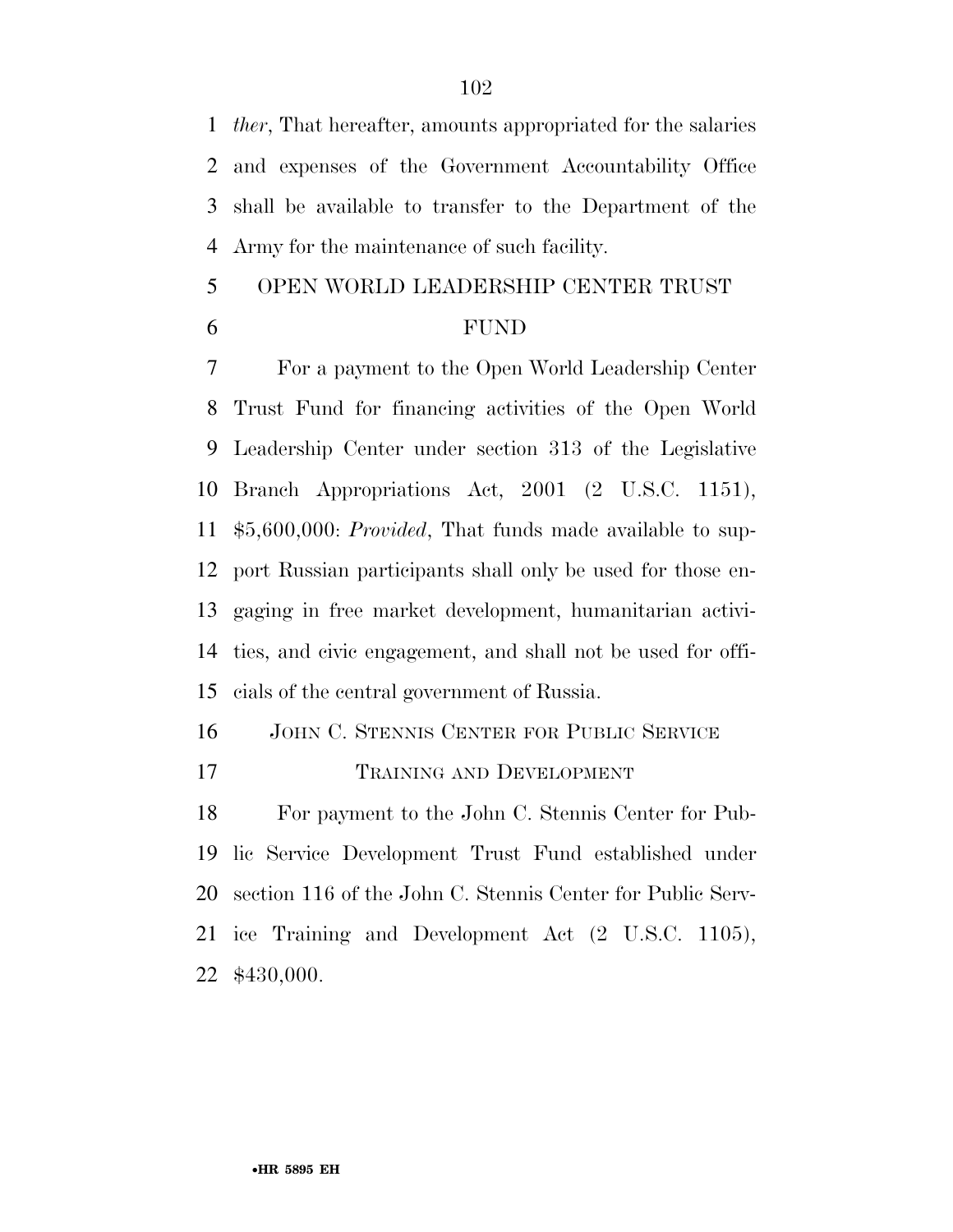*ther*, That hereafter, amounts appropriated for the salaries and expenses of the Government Accountability Office shall be available to transfer to the Department of the Army for the maintenance of such facility.

## OPEN WORLD LEADERSHIP CENTER TRUST FUND

For a payment to the Open World Leadership Center Trust Fund for financing activities of the Open World Leadership Center under section 313 of the Legislative Branch Appropriations Act, 2001 (2 U.S.C. 1151), $5,600,000: *Provided*, That funds made available to support Russian participants shall only be used for those engaging in free market development, humanitarian activities, and civic engagement, and shall not be used for officials of the central government of Russia.

## JOHN C. STENNIS CENTER FOR PUBLIC SERVICE TRAINING AND DEVELOPMENT

For payment to the John C. Stennis Center for Public Service Development Trust Fund established under section 116 of the John C. Stennis Center for Public Service Training and Development Act (2 U.S.C. 1105), $430,000.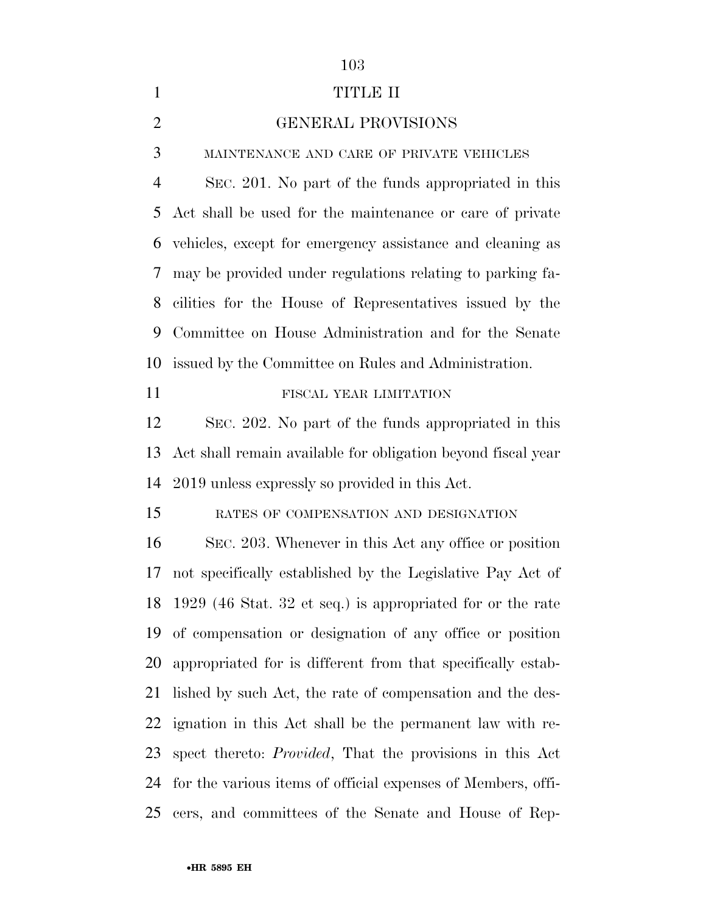# TITLE II

## GENERAL PROVISIONS

MAINTENANCE AND CARE OF PRIVATE VEHICLES

SEC. 201. No part of the funds appropriated in this Act shall be used for the maintenance or care of private vehicles, except for emergency assistance and cleaning as may be provided under regulations relating to parking facilities for the House of Representatives issued by the Committee on House Administration and for the Senate issued by the Committee on Rules and Administration.

FISCAL YEAR LIMITATION

SEC. 202. No part of the funds appropriated in this Act shall remain available for obligation beyond fiscal year 2019 unless expressly so provided in this Act.

RATES OF COMPENSATION AND DESIGNATION

SEC. 203. Whenever in this Act any office or position not specifically established by the Legislative Pay Act of 1929 (46 Stat. 32 et seq.) is appropriated for or the rate of compensation or designation of any office or position appropriated for is different from that specifically established by such Act, the rate of compensation and the designation in this Act shall be the permanent law with respect thereto: *Provided*, That the provisions in this Act for the various items of official expenses of Members, officers, and committees of the Senate and House of Rep-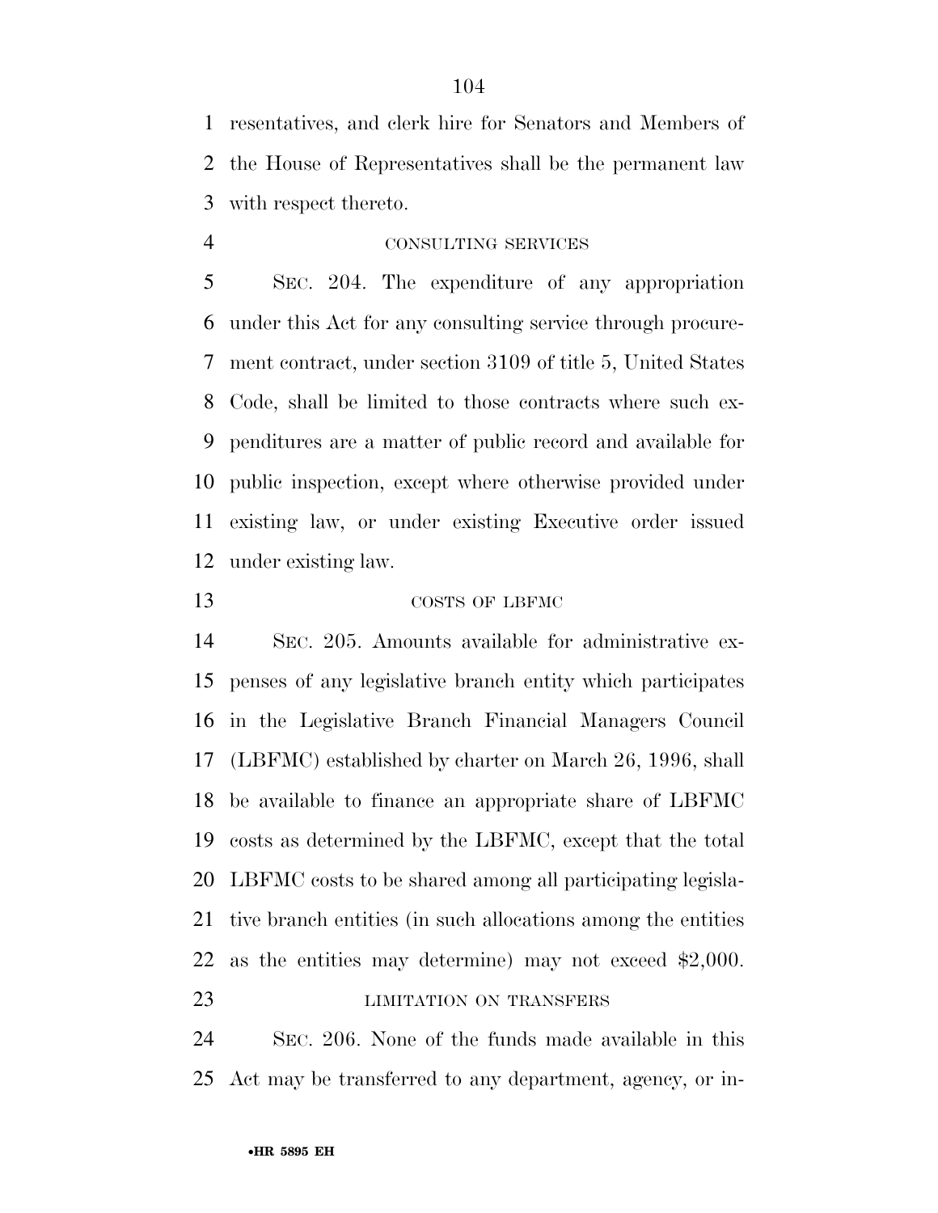resentatives, and clerk hire for Senators and Members of the House of Representatives shall be the permanent law with respect thereto.

CONSULTING SERVICES

SEC. 204. The expenditure of any appropriation under this Act for any consulting service through procurement contract, under section 3109 of title 5, United States Code, shall be limited to those contracts where such expenditures are a matter of public record and available for public inspection, except where otherwise provided under existing law, or under existing Executive order issued under existing law.

COSTS OF LBFMC

SEC. 205. Amounts available for administrative expenses of any legislative branch entity which participates in the Legislative Branch Financial Managers Council (LBFMC) established by charter on March 26, 1996, shall be available to finance an appropriate share of LBFMC costs as determined by the LBFMC, except that the total LBFMC costs to be shared among all participating legislative branch entities (in such allocations among the entities as the entities may determine) may not exceed $2,000.

LIMITATION ON TRANSFERS

SEC. 206. None of the funds made available in this Act may be transferred to any department, agency, or in-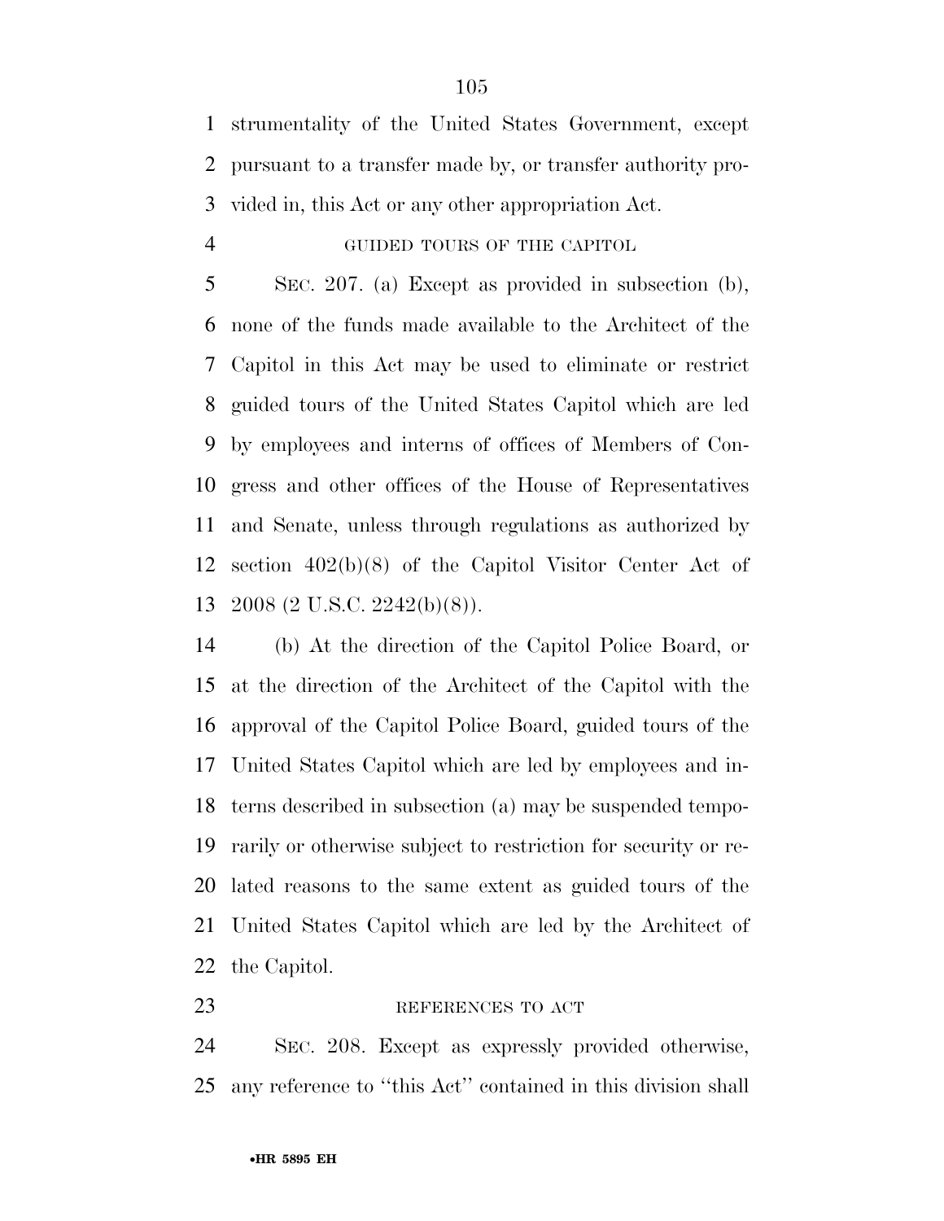strumentality of the United States Government, except pursuant to a transfer made by, or transfer authority provided in, this Act or any other appropriation Act.

GUIDED TOURS OF THE CAPITOL

SEC. 207. (a) Except as provided in subsection (b), none of the funds made available to the Architect of the Capitol in this Act may be used to eliminate or restrict guided tours of the United States Capitol which are led by employees and interns of offices of Members of Congress and other offices of the House of Representatives and Senate, unless through regulations as authorized by section 402(b)(8) of the Capitol Visitor Center Act of 2008 (2 U.S.C. 2242(b)(8)).

(b) At the direction of the Capitol Police Board, or at the direction of the Architect of the Capitol with the approval of the Capitol Police Board, guided tours of the United States Capitol which are led by employees and interns described in subsection (a) may be suspended temporarily or otherwise subject to restriction for security or related reasons to the same extent as guided tours of the United States Capitol which are led by the Architect of the Capitol.

REFERENCES TO ACT

SEC. 208. Except as expressly provided otherwise, any reference to ''this Act'' contained in this division shall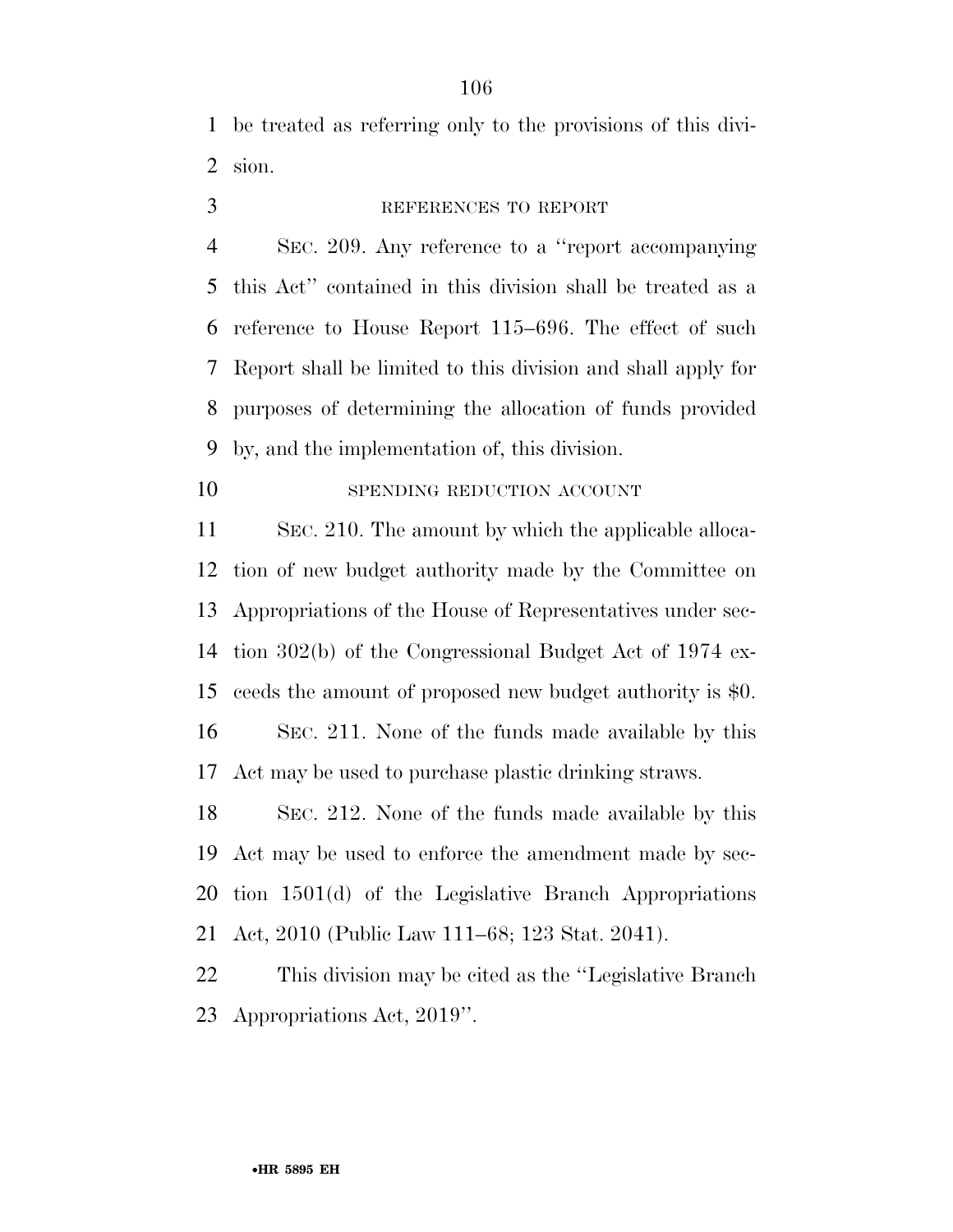be treated as referring only to the provisions of this division.

REFERENCES TO REPORT

SEC. 209. Any reference to a ''report accompanying this Act'' contained in this division shall be treated as a reference to House Report 115–696. The effect of such Report shall be limited to this division and shall apply for purposes of determining the allocation of funds provided by, and the implementation of, this division.

SPENDING REDUCTION ACCOUNT

SEC. 210. The amount by which the applicable allocation of new budget authority made by the Committee on Appropriations of the House of Representatives under section 302(b) of the Congressional Budget Act of 1974 exceeds the amount of proposed new budget authority is $0.

SEC. 211. None of the funds made available by this Act may be used to purchase plastic drinking straws.

SEC. 212. None of the funds made available by this Act may be used to enforce the amendment made by section 1501(d) of the Legislative Branch Appropriations Act, 2010 (Public Law 111–68; 123 Stat. 2041).

This division may be cited as the ''Legislative Branch Appropriations Act, 2019''.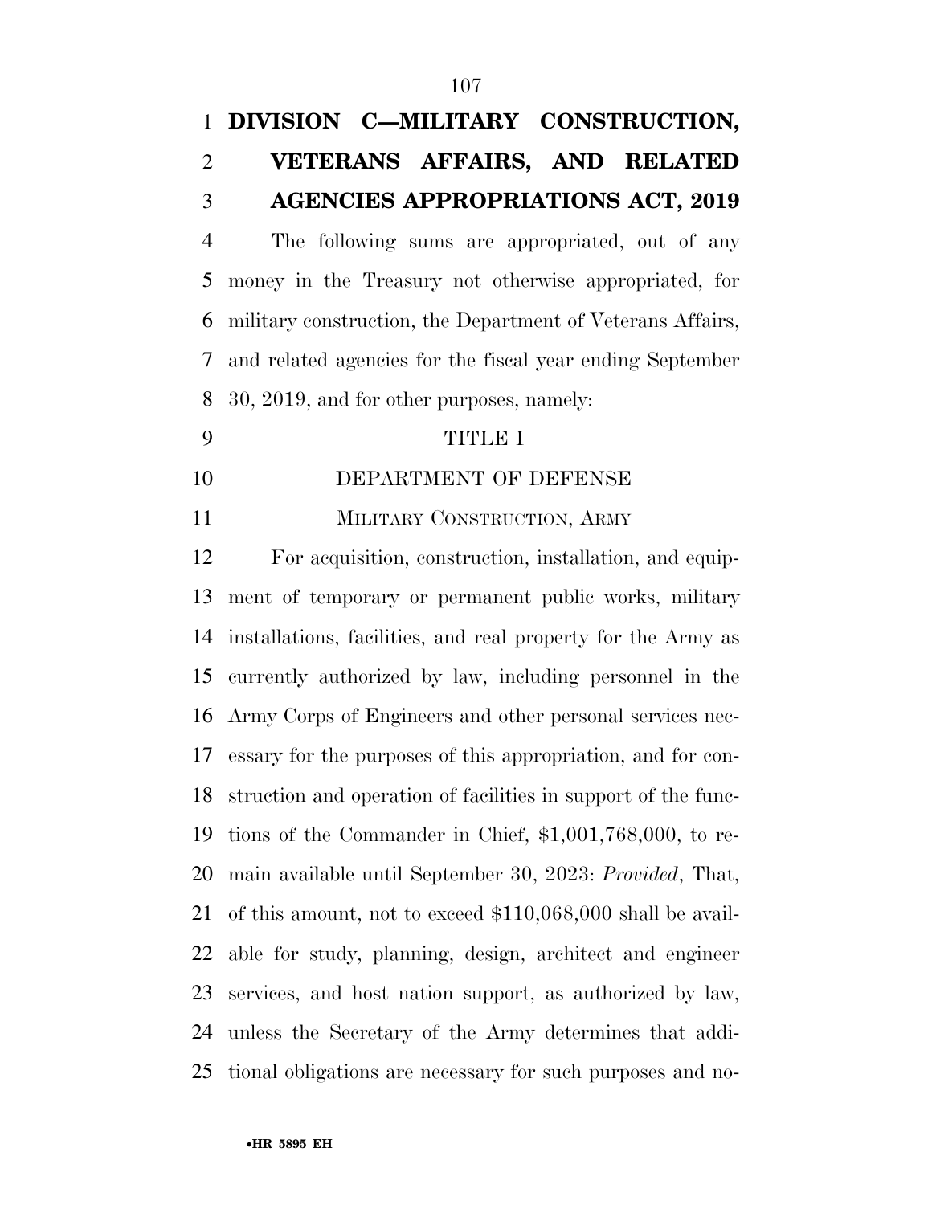# DIVISION C—MILITARY CONSTRUCTION, VETERANS AFFAIRS, AND RELATED AGENCIES APPROPRIATIONS ACT, 2019

The following sums are appropriated, out of any money in the Treasury not otherwise appropriated, for military construction, the Department of Veterans Affairs, and related agencies for the fiscal year ending September 30, 2019, and for other purposes, namely:

## TITLE I

## DEPARTMENT OF DEFENSE

### MILITARY CONSTRUCTION, ARMY

For acquisition, construction, installation, and equipment of temporary or permanent public works, military installations, facilities, and real property for the Army as currently authorized by law, including personnel in the Army Corps of Engineers and other personal services necessary for the purposes of this appropriation, and for construction and operation of facilities in support of the functions of the Commander in Chief, $1,001,768,000, to remain available until September 30, 2023: *Provided*, That, of this amount, not to exceed $110,068,000 shall be available for study, planning, design, architect and engineer services, and host nation support, as authorized by law, unless the Secretary of the Army determines that additional obligations are necessary for such purposes and no-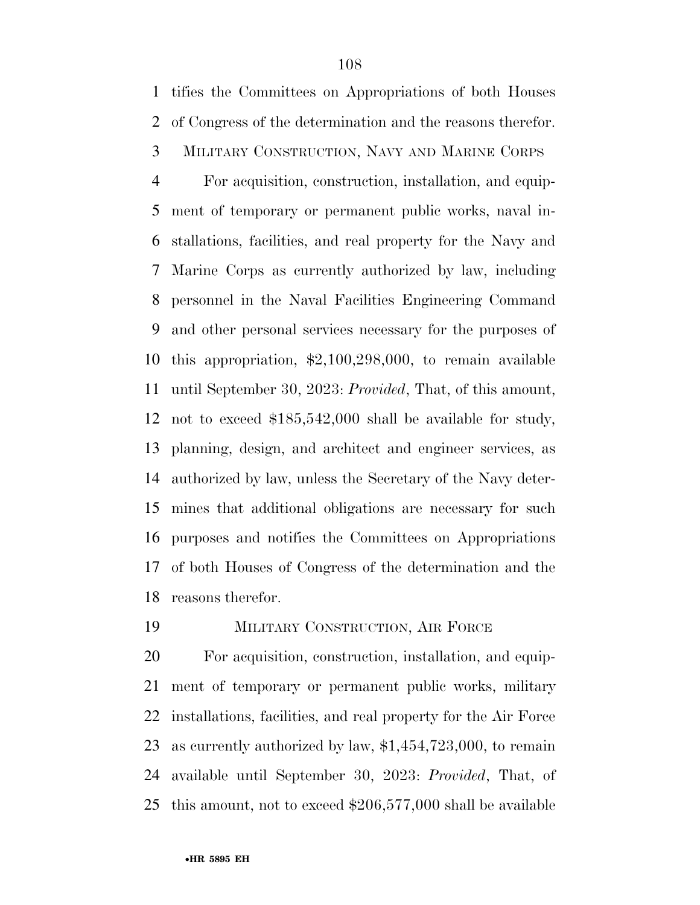tifies the Committees on Appropriations of both Houses of Congress of the determination and the reasons therefor.

MILITARY CONSTRUCTION, NAVY AND MARINE CORPS

For acquisition, construction, installation, and equipment of temporary or permanent public works, naval installations, facilities, and real property for the Navy and Marine Corps as currently authorized by law, including personnel in the Naval Facilities Engineering Command and other personal services necessary for the purposes of this appropriation, $2,100,298,000, to remain available until September 30, 2023: *Provided*, That, of this amount, not to exceed $185,542,000 shall be available for study, planning, design, and architect and engineer services, as authorized by law, unless the Secretary of the Navy determines that additional obligations are necessary for such purposes and notifies the Committees on Appropriations of both Houses of Congress of the determination and the reasons therefor.

MILITARY CONSTRUCTION, AIR FORCE

For acquisition, construction, installation, and equipment of temporary or permanent public works, military installations, facilities, and real property for the Air Force as currently authorized by law, $1,454,723,000, to remain available until September 30, 2023: *Provided*, That, of this amount, not to exceed $206,577,000 shall be available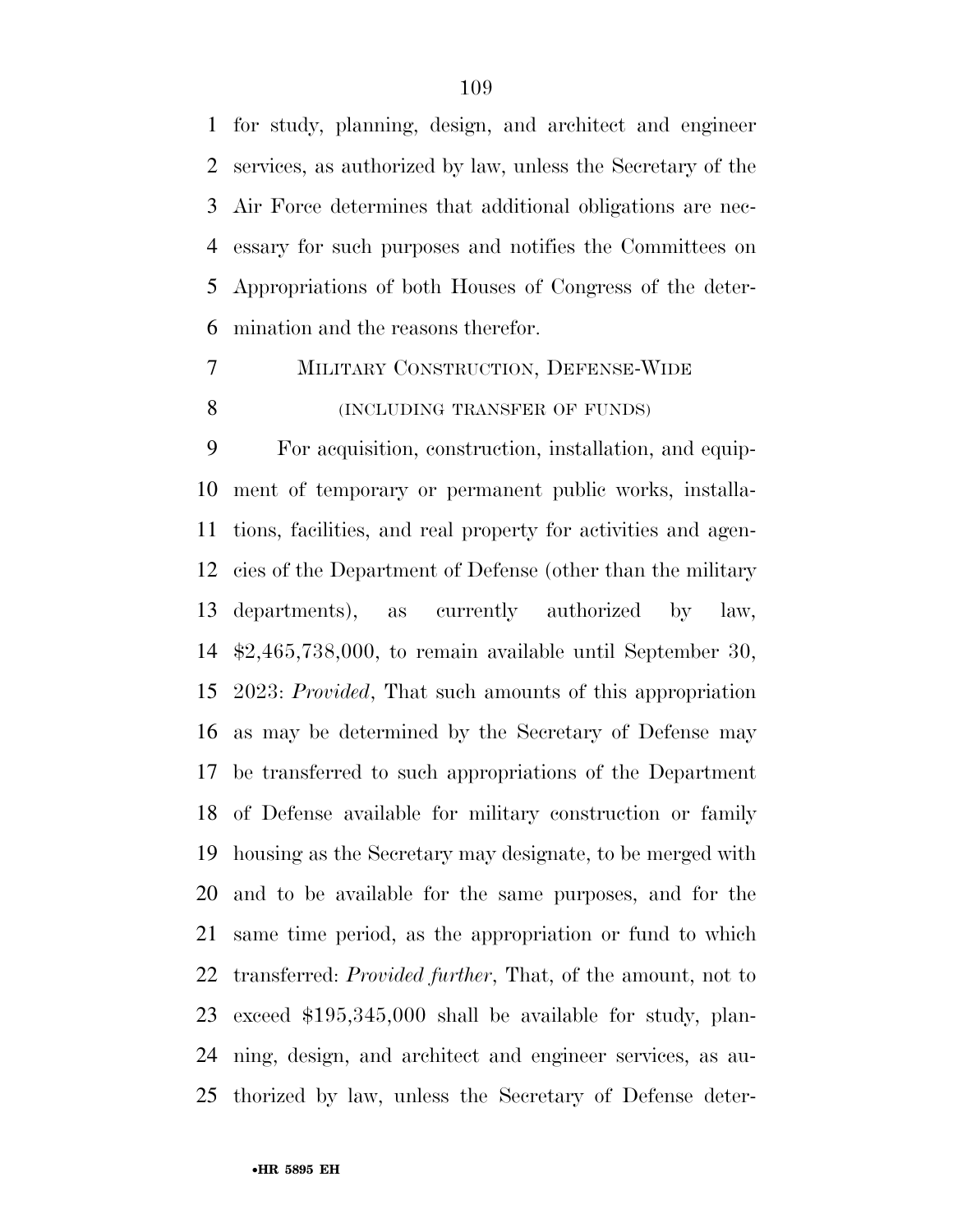for study, planning, design, and architect and engineer services, as authorized by law, unless the Secretary of the Air Force determines that additional obligations are necessary for such purposes and notifies the Committees on Appropriations of both Houses of Congress of the determination and the reasons therefor.

MILITARY CONSTRUCTION, DEFENSE-WIDE

(INCLUDING TRANSFER OF FUNDS)

For acquisition, construction, installation, and equipment of temporary or permanent public works, installations, facilities, and real property for activities and agencies of the Department of Defense (other than the military departments), as currently authorized by law, $2,465,738,000, to remain available until September 30, 2023: *Provided*, That such amounts of this appropriation as may be determined by the Secretary of Defense may be transferred to such appropriations of the Department of Defense available for military construction or family housing as the Secretary may designate, to be merged with and to be available for the same purposes, and for the same time period, as the appropriation or fund to which transferred: *Provided further*, That, of the amount, not to exceed $195,345,000 shall be available for study, planning, design, and architect and engineer services, as authorized by law, unless the Secretary of Defense deter-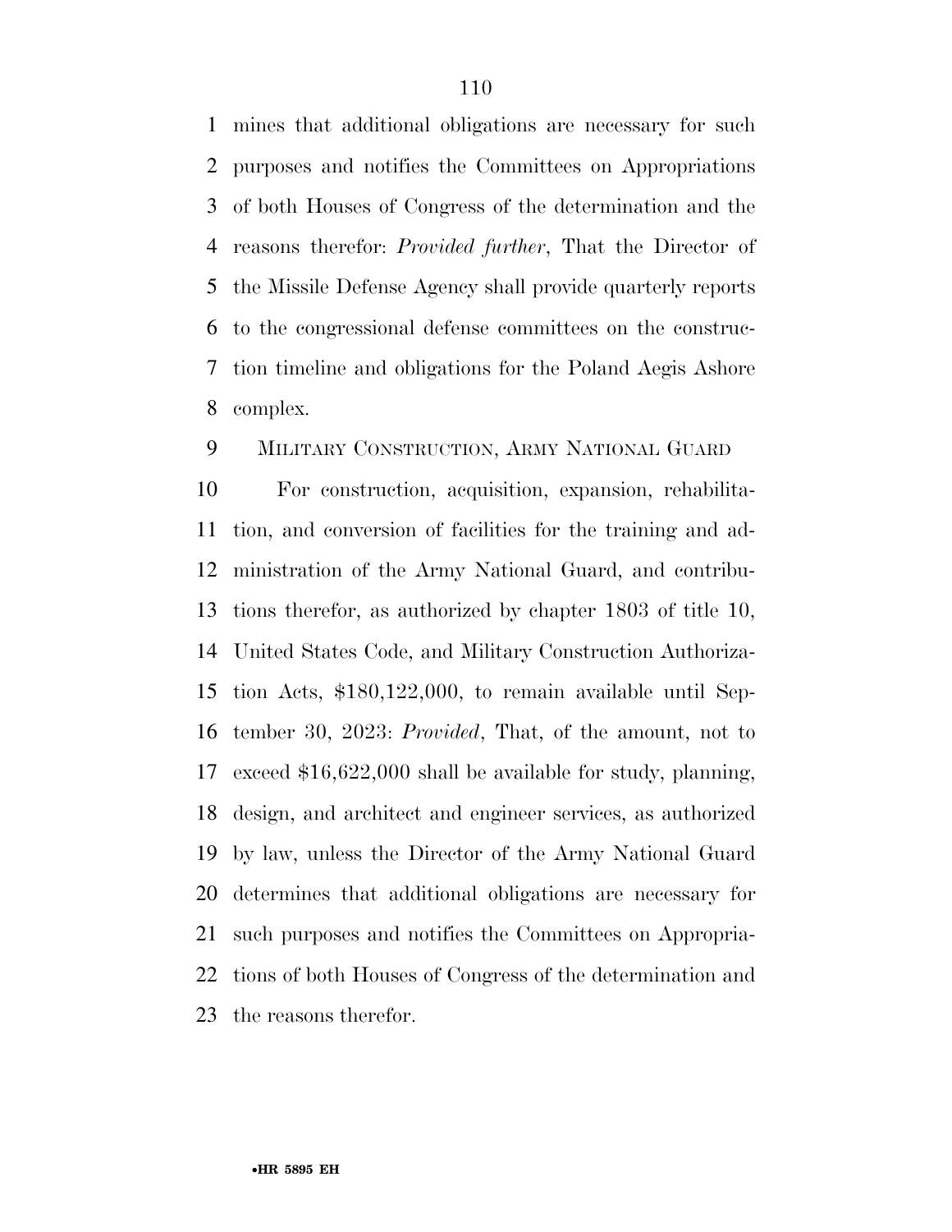mines that additional obligations are necessary for such purposes and notifies the Committees on Appropriations of both Houses of Congress of the determination and the reasons therefor: *Provided further*, That the Director of the Missile Defense Agency shall provide quarterly reports to the congressional defense committees on the construction timeline and obligations for the Poland Aegis Ashore complex.

MILITARY CONSTRUCTION, ARMY NATIONAL GUARD

For construction, acquisition, expansion, rehabilitation, and conversion of facilities for the training and administration of the Army National Guard, and contributions therefor, as authorized by chapter 1803 of title 10, United States Code, and Military Construction Authorization Acts, $180,122,000, to remain available until September 30, 2023: *Provided*, That, of the amount, not to exceed $16,622,000 shall be available for study, planning, design, and architect and engineer services, as authorized by law, unless the Director of the Army National Guard determines that additional obligations are necessary for such purposes and notifies the Committees on Appropriations of both Houses of Congress of the determination and the reasons therefor.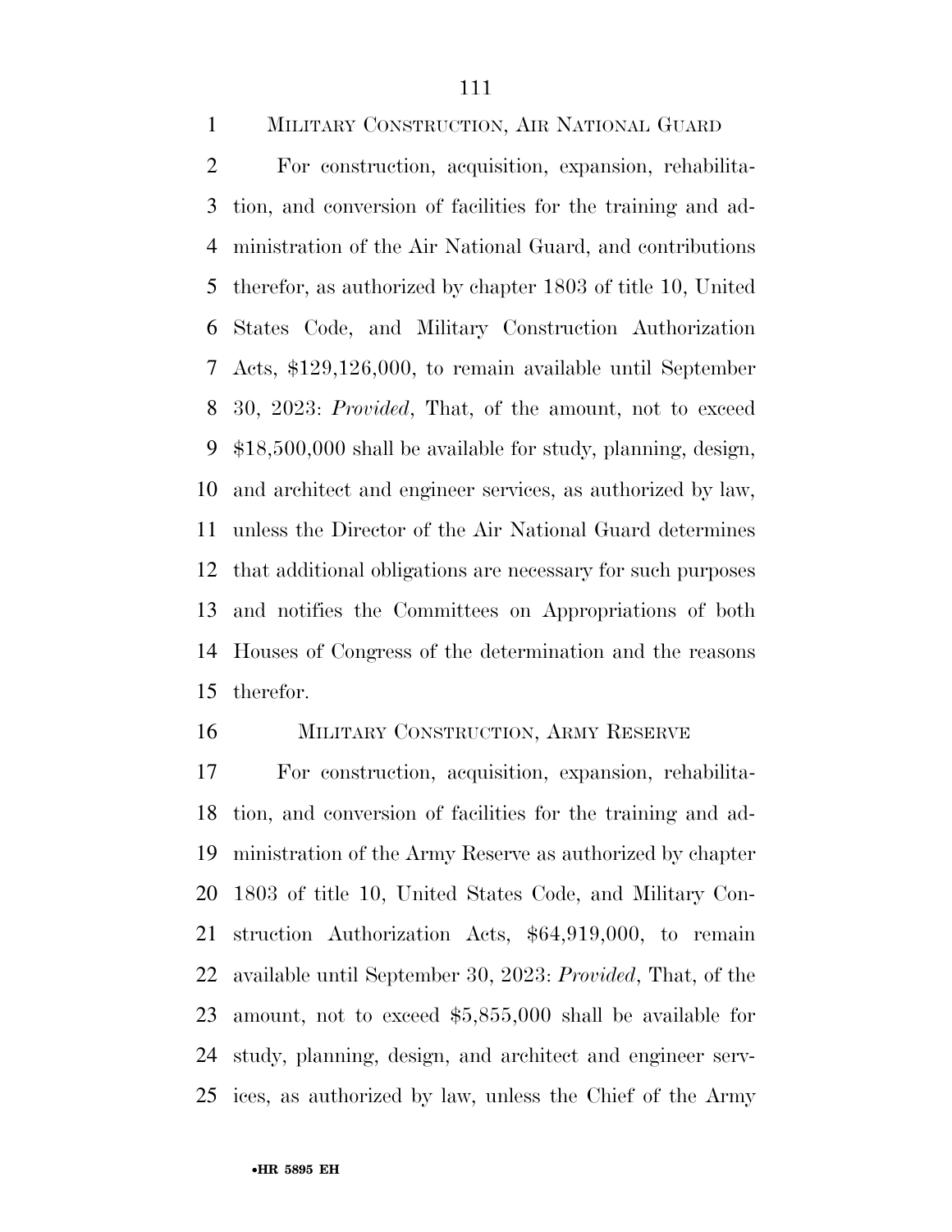MILITARY CONSTRUCTION, AIR NATIONAL GUARD

For construction, acquisition, expansion, rehabilitation, and conversion of facilities for the training and administration of the Air National Guard, and contributions therefor, as authorized by chapter 1803 of title 10, United States Code, and Military Construction Authorization Acts, $129,126,000, to remain available until September 30, 2023: *Provided*, That, of the amount, not to exceed $18,500,000 shall be available for study, planning, design, and architect and engineer services, as authorized by law, unless the Director of the Air National Guard determines that additional obligations are necessary for such purposes and notifies the Committees on Appropriations of both Houses of Congress of the determination and the reasons therefor.

MILITARY CONSTRUCTION, ARMY RESERVE

For construction, acquisition, expansion, rehabilitation, and conversion of facilities for the training and administration of the Army Reserve as authorized by chapter 1803 of title 10, United States Code, and Military Construction Authorization Acts, $64,919,000, to remain available until September 30, 2023: *Provided*, That, of the amount, not to exceed $5,855,000 shall be available for study, planning, design, and architect and engineer services, as authorized by law, unless the Chief of the Army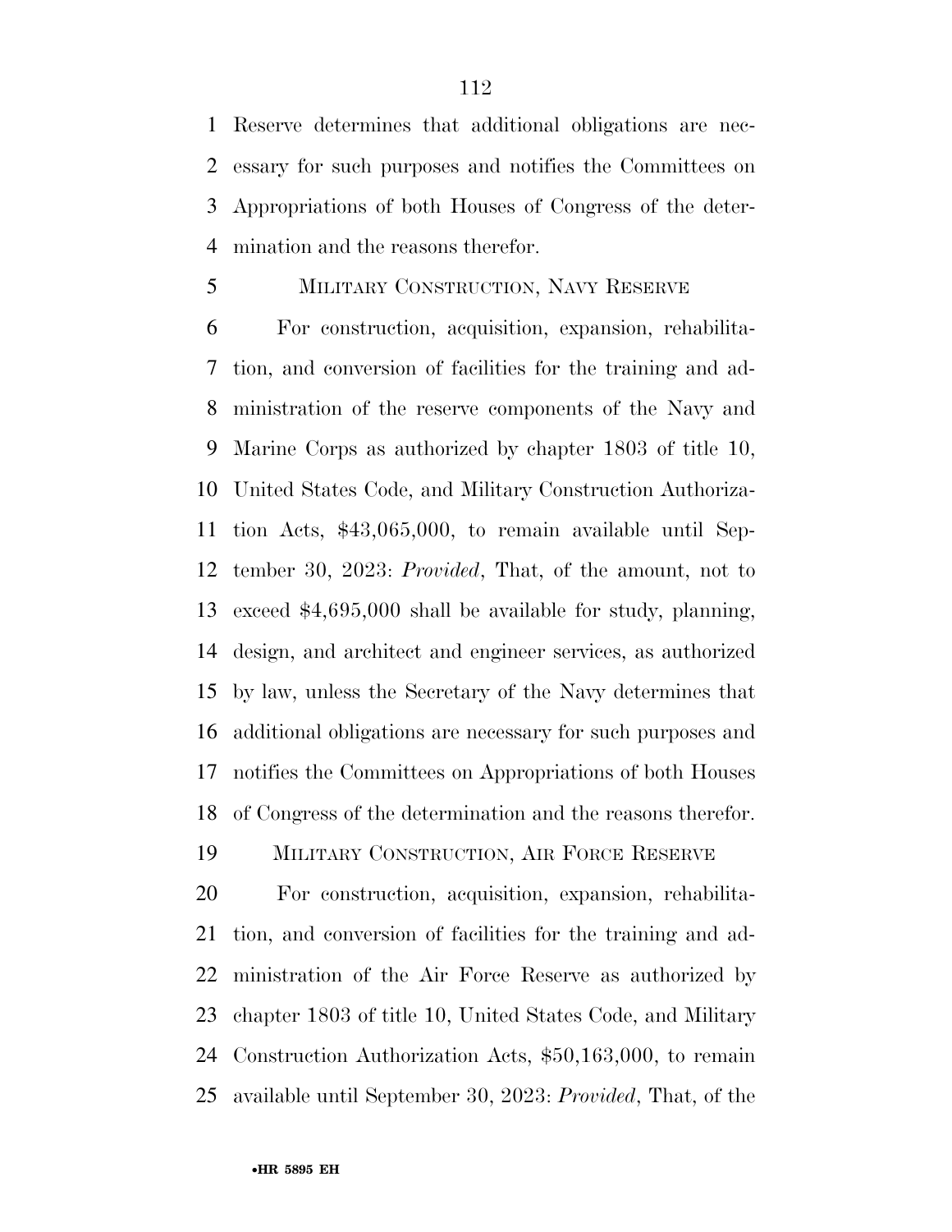Reserve determines that additional obligations are necessary for such purposes and notifies the Committees on Appropriations of both Houses of Congress of the determination and the reasons therefor.

MILITARY CONSTRUCTION, NAVY RESERVE

For construction, acquisition, expansion, rehabilitation, and conversion of facilities for the training and administration of the reserve components of the Navy and Marine Corps as authorized by chapter 1803 of title 10, United States Code, and Military Construction Authorization Acts, $43,065,000, to remain available until September 30, 2023: *Provided*, That, of the amount, not to exceed $4,695,000 shall be available for study, planning, design, and architect and engineer services, as authorized by law, unless the Secretary of the Navy determines that additional obligations are necessary for such purposes and notifies the Committees on Appropriations of both Houses of Congress of the determination and the reasons therefor.

MILITARY CONSTRUCTION, AIR FORCE RESERVE

For construction, acquisition, expansion, rehabilitation, and conversion of facilities for the training and administration of the Air Force Reserve as authorized by chapter 1803 of title 10, United States Code, and Military Construction Authorization Acts, $50,163,000, to remain available until September 30, 2023: *Provided*, That, of the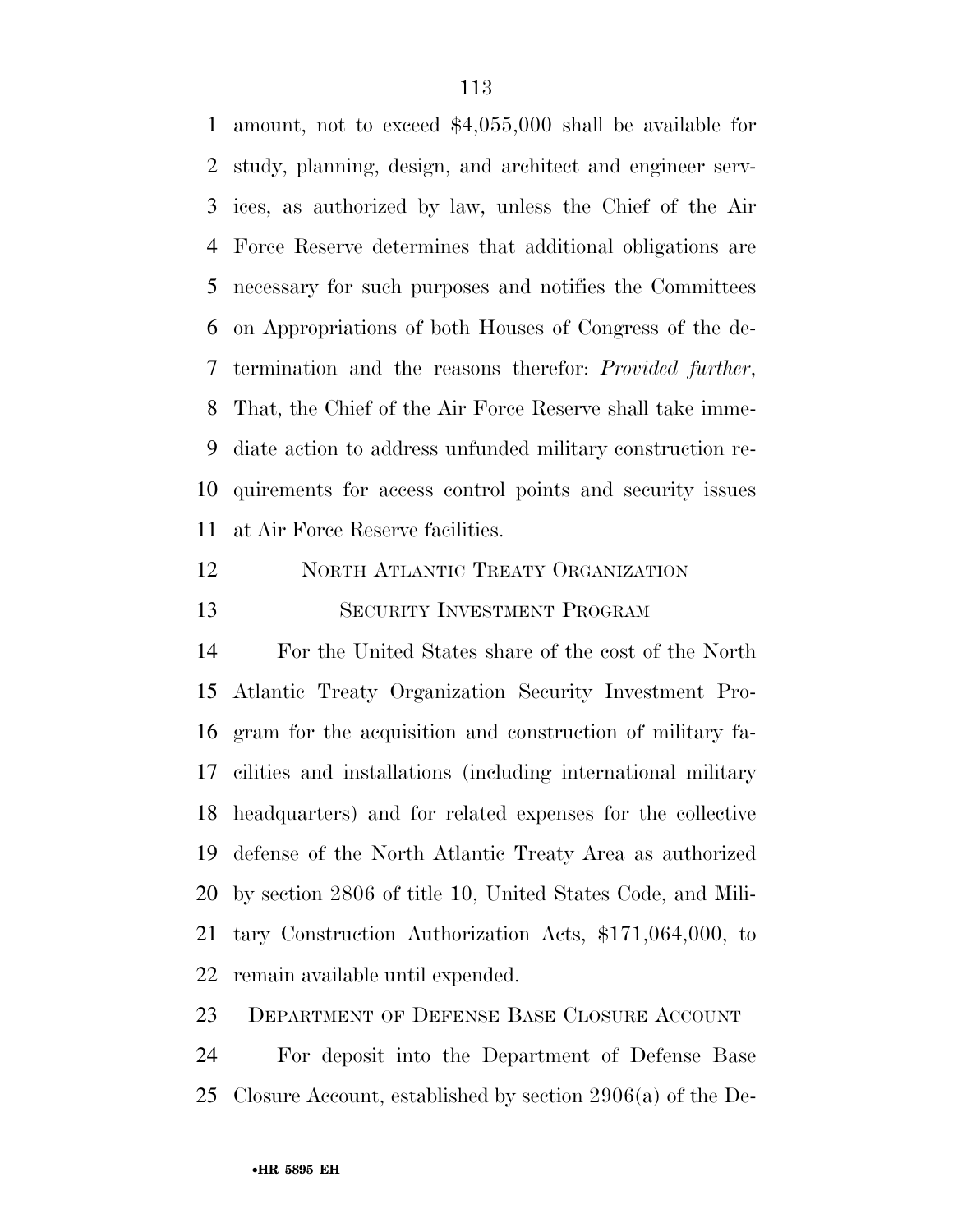amount, not to exceed $4,055,000 shall be available for study, planning, design, and architect and engineer services, as authorized by law, unless the Chief of the Air Force Reserve determines that additional obligations are necessary for such purposes and notifies the Committees on Appropriations of both Houses of Congress of the determination and the reasons therefor: *Provided further*, That, the Chief of the Air Force Reserve shall take immediate action to address unfunded military construction requirements for access control points and security issues at Air Force Reserve facilities.

NORTH ATLANTIC TREATY ORGANIZATION SECURITY INVESTMENT PROGRAM

For the United States share of the cost of the North Atlantic Treaty Organization Security Investment Program for the acquisition and construction of military facilities and installations (including international military headquarters) and for related expenses for the collective defense of the North Atlantic Treaty Area as authorized by section 2806 of title 10, United States Code, and Military Construction Authorization Acts, $171,064,000, to remain available until expended.

DEPARTMENT OF DEFENSE BASE CLOSURE ACCOUNT

For deposit into the Department of Defense Base Closure Account, established by section 2906(a) of the De-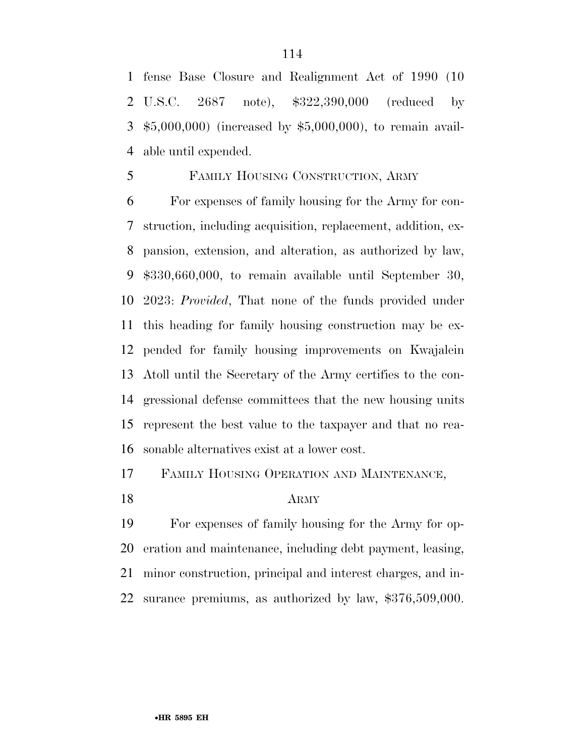fense Base Closure and Realignment Act of 1990 (10 U.S.C. 2687 note), $322,390,000 (reduced by $5,000,000) (increased by $5,000,000), to remain available until expended.

FAMILY HOUSING CONSTRUCTION, ARMY

For expenses of family housing for the Army for construction, including acquisition, replacement, addition, expansion, extension, and alteration, as authorized by law, $330,660,000, to remain available until September 30, 2023: *Provided*, That none of the funds provided under this heading for family housing construction may be expended for family housing improvements on Kwajalein Atoll until the Secretary of the Army certifies to the congressional defense committees that the new housing units represent the best value to the taxpayer and that no reasonable alternatives exist at a lower cost.

FAMILY HOUSING OPERATION AND MAINTENANCE, ARMY

For expenses of family housing for the Army for operation and maintenance, including debt payment, leasing, minor construction, principal and interest charges, and insurance premiums, as authorized by law, $376,509,000.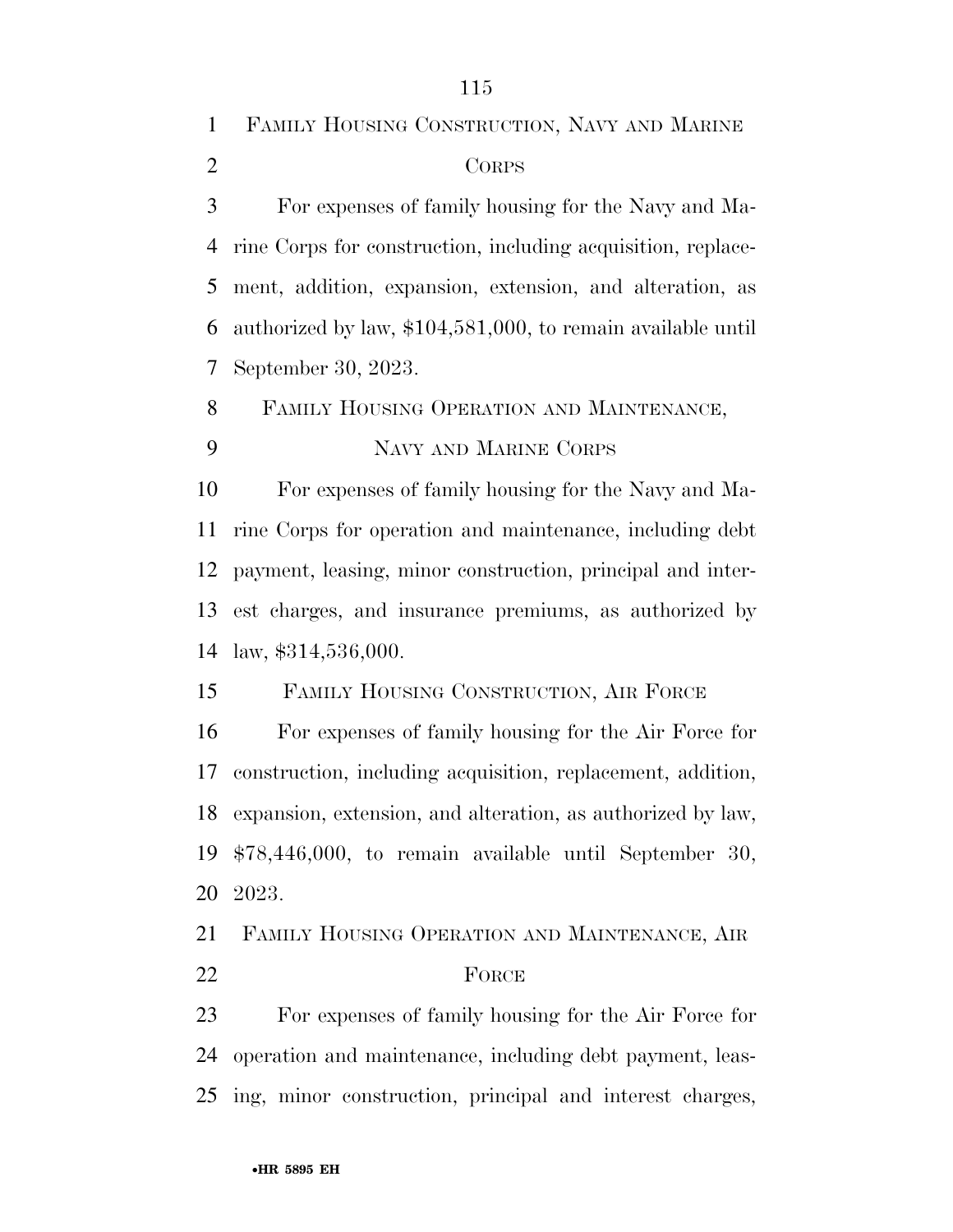FAMILY HOUSING CONSTRUCTION, NAVY AND MARINE CORPS

For expenses of family housing for the Navy and Marine Corps for construction, including acquisition, replacement, addition, expansion, extension, and alteration, as authorized by law, $104,581,000, to remain available until September 30, 2023.

FAMILY HOUSING OPERATION AND MAINTENANCE, NAVY AND MARINE CORPS

For expenses of family housing for the Navy and Marine Corps for operation and maintenance, including debt payment, leasing, minor construction, principal and interest charges, and insurance premiums, as authorized by law, $314,536,000.

FAMILY HOUSING CONSTRUCTION, AIR FORCE

For expenses of family housing for the Air Force for construction, including acquisition, replacement, addition, expansion, extension, and alteration, as authorized by law, $78,446,000, to remain available until September 30, 2023.

FAMILY HOUSING OPERATION AND MAINTENANCE, AIR FORCE

For expenses of family housing for the Air Force for operation and maintenance, including debt payment, leasing, minor construction, principal and interest charges,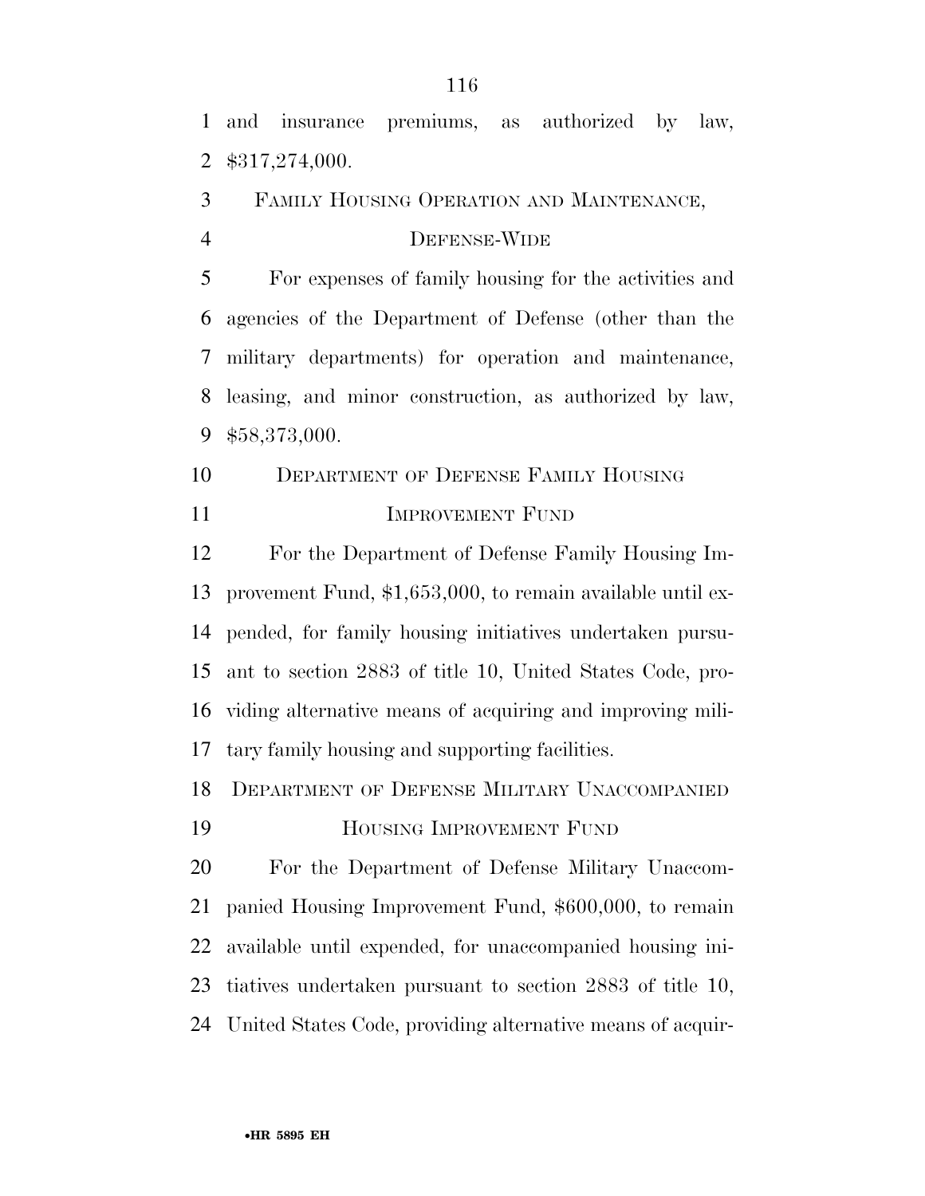and insurance premiums, as authorized by law, $317,274,000.

FAMILY HOUSING OPERATION AND MAINTENANCE, DEFENSE-WIDE

For expenses of family housing for the activities and agencies of the Department of Defense (other than the military departments) for operation and maintenance, leasing, and minor construction, as authorized by law, $58,373,000.

DEPARTMENT OF DEFENSE FAMILY HOUSING IMPROVEMENT FUND

For the Department of Defense Family Housing Improvement Fund, $1,653,000, to remain available until expended, for family housing initiatives undertaken pursuant to section 2883 of title 10, United States Code, providing alternative means of acquiring and improving military family housing and supporting facilities.

DEPARTMENT OF DEFENSE MILITARY UNACCOMPANIED HOUSING IMPROVEMENT FUND

For the Department of Defense Military Unaccompanied Housing Improvement Fund, $600,000, to remain available until expended, for unaccompanied housing initiatives undertaken pursuant to section 2883 of title 10, United States Code, providing alternative means of acquir-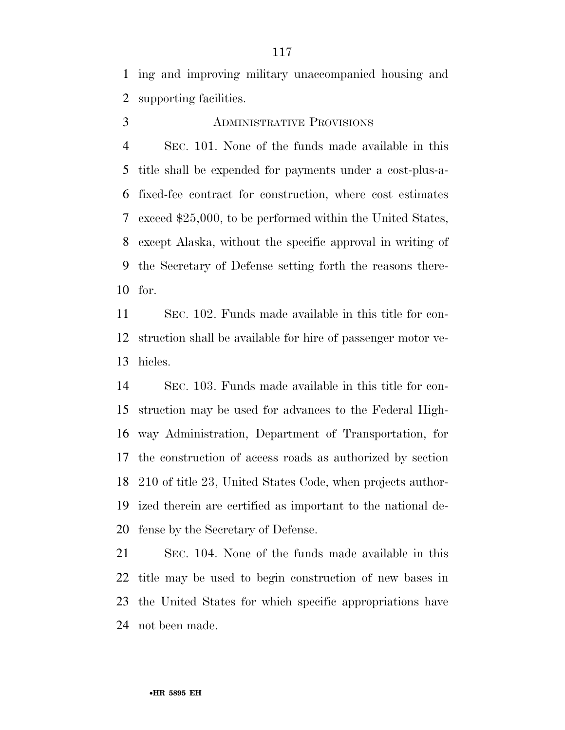ing and improving military unaccompanied housing and supporting facilities.

ADMINISTRATIVE PROVISIONS

SEC. 101. None of the funds made available in this title shall be expended for payments under a cost-plus-a-fixed-fee contract for construction, where cost estimates exceed $25,000, to be performed within the United States, except Alaska, without the specific approval in writing of the Secretary of Defense setting forth the reasons therefor.

SEC. 102. Funds made available in this title for construction shall be available for hire of passenger motor vehicles.

SEC. 103. Funds made available in this title for construction may be used for advances to the Federal Highway Administration, Department of Transportation, for the construction of access roads as authorized by section 210 of title 23, United States Code, when projects authorized therein are certified as important to the national defense by the Secretary of Defense.

SEC. 104. None of the funds made available in this title may be used to begin construction of new bases in the United States for which specific appropriations have not been made.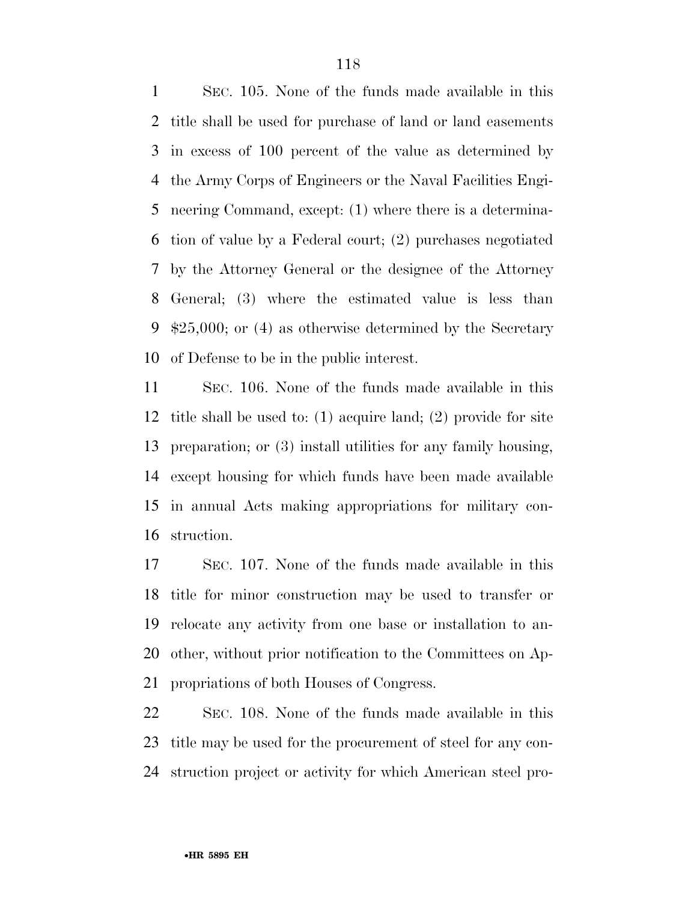SEC. 105. None of the funds made available in this title shall be used for purchase of land or land easements in excess of 100 percent of the value as determined by the Army Corps of Engineers or the Naval Facilities Engineering Command, except: (1) where there is a determination of value by a Federal court; (2) purchases negotiated by the Attorney General or the designee of the Attorney General; (3) where the estimated value is less than $25,000; or (4) as otherwise determined by the Secretary of Defense to be in the public interest.

SEC. 106. None of the funds made available in this title shall be used to: (1) acquire land; (2) provide for site preparation; or (3) install utilities for any family housing, except housing for which funds have been made available in annual Acts making appropriations for military construction.

SEC. 107. None of the funds made available in this title for minor construction may be used to transfer or relocate any activity from one base or installation to another, without prior notification to the Committees on Appropriations of both Houses of Congress.

SEC. 108. None of the funds made available in this title may be used for the procurement of steel for any construction project or activity for which American steel pro-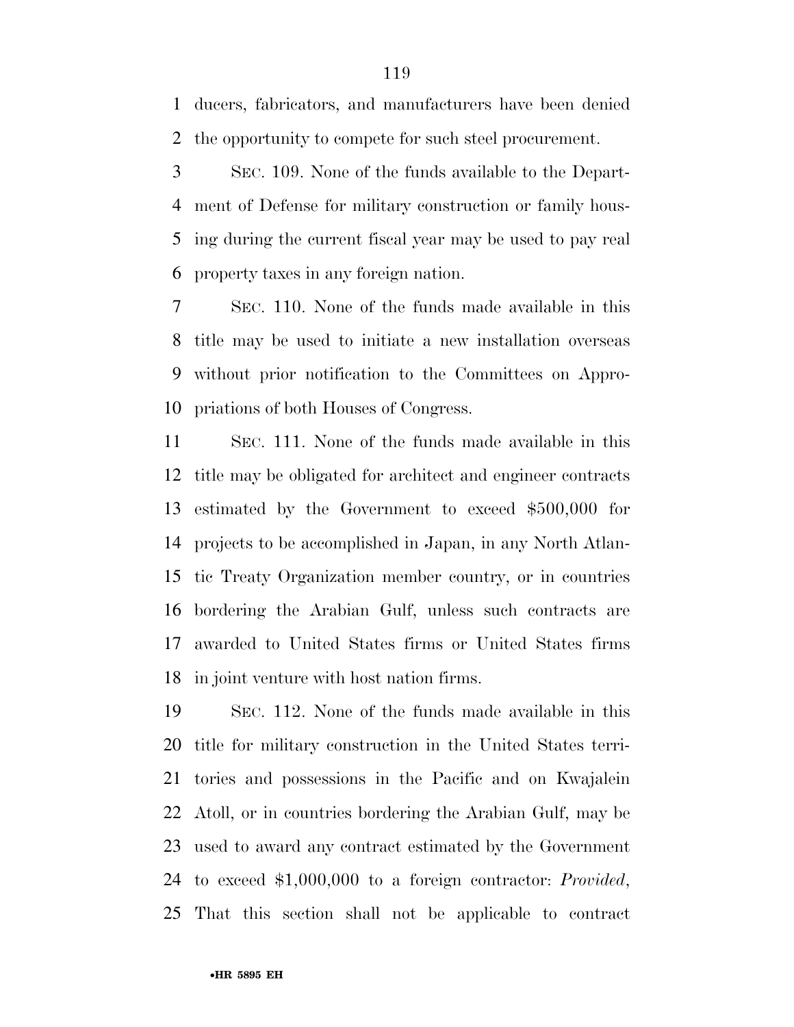ducers, fabricators, and manufacturers have been denied the opportunity to compete for such steel procurement.

SEC. 109. None of the funds available to the Department of Defense for military construction or family housing during the current fiscal year may be used to pay real property taxes in any foreign nation.

SEC. 110. None of the funds made available in this title may be used to initiate a new installation overseas without prior notification to the Committees on Appropriations of both Houses of Congress.

SEC. 111. None of the funds made available in this title may be obligated for architect and engineer contracts estimated by the Government to exceed $500,000 for projects to be accomplished in Japan, in any North Atlantic Treaty Organization member country, or in countries bordering the Arabian Gulf, unless such contracts are awarded to United States firms or United States firms in joint venture with host nation firms.

SEC. 112. None of the funds made available in this title for military construction in the United States territories and possessions in the Pacific and on Kwajalein Atoll, or in countries bordering the Arabian Gulf, may be used to award any contract estimated by the Government to exceed $1,000,000 to a foreign contractor: *Provided*, That this section shall not be applicable to contract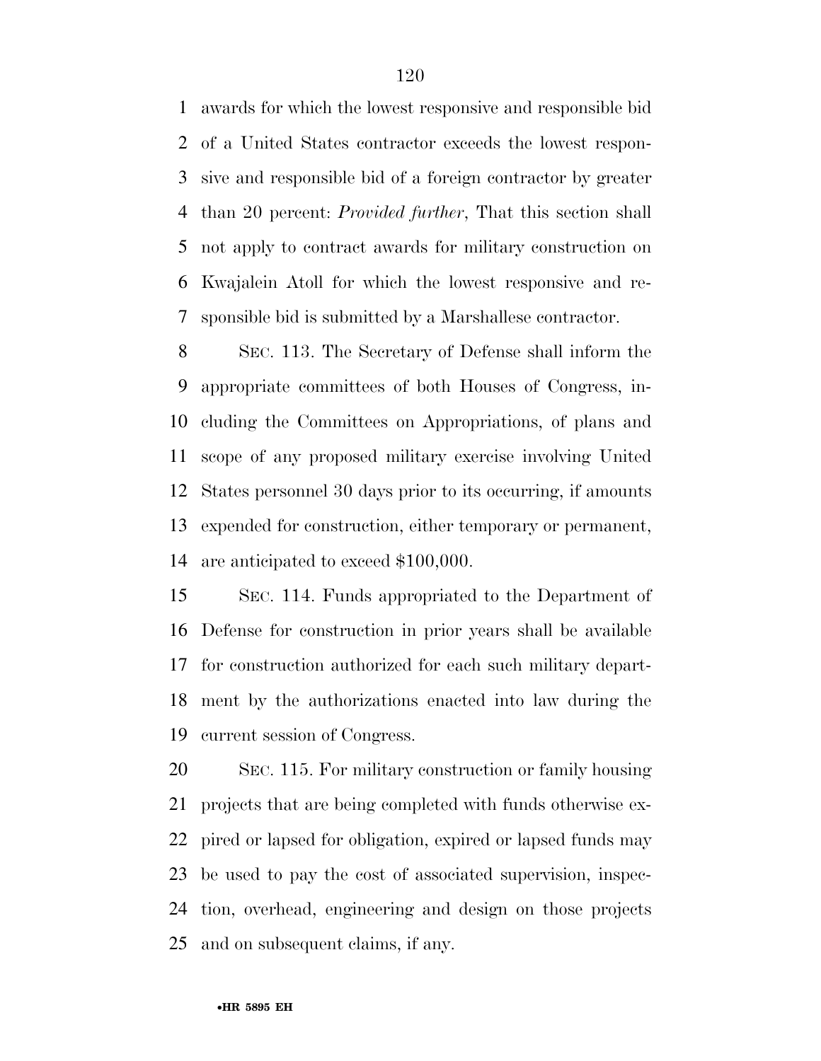awards for which the lowest responsive and responsible bid of a United States contractor exceeds the lowest responsive and responsible bid of a foreign contractor by greater than 20 percent: *Provided further*, That this section shall not apply to contract awards for military construction on Kwajalein Atoll for which the lowest responsive and responsible bid is submitted by a Marshallese contractor.

SEC. 113. The Secretary of Defense shall inform the appropriate committees of both Houses of Congress, including the Committees on Appropriations, of plans and scope of any proposed military exercise involving United States personnel 30 days prior to its occurring, if amounts expended for construction, either temporary or permanent, are anticipated to exceed $100,000.

SEC. 114. Funds appropriated to the Department of Defense for construction in prior years shall be available for construction authorized for each such military department by the authorizations enacted into law during the current session of Congress.

SEC. 115. For military construction or family housing projects that are being completed with funds otherwise expired or lapsed for obligation, expired or lapsed funds may be used to pay the cost of associated supervision, inspection, overhead, engineering and design on those projects and on subsequent claims, if any.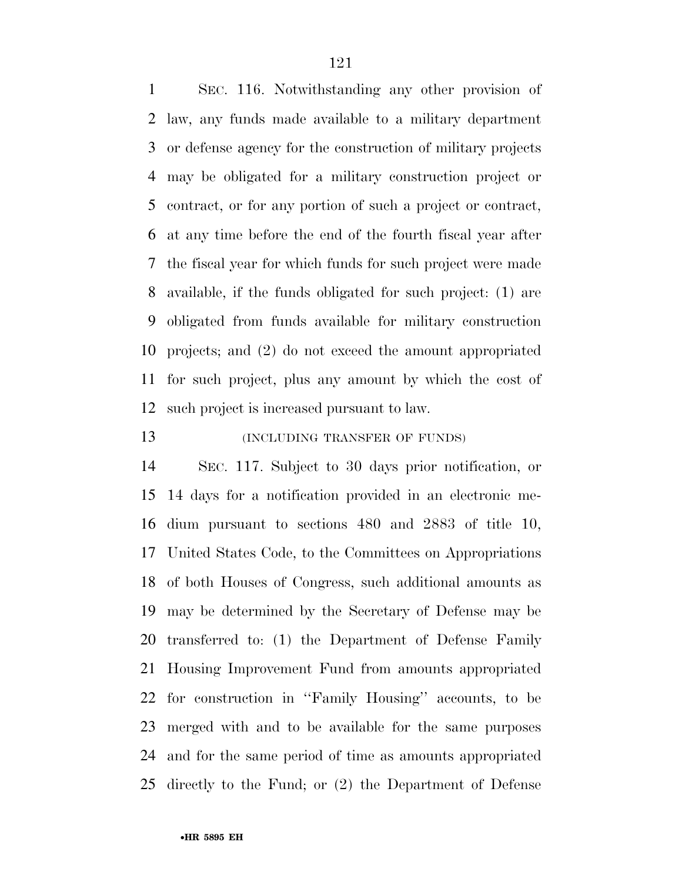SEC. 116. Notwithstanding any other provision of law, any funds made available to a military department or defense agency for the construction of military projects may be obligated for a military construction project or contract, or for any portion of such a project or contract, at any time before the end of the fourth fiscal year after the fiscal year for which funds for such project were made available, if the funds obligated for such project: (1) are obligated from funds available for military construction projects; and (2) do not exceed the amount appropriated for such project, plus any amount by which the cost of such project is increased pursuant to law.

(INCLUDING TRANSFER OF FUNDS)

SEC. 117. Subject to 30 days prior notification, or 14 days for a notification provided in an electronic medium pursuant to sections 480 and 2883 of title 10, United States Code, to the Committees on Appropriations of both Houses of Congress, such additional amounts as may be determined by the Secretary of Defense may be transferred to: (1) the Department of Defense Family Housing Improvement Fund from amounts appropriated for construction in ''Family Housing'' accounts, to be merged with and to be available for the same purposes and for the same period of time as amounts appropriated directly to the Fund; or (2) the Department of Defense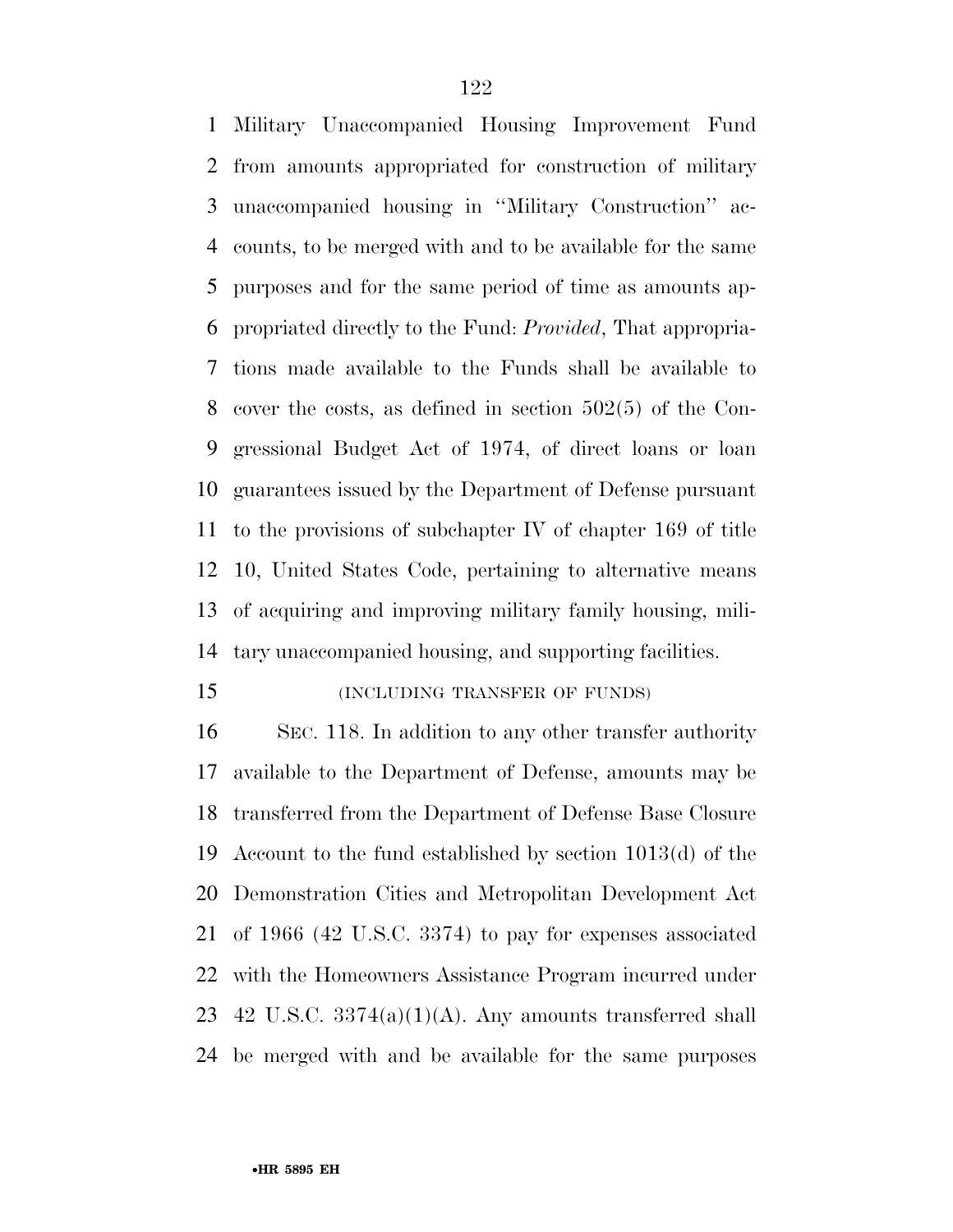Military Unaccompanied Housing Improvement Fund from amounts appropriated for construction of military unaccompanied housing in ''Military Construction'' accounts, to be merged with and to be available for the same purposes and for the same period of time as amounts appropriated directly to the Fund: *Provided*, That appropriations made available to the Funds shall be available to cover the costs, as defined in section 502(5) of the Congressional Budget Act of 1974, of direct loans or loan guarantees issued by the Department of Defense pursuant to the provisions of subchapter IV of chapter 169 of title 10, United States Code, pertaining to alternative means of acquiring and improving military family housing, military unaccompanied housing, and supporting facilities.

(INCLUDING TRANSFER OF FUNDS)

SEC. 118. In addition to any other transfer authority available to the Department of Defense, amounts may be transferred from the Department of Defense Base Closure Account to the fund established by section 1013(d) of the Demonstration Cities and Metropolitan Development Act of 1966 (42 U.S.C. 3374) to pay for expenses associated with the Homeowners Assistance Program incurred under 42 U.S.C. 3374(a)(1)(A). Any amounts transferred shall be merged with and be available for the same purposes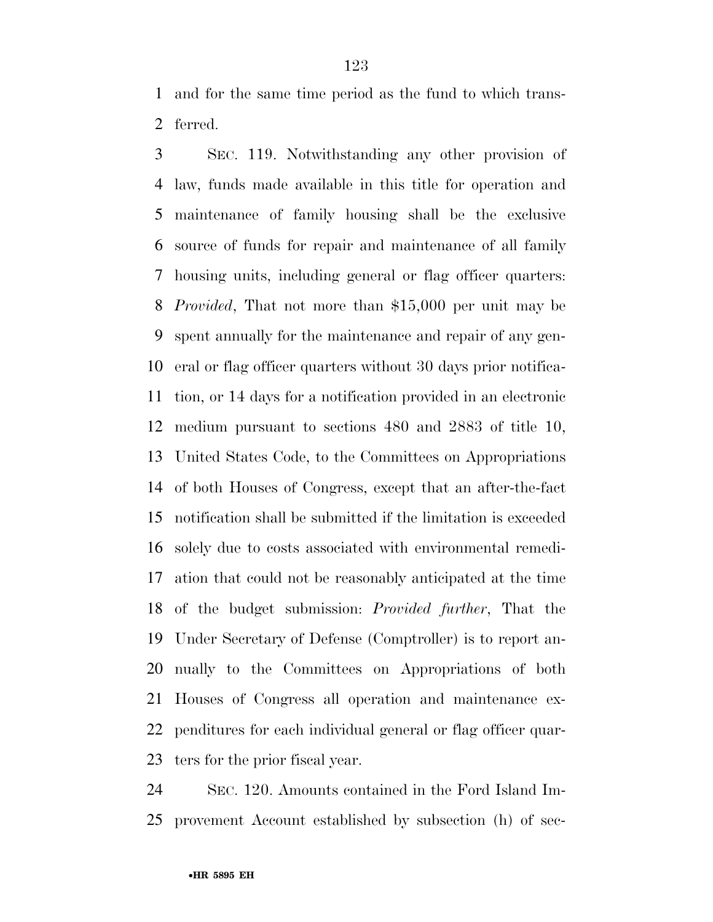and for the same time period as the fund to which transferred.

SEC. 119. Notwithstanding any other provision of law, funds made available in this title for operation and maintenance of family housing shall be the exclusive source of funds for repair and maintenance of all family housing units, including general or flag officer quarters: *Provided*, That not more than $15,000 per unit may be spent annually for the maintenance and repair of any general or flag officer quarters without 30 days prior notification, or 14 days for a notification provided in an electronic medium pursuant to sections 480 and 2883 of title 10, United States Code, to the Committees on Appropriations of both Houses of Congress, except that an after-the-fact notification shall be submitted if the limitation is exceeded solely due to costs associated with environmental remediation that could not be reasonably anticipated at the time of the budget submission: *Provided further*, That the Under Secretary of Defense (Comptroller) is to report annually to the Committees on Appropriations of both Houses of Congress all operation and maintenance expenditures for each individual general or flag officer quarters for the prior fiscal year.

SEC. 120. Amounts contained in the Ford Island Improvement Account established by subsection (h) of sec-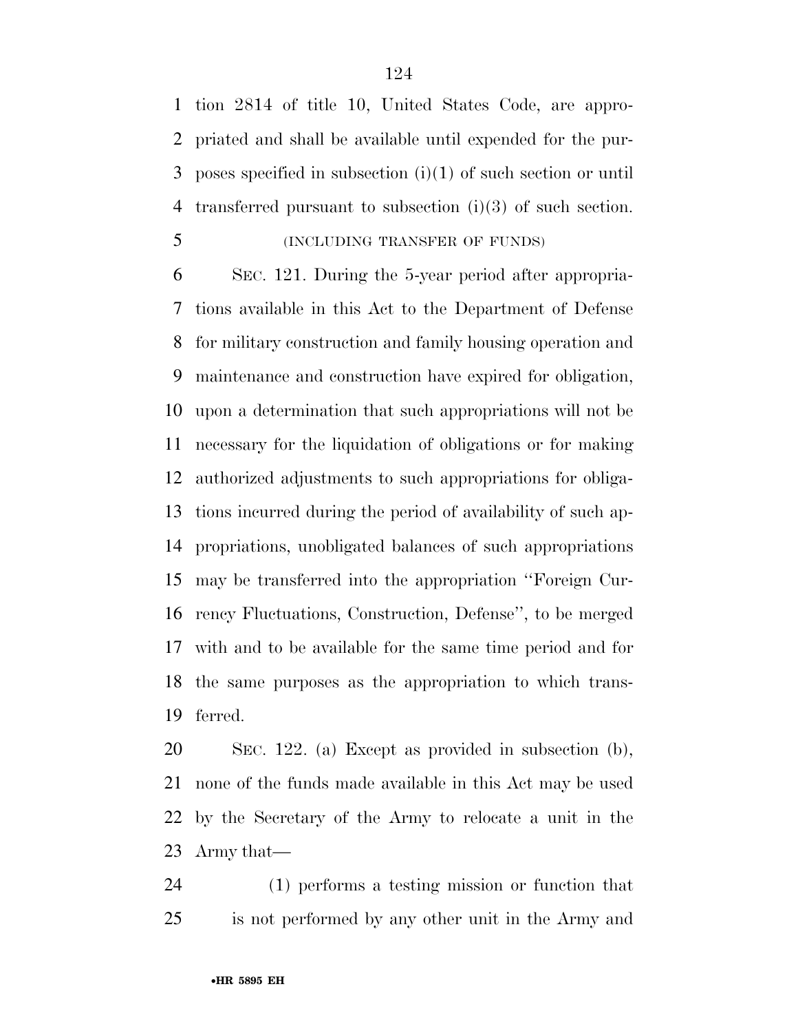tion 2814 of title 10, United States Code, are appropriated and shall be available until expended for the purposes specified in subsection (i)(1) of such section or until transferred pursuant to subsection (i)(3) of such section.

(INCLUDING TRANSFER OF FUNDS)

SEC. 121. During the 5-year period after appropriations available in this Act to the Department of Defense for military construction and family housing operation and maintenance and construction have expired for obligation, upon a determination that such appropriations will not be necessary for the liquidation of obligations or for making authorized adjustments to such appropriations for obligations incurred during the period of availability of such appropriations, unobligated balances of such appropriations may be transferred into the appropriation ''Foreign Currency Fluctuations, Construction, Defense'', to be merged with and to be available for the same time period and for the same purposes as the appropriation to which transferred.

SEC. 122. (a) Except as provided in subsection (b), none of the funds made available in this Act may be used by the Secretary of the Army to relocate a unit in the Army that—

(1) performs a testing mission or function that is not performed by any other unit in the Army and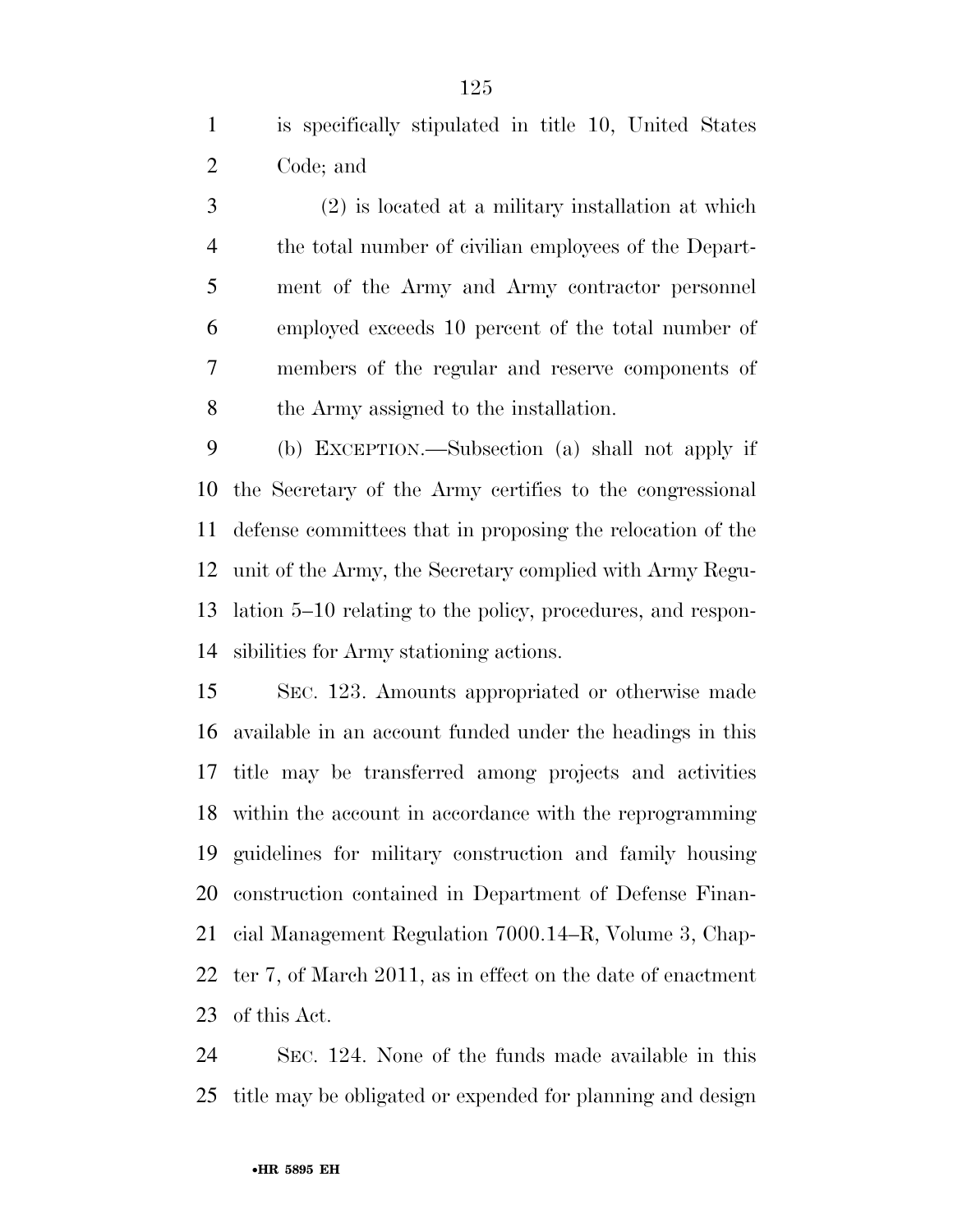is specifically stipulated in title 10, United States Code; and

(2) is located at a military installation at which the total number of civilian employees of the Department of the Army and Army contractor personnel employed exceeds 10 percent of the total number of members of the regular and reserve components of the Army assigned to the installation.

(b) EXCEPTION.—Subsection (a) shall not apply if the Secretary of the Army certifies to the congressional defense committees that in proposing the relocation of the unit of the Army, the Secretary complied with Army Regulation 5–10 relating to the policy, procedures, and responsibilities for Army stationing actions.

SEC. 123. Amounts appropriated or otherwise made available in an account funded under the headings in this title may be transferred among projects and activities within the account in accordance with the reprogramming guidelines for military construction and family housing construction contained in Department of Defense Financial Management Regulation 7000.14–R, Volume 3, Chapter 7, of March 2011, as in effect on the date of enactment of this Act.

SEC. 124. None of the funds made available in this title may be obligated or expended for planning and design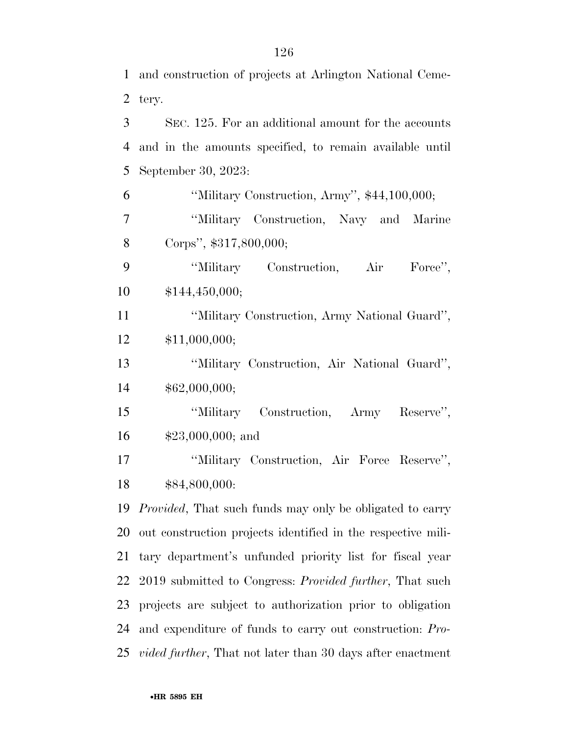and construction of projects at Arlington National Cemetery.

SEC. 125. For an additional amount for the accounts and in the amounts specified, to remain available until September 30, 2023:

''Military Construction, Army'', $44,100,000;

''Military Construction, Navy and Marine Corps'', $317,800,000;

''Military Construction, Air Force'', $144,450,000;

''Military Construction, Army National Guard'', $11,000,000;

''Military Construction, Air National Guard'', $62,000,000;

''Military Construction, Army Reserve'', $23,000,000; and

''Military Construction, Air Force Reserve'', $84,800,000:

*Provided*, That such funds may only be obligated to carry out construction projects identified in the respective military department's unfunded priority list for fiscal year 2019 submitted to Congress: *Provided further*, That such projects are subject to authorization prior to obligation and expenditure of funds to carry out construction: *Provided further*, That not later than 30 days after enactment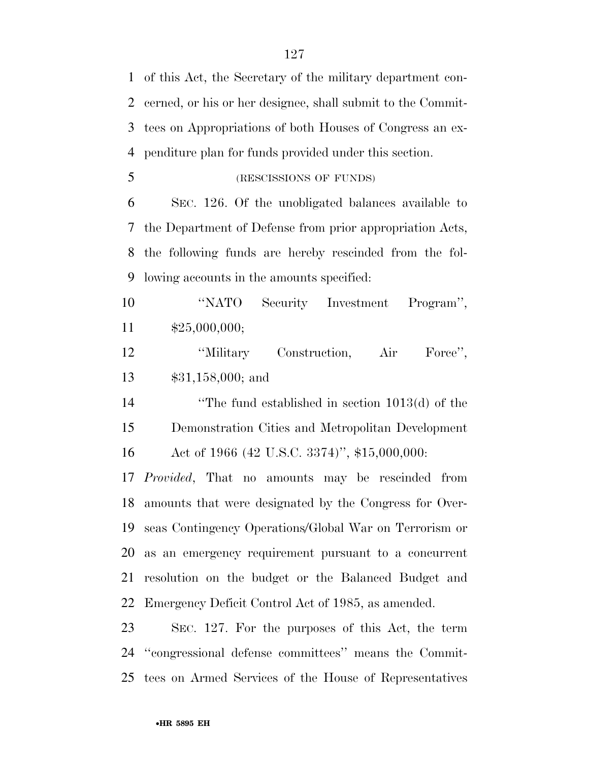of this Act, the Secretary of the military department concerned, or his or her designee, shall submit to the Committees on Appropriations of both Houses of Congress an expenditure plan for funds provided under this section.

(RESCISSIONS OF FUNDS)

SEC. 126. Of the unobligated balances available to the Department of Defense from prior appropriation Acts, the following funds are hereby rescinded from the following accounts in the amounts specified:

"NATO Security Investment Program", $25,000,000;

"Military Construction, Air Force", $31,158,000; and

"The fund established in section 1013(d) of the Demonstration Cities and Metropolitan Development Act of 1966 (42 U.S.C. 3374)", $15,000,000:

*Provided*, That no amounts may be rescinded from amounts that were designated by the Congress for Overseas Contingency Operations/Global War on Terrorism or as an emergency requirement pursuant to a concurrent resolution on the budget or the Balanced Budget and Emergency Deficit Control Act of 1985, as amended.

SEC. 127. For the purposes of this Act, the term "congressional defense committees" means the Committees on Armed Services of the House of Representatives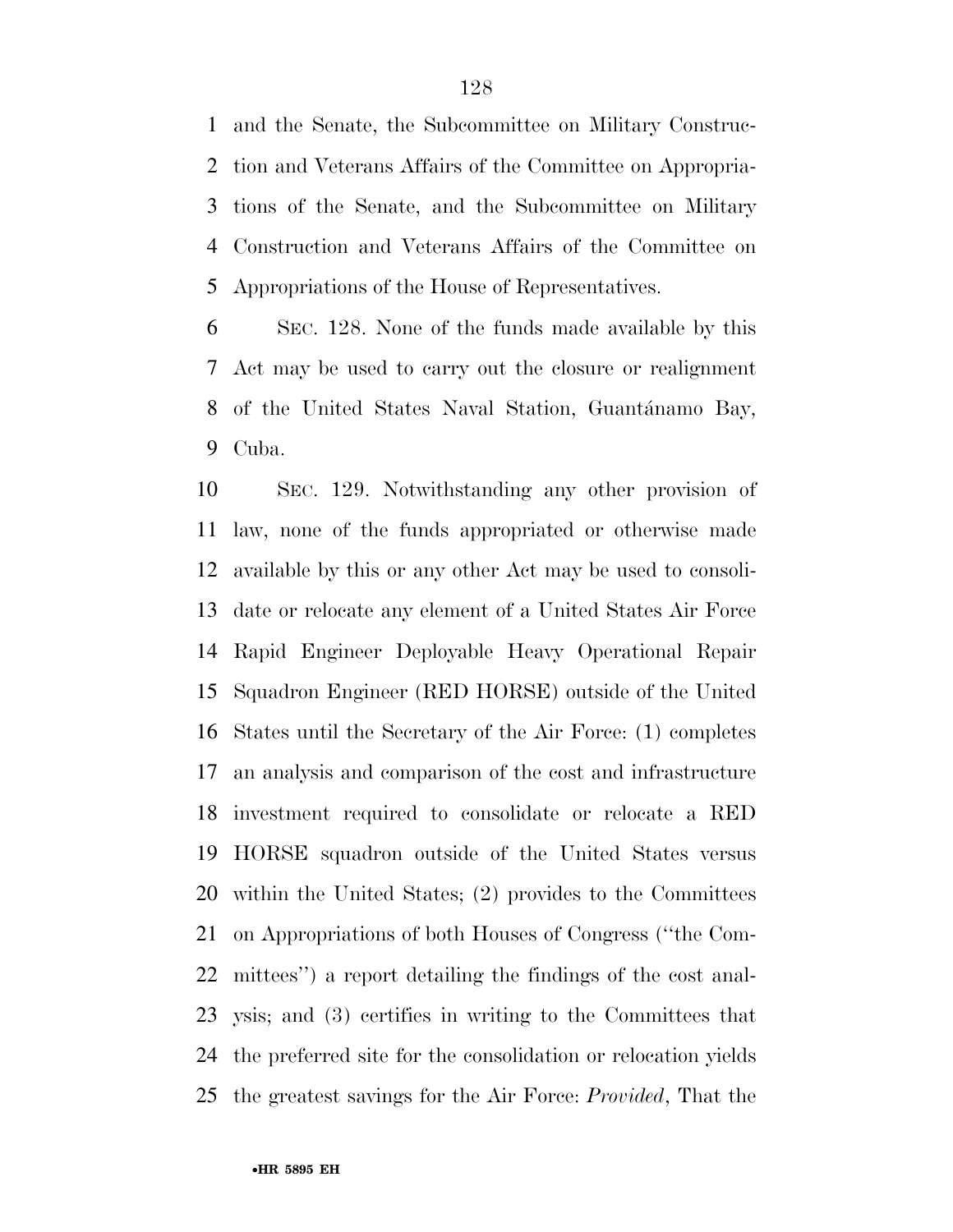and the Senate, the Subcommittee on Military Construction and Veterans Affairs of the Committee on Appropriations of the Senate, and the Subcommittee on Military Construction and Veterans Affairs of the Committee on Appropriations of the House of Representatives.

SEC. 128. None of the funds made available by this Act may be used to carry out the closure or realignment of the United States Naval Station, Guantánamo Bay, Cuba.

SEC. 129. Notwithstanding any other provision of law, none of the funds appropriated or otherwise made available by this or any other Act may be used to consolidate or relocate any element of a United States Air Force Rapid Engineer Deployable Heavy Operational Repair Squadron Engineer (RED HORSE) outside of the United States until the Secretary of the Air Force: (1) completes an analysis and comparison of the cost and infrastructure investment required to consolidate or relocate a RED HORSE squadron outside of the United States versus within the United States; (2) provides to the Committees on Appropriations of both Houses of Congress (''the Committees'') a report detailing the findings of the cost analysis; and (3) certifies in writing to the Committees that the preferred site for the consolidation or relocation yields the greatest savings for the Air Force: *Provided*, That the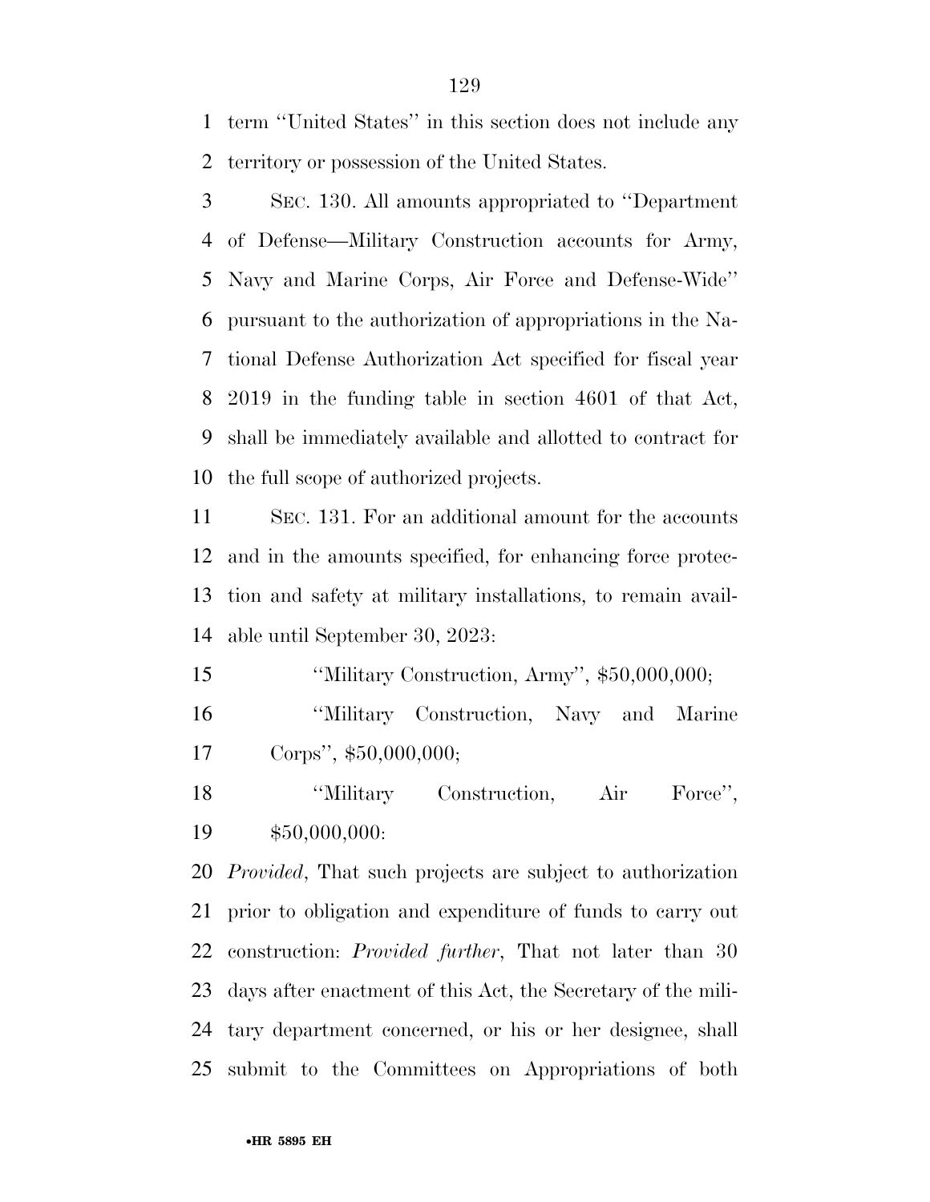term "United States" in this section does not include any territory or possession of the United States.

SEC. 130. All amounts appropriated to "Department of Defense—Military Construction accounts for Army, Navy and Marine Corps, Air Force and Defense-Wide" pursuant to the authorization of appropriations in the National Defense Authorization Act specified for fiscal year 2019 in the funding table in section 4601 of that Act, shall be immediately available and allotted to contract for the full scope of authorized projects.

SEC. 131. For an additional amount for the accounts and in the amounts specified, for enhancing force protection and safety at military installations, to remain available until September 30, 2023:

"Military Construction, Army", $50,000,000;

"Military Construction, Navy and Marine Corps", $50,000,000;

"Military Construction, Air Force", $50,000,000:

*Provided*, That such projects are subject to authorization prior to obligation and expenditure of funds to carry out construction: *Provided further*, That not later than 30 days after enactment of this Act, the Secretary of the military department concerned, or his or her designee, shall submit to the Committees on Appropriations of both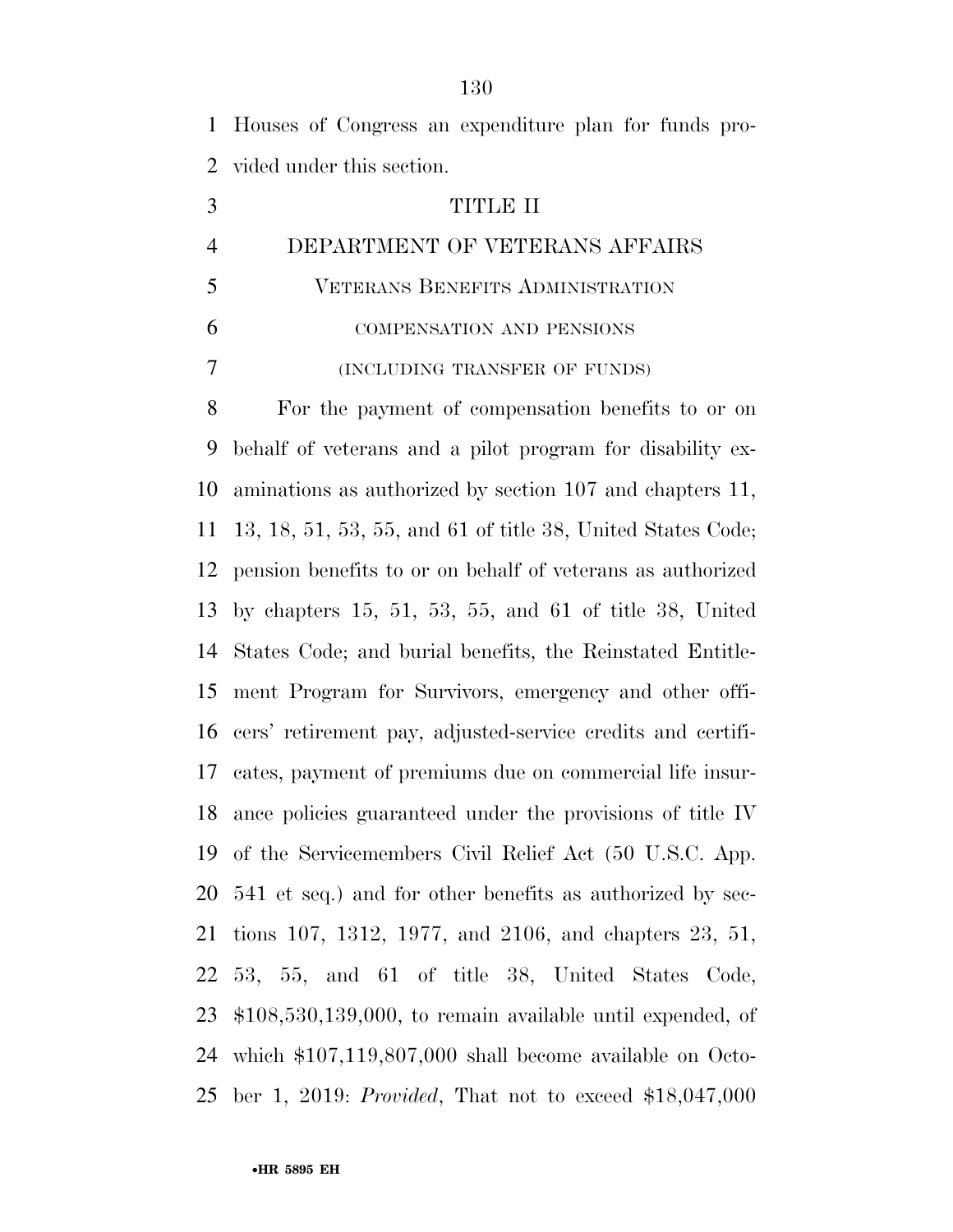Houses of Congress an expenditure plan for funds provided under this section.

# TITLE II

# DEPARTMENT OF VETERANS AFFAIRS

## VETERANS BENEFITS ADMINISTRATION

### COMPENSATION AND PENSIONS

### (INCLUDING TRANSFER OF FUNDS)

For the payment of compensation benefits to or on behalf of veterans and a pilot program for disability examinations as authorized by section 107 and chapters 11, 13, 18, 51, 53, 55, and 61 of title 38, United States Code; pension benefits to or on behalf of veterans as authorized by chapters 15, 51, 53, 55, and 61 of title 38, United States Code; and burial benefits, the Reinstated Entitlement Program for Survivors, emergency and other officers' retirement pay, adjusted-service credits and certificates, payment of premiums due on commercial life insurance policies guaranteed under the provisions of title IV of the Servicemembers Civil Relief Act (50 U.S.C. App. 541 et seq.) and for other benefits as authorized by sections 107, 1312, 1977, and 2106, and chapters 23, 51, 53, 55, and 61 of title 38, United States Code, $108,530,139,000, to remain available until expended, of which $107,119,807,000 shall become available on October 1, 2019: *Provided*, That not to exceed $18,047,000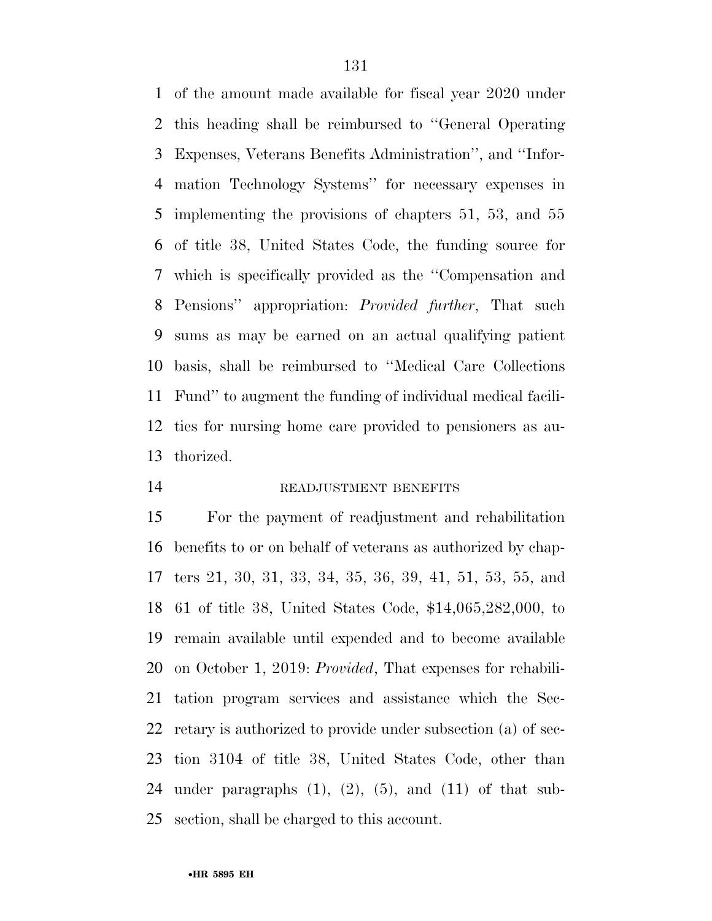of the amount made available for fiscal year 2020 under this heading shall be reimbursed to ''General Operating Expenses, Veterans Benefits Administration'', and ''Information Technology Systems'' for necessary expenses in implementing the provisions of chapters 51, 53, and 55 of title 38, United States Code, the funding source for which is specifically provided as the ''Compensation and Pensions'' appropriation: *Provided further*, That such sums as may be earned on an actual qualifying patient basis, shall be reimbursed to ''Medical Care Collections Fund'' to augment the funding of individual medical facilities for nursing home care provided to pensioners as authorized.

READJUSTMENT BENEFITS

For the payment of readjustment and rehabilitation benefits to or on behalf of veterans as authorized by chapters 21, 30, 31, 33, 34, 35, 36, 39, 41, 51, 53, 55, and 61 of title 38, United States Code, $14,065,282,000, to remain available until expended and to become available on October 1, 2019: *Provided*, That expenses for rehabilitation program services and assistance which the Secretary is authorized to provide under subsection (a) of section 3104 of title 38, United States Code, other than under paragraphs (1), (2), (5), and (11) of that subsection, shall be charged to this account.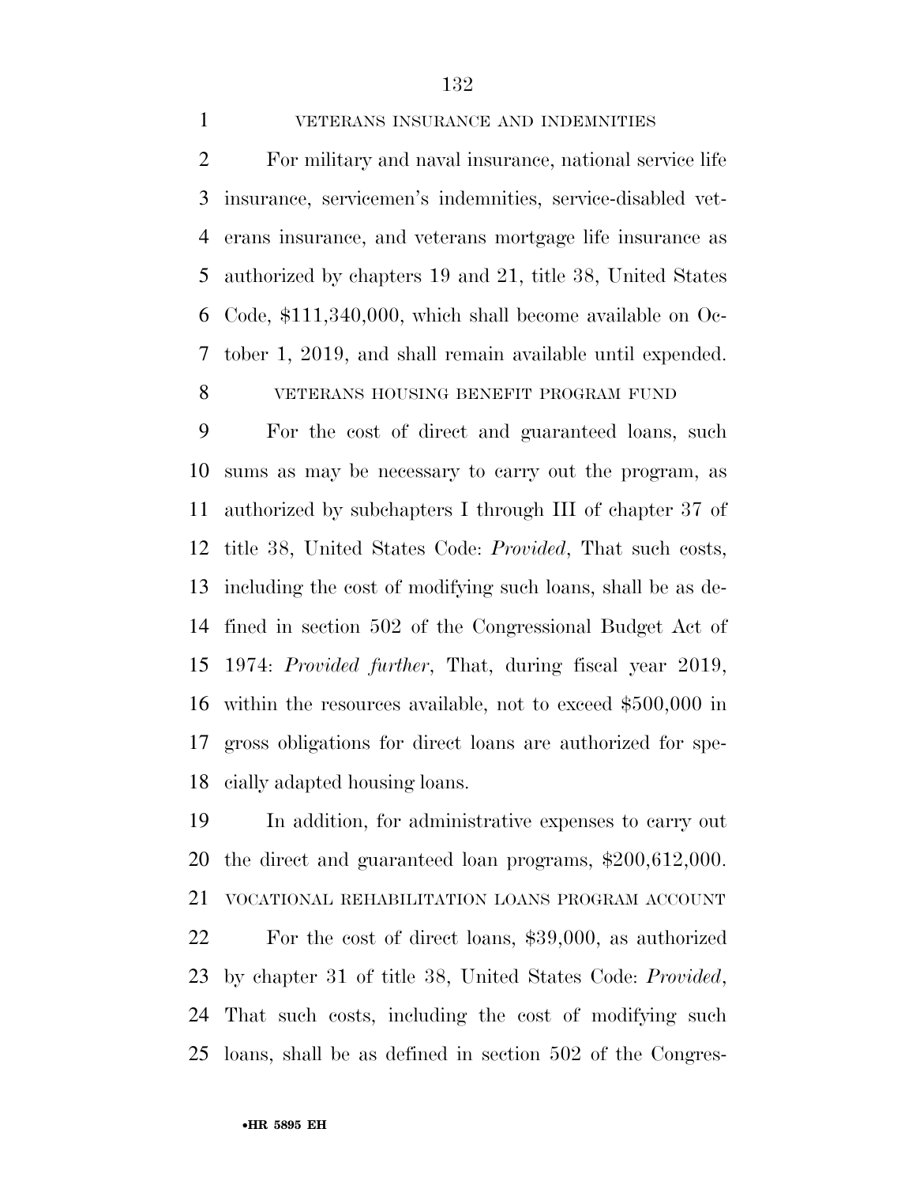VETERANS INSURANCE AND INDEMNITIES

For military and naval insurance, national service life insurance, servicemen's indemnities, service-disabled veterans insurance, and veterans mortgage life insurance as authorized by chapters 19 and 21, title 38, United States Code, $111,340,000, which shall become available on October 1, 2019, and shall remain available until expended.

VETERANS HOUSING BENEFIT PROGRAM FUND

For the cost of direct and guaranteed loans, such sums as may be necessary to carry out the program, as authorized by subchapters I through III of chapter 37 of title 38, United States Code: *Provided*, That such costs, including the cost of modifying such loans, shall be as defined in section 502 of the Congressional Budget Act of 1974: *Provided further*, That, during fiscal year 2019, within the resources available, not to exceed $500,000 in gross obligations for direct loans are authorized for specially adapted housing loans.

In addition, for administrative expenses to carry out the direct and guaranteed loan programs, $200,612,000.

VOCATIONAL REHABILITATION LOANS PROGRAM ACCOUNT

For the cost of direct loans, $39,000, as authorized by chapter 31 of title 38, United States Code: *Provided*, That such costs, including the cost of modifying such loans, shall be as defined in section 502 of the Congres-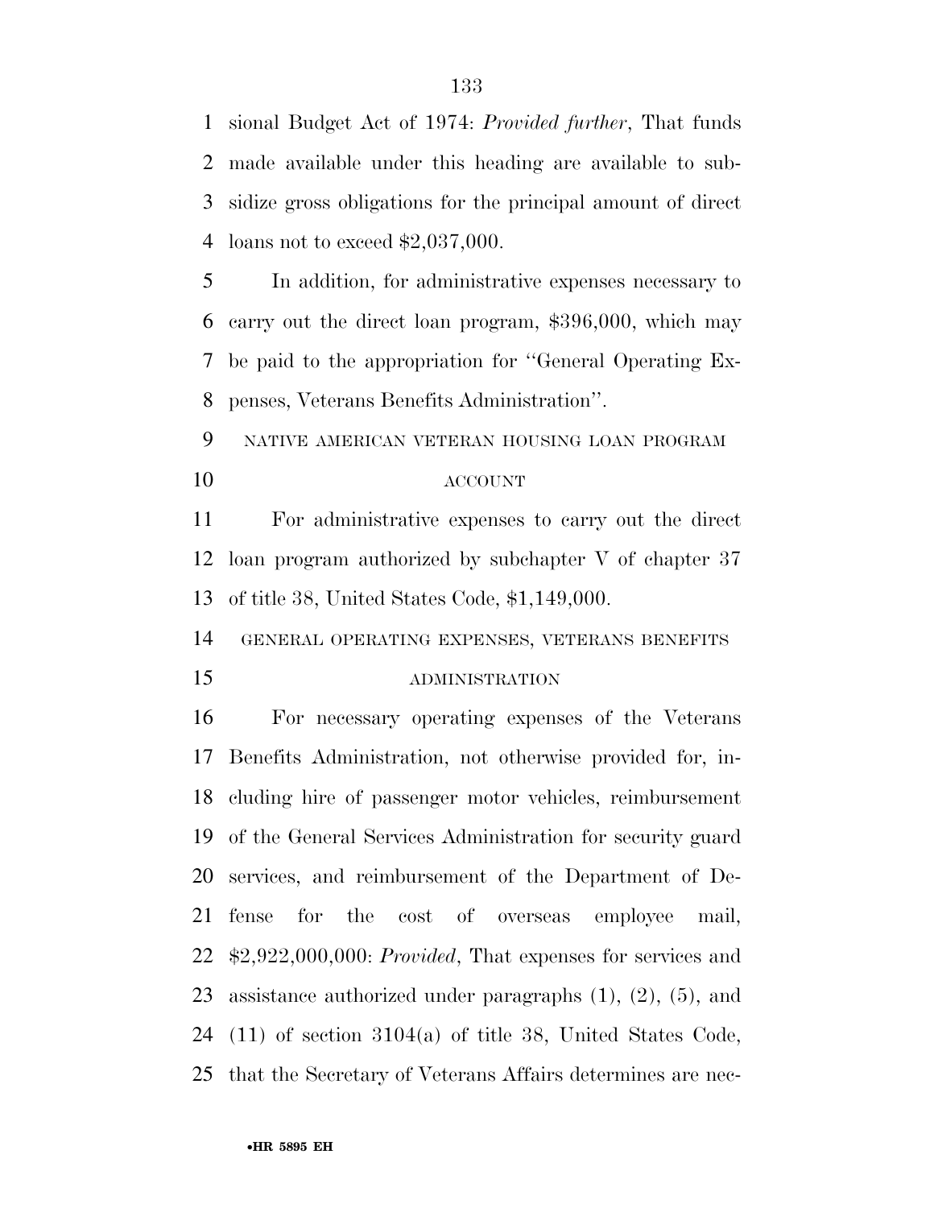sional Budget Act of 1974: *Provided further*, That funds made available under this heading are available to subsidize gross obligations for the principal amount of direct loans not to exceed $2,037,000.

In addition, for administrative expenses necessary to carry out the direct loan program, $396,000, which may be paid to the appropriation for ''General Operating Expenses, Veterans Benefits Administration''.

NATIVE AMERICAN VETERAN HOUSING LOAN PROGRAM ACCOUNT

For administrative expenses to carry out the direct loan program authorized by subchapter V of chapter 37 of title 38, United States Code, $1,149,000.

GENERAL OPERATING EXPENSES, VETERANS BENEFITS ADMINISTRATION

For necessary operating expenses of the Veterans Benefits Administration, not otherwise provided for, including hire of passenger motor vehicles, reimbursement of the General Services Administration for security guard services, and reimbursement of the Department of Defense for the cost of overseas employee mail, $2,922,000,000: *Provided*, That expenses for services and assistance authorized under paragraphs (1), (2), (5), and (11) of section 3104(a) of title 38, United States Code, that the Secretary of Veterans Affairs determines are nec-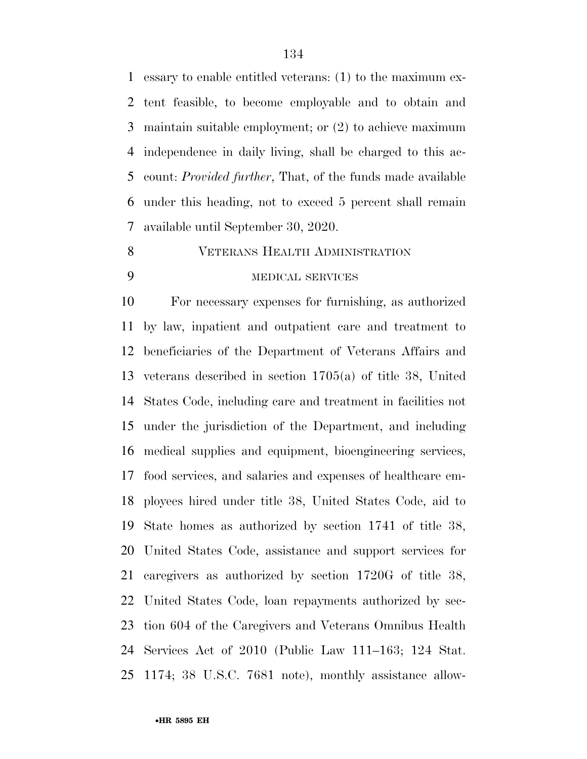essary to enable entitled veterans: (1) to the maximum extent feasible, to become employable and to obtain and maintain suitable employment; or (2) to achieve maximum independence in daily living, shall be charged to this account: *Provided further*, That, of the funds made available under this heading, not to exceed 5 percent shall remain available until September 30, 2020.

## VETERANS HEALTH ADMINISTRATION

### MEDICAL SERVICES

For necessary expenses for furnishing, as authorized by law, inpatient and outpatient care and treatment to beneficiaries of the Department of Veterans Affairs and veterans described in section 1705(a) of title 38, United States Code, including care and treatment in facilities not under the jurisdiction of the Department, and including medical supplies and equipment, bioengineering services, food services, and salaries and expenses of healthcare employees hired under title 38, United States Code, aid to State homes as authorized by section 1741 of title 38, United States Code, assistance and support services for caregivers as authorized by section 1720G of title 38, United States Code, loan repayments authorized by section 604 of the Caregivers and Veterans Omnibus Health Services Act of 2010 (Public Law 111–163; 124 Stat. 1174; 38 U.S.C. 7681 note), monthly assistance allow-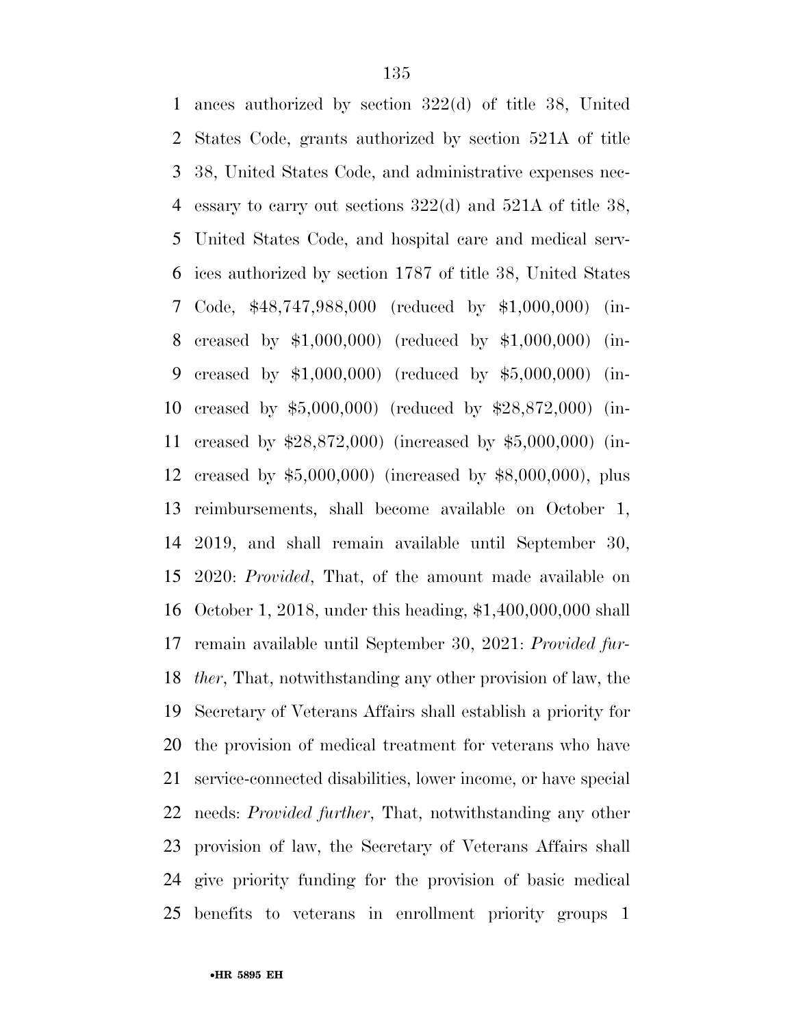ances authorized by section 322(d) of title 38, United States Code, grants authorized by section 521A of title 38, United States Code, and administrative expenses necessary to carry out sections 322(d) and 521A of title 38, United States Code, and hospital care and medical services authorized by section 1787 of title 38, United States Code, $48,747,988,000 (reduced by $1,000,000) (increased by $1,000,000) (reduced by $1,000,000) (increased by $1,000,000) (reduced by $5,000,000) (increased by $5,000,000) (reduced by $28,872,000) (increased by $28,872,000) (increased by $5,000,000) (increased by $5,000,000) (increased by $8,000,000), plus reimbursements, shall become available on October 1, 2019, and shall remain available until September 30, 2020: *Provided*, That, of the amount made available on October 1, 2018, under this heading, $1,400,000,000 shall remain available until September 30, 2021: *Provided further*, That, notwithstanding any other provision of law, the Secretary of Veterans Affairs shall establish a priority for the provision of medical treatment for veterans who have service-connected disabilities, lower income, or have special needs: *Provided further*, That, notwithstanding any other provision of law, the Secretary of Veterans Affairs shall give priority funding for the provision of basic medical benefits to veterans in enrollment priority groups 1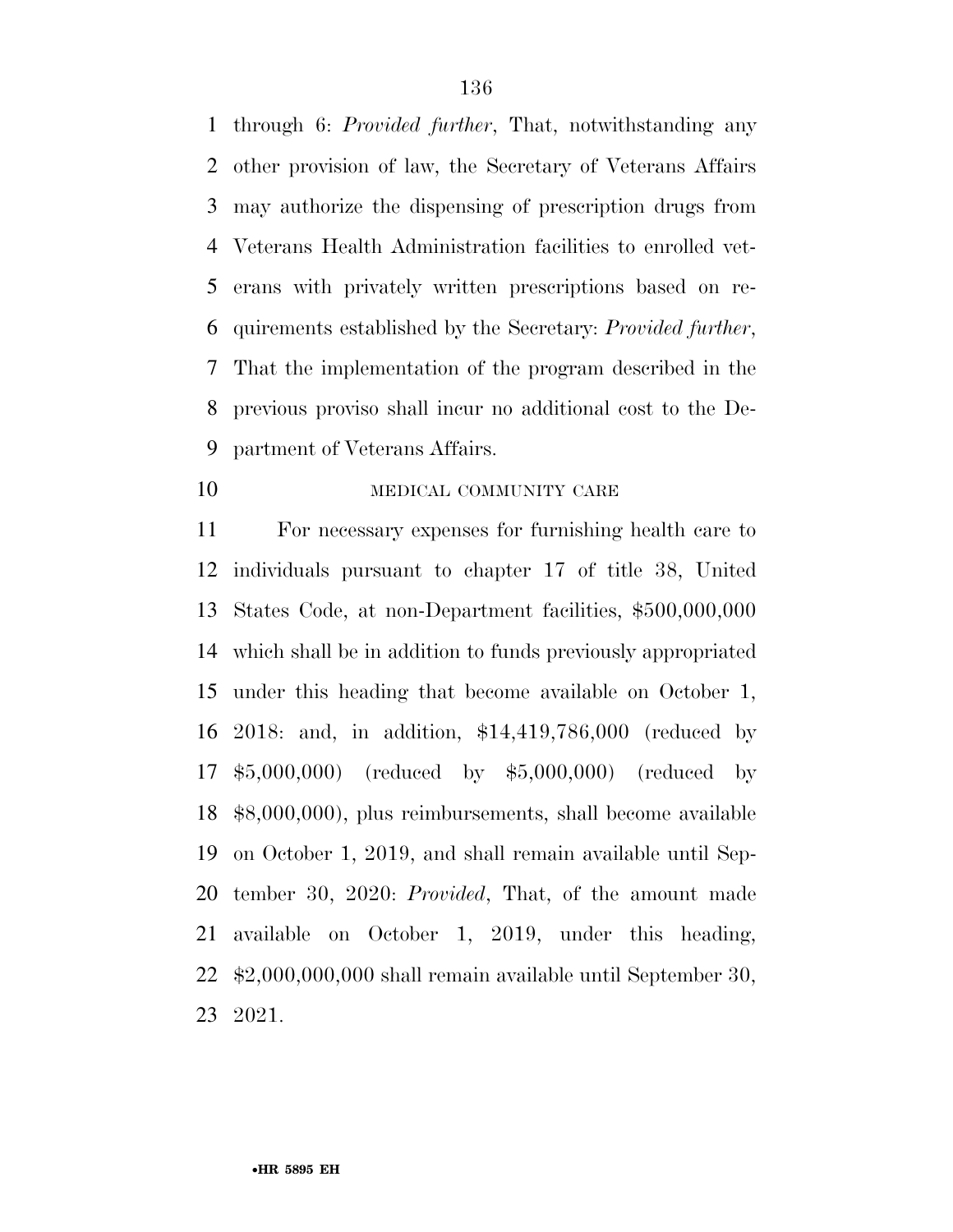through 6: *Provided further*, That, notwithstanding any other provision of law, the Secretary of Veterans Affairs may authorize the dispensing of prescription drugs from Veterans Health Administration facilities to enrolled veterans with privately written prescriptions based on requirements established by the Secretary: *Provided further*, That the implementation of the program described in the previous proviso shall incur no additional cost to the Department of Veterans Affairs.

MEDICAL COMMUNITY CARE

For necessary expenses for furnishing health care to individuals pursuant to chapter 17 of title 38, United States Code, at non-Department facilities, $500,000,000 which shall be in addition to funds previously appropriated under this heading that become available on October 1, 2018: and, in addition, $14,419,786,000 (reduced by $5,000,000) (reduced by $5,000,000) (reduced by $8,000,000), plus reimbursements, shall become available on October 1, 2019, and shall remain available until September 30, 2020: *Provided*, That, of the amount made available on October 1, 2019, under this heading, $2,000,000,000 shall remain available until September 30, 2021.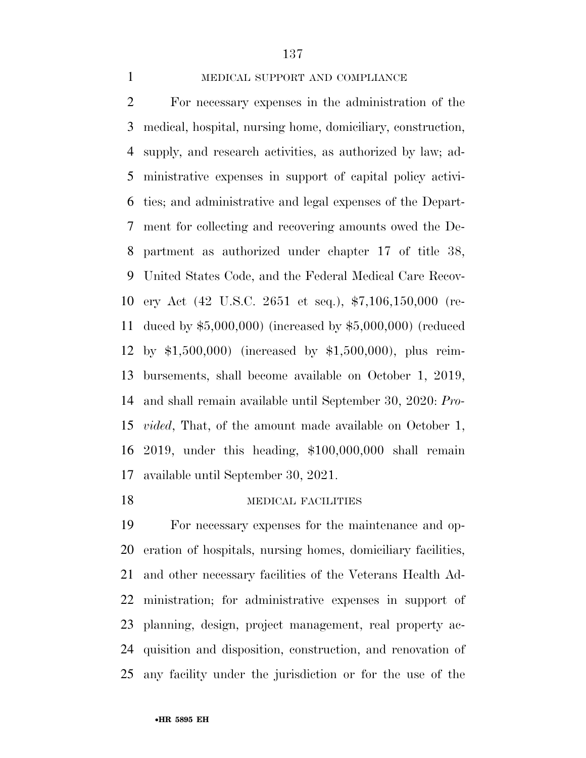MEDICAL SUPPORT AND COMPLIANCE

For necessary expenses in the administration of the medical, hospital, nursing home, domiciliary, construction, supply, and research activities, as authorized by law; administrative expenses in support of capital policy activities; and administrative and legal expenses of the Department for collecting and recovering amounts owed the Department as authorized under chapter 17 of title 38, United States Code, and the Federal Medical Care Recovery Act (42 U.S.C. 2651 et seq.), $7,106,150,000 (reduced by $5,000,000) (increased by $5,000,000) (reduced by $1,500,000) (increased by $1,500,000), plus reimbursements, shall become available on October 1, 2019, and shall remain available until September 30, 2020: *Provided*, That, of the amount made available on October 1, 2019, under this heading, $100,000,000 shall remain available until September 30, 2021.

MEDICAL FACILITIES

For necessary expenses for the maintenance and operation of hospitals, nursing homes, domiciliary facilities, and other necessary facilities of the Veterans Health Administration; for administrative expenses in support of planning, design, project management, real property acquisition and disposition, construction, and renovation of any facility under the jurisdiction or for the use of the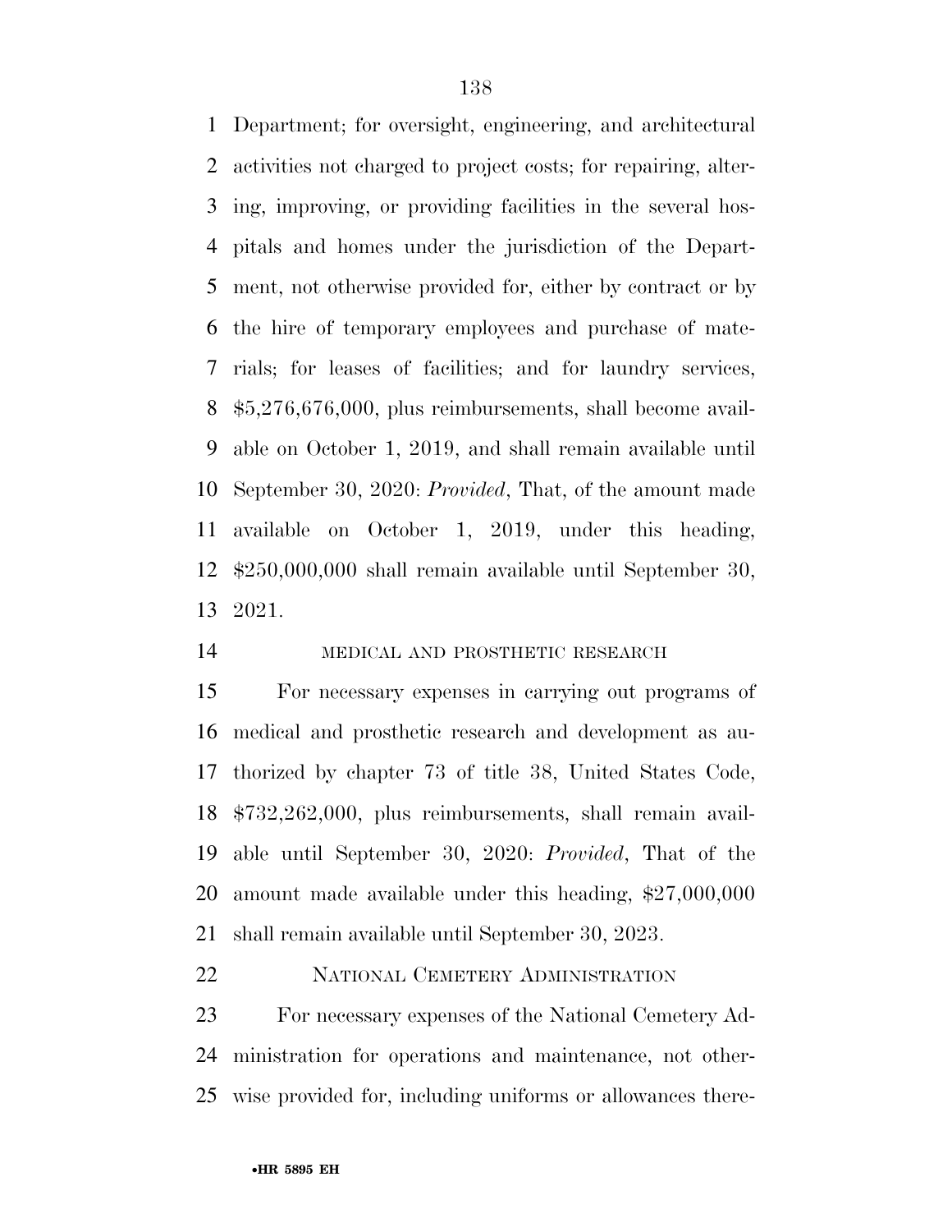Department; for oversight, engineering, and architectural activities not charged to project costs; for repairing, altering, improving, or providing facilities in the several hospitals and homes under the jurisdiction of the Department, not otherwise provided for, either by contract or by the hire of temporary employees and purchase of materials; for leases of facilities; and for laundry services, $5,276,676,000, plus reimbursements, shall become available on October 1, 2019, and shall remain available until September 30, 2020: *Provided*, That, of the amount made available on October 1, 2019, under this heading, $250,000,000 shall remain available until September 30, 2021.

MEDICAL AND PROSTHETIC RESEARCH

For necessary expenses in carrying out programs of medical and prosthetic research and development as authorized by chapter 73 of title 38, United States Code, $732,262,000, plus reimbursements, shall remain available until September 30, 2020: *Provided*, That of the amount made available under this heading, $27,000,000 shall remain available until September 30, 2023.

NATIONAL CEMETERY ADMINISTRATION

For necessary expenses of the National Cemetery Administration for operations and maintenance, not otherwise provided for, including uniforms or allowances there-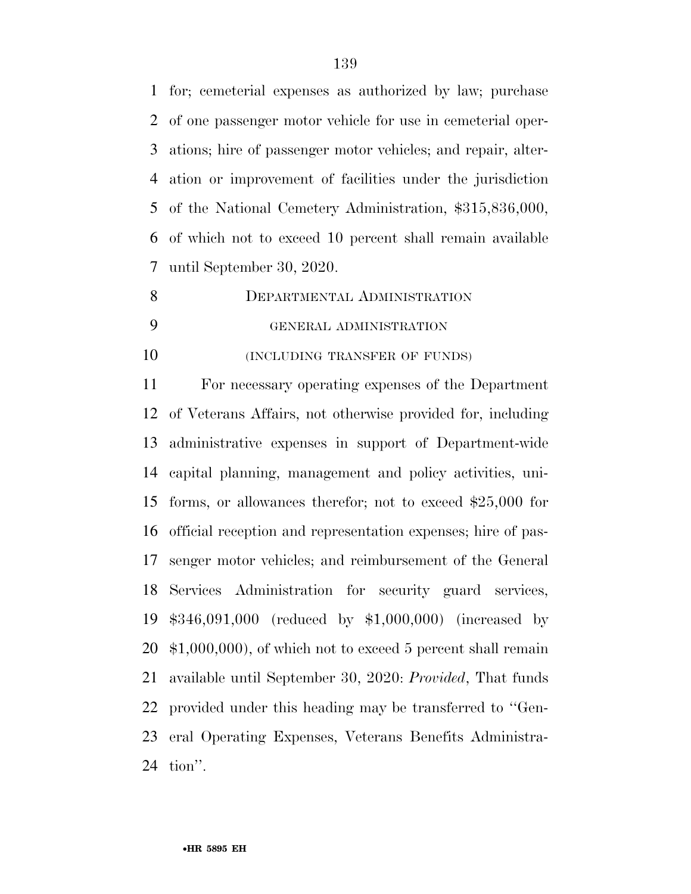for; cemeterial expenses as authorized by law; purchase of one passenger motor vehicle for use in cemeterial operations; hire of passenger motor vehicles; and repair, alteration or improvement of facilities under the jurisdiction of the National Cemetery Administration, $315,836,000, of which not to exceed 10 percent shall remain available until September 30, 2020.

## DEPARTMENTAL ADMINISTRATION

### GENERAL ADMINISTRATION

### (INCLUDING TRANSFER OF FUNDS)

For necessary operating expenses of the Department of Veterans Affairs, not otherwise provided for, including administrative expenses in support of Department-wide capital planning, management and policy activities, uniforms, or allowances therefor; not to exceed $25,000 for official reception and representation expenses; hire of passenger motor vehicles; and reimbursement of the General Services Administration for security guard services, $346,091,000 (reduced by $1,000,000) (increased by $1,000,000), of which not to exceed 5 percent shall remain available until September 30, 2020: *Provided*, That funds provided under this heading may be transferred to ''General Operating Expenses, Veterans Benefits Administration''.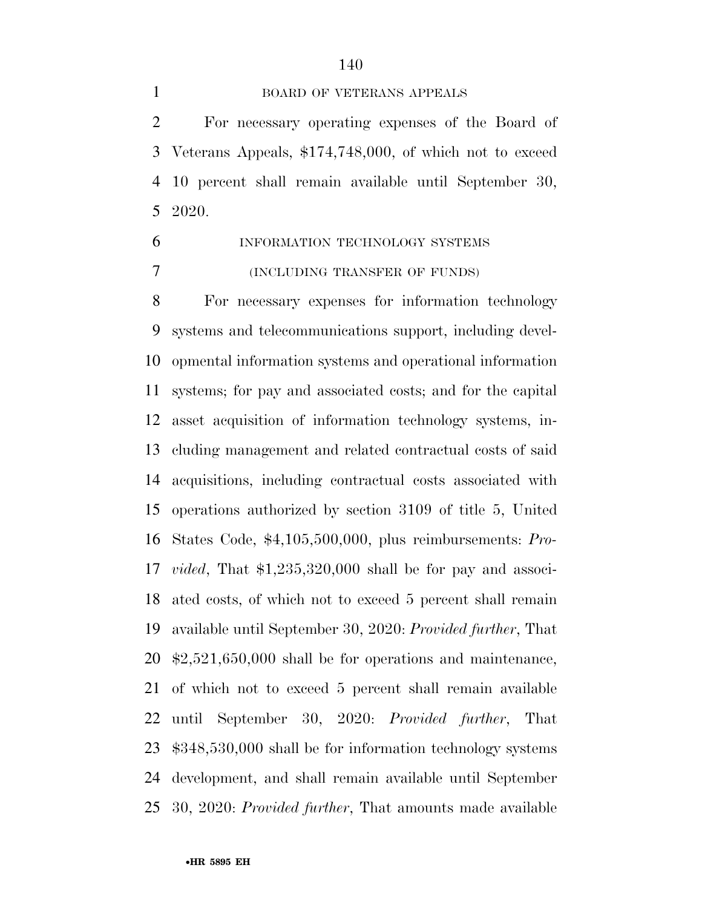BOARD OF VETERANS APPEALS

For necessary operating expenses of the Board of Veterans Appeals, $174,748,000, of which not to exceed 10 percent shall remain available until September 30, 2020.

INFORMATION TECHNOLOGY SYSTEMS

(INCLUDING TRANSFER OF FUNDS)

For necessary expenses for information technology systems and telecommunications support, including developmental information systems and operational information systems; for pay and associated costs; and for the capital asset acquisition of information technology systems, including management and related contractual costs of said acquisitions, including contractual costs associated with operations authorized by section 3109 of title 5, United States Code, $4,105,500,000, plus reimbursements: *Provided*, That $1,235,320,000 shall be for pay and associated costs, of which not to exceed 5 percent shall remain available until September 30, 2020: *Provided further*, That $2,521,650,000 shall be for operations and maintenance, of which not to exceed 5 percent shall remain available until September 30, 2020: *Provided further*, That $348,530,000 shall be for information technology systems development, and shall remain available until September 30, 2020: *Provided further*, That amounts made available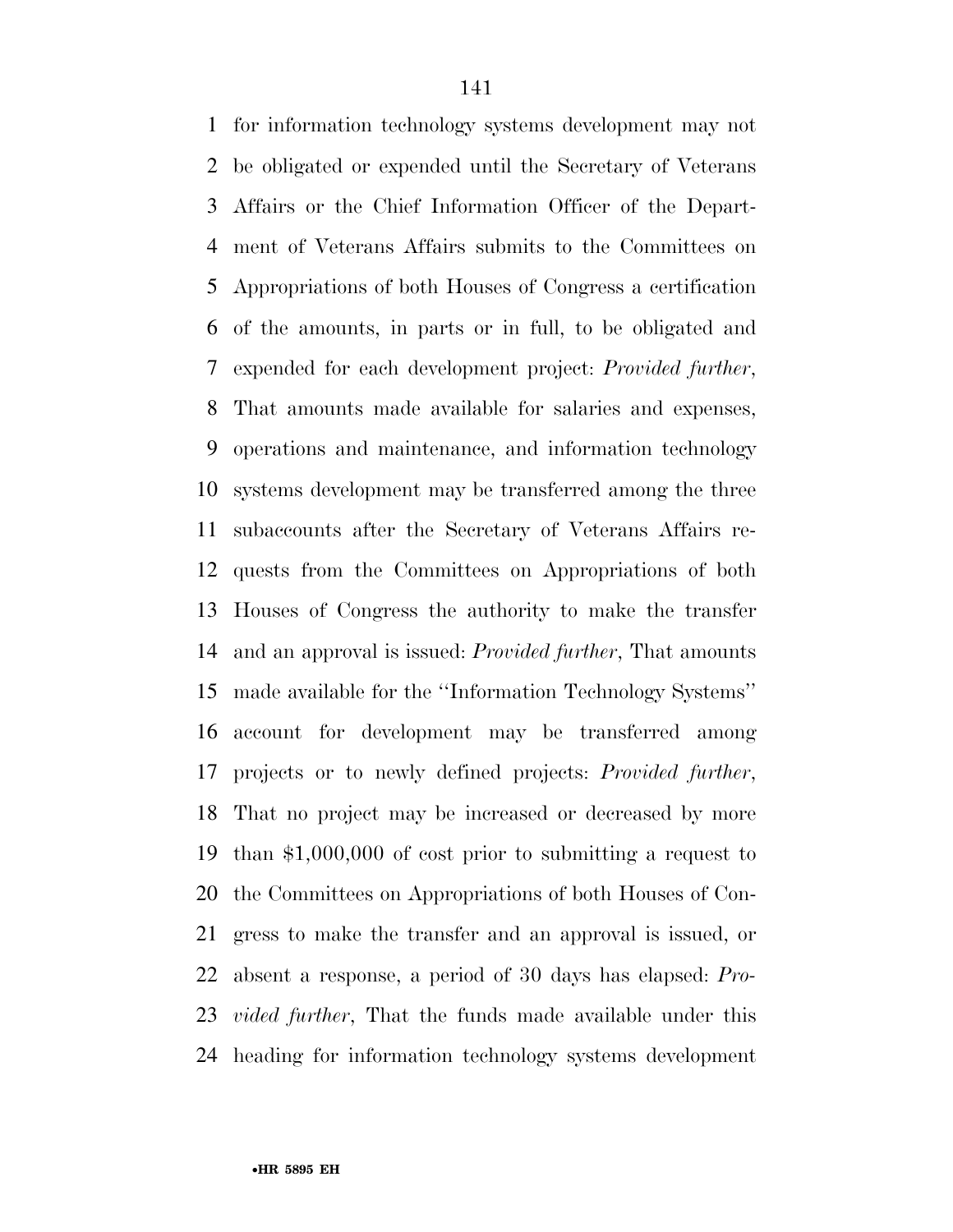for information technology systems development may not be obligated or expended until the Secretary of Veterans Affairs or the Chief Information Officer of the Department of Veterans Affairs submits to the Committees on Appropriations of both Houses of Congress a certification of the amounts, in parts or in full, to be obligated and expended for each development project: *Provided further*, That amounts made available for salaries and expenses, operations and maintenance, and information technology systems development may be transferred among the three subaccounts after the Secretary of Veterans Affairs requests from the Committees on Appropriations of both Houses of Congress the authority to make the transfer and an approval is issued: *Provided further*, That amounts made available for the ''Information Technology Systems'' account for development may be transferred among projects or to newly defined projects: *Provided further*, That no project may be increased or decreased by more than $1,000,000 of cost prior to submitting a request to the Committees on Appropriations of both Houses of Congress to make the transfer and an approval is issued, or absent a response, a period of 30 days has elapsed: *Provided further*, That the funds made available under this heading for information technology systems development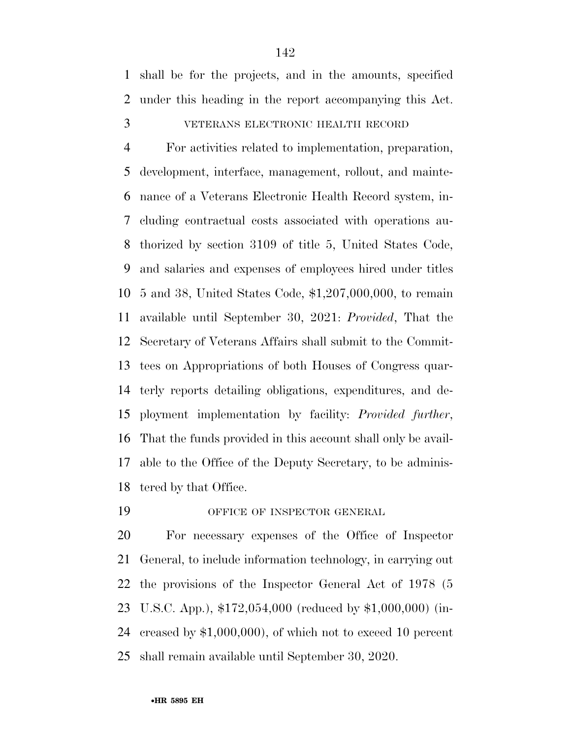shall be for the projects, and in the amounts, specified under this heading in the report accompanying this Act.

VETERANS ELECTRONIC HEALTH RECORD

For activities related to implementation, preparation, development, interface, management, rollout, and maintenance of a Veterans Electronic Health Record system, including contractual costs associated with operations authorized by section 3109 of title 5, United States Code, and salaries and expenses of employees hired under titles 5 and 38, United States Code, $1,207,000,000, to remain available until September 30, 2021: *Provided*, That the Secretary of Veterans Affairs shall submit to the Committees on Appropriations of both Houses of Congress quarterly reports detailing obligations, expenditures, and deployment implementation by facility: *Provided further*, That the funds provided in this account shall only be available to the Office of the Deputy Secretary, to be administered by that Office.

OFFICE OF INSPECTOR GENERAL

For necessary expenses of the Office of Inspector General, to include information technology, in carrying out the provisions of the Inspector General Act of 1978 (5 U.S.C. App.), $172,054,000 (reduced by $1,000,000) (increased by $1,000,000), of which not to exceed 10 percent shall remain available until September 30, 2020.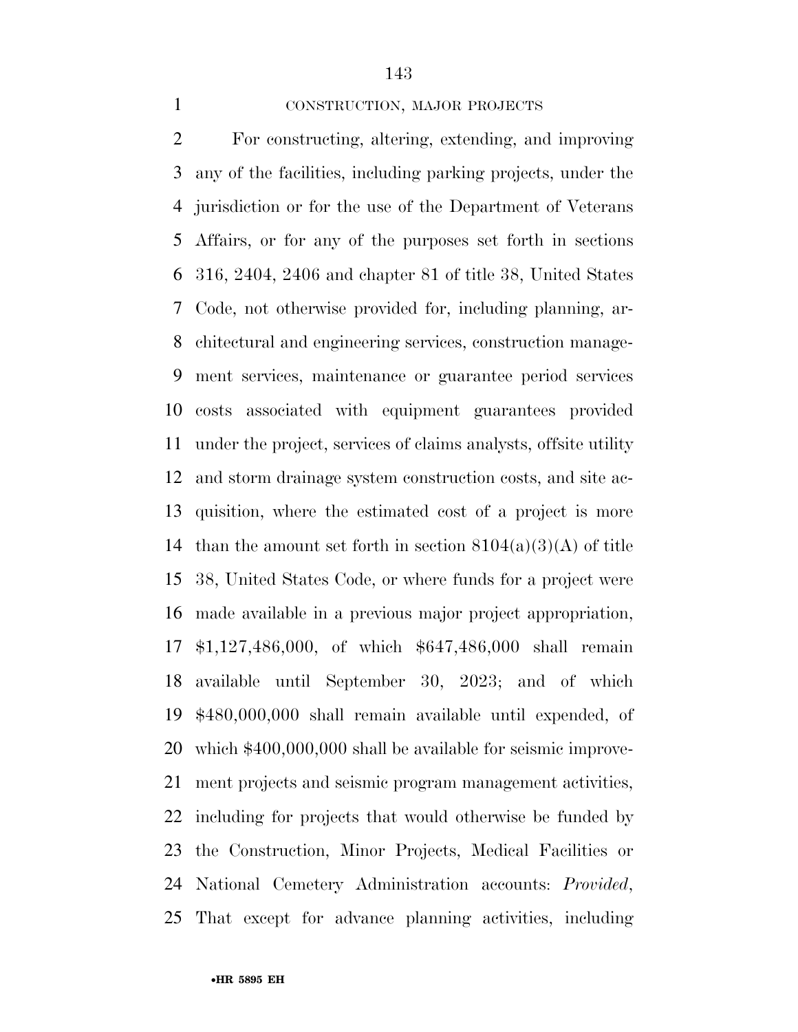CONSTRUCTION, MAJOR PROJECTS

For constructing, altering, extending, and improving any of the facilities, including parking projects, under the jurisdiction or for the use of the Department of Veterans Affairs, or for any of the purposes set forth in sections 316, 2404, 2406 and chapter 81 of title 38, United States Code, not otherwise provided for, including planning, architectural and engineering services, construction management services, maintenance or guarantee period services costs associated with equipment guarantees provided under the project, services of claims analysts, offsite utility and storm drainage system construction costs, and site acquisition, where the estimated cost of a project is more than the amount set forth in section 8104(a)(3)(A) of title 38, United States Code, or where funds for a project were made available in a previous major project appropriation, $1,127,486,000, of which $647,486,000 shall remain available until September 30, 2023; and of which $480,000,000 shall remain available until expended, of which $400,000,000 shall be available for seismic improvement projects and seismic program management activities, including for projects that would otherwise be funded by the Construction, Minor Projects, Medical Facilities or National Cemetery Administration accounts: *Provided*, That except for advance planning activities, including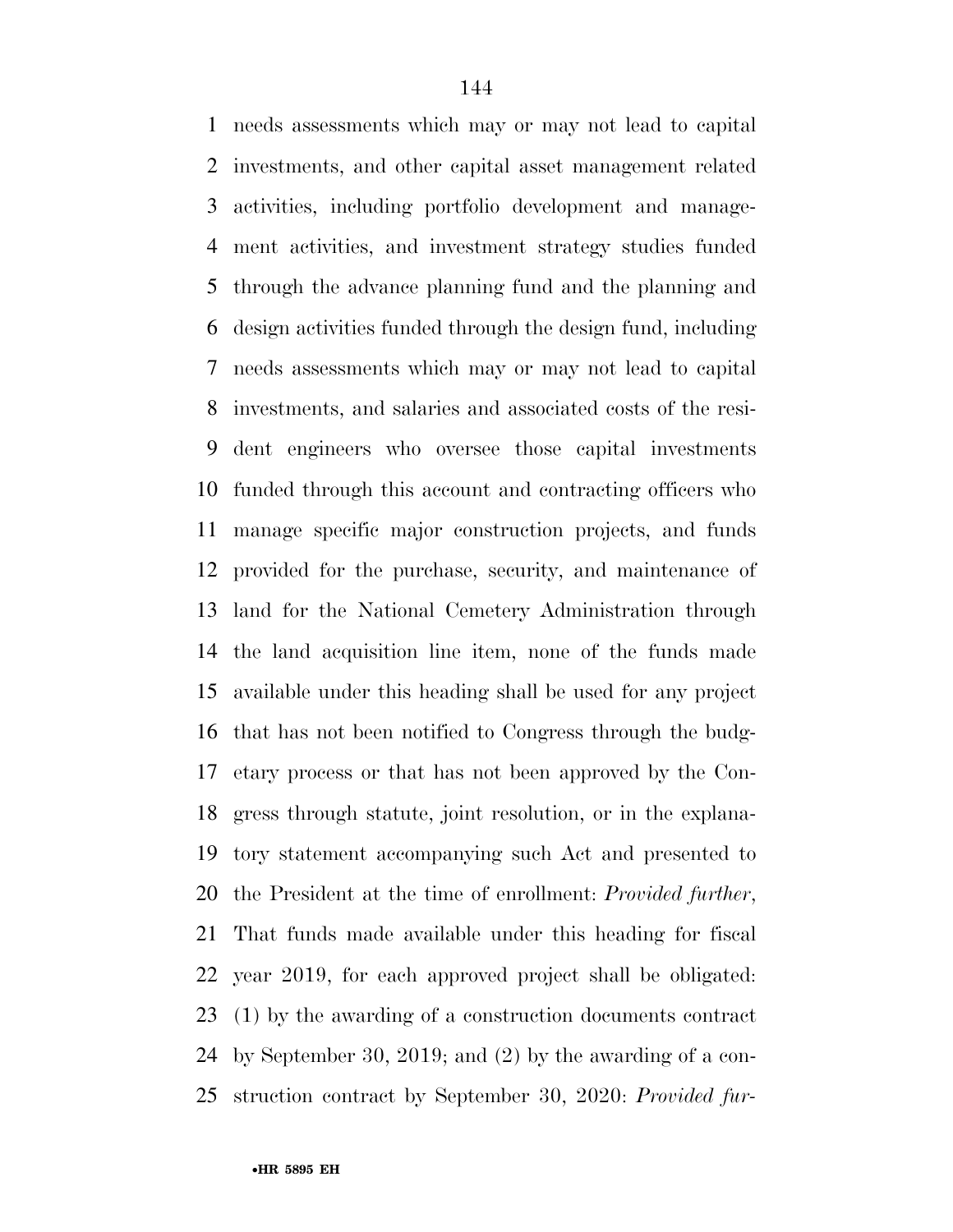needs assessments which may or may not lead to capital investments, and other capital asset management related activities, including portfolio development and management activities, and investment strategy studies funded through the advance planning fund and the planning and design activities funded through the design fund, including needs assessments which may or may not lead to capital investments, and salaries and associated costs of the resident engineers who oversee those capital investments funded through this account and contracting officers who manage specific major construction projects, and funds provided for the purchase, security, and maintenance of land for the National Cemetery Administration through the land acquisition line item, none of the funds made available under this heading shall be used for any project that has not been notified to Congress through the budgetary process or that has not been approved by the Congress through statute, joint resolution, or in the explanatory statement accompanying such Act and presented to the President at the time of enrollment: *Provided further*, That funds made available under this heading for fiscal year 2019, for each approved project shall be obligated: (1) by the awarding of a construction documents contract by September 30, 2019; and (2) by the awarding of a construction contract by September 30, 2020: *Provided fur-*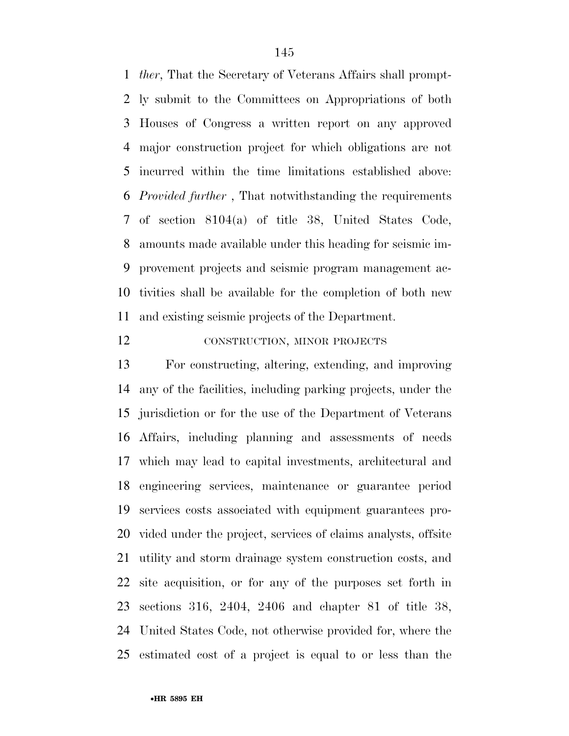*ther*, That the Secretary of Veterans Affairs shall promptly submit to the Committees on Appropriations of both Houses of Congress a written report on any approved major construction project for which obligations are not incurred within the time limitations established above: *Provided further* , That notwithstanding the requirements of section 8104(a) of title 38, United States Code, amounts made available under this heading for seismic improvement projects and seismic program management activities shall be available for the completion of both new and existing seismic projects of the Department.

CONSTRUCTION, MINOR PROJECTS

For constructing, altering, extending, and improving any of the facilities, including parking projects, under the jurisdiction or for the use of the Department of Veterans Affairs, including planning and assessments of needs which may lead to capital investments, architectural and engineering services, maintenance or guarantee period services costs associated with equipment guarantees provided under the project, services of claims analysts, offsite utility and storm drainage system construction costs, and site acquisition, or for any of the purposes set forth in sections 316, 2404, 2406 and chapter 81 of title 38, United States Code, not otherwise provided for, where the estimated cost of a project is equal to or less than the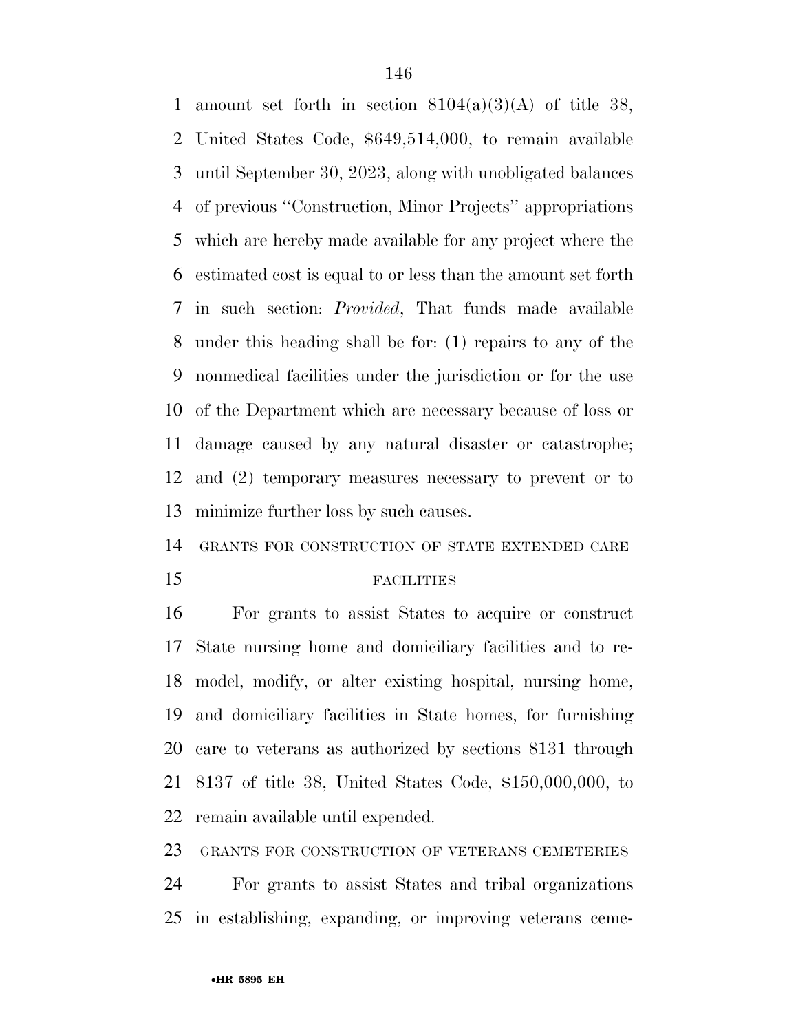amount set forth in section 8104(a)(3)(A) of title 38, United States Code, $649,514,000, to remain available until September 30, 2023, along with unobligated balances of previous ''Construction, Minor Projects'' appropriations which are hereby made available for any project where the estimated cost is equal to or less than the amount set forth in such section: *Provided*, That funds made available under this heading shall be for: (1) repairs to any of the nonmedical facilities under the jurisdiction or for the use of the Department which are necessary because of loss or damage caused by any natural disaster or catastrophe; and (2) temporary measures necessary to prevent or to minimize further loss by such causes.

GRANTS FOR CONSTRUCTION OF STATE EXTENDED CARE FACILITIES

For grants to assist States to acquire or construct State nursing home and domiciliary facilities and to remodel, modify, or alter existing hospital, nursing home, and domiciliary facilities in State homes, for furnishing care to veterans as authorized by sections 8131 through 8137 of title 38, United States Code, $150,000,000, to remain available until expended.

GRANTS FOR CONSTRUCTION OF VETERANS CEMETERIES

For grants to assist States and tribal organizations in establishing, expanding, or improving veterans ceme-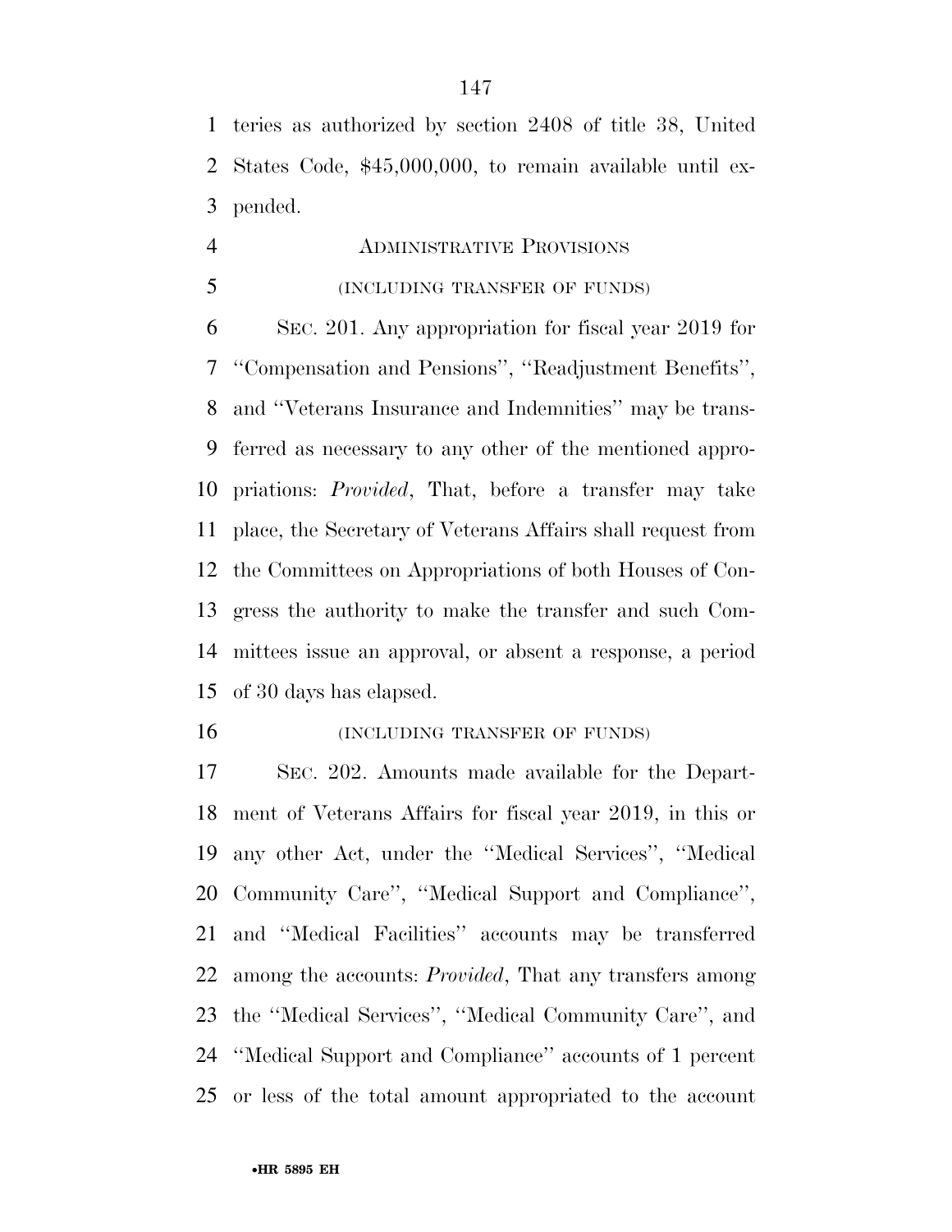teries as authorized by section 2408 of title 38, United States Code, $45,000,000, to remain available until expended.

ADMINISTRATIVE PROVISIONS

(INCLUDING TRANSFER OF FUNDS)

SEC. 201. Any appropriation for fiscal year 2019 for ''Compensation and Pensions'', ''Readjustment Benefits'', and ''Veterans Insurance and Indemnities'' may be transferred as necessary to any other of the mentioned appropriations: *Provided*, That, before a transfer may take place, the Secretary of Veterans Affairs shall request from the Committees on Appropriations of both Houses of Congress the authority to make the transfer and such Committees issue an approval, or absent a response, a period of 30 days has elapsed.

(INCLUDING TRANSFER OF FUNDS)

SEC. 202. Amounts made available for the Department of Veterans Affairs for fiscal year 2019, in this or any other Act, under the ''Medical Services'', ''Medical Community Care'', ''Medical Support and Compliance'', and ''Medical Facilities'' accounts may be transferred among the accounts: *Provided*, That any transfers among the ''Medical Services'', ''Medical Community Care'', and ''Medical Support and Compliance'' accounts of 1 percent or less of the total amount appropriated to the account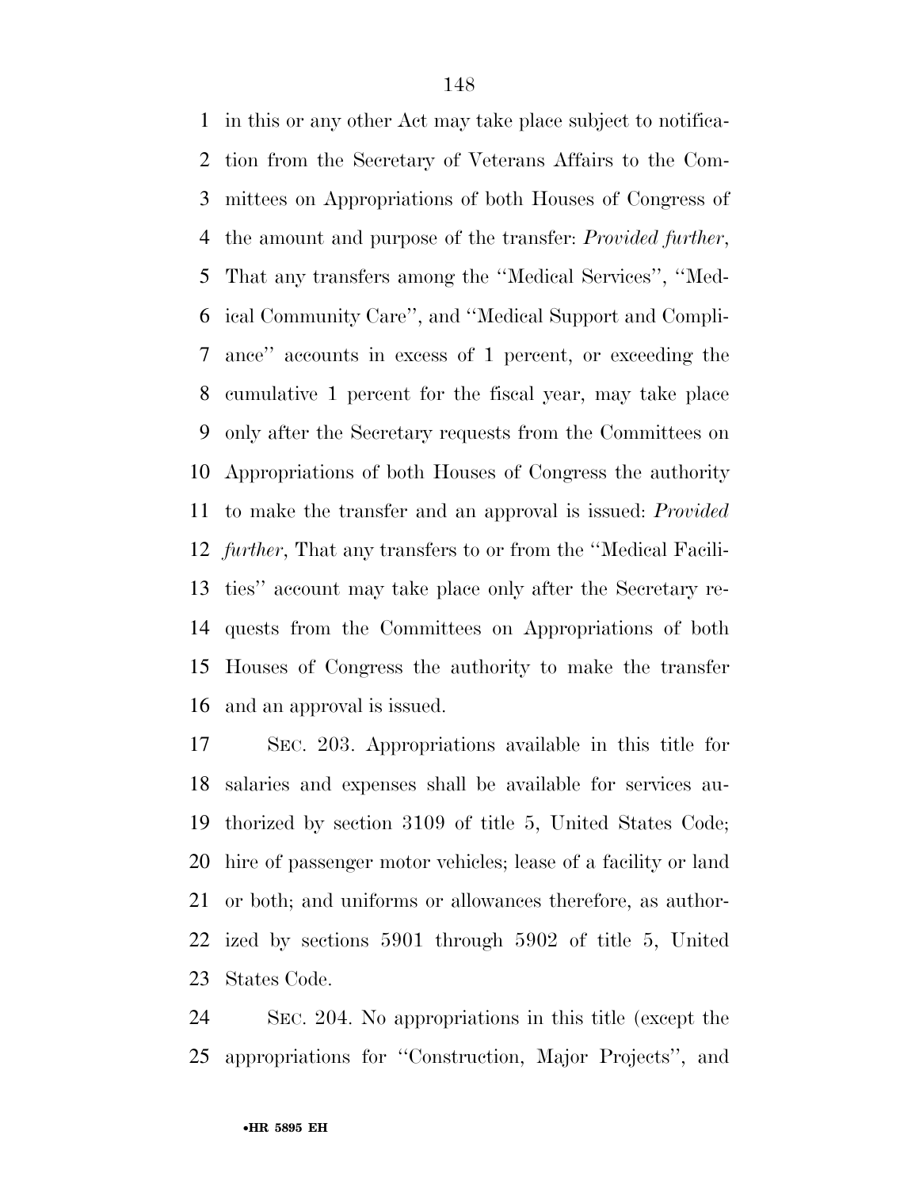in this or any other Act may take place subject to notification from the Secretary of Veterans Affairs to the Committees on Appropriations of both Houses of Congress of the amount and purpose of the transfer: *Provided further*, That any transfers among the ''Medical Services'', ''Medical Community Care'', and ''Medical Support and Compliance'' accounts in excess of 1 percent, or exceeding the cumulative 1 percent for the fiscal year, may take place only after the Secretary requests from the Committees on Appropriations of both Houses of Congress the authority to make the transfer and an approval is issued: *Provided further*, That any transfers to or from the ''Medical Facilities'' account may take place only after the Secretary requests from the Committees on Appropriations of both Houses of Congress the authority to make the transfer and an approval is issued.

SEC. 203. Appropriations available in this title for salaries and expenses shall be available for services authorized by section 3109 of title 5, United States Code; hire of passenger motor vehicles; lease of a facility or land or both; and uniforms or allowances therefore, as authorized by sections 5901 through 5902 of title 5, United States Code.

SEC. 204. No appropriations in this title (except the appropriations for ''Construction, Major Projects'', and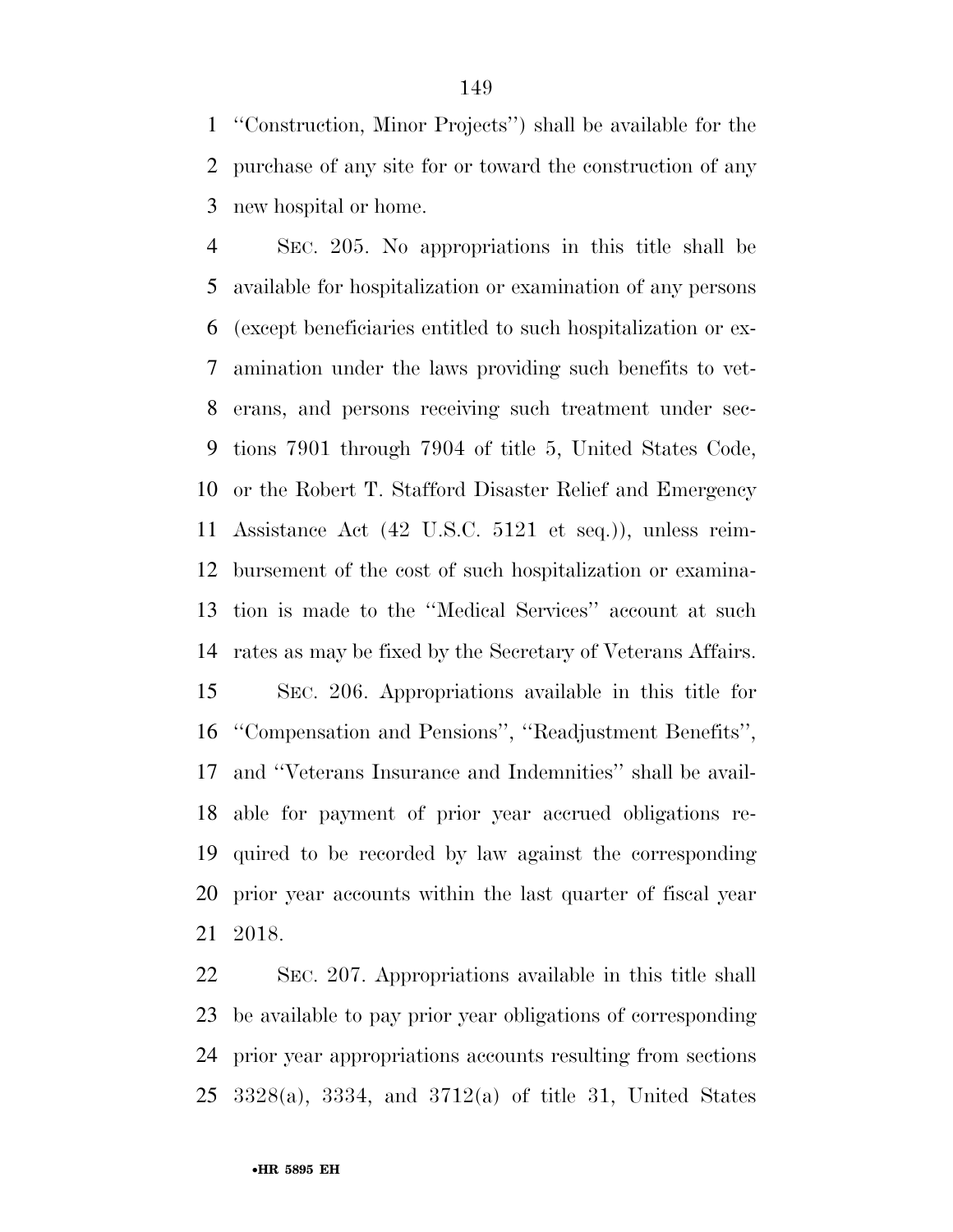"Construction, Minor Projects") shall be available for the purchase of any site for or toward the construction of any new hospital or home.

SEC. 205. No appropriations in this title shall be available for hospitalization or examination of any persons (except beneficiaries entitled to such hospitalization or examination under the laws providing such benefits to veterans, and persons receiving such treatment under sections 7901 through 7904 of title 5, United States Code, or the Robert T. Stafford Disaster Relief and Emergency Assistance Act (42 U.S.C. 5121 et seq.)), unless reimbursement of the cost of such hospitalization or examination is made to the "Medical Services" account at such rates as may be fixed by the Secretary of Veterans Affairs.

SEC. 206. Appropriations available in this title for "Compensation and Pensions", "Readjustment Benefits", and "Veterans Insurance and Indemnities" shall be available for payment of prior year accrued obligations required to be recorded by law against the corresponding prior year accounts within the last quarter of fiscal year 2018.

SEC. 207. Appropriations available in this title shall be available to pay prior year obligations of corresponding prior year appropriations accounts resulting from sections 3328(a), 3334, and 3712(a) of title 31, United States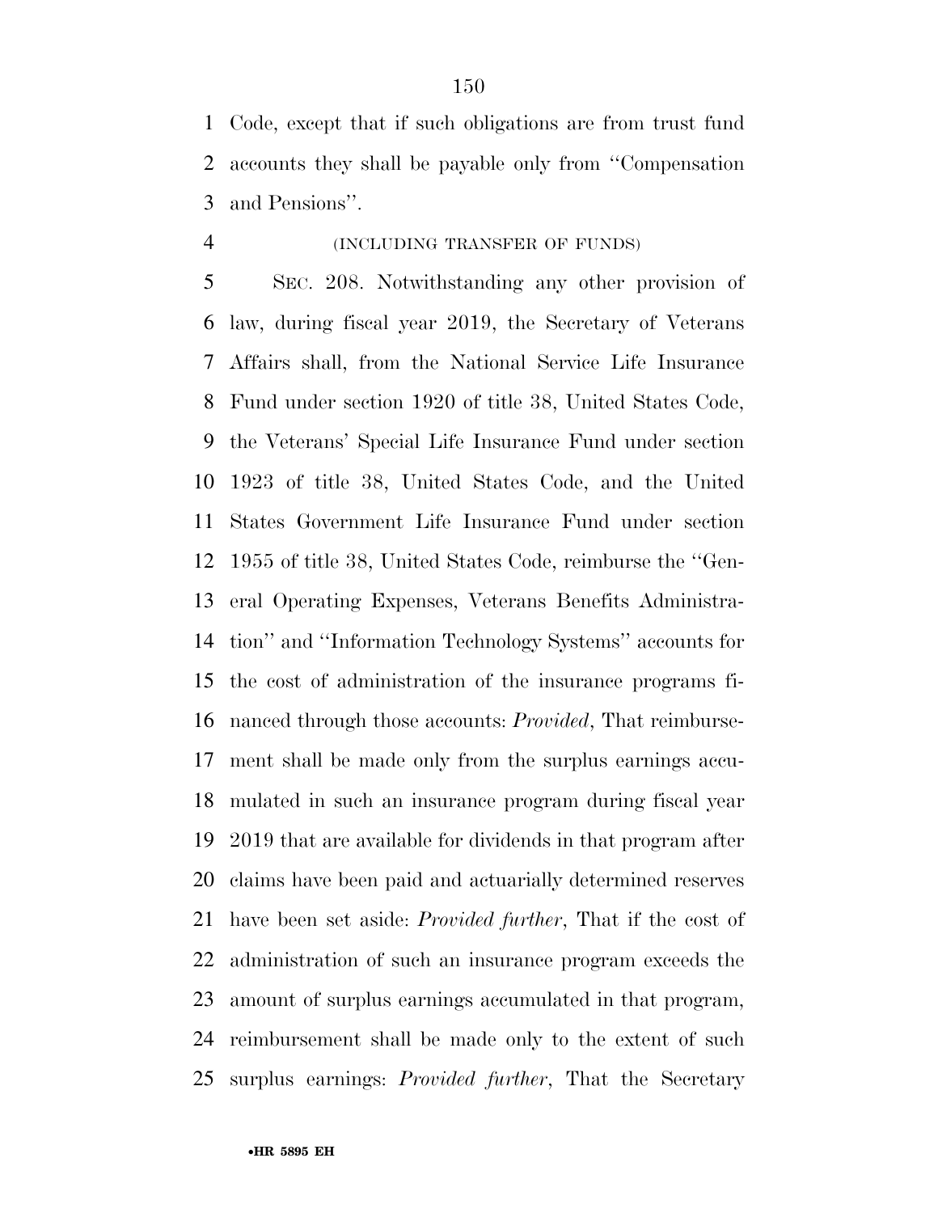Code, except that if such obligations are from trust fund accounts they shall be payable only from ''Compensation and Pensions''.

(INCLUDING TRANSFER OF FUNDS)

SEC. 208. Notwithstanding any other provision of law, during fiscal year 2019, the Secretary of Veterans Affairs shall, from the National Service Life Insurance Fund under section 1920 of title 38, United States Code, the Veterans' Special Life Insurance Fund under section 1923 of title 38, United States Code, and the United States Government Life Insurance Fund under section 1955 of title 38, United States Code, reimburse the ''General Operating Expenses, Veterans Benefits Administration'' and ''Information Technology Systems'' accounts for the cost of administration of the insurance programs financed through those accounts: *Provided*, That reimbursement shall be made only from the surplus earnings accumulated in such an insurance program during fiscal year 2019 that are available for dividends in that program after claims have been paid and actuarially determined reserves have been set aside: *Provided further*, That if the cost of administration of such an insurance program exceeds the amount of surplus earnings accumulated in that program, reimbursement shall be made only to the extent of such surplus earnings: *Provided further*, That the Secretary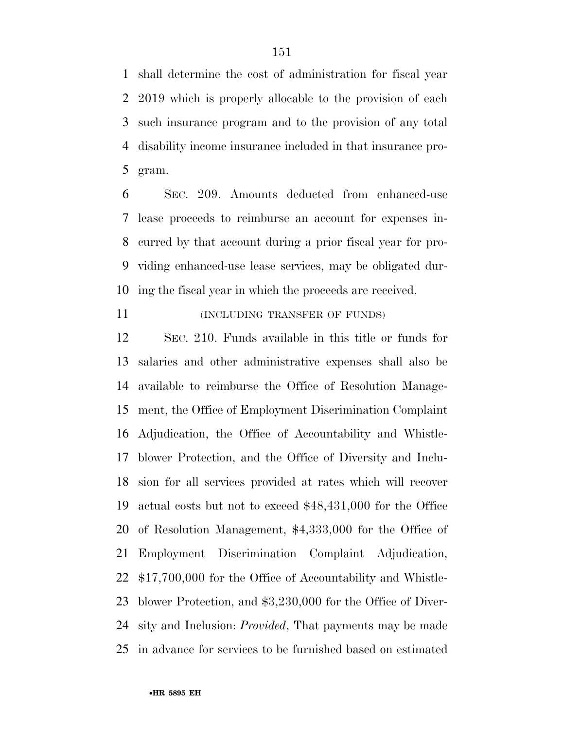shall determine the cost of administration for fiscal year 2019 which is properly allocable to the provision of each such insurance program and to the provision of any total disability income insurance included in that insurance program.

SEC. 209. Amounts deducted from enhanced-use lease proceeds to reimburse an account for expenses incurred by that account during a prior fiscal year for providing enhanced-use lease services, may be obligated during the fiscal year in which the proceeds are received.

(INCLUDING TRANSFER OF FUNDS)

SEC. 210. Funds available in this title or funds for salaries and other administrative expenses shall also be available to reimburse the Office of Resolution Management, the Office of Employment Discrimination Complaint Adjudication, the Office of Accountability and Whistleblower Protection, and the Office of Diversity and Inclusion for all services provided at rates which will recover actual costs but not to exceed $48,431,000 for the Office of Resolution Management, $4,333,000 for the Office of Employment Discrimination Complaint Adjudication, $17,700,000 for the Office of Accountability and Whistleblower Protection, and $3,230,000 for the Office of Diversity and Inclusion: *Provided*, That payments may be made in advance for services to be furnished based on estimated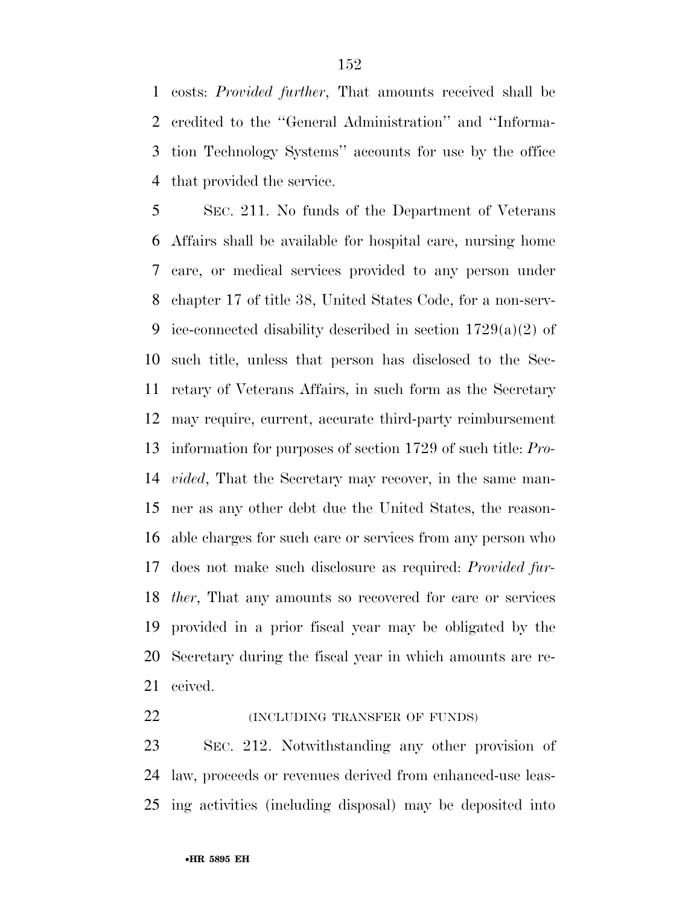costs: *Provided further*, That amounts received shall be credited to the ''General Administration'' and ''Information Technology Systems'' accounts for use by the office that provided the service.

SEC. 211. No funds of the Department of Veterans Affairs shall be available for hospital care, nursing home care, or medical services provided to any person under chapter 17 of title 38, United States Code, for a non-service-connected disability described in section 1729(a)(2) of such title, unless that person has disclosed to the Secretary of Veterans Affairs, in such form as the Secretary may require, current, accurate third-party reimbursement information for purposes of section 1729 of such title: *Provided*, That the Secretary may recover, in the same manner as any other debt due the United States, the reasonable charges for such care or services from any person who does not make such disclosure as required: *Provided further*, That any amounts so recovered for care or services provided in a prior fiscal year may be obligated by the Secretary during the fiscal year in which amounts are received.

(INCLUDING TRANSFER OF FUNDS)

SEC. 212. Notwithstanding any other provision of law, proceeds or revenues derived from enhanced-use leasing activities (including disposal) may be deposited into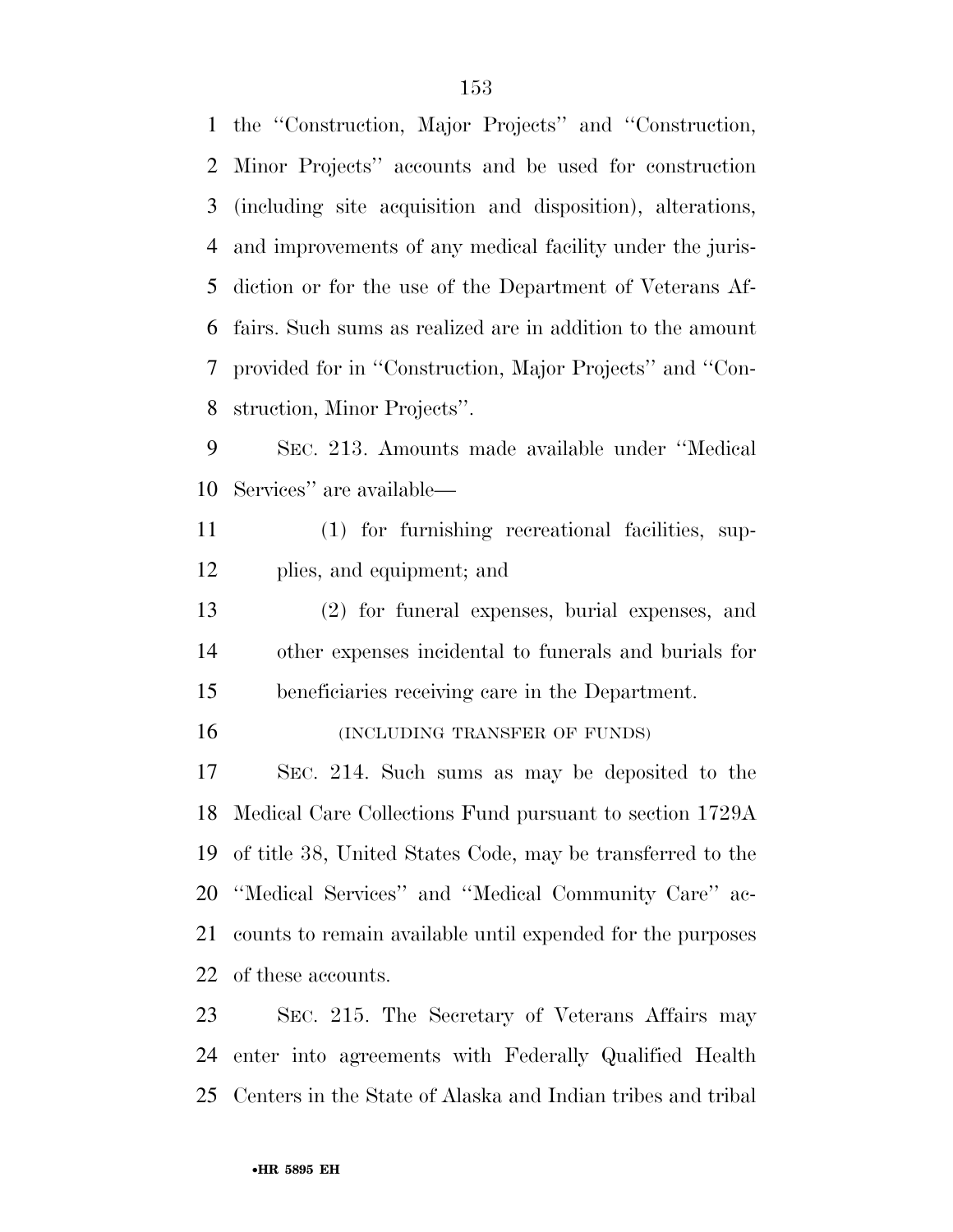the "Construction, Major Projects" and "Construction, Minor Projects" accounts and be used for construction (including site acquisition and disposition), alterations, and improvements of any medical facility under the jurisdiction or for the use of the Department of Veterans Affairs. Such sums as realized are in addition to the amount provided for in "Construction, Major Projects" and "Construction, Minor Projects".

SEC. 213. Amounts made available under "Medical Services" are available—

(1) for furnishing recreational facilities, supplies, and equipment; and

(2) for funeral expenses, burial expenses, and other expenses incidental to funerals and burials for beneficiaries receiving care in the Department.

(INCLUDING TRANSFER OF FUNDS)

SEC. 214. Such sums as may be deposited to the Medical Care Collections Fund pursuant to section 1729A of title 38, United States Code, may be transferred to the "Medical Services" and "Medical Community Care" accounts to remain available until expended for the purposes of these accounts.

SEC. 215. The Secretary of Veterans Affairs may enter into agreements with Federally Qualified Health Centers in the State of Alaska and Indian tribes and tribal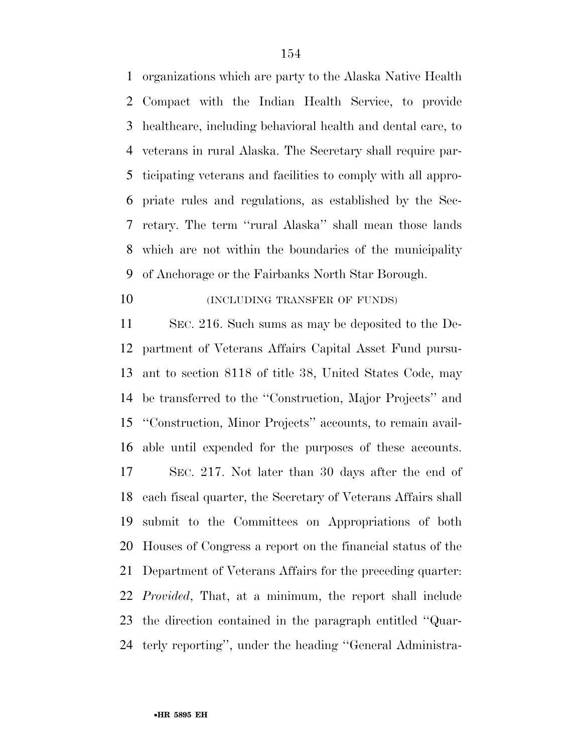organizations which are party to the Alaska Native Health Compact with the Indian Health Service, to provide healthcare, including behavioral health and dental care, to veterans in rural Alaska. The Secretary shall require participating veterans and facilities to comply with all appropriate rules and regulations, as established by the Secretary. The term ''rural Alaska'' shall mean those lands which are not within the boundaries of the municipality of Anchorage or the Fairbanks North Star Borough.

(INCLUDING TRANSFER OF FUNDS)

SEC. 216. Such sums as may be deposited to the Department of Veterans Affairs Capital Asset Fund pursuant to section 8118 of title 38, United States Code, may be transferred to the ''Construction, Major Projects'' and ''Construction, Minor Projects'' accounts, to remain available until expended for the purposes of these accounts.

SEC. 217. Not later than 30 days after the end of each fiscal quarter, the Secretary of Veterans Affairs shall submit to the Committees on Appropriations of both Houses of Congress a report on the financial status of the Department of Veterans Affairs for the preceding quarter: *Provided*, That, at a minimum, the report shall include the direction contained in the paragraph entitled ''Quarterly reporting'', under the heading ''General Administra-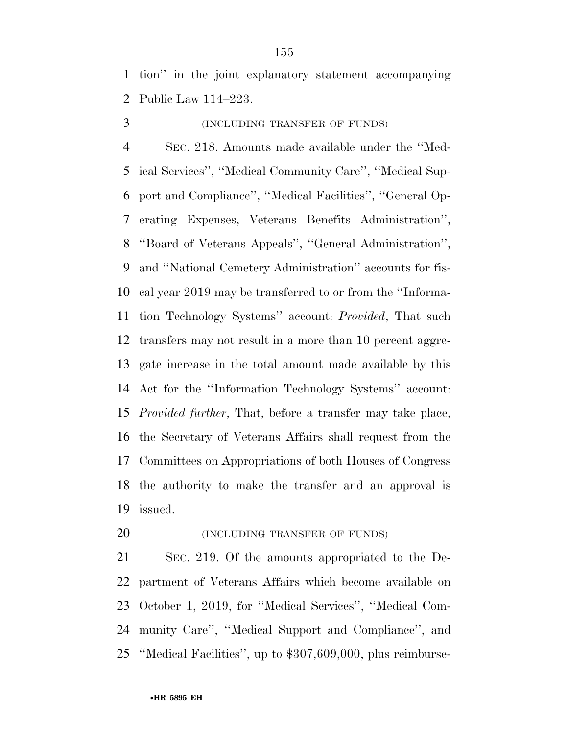tion'' in the joint explanatory statement accompanying Public Law 114–223.

(INCLUDING TRANSFER OF FUNDS)

SEC. 218. Amounts made available under the ''Medical Services'', ''Medical Community Care'', ''Medical Support and Compliance'', ''Medical Facilities'', ''General Operating Expenses, Veterans Benefits Administration'', ''Board of Veterans Appeals'', ''General Administration'', and ''National Cemetery Administration'' accounts for fiscal year 2019 may be transferred to or from the ''Information Technology Systems'' account: *Provided*, That such transfers may not result in a more than 10 percent aggregate increase in the total amount made available by this Act for the ''Information Technology Systems'' account: *Provided further*, That, before a transfer may take place, the Secretary of Veterans Affairs shall request from the Committees on Appropriations of both Houses of Congress the authority to make the transfer and an approval is issued.

(INCLUDING TRANSFER OF FUNDS)

SEC. 219. Of the amounts appropriated to the Department of Veterans Affairs which become available on October 1, 2019, for ''Medical Services'', ''Medical Community Care'', ''Medical Support and Compliance'', and ''Medical Facilities'', up to $307,609,000, plus reimburse-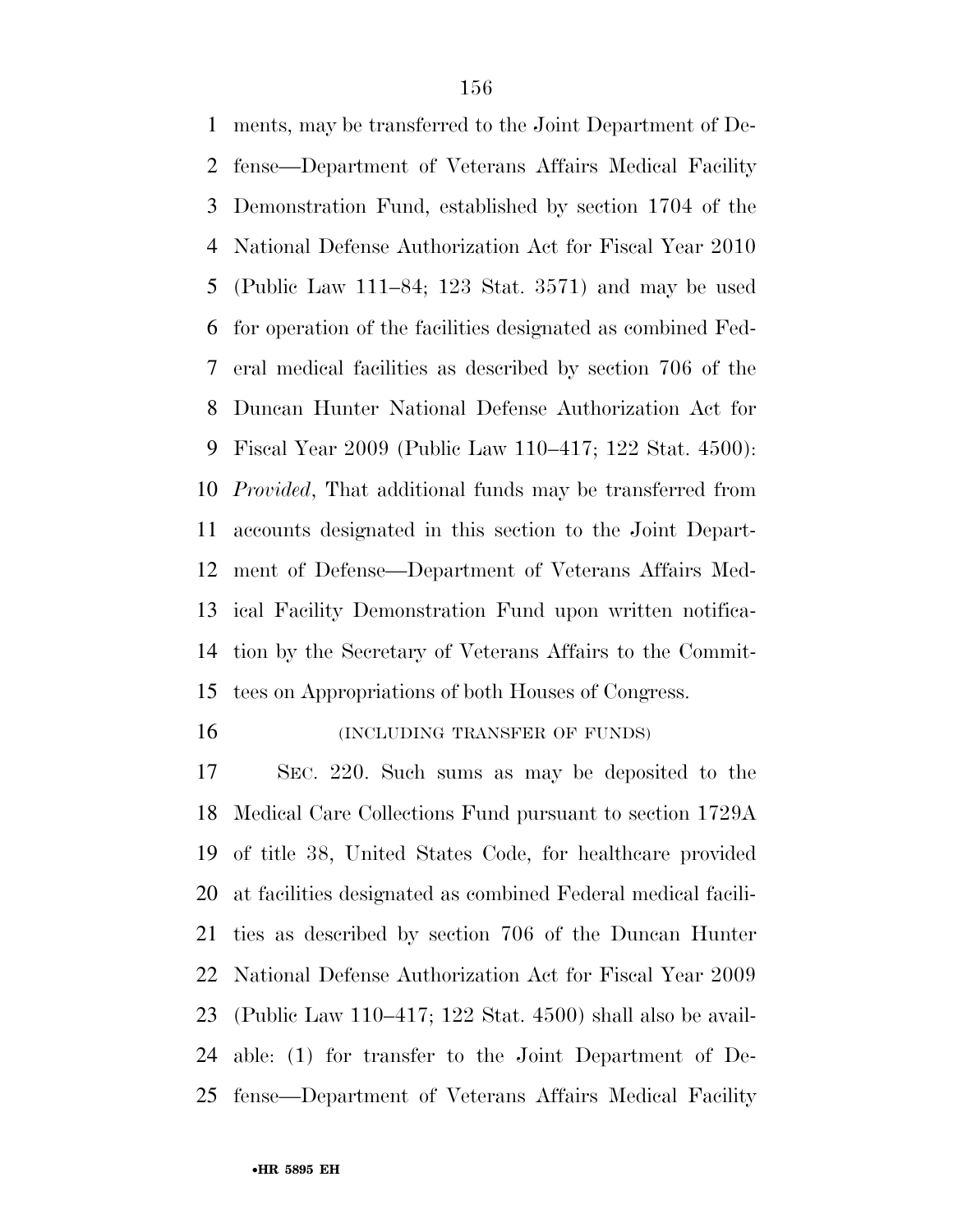ments, may be transferred to the Joint Department of Defense—Department of Veterans Affairs Medical Facility Demonstration Fund, established by section 1704 of the National Defense Authorization Act for Fiscal Year 2010 (Public Law 111–84; 123 Stat. 3571) and may be used for operation of the facilities designated as combined Federal medical facilities as described by section 706 of the Duncan Hunter National Defense Authorization Act for Fiscal Year 2009 (Public Law 110–417; 122 Stat. 4500): *Provided*, That additional funds may be transferred from accounts designated in this section to the Joint Department of Defense—Department of Veterans Affairs Medical Facility Demonstration Fund upon written notification by the Secretary of Veterans Affairs to the Committees on Appropriations of both Houses of Congress.

(INCLUDING TRANSFER OF FUNDS)

SEC. 220. Such sums as may be deposited to the Medical Care Collections Fund pursuant to section 1729A of title 38, United States Code, for healthcare provided at facilities designated as combined Federal medical facilities as described by section 706 of the Duncan Hunter National Defense Authorization Act for Fiscal Year 2009 (Public Law 110–417; 122 Stat. 4500) shall also be available: (1) for transfer to the Joint Department of Defense—Department of Veterans Affairs Medical Facility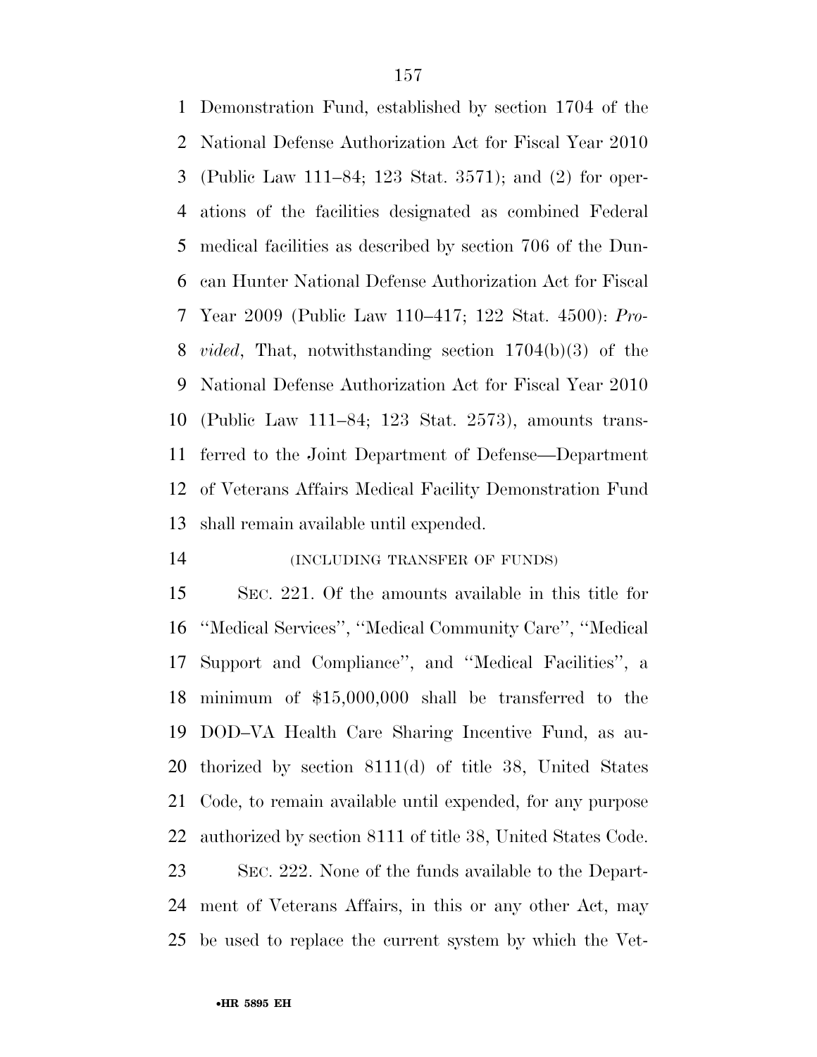Demonstration Fund, established by section 1704 of the National Defense Authorization Act for Fiscal Year 2010 (Public Law 111–84; 123 Stat. 3571); and (2) for operations of the facilities designated as combined Federal medical facilities as described by section 706 of the Duncan Hunter National Defense Authorization Act for Fiscal Year 2009 (Public Law 110–417; 122 Stat. 4500): *Provided*, That, notwithstanding section 1704(b)(3) of the National Defense Authorization Act for Fiscal Year 2010 (Public Law 111–84; 123 Stat. 2573), amounts transferred to the Joint Department of Defense—Department of Veterans Affairs Medical Facility Demonstration Fund shall remain available until expended.

(INCLUDING TRANSFER OF FUNDS)

SEC. 221. Of the amounts available in this title for ''Medical Services'', ''Medical Community Care'', ''Medical Support and Compliance'', and ''Medical Facilities'', a minimum of $15,000,000 shall be transferred to the DOD–VA Health Care Sharing Incentive Fund, as authorized by section 8111(d) of title 38, United States Code, to remain available until expended, for any purpose authorized by section 8111 of title 38, United States Code.

SEC. 222. None of the funds available to the Department of Veterans Affairs, in this or any other Act, may be used to replace the current system by which the Vet-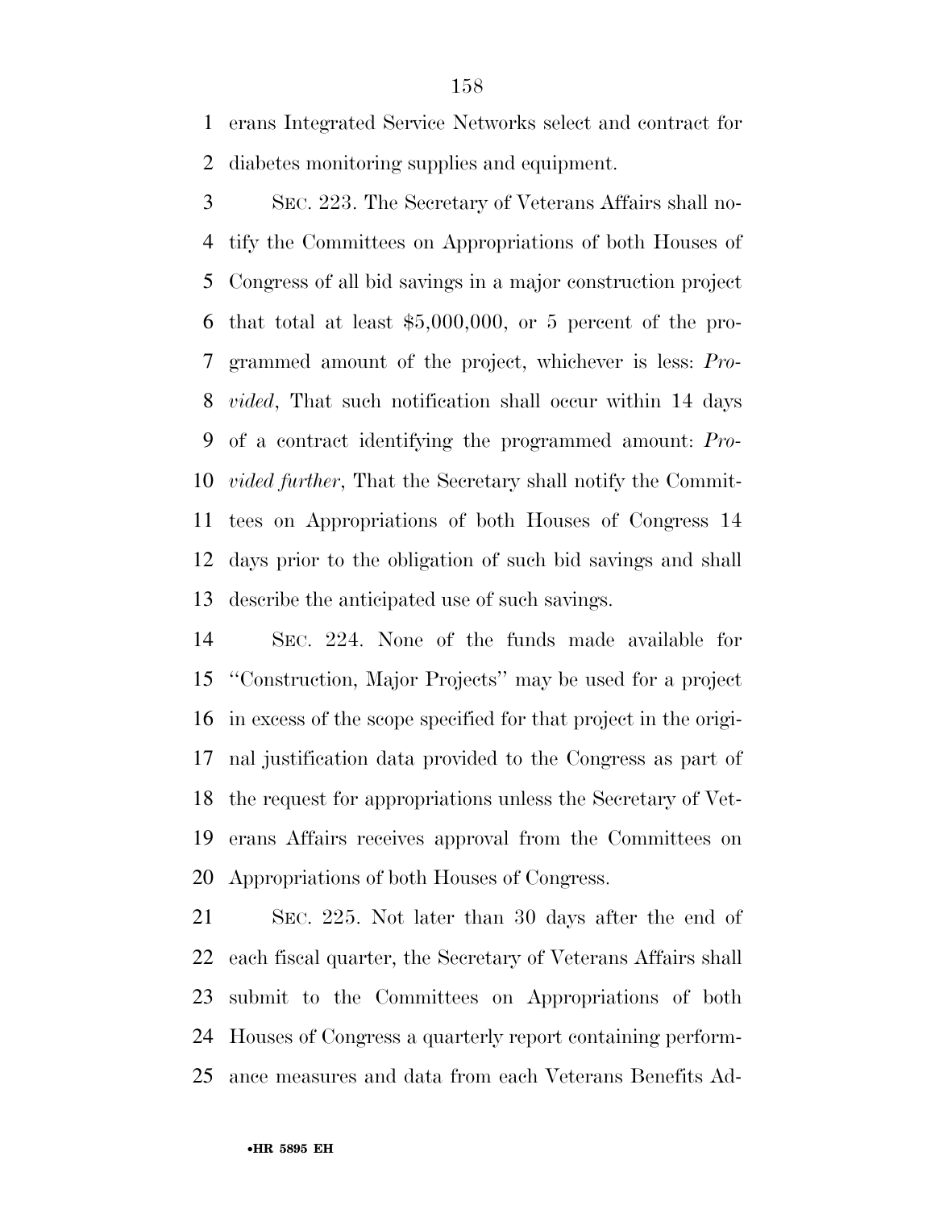erans Integrated Service Networks select and contract for diabetes monitoring supplies and equipment.

SEC. 223. The Secretary of Veterans Affairs shall notify the Committees on Appropriations of both Houses of Congress of all bid savings in a major construction project that total at least $5,000,000, or 5 percent of the programmed amount of the project, whichever is less: *Provided*, That such notification shall occur within 14 days of a contract identifying the programmed amount: *Provided further*, That the Secretary shall notify the Committees on Appropriations of both Houses of Congress 14 days prior to the obligation of such bid savings and shall describe the anticipated use of such savings.

SEC. 224. None of the funds made available for ''Construction, Major Projects'' may be used for a project in excess of the scope specified for that project in the original justification data provided to the Congress as part of the request for appropriations unless the Secretary of Veterans Affairs receives approval from the Committees on Appropriations of both Houses of Congress.

SEC. 225. Not later than 30 days after the end of each fiscal quarter, the Secretary of Veterans Affairs shall submit to the Committees on Appropriations of both Houses of Congress a quarterly report containing performance measures and data from each Veterans Benefits Ad-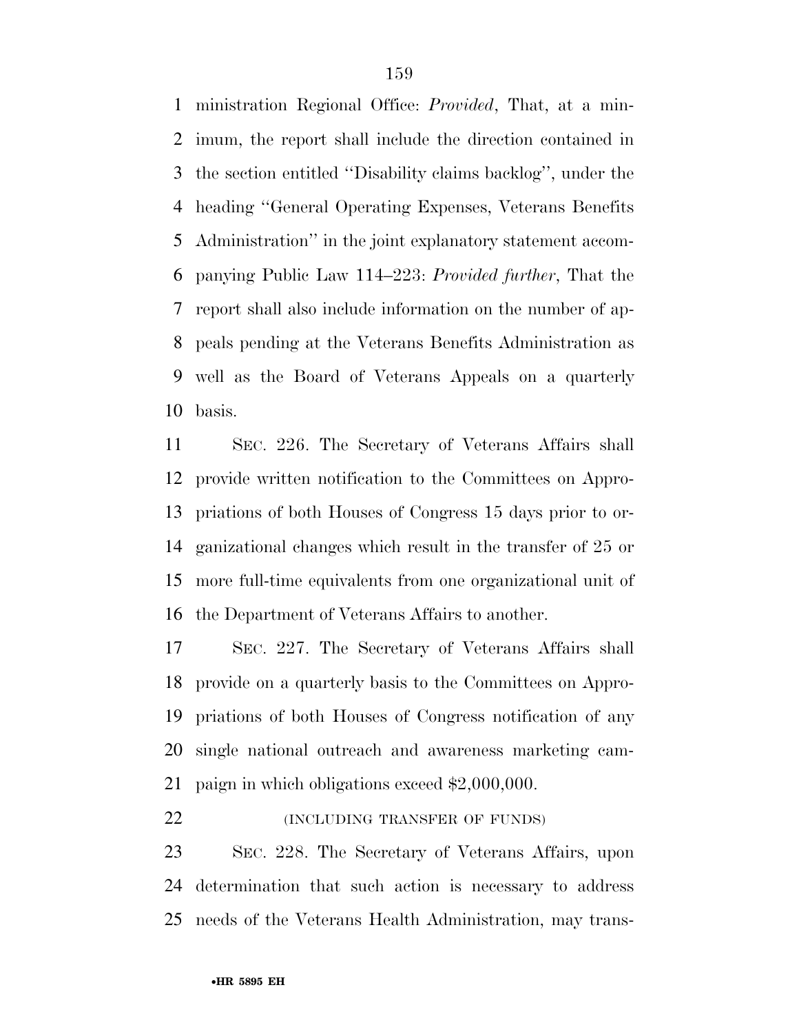ministration Regional Office: *Provided*, That, at a minimum, the report shall include the direction contained in the section entitled ''Disability claims backlog'', under the heading ''General Operating Expenses, Veterans Benefits Administration'' in the joint explanatory statement accompanying Public Law 114–223: *Provided further*, That the report shall also include information on the number of appeals pending at the Veterans Benefits Administration as well as the Board of Veterans Appeals on a quarterly basis.

SEC. 226. The Secretary of Veterans Affairs shall provide written notification to the Committees on Appropriations of both Houses of Congress 15 days prior to organizational changes which result in the transfer of 25 or more full-time equivalents from one organizational unit of the Department of Veterans Affairs to another.

SEC. 227. The Secretary of Veterans Affairs shall provide on a quarterly basis to the Committees on Appropriations of both Houses of Congress notification of any single national outreach and awareness marketing campaign in which obligations exceed $2,000,000.

(INCLUDING TRANSFER OF FUNDS)

SEC. 228. The Secretary of Veterans Affairs, upon determination that such action is necessary to address needs of the Veterans Health Administration, may trans-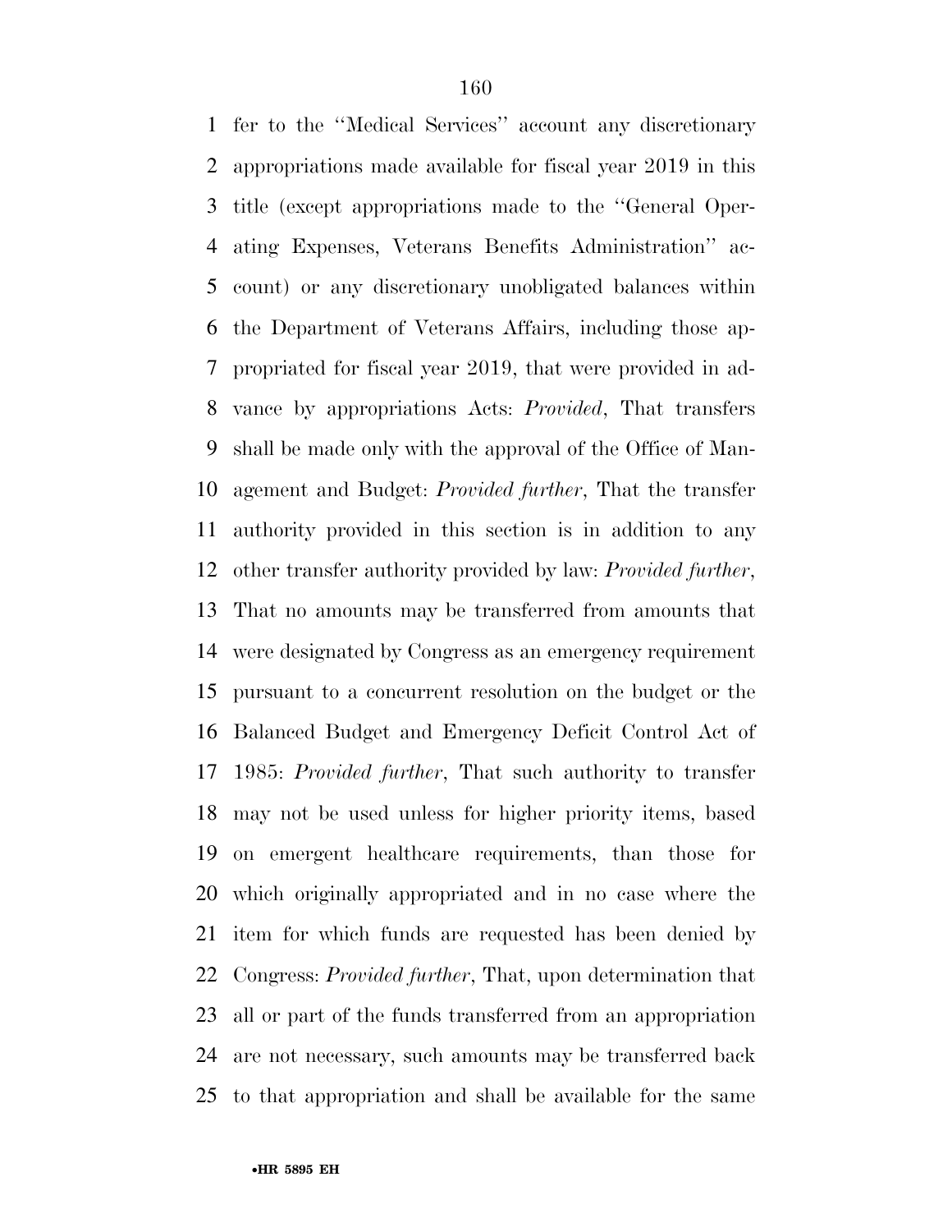fer to the ''Medical Services'' account any discretionary appropriations made available for fiscal year 2019 in this title (except appropriations made to the ''General Operating Expenses, Veterans Benefits Administration'' account) or any discretionary unobligated balances within the Department of Veterans Affairs, including those appropriated for fiscal year 2019, that were provided in advance by appropriations Acts: *Provided*, That transfers shall be made only with the approval of the Office of Management and Budget: *Provided further*, That the transfer authority provided in this section is in addition to any other transfer authority provided by law: *Provided further*, That no amounts may be transferred from amounts that were designated by Congress as an emergency requirement pursuant to a concurrent resolution on the budget or the Balanced Budget and Emergency Deficit Control Act of 1985: *Provided further*, That such authority to transfer may not be used unless for higher priority items, based on emergent healthcare requirements, than those for which originally appropriated and in no case where the item for which funds are requested has been denied by Congress: *Provided further*, That, upon determination that all or part of the funds transferred from an appropriation are not necessary, such amounts may be transferred back to that appropriation and shall be available for the same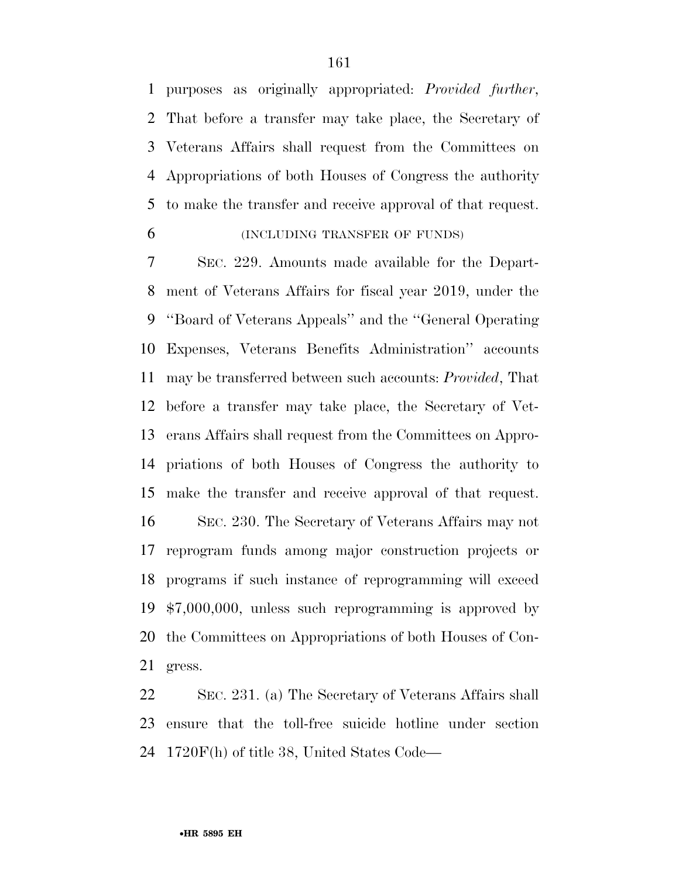purposes as originally appropriated: *Provided further*, That before a transfer may take place, the Secretary of Veterans Affairs shall request from the Committees on Appropriations of both Houses of Congress the authority to make the transfer and receive approval of that request.

(INCLUDING TRANSFER OF FUNDS)

SEC. 229. Amounts made available for the Department of Veterans Affairs for fiscal year 2019, under the ''Board of Veterans Appeals'' and the ''General Operating Expenses, Veterans Benefits Administration'' accounts may be transferred between such accounts: *Provided*, That before a transfer may take place, the Secretary of Veterans Affairs shall request from the Committees on Appropriations of both Houses of Congress the authority to make the transfer and receive approval of that request.

SEC. 230. The Secretary of Veterans Affairs may not reprogram funds among major construction projects or programs if such instance of reprogramming will exceed $7,000,000, unless such reprogramming is approved by the Committees on Appropriations of both Houses of Congress.

SEC. 231. (a) The Secretary of Veterans Affairs shall ensure that the toll-free suicide hotline under section 1720F(h) of title 38, United States Code—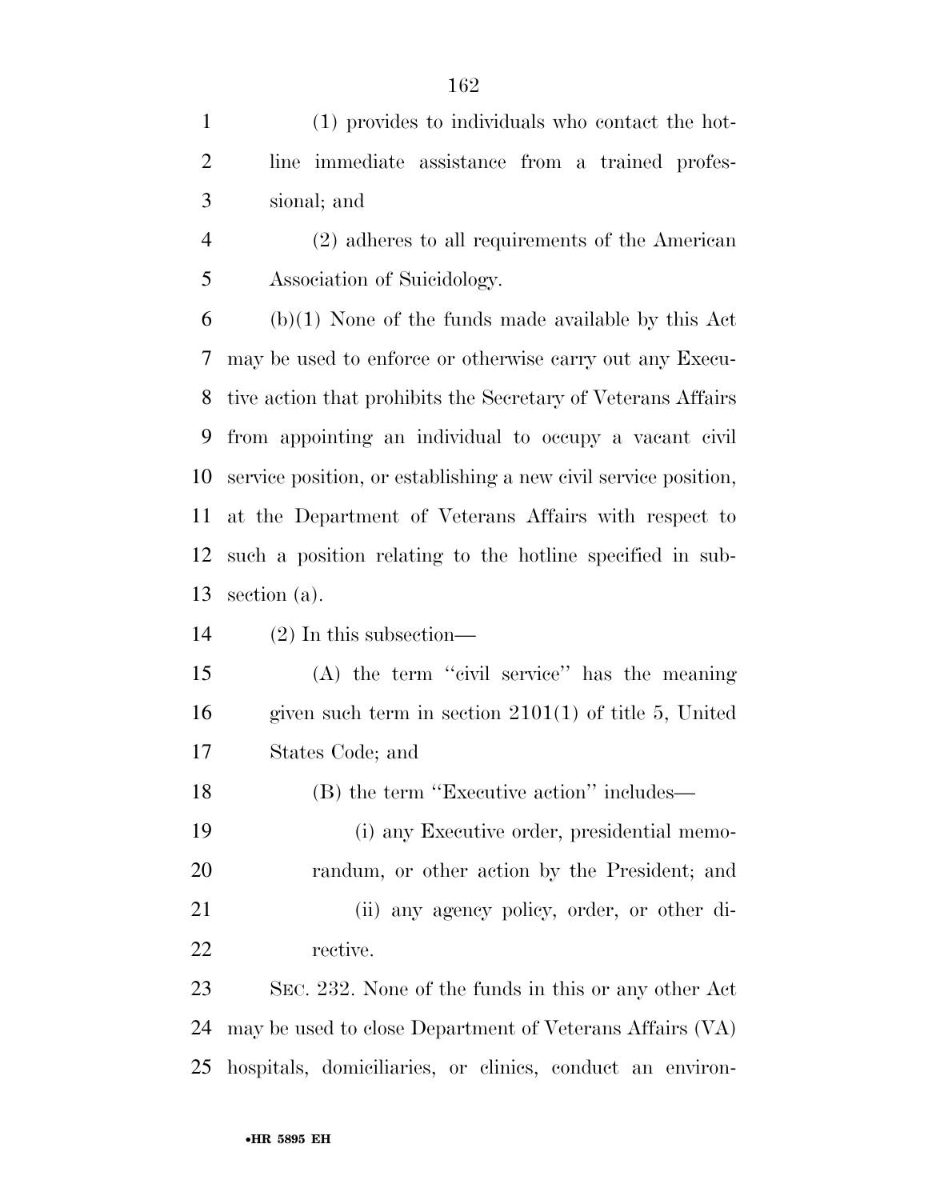(1) provides to individuals who contact the hotline immediate assistance from a trained professional; and

(2) adheres to all requirements of the American Association of Suicidology.

(b)(1) None of the funds made available by this Act may be used to enforce or otherwise carry out any Executive action that prohibits the Secretary of Veterans Affairs from appointing an individual to occupy a vacant civil service position, or establishing a new civil service position, at the Department of Veterans Affairs with respect to such a position relating to the hotline specified in subsection (a).

(2) In this subsection—

(A) the term ''civil service'' has the meaning given such term in section 2101(1) of title 5, United States Code; and

(B) the term ''Executive action'' includes—

(i) any Executive order, presidential memorandum, or other action by the President; and

(ii) any agency policy, order, or other directive.

SEC. 232. None of the funds in this or any other Act may be used to close Department of Veterans Affairs (VA) hospitals, domiciliaries, or clinics, conduct an environ-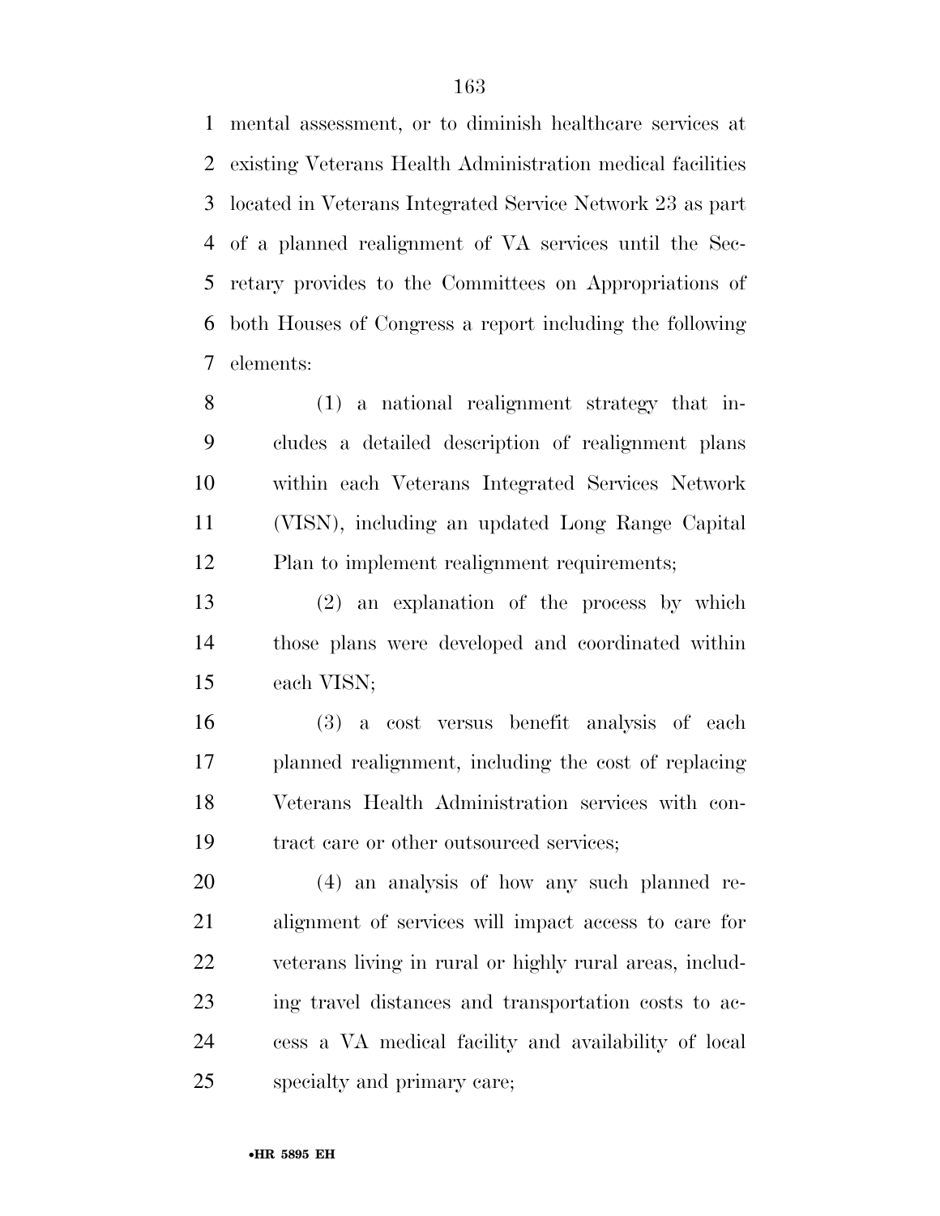mental assessment, or to diminish healthcare services at existing Veterans Health Administration medical facilities located in Veterans Integrated Service Network 23 as part of a planned realignment of VA services until the Secretary provides to the Committees on Appropriations of both Houses of Congress a report including the following elements:

(1) a national realignment strategy that includes a detailed description of realignment plans within each Veterans Integrated Services Network (VISN), including an updated Long Range Capital Plan to implement realignment requirements;

(2) an explanation of the process by which those plans were developed and coordinated within each VISN;

(3) a cost versus benefit analysis of each planned realignment, including the cost of replacing Veterans Health Administration services with contract care or other outsourced services;

(4) an analysis of how any such planned realignment of services will impact access to care for veterans living in rural or highly rural areas, including travel distances and transportation costs to access a VA medical facility and availability of local specialty and primary care;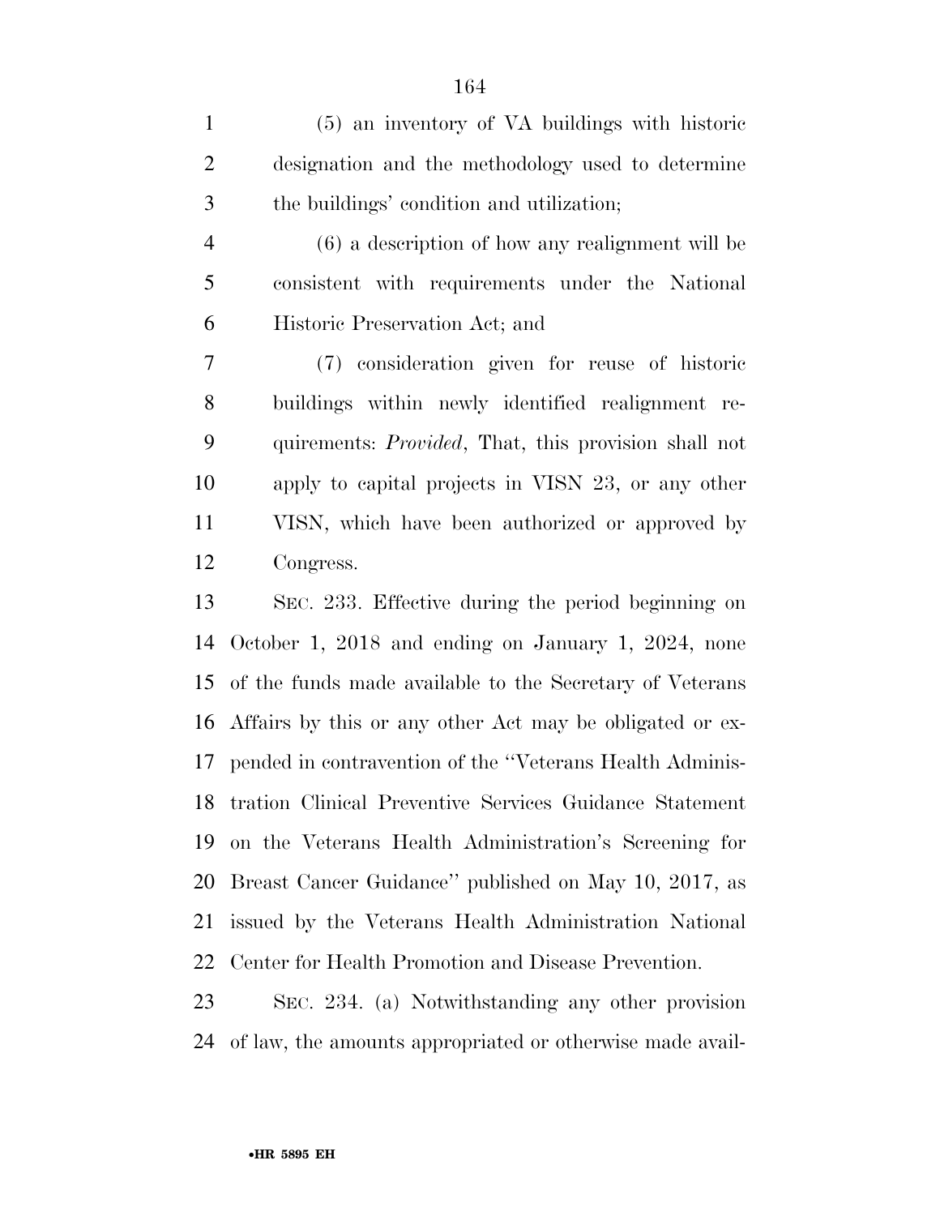(5) an inventory of VA buildings with historic designation and the methodology used to determine the buildings' condition and utilization;

(6) a description of how any realignment will be consistent with requirements under the National Historic Preservation Act; and

(7) consideration given for reuse of historic buildings within newly identified realignment requirements: *Provided*, That, this provision shall not apply to capital projects in VISN 23, or any other VISN, which have been authorized or approved by Congress.

SEC. 233. Effective during the period beginning on October 1, 2018 and ending on January 1, 2024, none of the funds made available to the Secretary of Veterans Affairs by this or any other Act may be obligated or expended in contravention of the ''Veterans Health Administration Clinical Preventive Services Guidance Statement on the Veterans Health Administration's Screening for Breast Cancer Guidance'' published on May 10, 2017, as issued by the Veterans Health Administration National Center for Health Promotion and Disease Prevention.

SEC. 234. (a) Notwithstanding any other provision of law, the amounts appropriated or otherwise made avail-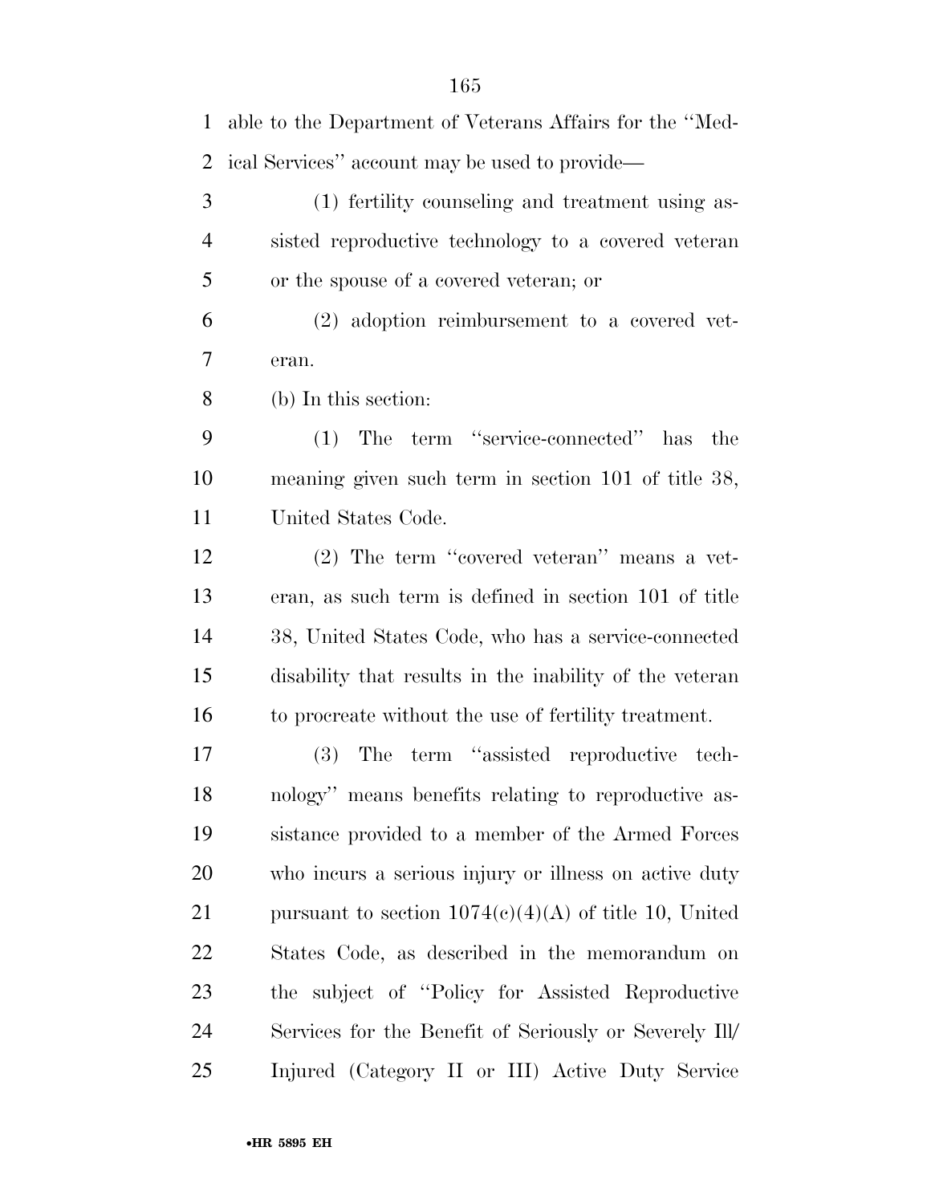able to the Department of Veterans Affairs for the ''Medical Services'' account may be used to provide—

(1) fertility counseling and treatment using assisted reproductive technology to a covered veteran or the spouse of a covered veteran; or

(2) adoption reimbursement to a covered veteran.

(b) In this section:

(1) The term ''service-connected'' has the meaning given such term in section 101 of title 38, United States Code.

(2) The term ''covered veteran'' means a veteran, as such term is defined in section 101 of title 38, United States Code, who has a service-connected disability that results in the inability of the veteran to procreate without the use of fertility treatment.

(3) The term ''assisted reproductive technology'' means benefits relating to reproductive assistance provided to a member of the Armed Forces who incurs a serious injury or illness on active duty pursuant to section 1074(c)(4)(A) of title 10, United States Code, as described in the memorandum on the subject of ''Policy for Assisted Reproductive Services for the Benefit of Seriously or Severely Ill/Injured (Category II or III) Active Duty Service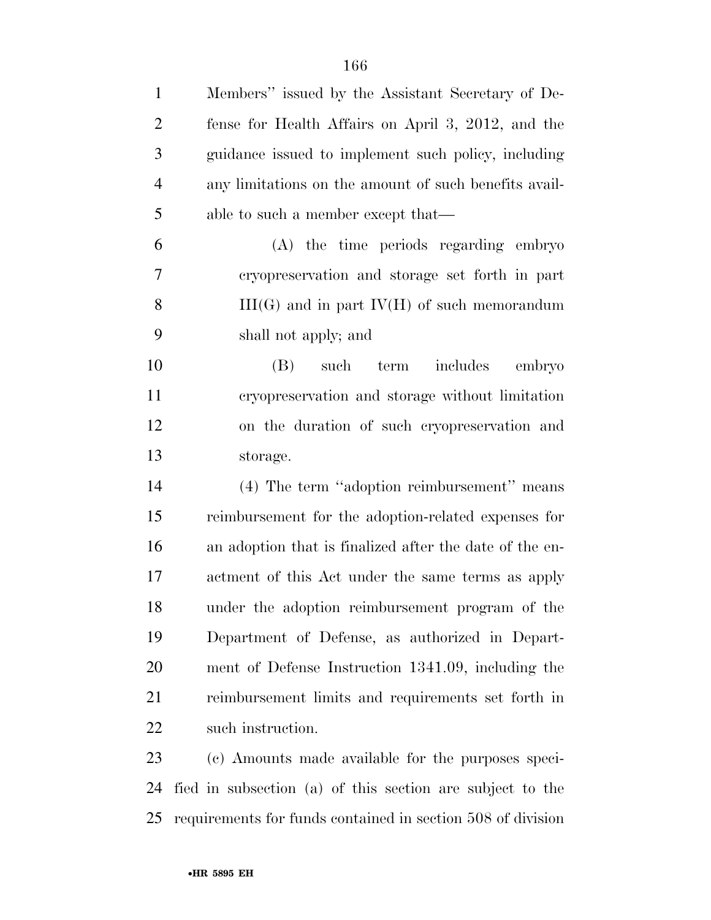Members'' issued by the Assistant Secretary of Defense for Health Affairs on April 3, 2012, and the guidance issued to implement such policy, including any limitations on the amount of such benefits available to such a member except that—

(A) the time periods regarding embryo cryopreservation and storage set forth in part III(G) and in part IV(H) of such memorandum shall not apply; and

(B) such term includes embryo cryopreservation and storage without limitation on the duration of such cryopreservation and storage.

(4) The term ''adoption reimbursement'' means reimbursement for the adoption-related expenses for an adoption that is finalized after the date of the enactment of this Act under the same terms as apply under the adoption reimbursement program of the Department of Defense, as authorized in Department of Defense Instruction 1341.09, including the reimbursement limits and requirements set forth in such instruction.

(c) Amounts made available for the purposes specified in subsection (a) of this section are subject to the requirements for funds contained in section 508 of division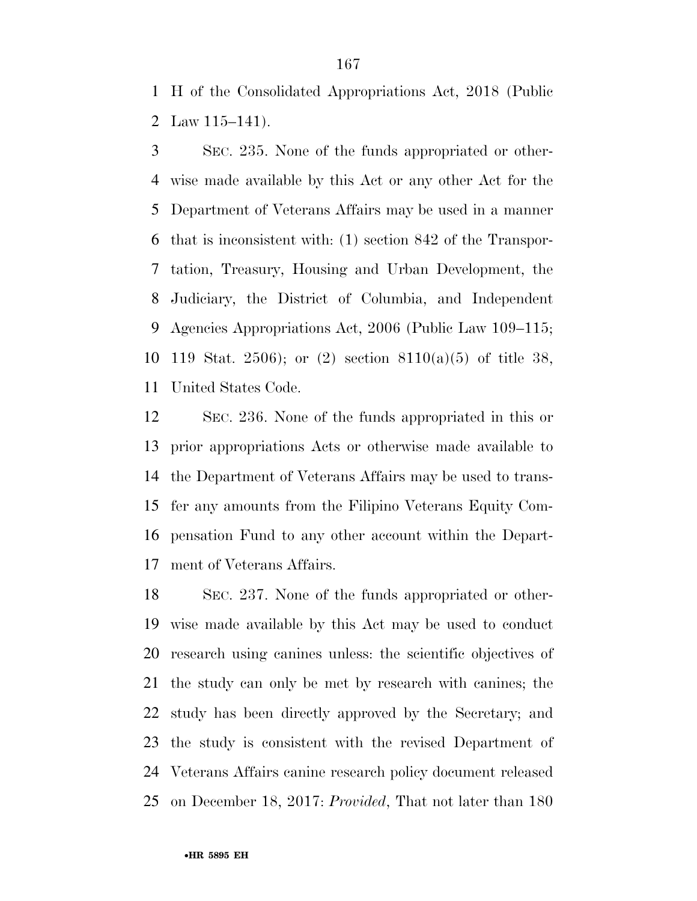H of the Consolidated Appropriations Act, 2018 (Public Law 115–141).

SEC. 235. None of the funds appropriated or otherwise made available by this Act or any other Act for the Department of Veterans Affairs may be used in a manner that is inconsistent with: (1) section 842 of the Transportation, Treasury, Housing and Urban Development, the Judiciary, the District of Columbia, and Independent Agencies Appropriations Act, 2006 (Public Law 109–115; 119 Stat. 2506); or (2) section 8110(a)(5) of title 38, United States Code.

SEC. 236. None of the funds appropriated in this or prior appropriations Acts or otherwise made available to the Department of Veterans Affairs may be used to transfer any amounts from the Filipino Veterans Equity Compensation Fund to any other account within the Department of Veterans Affairs.

SEC. 237. None of the funds appropriated or otherwise made available by this Act may be used to conduct research using canines unless: the scientific objectives of the study can only be met by research with canines; the study has been directly approved by the Secretary; and the study is consistent with the revised Department of Veterans Affairs canine research policy document released on December 18, 2017: *Provided*, That not later than 180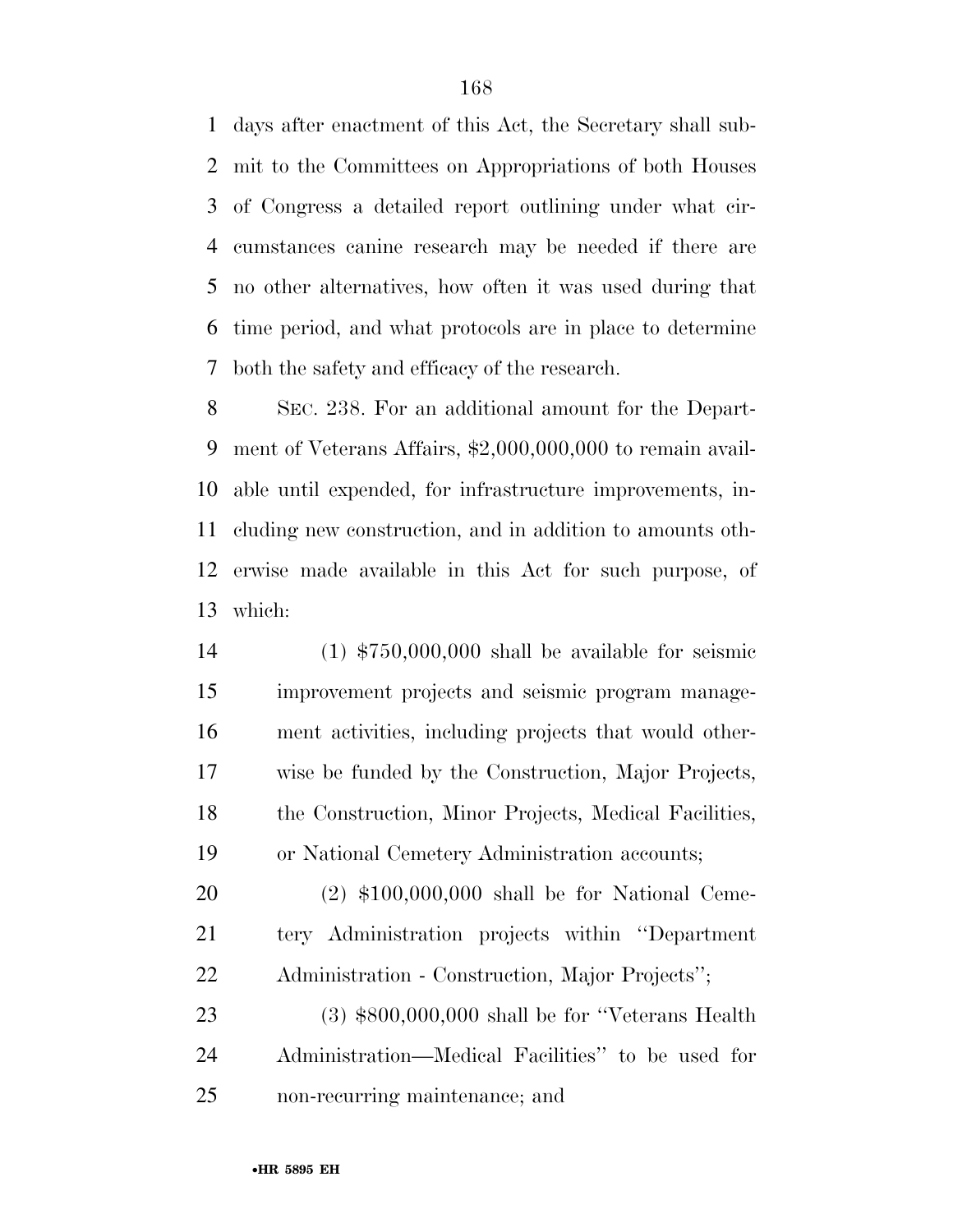days after enactment of this Act, the Secretary shall submit to the Committees on Appropriations of both Houses of Congress a detailed report outlining under what circumstances canine research may be needed if there are no other alternatives, how often it was used during that time period, and what protocols are in place to determine both the safety and efficacy of the research.

SEC. 238. For an additional amount for the Department of Veterans Affairs, $2,000,000,000 to remain available until expended, for infrastructure improvements, including new construction, and in addition to amounts otherwise made available in this Act for such purpose, of which:

(1) $750,000,000 shall be available for seismic improvement projects and seismic program management activities, including projects that would otherwise be funded by the Construction, Major Projects, the Construction, Minor Projects, Medical Facilities, or National Cemetery Administration accounts;

(2) $100,000,000 shall be for National Cemetery Administration projects within ''Department Administration - Construction, Major Projects'';

(3) $800,000,000 shall be for ''Veterans Health Administration—Medical Facilities'' to be used for non-recurring maintenance; and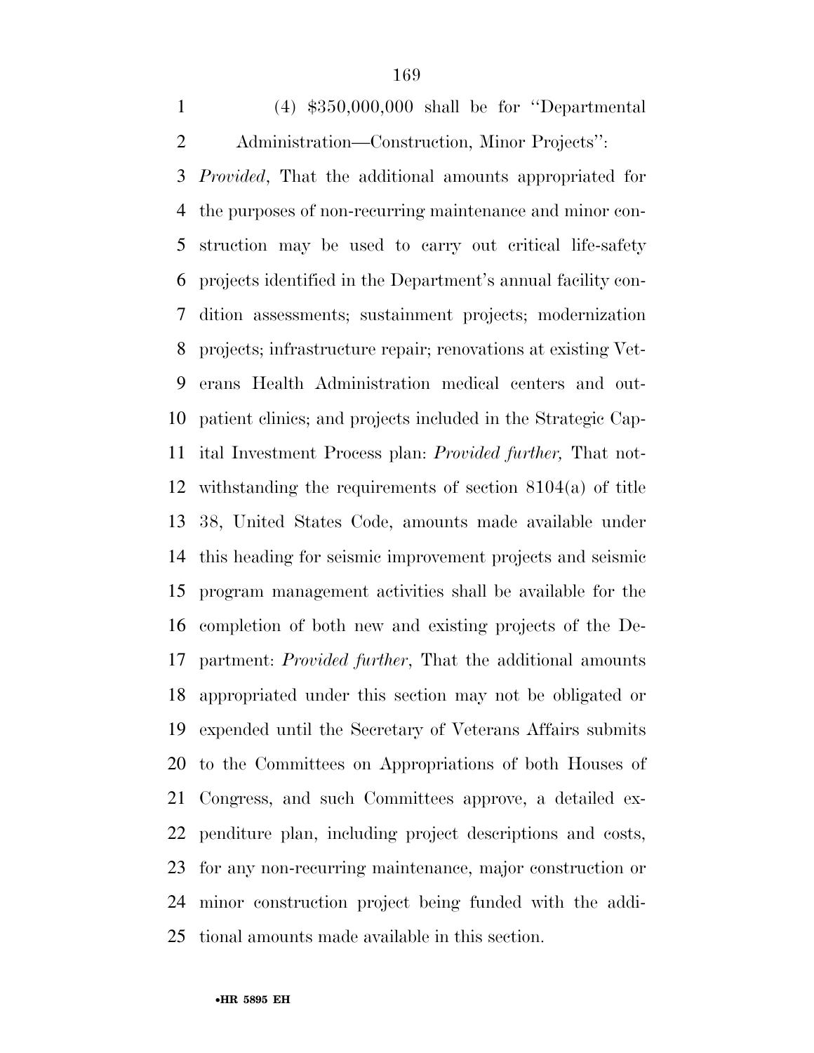(4) $350,000,000 shall be for ''Departmental Administration—Construction, Minor Projects'': *Provided*, That the additional amounts appropriated for the purposes of non-recurring maintenance and minor construction may be used to carry out critical life-safety projects identified in the Department's annual facility condition assessments; sustainment projects; modernization projects; infrastructure repair; renovations at existing Veterans Health Administration medical centers and outpatient clinics; and projects included in the Strategic Capital Investment Process plan: *Provided further,* That notwithstanding the requirements of section 8104(a) of title 38, United States Code, amounts made available under this heading for seismic improvement projects and seismic program management activities shall be available for the completion of both new and existing projects of the Department: *Provided further*, That the additional amounts appropriated under this section may not be obligated or expended until the Secretary of Veterans Affairs submits to the Committees on Appropriations of both Houses of Congress, and such Committees approve, a detailed expenditure plan, including project descriptions and costs, for any non-recurring maintenance, major construction or minor construction project being funded with the additional amounts made available in this section.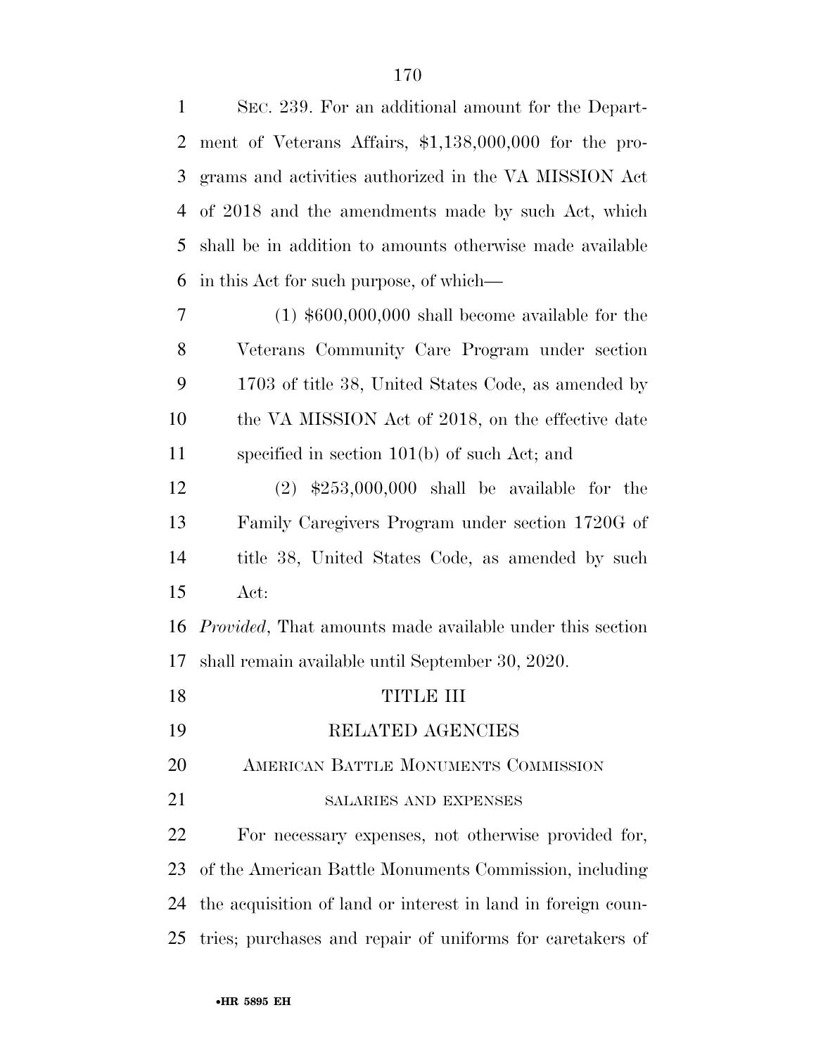SEC. 239. For an additional amount for the Department of Veterans Affairs, $1,138,000,000 for the programs and activities authorized in the VA MISSION Act of 2018 and the amendments made by such Act, which shall be in addition to amounts otherwise made available in this Act for such purpose, of which—

(1) $600,000,000 shall become available for the Veterans Community Care Program under section 1703 of title 38, United States Code, as amended by the VA MISSION Act of 2018, on the effective date specified in section 101(b) of such Act; and

(2) $253,000,000 shall be available for the Family Caregivers Program under section 1720G of title 38, United States Code, as amended by such Act:

*Provided*, That amounts made available under this section shall remain available until September 30, 2020.

# TITLE III

# RELATED AGENCIES

## AMERICAN BATTLE MONUMENTS COMMISSION

### SALARIES AND EXPENSES

For necessary expenses, not otherwise provided for, of the American Battle Monuments Commission, including the acquisition of land or interest in land in foreign countries; purchases and repair of uniforms for caretakers of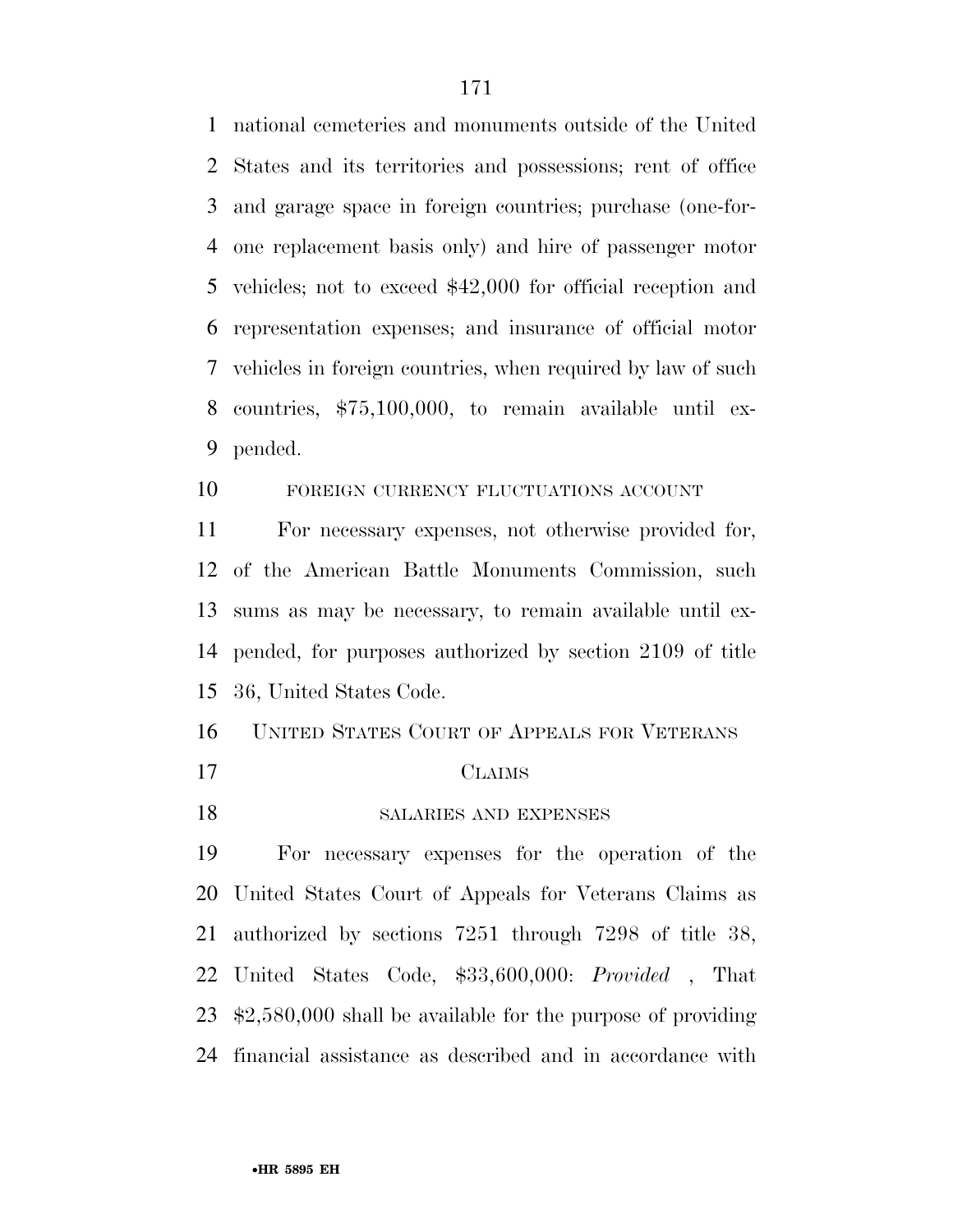national cemeteries and monuments outside of the United States and its territories and possessions; rent of office and garage space in foreign countries; purchase (one-for-one replacement basis only) and hire of passenger motor vehicles; not to exceed $42,000 for official reception and representation expenses; and insurance of official motor vehicles in foreign countries, when required by law of such countries, $75,100,000, to remain available until expended.

FOREIGN CURRENCY FLUCTUATIONS ACCOUNT

For necessary expenses, not otherwise provided for, of the American Battle Monuments Commission, such sums as may be necessary, to remain available until expended, for purposes authorized by section 2109 of title 36, United States Code.

UNITED STATES COURT OF APPEALS FOR VETERANS CLAIMS

SALARIES AND EXPENSES

For necessary expenses for the operation of the United States Court of Appeals for Veterans Claims as authorized by sections 7251 through 7298 of title 38, United States Code, $33,600,000: *Provided* , That $2,580,000 shall be available for the purpose of providing financial assistance as described and in accordance with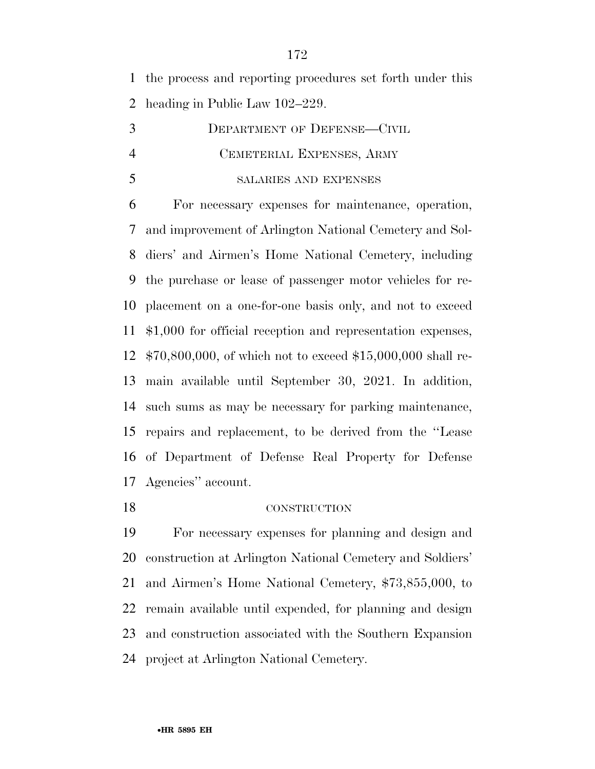the process and reporting procedures set forth under this heading in Public Law 102–229.

## DEPARTMENT OF DEFENSE—CIVIL

## CEMETERIAL EXPENSES, ARMY

### SALARIES AND EXPENSES

For necessary expenses for maintenance, operation, and improvement of Arlington National Cemetery and Soldiers' and Airmen's Home National Cemetery, including the purchase or lease of passenger motor vehicles for replacement on a one-for-one basis only, and not to exceed $1,000 for official reception and representation expenses, $70,800,000, of which not to exceed $15,000,000 shall remain available until September 30, 2021. In addition, such sums as may be necessary for parking maintenance, repairs and replacement, to be derived from the ''Lease of Department of Defense Real Property for Defense Agencies'' account.

### CONSTRUCTION

For necessary expenses for planning and design and construction at Arlington National Cemetery and Soldiers' and Airmen's Home National Cemetery, $73,855,000, to remain available until expended, for planning and design and construction associated with the Southern Expansion project at Arlington National Cemetery.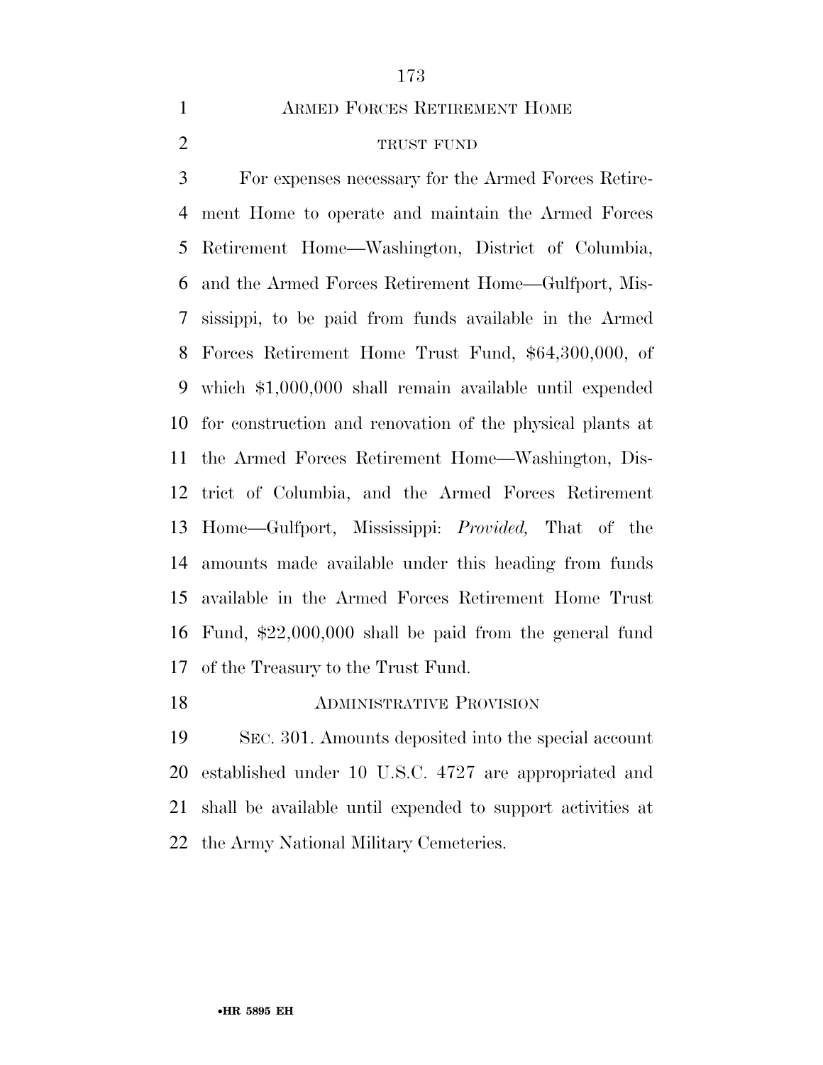## ARMED FORCES RETIREMENT HOME

### TRUST FUND

For expenses necessary for the Armed Forces Retirement Home to operate and maintain the Armed Forces Retirement Home—Washington, District of Columbia, and the Armed Forces Retirement Home—Gulfport, Mississippi, to be paid from funds available in the Armed Forces Retirement Home Trust Fund, $64,300,000, of which $1,000,000 shall remain available until expended for construction and renovation of the physical plants at the Armed Forces Retirement Home—Washington, District of Columbia, and the Armed Forces Retirement Home—Gulfport, Mississippi: *Provided,* That of the amounts made available under this heading from funds available in the Armed Forces Retirement Home Trust Fund, $22,000,000 shall be paid from the general fund of the Treasury to the Trust Fund.

### ADMINISTRATIVE PROVISION

SEC. 301. Amounts deposited into the special account established under 10 U.S.C. 4727 are appropriated and shall be available until expended to support activities at the Army National Military Cemeteries.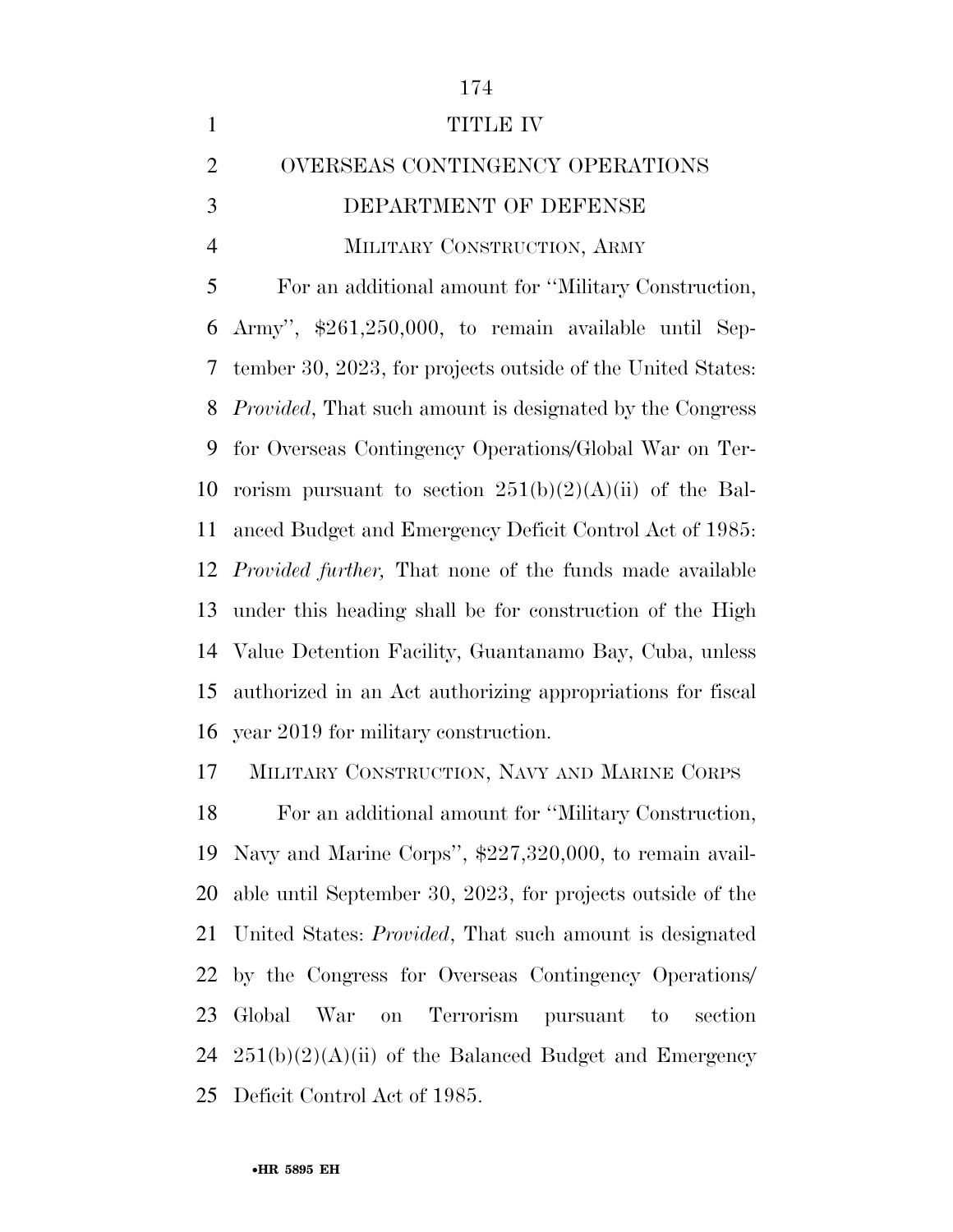# TITLE IV

## OVERSEAS CONTINGENCY OPERATIONS

## DEPARTMENT OF DEFENSE

### MILITARY CONSTRUCTION, ARMY

For an additional amount for ''Military Construction, Army'', $261,250,000, to remain available until September 30, 2023, for projects outside of the United States: *Provided*, That such amount is designated by the Congress for Overseas Contingency Operations/Global War on Terrorism pursuant to section 251(b)(2)(A)(ii) of the Balanced Budget and Emergency Deficit Control Act of 1985: *Provided further,* That none of the funds made available under this heading shall be for construction of the High Value Detention Facility, Guantanamo Bay, Cuba, unless authorized in an Act authorizing appropriations for fiscal year 2019 for military construction.

### MILITARY CONSTRUCTION, NAVY AND MARINE CORPS

For an additional amount for ''Military Construction, Navy and Marine Corps'', $227,320,000, to remain available until September 30, 2023, for projects outside of the United States: *Provided*, That such amount is designated by the Congress for Overseas Contingency Operations/Global War on Terrorism pursuant to section 251(b)(2)(A)(ii) of the Balanced Budget and Emergency Deficit Control Act of 1985.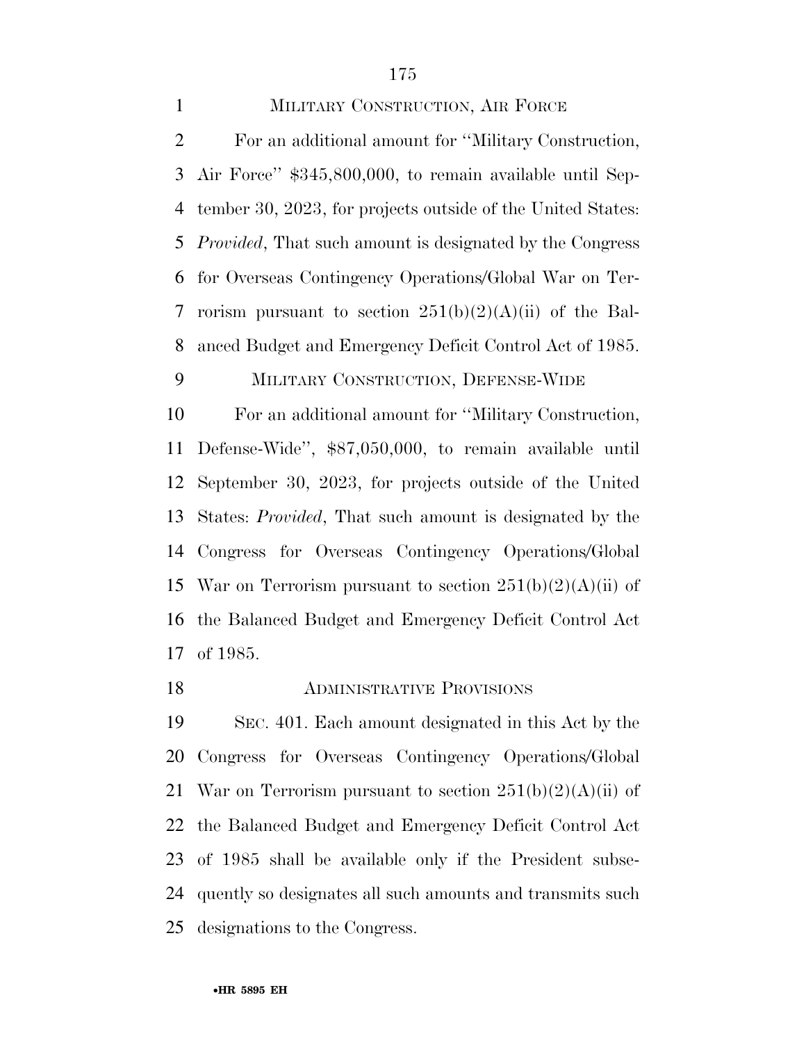MILITARY CONSTRUCTION, AIR FORCE

For an additional amount for ''Military Construction, Air Force'' $345,800,000, to remain available until September 30, 2023, for projects outside of the United States: *Provided*, That such amount is designated by the Congress for Overseas Contingency Operations/Global War on Terrorism pursuant to section 251(b)(2)(A)(ii) of the Balanced Budget and Emergency Deficit Control Act of 1985.

MILITARY CONSTRUCTION, DEFENSE-WIDE

For an additional amount for ''Military Construction, Defense-Wide'', $87,050,000, to remain available until September 30, 2023, for projects outside of the United States: *Provided*, That such amount is designated by the Congress for Overseas Contingency Operations/Global War on Terrorism pursuant to section 251(b)(2)(A)(ii) of the Balanced Budget and Emergency Deficit Control Act of 1985.

ADMINISTRATIVE PROVISIONS

SEC. 401. Each amount designated in this Act by the Congress for Overseas Contingency Operations/Global War on Terrorism pursuant to section 251(b)(2)(A)(ii) of the Balanced Budget and Emergency Deficit Control Act of 1985 shall be available only if the President subsequently so designates all such amounts and transmits such designations to the Congress.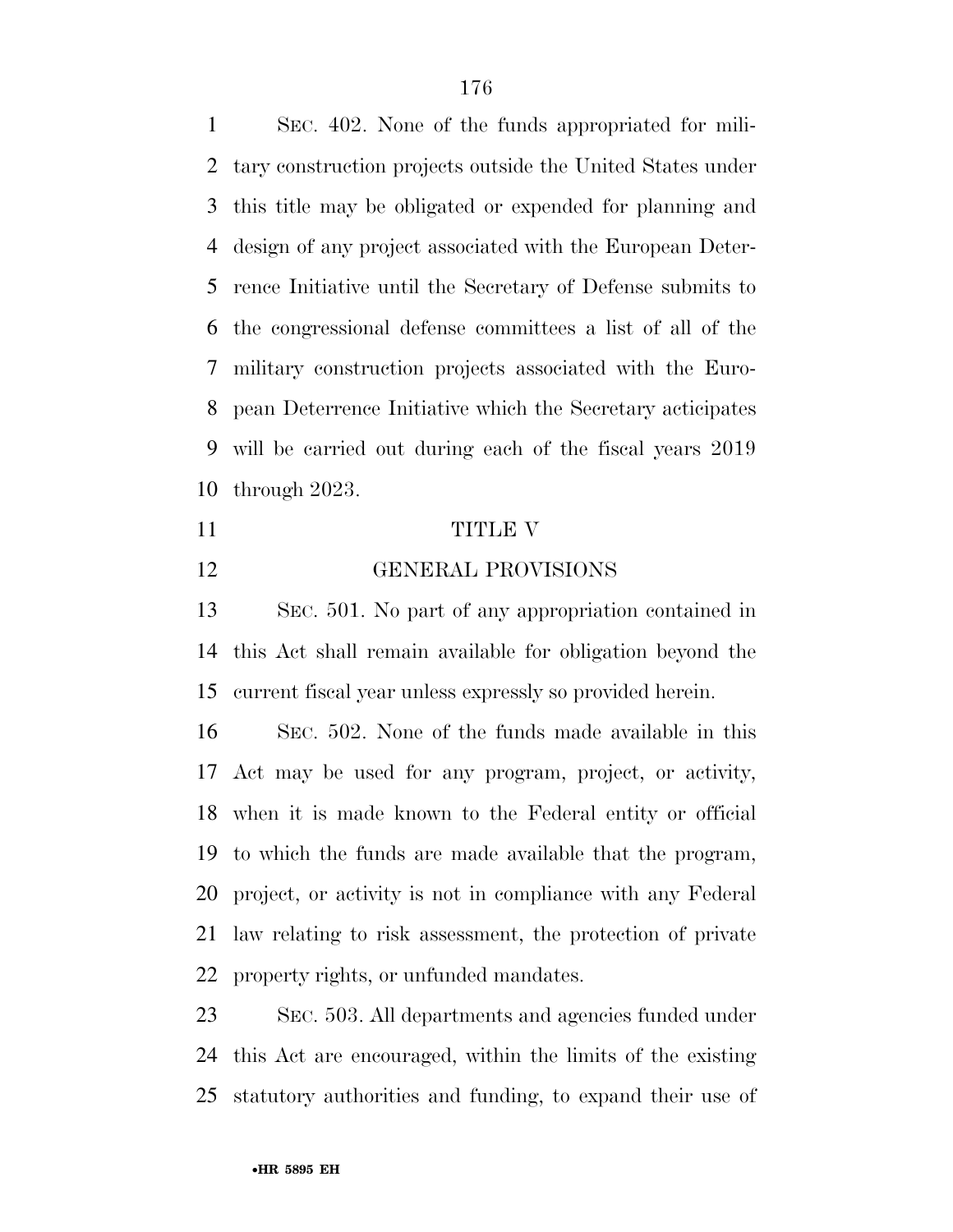SEC. 402. None of the funds appropriated for military construction projects outside the United States under this title may be obligated or expended for planning and design of any project associated with the European Deterrence Initiative until the Secretary of Defense submits to the congressional defense committees a list of all of the military construction projects associated with the European Deterrence Initiative which the Secretary acticipates will be carried out during each of the fiscal years 2019 through 2023.

## TITLE V

## GENERAL PROVISIONS

SEC. 501. No part of any appropriation contained in this Act shall remain available for obligation beyond the current fiscal year unless expressly so provided herein.

SEC. 502. None of the funds made available in this Act may be used for any program, project, or activity, when it is made known to the Federal entity or official to which the funds are made available that the program, project, or activity is not in compliance with any Federal law relating to risk assessment, the protection of private property rights, or unfunded mandates.

SEC. 503. All departments and agencies funded under this Act are encouraged, within the limits of the existing statutory authorities and funding, to expand their use of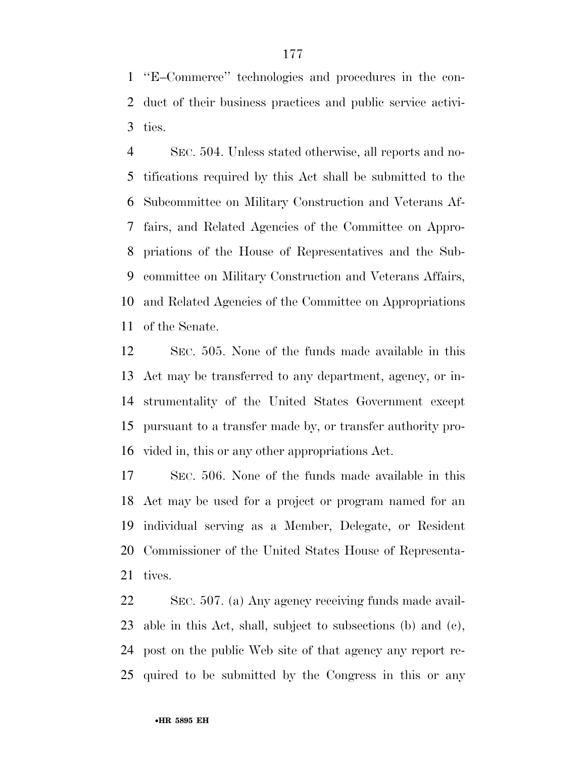"E–Commerce" technologies and procedures in the conduct of their business practices and public service activities.

SEC. 504. Unless stated otherwise, all reports and notifications required by this Act shall be submitted to the Subcommittee on Military Construction and Veterans Affairs, and Related Agencies of the Committee on Appropriations of the House of Representatives and the Subcommittee on Military Construction and Veterans Affairs, and Related Agencies of the Committee on Appropriations of the Senate.

SEC. 505. None of the funds made available in this Act may be transferred to any department, agency, or instrumentality of the United States Government except pursuant to a transfer made by, or transfer authority provided in, this or any other appropriations Act.

SEC. 506. None of the funds made available in this Act may be used for a project or program named for an individual serving as a Member, Delegate, or Resident Commissioner of the United States House of Representatives.

SEC. 507. (a) Any agency receiving funds made available in this Act, shall, subject to subsections (b) and (c), post on the public Web site of that agency any report required to be submitted by the Congress in this or any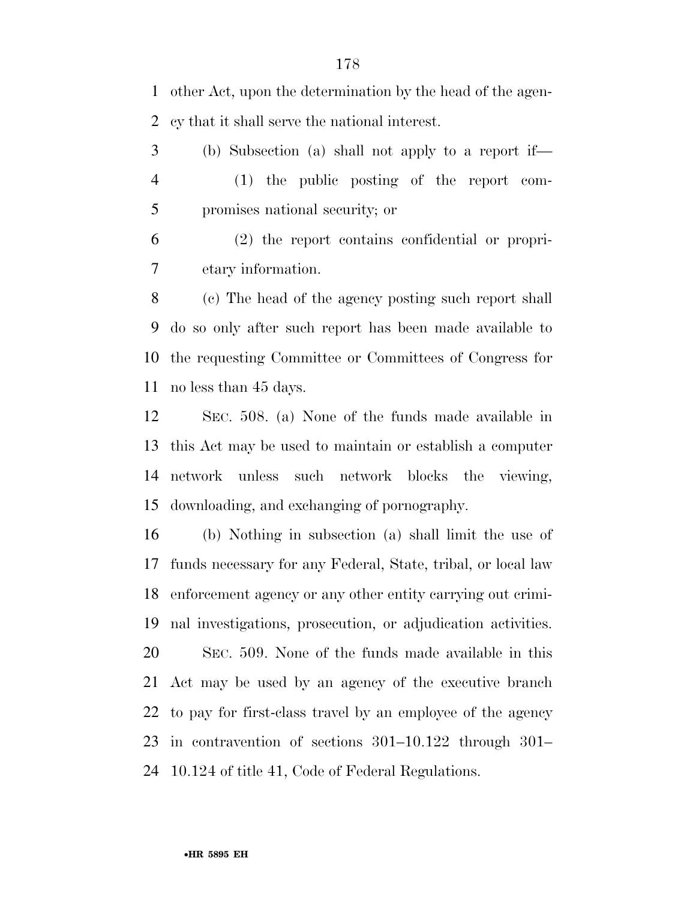other Act, upon the determination by the head of the agency that it shall serve the national interest.

(b) Subsection (a) shall not apply to a report if—

(1) the public posting of the report compromises national security; or

(2) the report contains confidential or proprietary information.

(c) The head of the agency posting such report shall do so only after such report has been made available to the requesting Committee or Committees of Congress for no less than 45 days.

SEC. 508. (a) None of the funds made available in this Act may be used to maintain or establish a computer network unless such network blocks the viewing, downloading, and exchanging of pornography.

(b) Nothing in subsection (a) shall limit the use of funds necessary for any Federal, State, tribal, or local law enforcement agency or any other entity carrying out criminal investigations, prosecution, or adjudication activities.

SEC. 509. None of the funds made available in this Act may be used by an agency of the executive branch to pay for first-class travel by an employee of the agency in contravention of sections 301–10.122 through 301–10.124 of title 41, Code of Federal Regulations.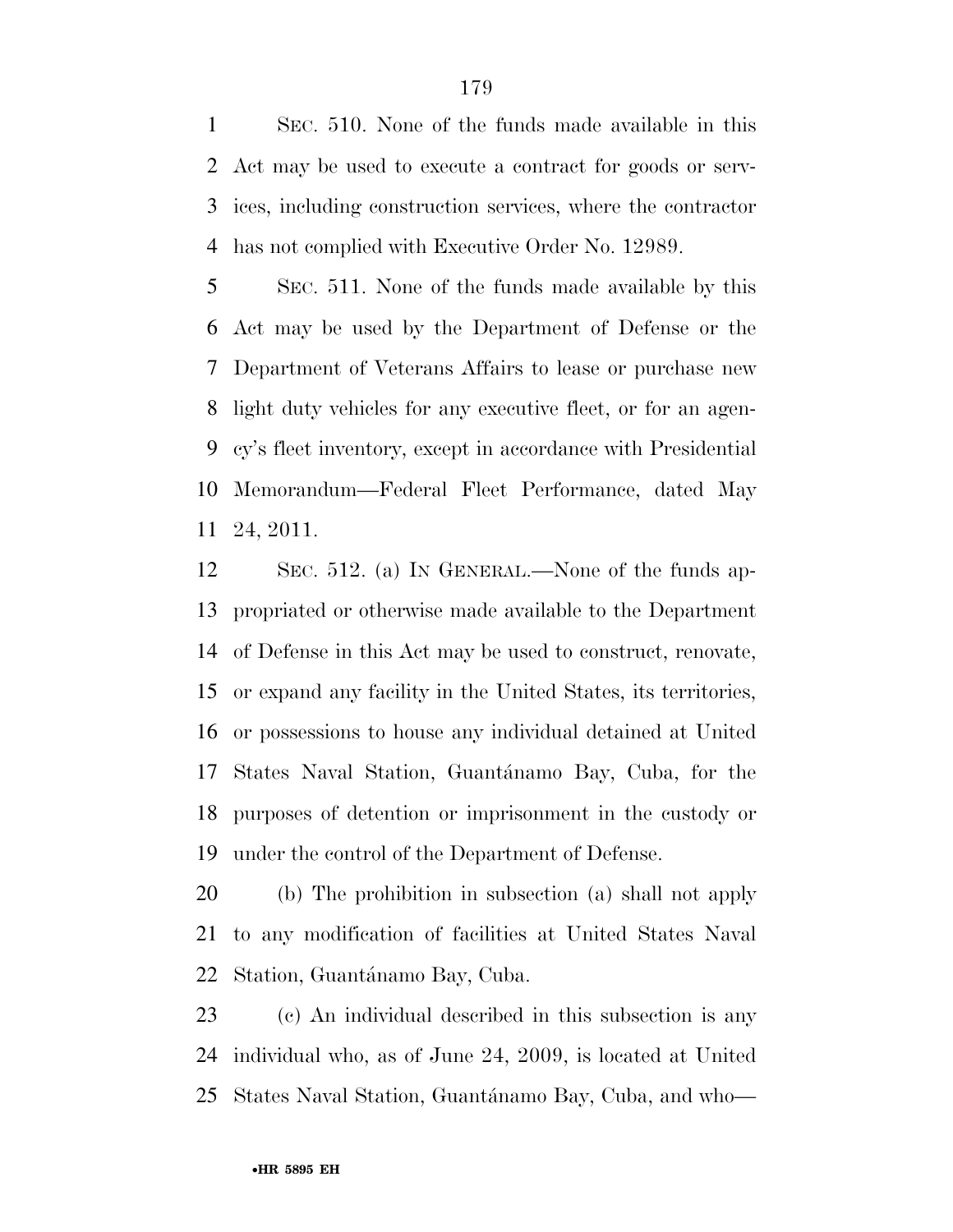SEC. 510. None of the funds made available in this Act may be used to execute a contract for goods or services, including construction services, where the contractor has not complied with Executive Order No. 12989.

SEC. 511. None of the funds made available by this Act may be used by the Department of Defense or the Department of Veterans Affairs to lease or purchase new light duty vehicles for any executive fleet, or for an agency's fleet inventory, except in accordance with Presidential Memorandum—Federal Fleet Performance, dated May 24, 2011.

SEC. 512. (a) IN GENERAL.—None of the funds appropriated or otherwise made available to the Department of Defense in this Act may be used to construct, renovate, or expand any facility in the United States, its territories, or possessions to house any individual detained at United States Naval Station, Guantánamo Bay, Cuba, for the purposes of detention or imprisonment in the custody or under the control of the Department of Defense.

(b) The prohibition in subsection (a) shall not apply to any modification of facilities at United States Naval Station, Guantánamo Bay, Cuba.

(c) An individual described in this subsection is any individual who, as of June 24, 2009, is located at United States Naval Station, Guantánamo Bay, Cuba, and who—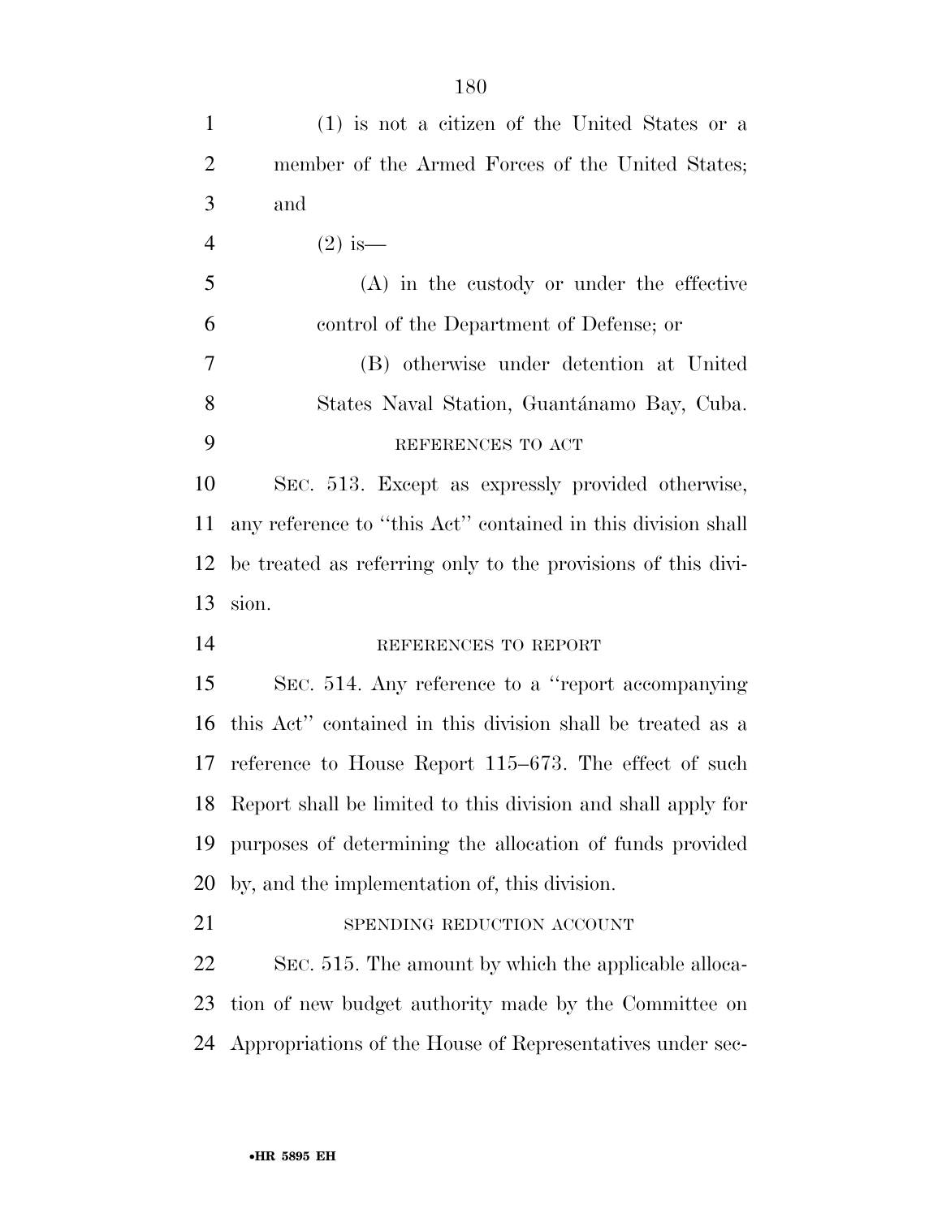(1) is not a citizen of the United States or a member of the Armed Forces of the United States; and

(2) is—

(A) in the custody or under the effective control of the Department of Defense; or

(B) otherwise under detention at United States Naval Station, Guantánamo Bay, Cuba.

REFERENCES TO ACT

SEC. 513. Except as expressly provided otherwise, any reference to "this Act" contained in this division shall be treated as referring only to the provisions of this division.

REFERENCES TO REPORT

SEC. 514. Any reference to a "report accompanying this Act" contained in this division shall be treated as a reference to House Report 115–673. The effect of such Report shall be limited to this division and shall apply for purposes of determining the allocation of funds provided by, and the implementation of, this division.

SPENDING REDUCTION ACCOUNT

SEC. 515. The amount by which the applicable allocation of new budget authority made by the Committee on Appropriations of the House of Representatives under sec-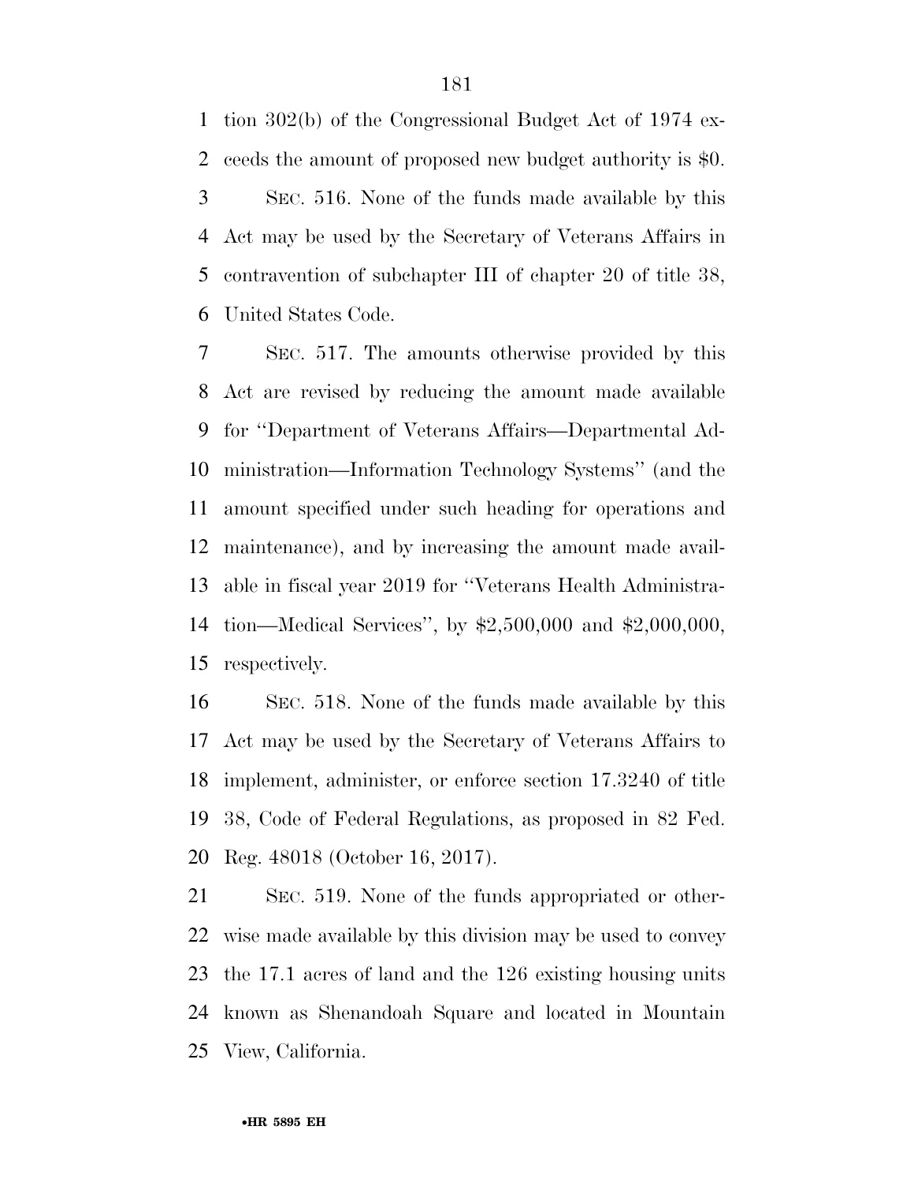tion 302(b) of the Congressional Budget Act of 1974 exceeds the amount of proposed new budget authority is $0.

SEC. 516. None of the funds made available by this Act may be used by the Secretary of Veterans Affairs in contravention of subchapter III of chapter 20 of title 38, United States Code.

SEC. 517. The amounts otherwise provided by this Act are revised by reducing the amount made available for ''Department of Veterans Affairs—Departmental Administration—Information Technology Systems'' (and the amount specified under such heading for operations and maintenance), and by increasing the amount made available in fiscal year 2019 for ''Veterans Health Administration—Medical Services'', by $2,500,000 and $2,000,000, respectively.

SEC. 518. None of the funds made available by this Act may be used by the Secretary of Veterans Affairs to implement, administer, or enforce section 17.3240 of title 38, Code of Federal Regulations, as proposed in 82 Fed. Reg. 48018 (October 16, 2017).

SEC. 519. None of the funds appropriated or otherwise made available by this division may be used to convey the 17.1 acres of land and the 126 existing housing units known as Shenandoah Square and located in Mountain View, California.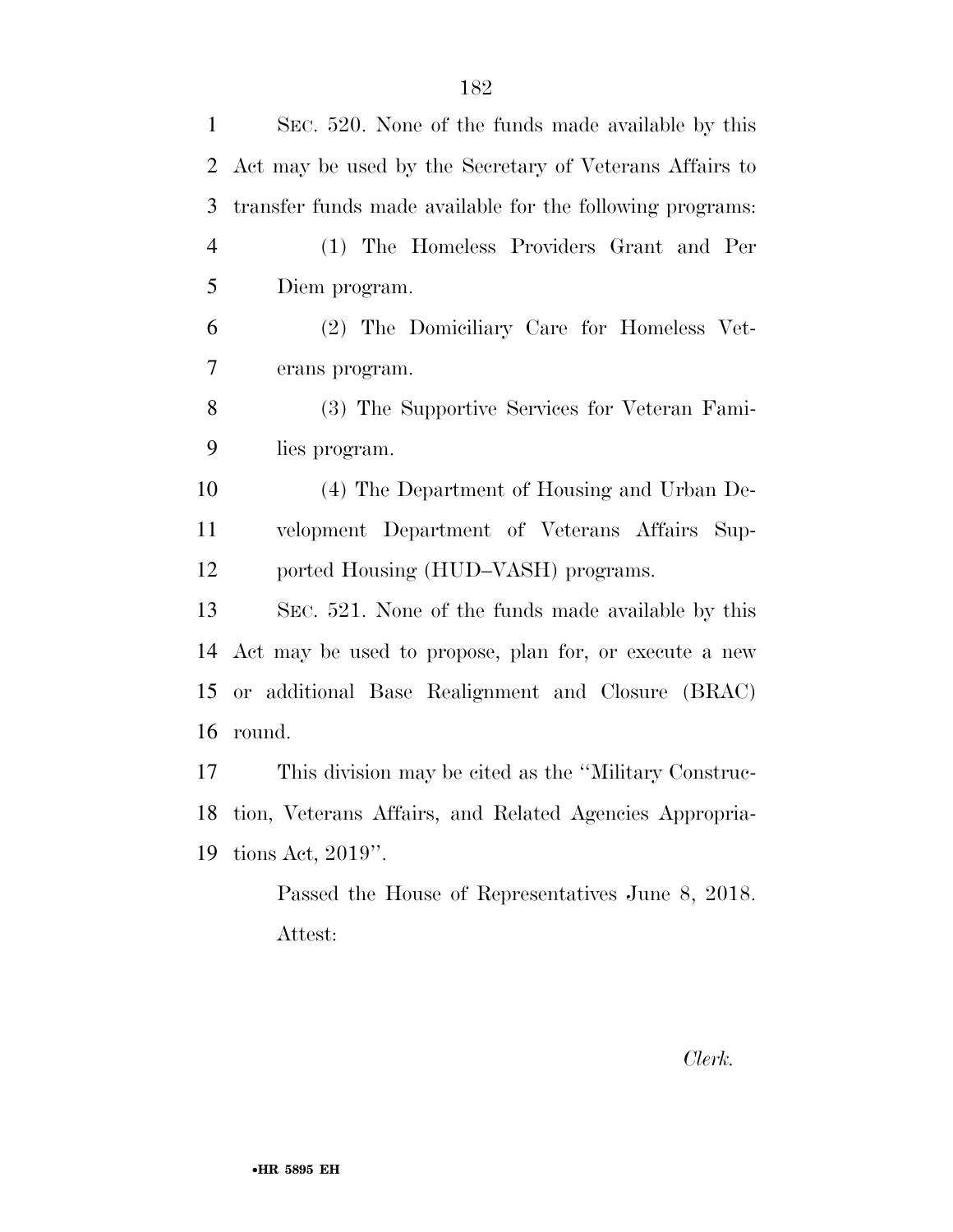SEC. 520. None of the funds made available by this Act may be used by the Secretary of Veterans Affairs to transfer funds made available for the following programs:

(1) The Homeless Providers Grant and Per Diem program.

(2) The Domiciliary Care for Homeless Veterans program.

(3) The Supportive Services for Veteran Families program.

(4) The Department of Housing and Urban Development Department of Veterans Affairs Supported Housing (HUD–VASH) programs.

SEC. 521. None of the funds made available by this Act may be used to propose, plan for, or execute a new or additional Base Realignment and Closure (BRAC) round.

This division may be cited as the ''Military Construction, Veterans Affairs, and Related Agencies Appropriations Act, 2019''.

Passed the House of Representatives June 8, 2018.

Attest:

*Clerk.*

•HR 5895 EH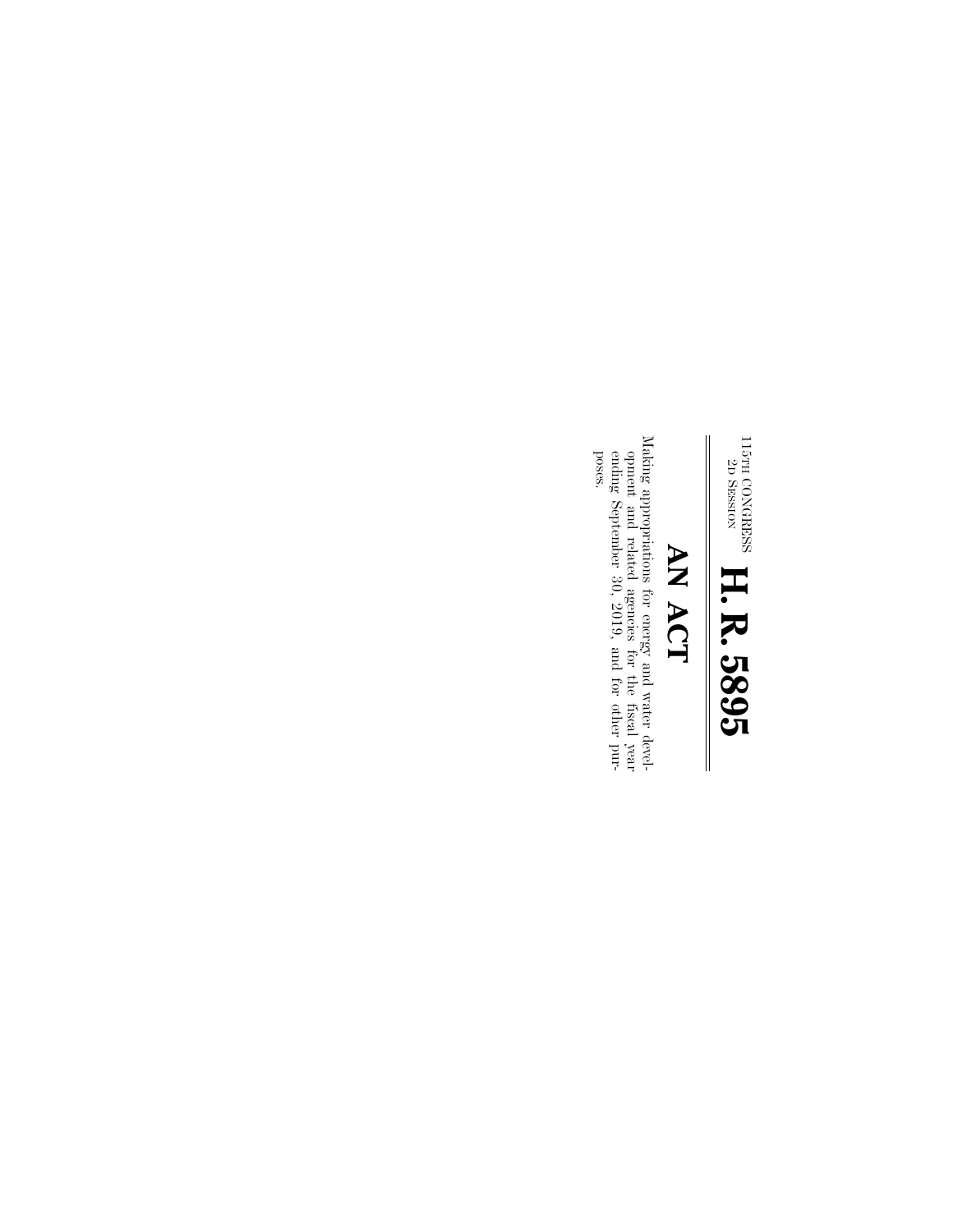115TH CONGRESS
2D SESSION

# H. R. 5895

# AN ACT

Making appropriations for energy and water development and related agencies for the fiscal year ending September 30, 2019, and for other purposes.